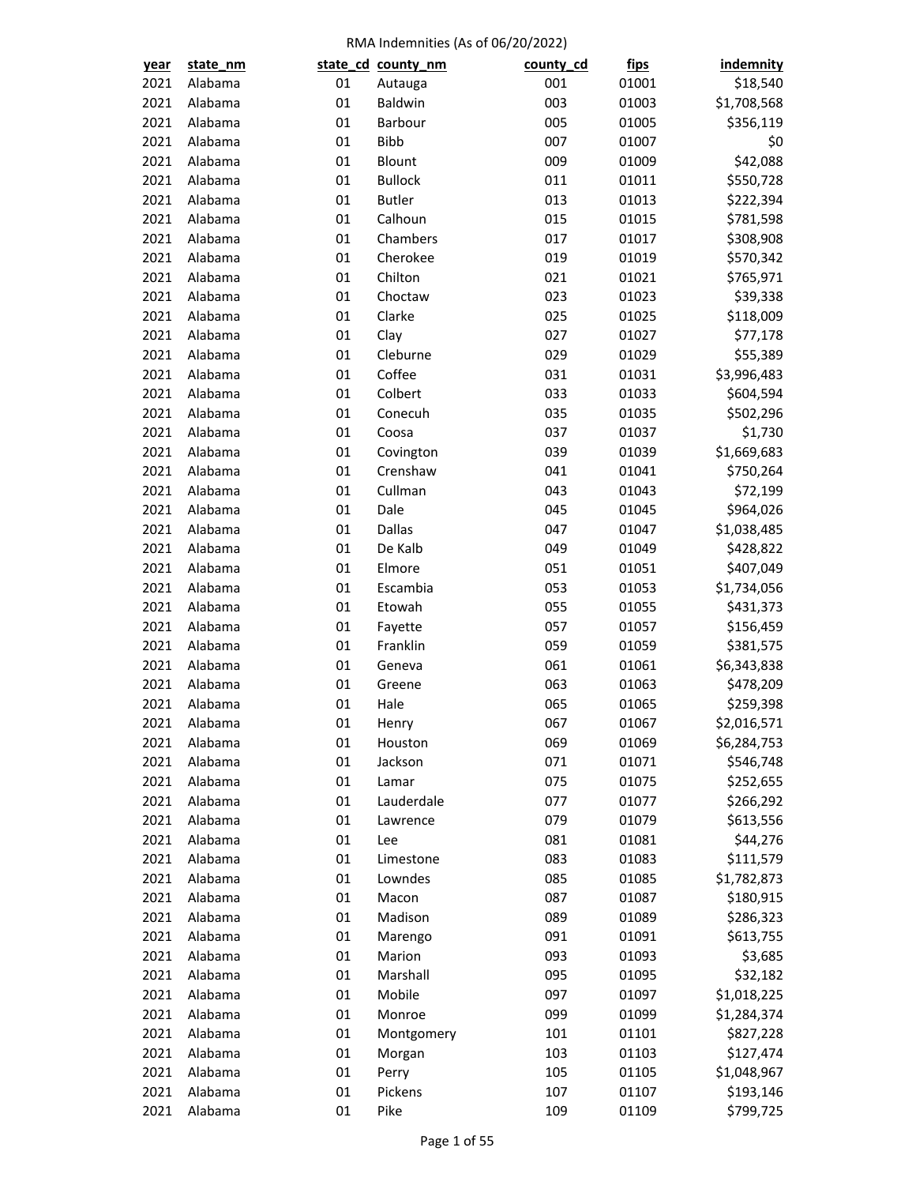RMA Indemnities (As of 06/20/2022)

| year | state_nm | state_cd | county_nm | county_cd | fips | indemnity |
|---|---|---|---|---|---|---|
| 2021 | Alabama | 01 | Autauga | 001 | 01001 | $18,540 |
| 2021 | Alabama | 01 | Baldwin | 003 | 01003 | $1,708,568 |
| 2021 | Alabama | 01 | Barbour | 005 | 01005 | $356,119 |
| 2021 | Alabama | 01 | Bibb | 007 | 01007 | $0 |
| 2021 | Alabama | 01 | Blount | 009 | 01009 | $42,088 |
| 2021 | Alabama | 01 | Bullock | 011 | 01011 | $550,728 |
| 2021 | Alabama | 01 | Butler | 013 | 01013 | $222,394 |
| 2021 | Alabama | 01 | Calhoun | 015 | 01015 | $781,598 |
| 2021 | Alabama | 01 | Chambers | 017 | 01017 | $308,908 |
| 2021 | Alabama | 01 | Cherokee | 019 | 01019 | $570,342 |
| 2021 | Alabama | 01 | Chilton | 021 | 01021 | $765,971 |
| 2021 | Alabama | 01 | Choctaw | 023 | 01023 | $39,338 |
| 2021 | Alabama | 01 | Clarke | 025 | 01025 | $118,009 |
| 2021 | Alabama | 01 | Clay | 027 | 01027 | $77,178 |
| 2021 | Alabama | 01 | Cleburne | 029 | 01029 | $55,389 |
| 2021 | Alabama | 01 | Coffee | 031 | 01031 | $3,996,483 |
| 2021 | Alabama | 01 | Colbert | 033 | 01033 | $604,594 |
| 2021 | Alabama | 01 | Conecuh | 035 | 01035 | $502,296 |
| 2021 | Alabama | 01 | Coosa | 037 | 01037 | $1,730 |
| 2021 | Alabama | 01 | Covington | 039 | 01039 | $1,669,683 |
| 2021 | Alabama | 01 | Crenshaw | 041 | 01041 | $750,264 |
| 2021 | Alabama | 01 | Cullman | 043 | 01043 | $72,199 |
| 2021 | Alabama | 01 | Dale | 045 | 01045 | $964,026 |
| 2021 | Alabama | 01 | Dallas | 047 | 01047 | $1,038,485 |
| 2021 | Alabama | 01 | De Kalb | 049 | 01049 | $428,822 |
| 2021 | Alabama | 01 | Elmore | 051 | 01051 | $407,049 |
| 2021 | Alabama | 01 | Escambia | 053 | 01053 | $1,734,056 |
| 2021 | Alabama | 01 | Etowah | 055 | 01055 | $431,373 |
| 2021 | Alabama | 01 | Fayette | 057 | 01057 | $156,459 |
| 2021 | Alabama | 01 | Franklin | 059 | 01059 | $381,575 |
| 2021 | Alabama | 01 | Geneva | 061 | 01061 | $6,343,838 |
| 2021 | Alabama | 01 | Greene | 063 | 01063 | $478,209 |
| 2021 | Alabama | 01 | Hale | 065 | 01065 | $259,398 |
| 2021 | Alabama | 01 | Henry | 067 | 01067 | $2,016,571 |
| 2021 | Alabama | 01 | Houston | 069 | 01069 | $6,284,753 |
| 2021 | Alabama | 01 | Jackson | 071 | 01071 | $546,748 |
| 2021 | Alabama | 01 | Lamar | 075 | 01075 | $252,655 |
| 2021 | Alabama | 01 | Lauderdale | 077 | 01077 | $266,292 |
| 2021 | Alabama | 01 | Lawrence | 079 | 01079 | $613,556 |
| 2021 | Alabama | 01 | Lee | 081 | 01081 | $44,276 |
| 2021 | Alabama | 01 | Limestone | 083 | 01083 | $111,579 |
| 2021 | Alabama | 01 | Lowndes | 085 | 01085 | $1,782,873 |
| 2021 | Alabama | 01 | Macon | 087 | 01087 | $180,915 |
| 2021 | Alabama | 01 | Madison | 089 | 01089 | $286,323 |
| 2021 | Alabama | 01 | Marengo | 091 | 01091 | $613,755 |
| 2021 | Alabama | 01 | Marion | 093 | 01093 | $3,685 |
| 2021 | Alabama | 01 | Marshall | 095 | 01095 | $32,182 |
| 2021 | Alabama | 01 | Mobile | 097 | 01097 | $1,018,225 |
| 2021 | Alabama | 01 | Monroe | 099 | 01099 | $1,284,374 |
| 2021 | Alabama | 01 | Montgomery | 101 | 01101 | $827,228 |
| 2021 | Alabama | 01 | Morgan | 103 | 01103 | $127,474 |
| 2021 | Alabama | 01 | Perry | 105 | 01105 | $1,048,967 |
| 2021 | Alabama | 01 | Pickens | 107 | 01107 | $193,146 |
| 2021 | Alabama | 01 | Pike | 109 | 01109 | $799,725 |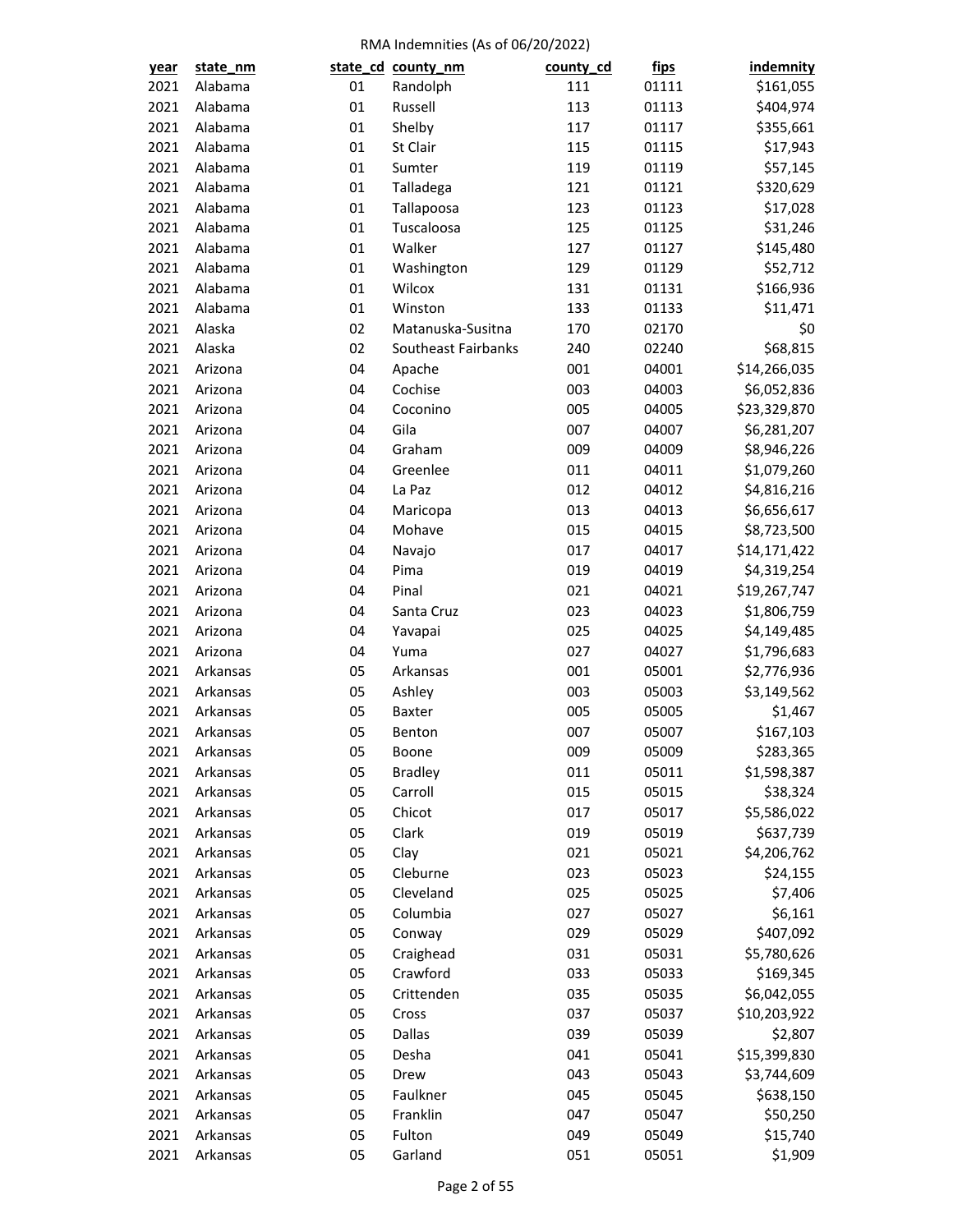RMA Indemnities (As of 06/20/2022)

| year | state_nm | state_cd | county_nm | county_cd | fips | indemnity |
|---|---|---|---|---|---|---|
| 2021 | Alabama | 01 | Randolph | 111 | 01111 | $161,055 |
| 2021 | Alabama | 01 | Russell | 113 | 01113 | $404,974 |
| 2021 | Alabama | 01 | Shelby | 117 | 01117 | $355,661 |
| 2021 | Alabama | 01 | St Clair | 115 | 01115 | $17,943 |
| 2021 | Alabama | 01 | Sumter | 119 | 01119 | $57,145 |
| 2021 | Alabama | 01 | Talladega | 121 | 01121 | $320,629 |
| 2021 | Alabama | 01 | Tallapoosa | 123 | 01123 | $17,028 |
| 2021 | Alabama | 01 | Tuscaloosa | 125 | 01125 | $31,246 |
| 2021 | Alabama | 01 | Walker | 127 | 01127 | $145,480 |
| 2021 | Alabama | 01 | Washington | 129 | 01129 | $52,712 |
| 2021 | Alabama | 01 | Wilcox | 131 | 01131 | $166,936 |
| 2021 | Alabama | 01 | Winston | 133 | 01133 | $11,471 |
| 2021 | Alaska | 02 | Matanuska-Susitna | 170 | 02170 | $0 |
| 2021 | Alaska | 02 | Southeast Fairbanks | 240 | 02240 | $68,815 |
| 2021 | Arizona | 04 | Apache | 001 | 04001 | $14,266,035 |
| 2021 | Arizona | 04 | Cochise | 003 | 04003 | $6,052,836 |
| 2021 | Arizona | 04 | Coconino | 005 | 04005 | $23,329,870 |
| 2021 | Arizona | 04 | Gila | 007 | 04007 | $6,281,207 |
| 2021 | Arizona | 04 | Graham | 009 | 04009 | $8,946,226 |
| 2021 | Arizona | 04 | Greenlee | 011 | 04011 | $1,079,260 |
| 2021 | Arizona | 04 | La Paz | 012 | 04012 | $4,816,216 |
| 2021 | Arizona | 04 | Maricopa | 013 | 04013 | $6,656,617 |
| 2021 | Arizona | 04 | Mohave | 015 | 04015 | $8,723,500 |
| 2021 | Arizona | 04 | Navajo | 017 | 04017 | $14,171,422 |
| 2021 | Arizona | 04 | Pima | 019 | 04019 | $4,319,254 |
| 2021 | Arizona | 04 | Pinal | 021 | 04021 | $19,267,747 |
| 2021 | Arizona | 04 | Santa Cruz | 023 | 04023 | $1,806,759 |
| 2021 | Arizona | 04 | Yavapai | 025 | 04025 | $4,149,485 |
| 2021 | Arizona | 04 | Yuma | 027 | 04027 | $1,796,683 |
| 2021 | Arkansas | 05 | Arkansas | 001 | 05001 | $2,776,936 |
| 2021 | Arkansas | 05 | Ashley | 003 | 05003 | $3,149,562 |
| 2021 | Arkansas | 05 | Baxter | 005 | 05005 | $1,467 |
| 2021 | Arkansas | 05 | Benton | 007 | 05007 | $167,103 |
| 2021 | Arkansas | 05 | Boone | 009 | 05009 | $283,365 |
| 2021 | Arkansas | 05 | Bradley | 011 | 05011 | $1,598,387 |
| 2021 | Arkansas | 05 | Carroll | 015 | 05015 | $38,324 |
| 2021 | Arkansas | 05 | Chicot | 017 | 05017 | $5,586,022 |
| 2021 | Arkansas | 05 | Clark | 019 | 05019 | $637,739 |
| 2021 | Arkansas | 05 | Clay | 021 | 05021 | $4,206,762 |
| 2021 | Arkansas | 05 | Cleburne | 023 | 05023 | $24,155 |
| 2021 | Arkansas | 05 | Cleveland | 025 | 05025 | $7,406 |
| 2021 | Arkansas | 05 | Columbia | 027 | 05027 | $6,161 |
| 2021 | Arkansas | 05 | Conway | 029 | 05029 | $407,092 |
| 2021 | Arkansas | 05 | Craighead | 031 | 05031 | $5,780,626 |
| 2021 | Arkansas | 05 | Crawford | 033 | 05033 | $169,345 |
| 2021 | Arkansas | 05 | Crittenden | 035 | 05035 | $6,042,055 |
| 2021 | Arkansas | 05 | Cross | 037 | 05037 | $10,203,922 |
| 2021 | Arkansas | 05 | Dallas | 039 | 05039 | $2,807 |
| 2021 | Arkansas | 05 | Desha | 041 | 05041 | $15,399,830 |
| 2021 | Arkansas | 05 | Drew | 043 | 05043 | $3,744,609 |
| 2021 | Arkansas | 05 | Faulkner | 045 | 05045 | $638,150 |
| 2021 | Arkansas | 05 | Franklin | 047 | 05047 | $50,250 |
| 2021 | Arkansas | 05 | Fulton | 049 | 05049 | $15,740 |
| 2021 | Arkansas | 05 | Garland | 051 | 05051 | $1,909 |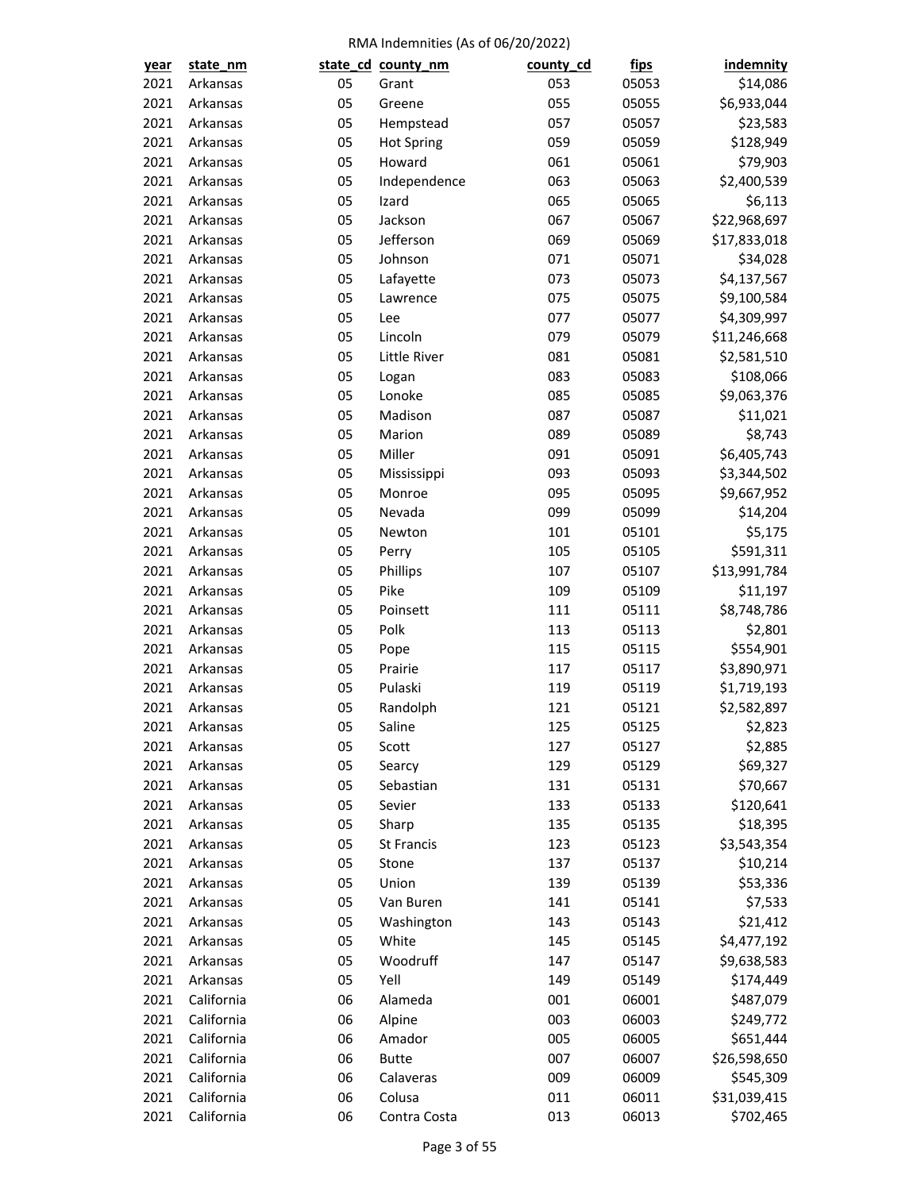RMA Indemnities (As of 06/20/2022)

| year | state_nm | state_cd | county_nm | county_cd | fips | indemnity |
|---|---|---|---|---|---|---|
| 2021 | Arkansas | 05 | Grant | 053 | 05053 | $14,086 |
| 2021 | Arkansas | 05 | Greene | 055 | 05055 | $6,933,044 |
| 2021 | Arkansas | 05 | Hempstead | 057 | 05057 | $23,583 |
| 2021 | Arkansas | 05 | Hot Spring | 059 | 05059 | $128,949 |
| 2021 | Arkansas | 05 | Howard | 061 | 05061 | $79,903 |
| 2021 | Arkansas | 05 | Independence | 063 | 05063 | $2,400,539 |
| 2021 | Arkansas | 05 | Izard | 065 | 05065 | $6,113 |
| 2021 | Arkansas | 05 | Jackson | 067 | 05067 | $22,968,697 |
| 2021 | Arkansas | 05 | Jefferson | 069 | 05069 | $17,833,018 |
| 2021 | Arkansas | 05 | Johnson | 071 | 05071 | $34,028 |
| 2021 | Arkansas | 05 | Lafayette | 073 | 05073 | $4,137,567 |
| 2021 | Arkansas | 05 | Lawrence | 075 | 05075 | $9,100,584 |
| 2021 | Arkansas | 05 | Lee | 077 | 05077 | $4,309,997 |
| 2021 | Arkansas | 05 | Lincoln | 079 | 05079 | $11,246,668 |
| 2021 | Arkansas | 05 | Little River | 081 | 05081 | $2,581,510 |
| 2021 | Arkansas | 05 | Logan | 083 | 05083 | $108,066 |
| 2021 | Arkansas | 05 | Lonoke | 085 | 05085 | $9,063,376 |
| 2021 | Arkansas | 05 | Madison | 087 | 05087 | $11,021 |
| 2021 | Arkansas | 05 | Marion | 089 | 05089 | $8,743 |
| 2021 | Arkansas | 05 | Miller | 091 | 05091 | $6,405,743 |
| 2021 | Arkansas | 05 | Mississippi | 093 | 05093 | $3,344,502 |
| 2021 | Arkansas | 05 | Monroe | 095 | 05095 | $9,667,952 |
| 2021 | Arkansas | 05 | Nevada | 099 | 05099 | $14,204 |
| 2021 | Arkansas | 05 | Newton | 101 | 05101 | $5,175 |
| 2021 | Arkansas | 05 | Perry | 105 | 05105 | $591,311 |
| 2021 | Arkansas | 05 | Phillips | 107 | 05107 | $13,991,784 |
| 2021 | Arkansas | 05 | Pike | 109 | 05109 | $11,197 |
| 2021 | Arkansas | 05 | Poinsett | 111 | 05111 | $8,748,786 |
| 2021 | Arkansas | 05 | Polk | 113 | 05113 | $2,801 |
| 2021 | Arkansas | 05 | Pope | 115 | 05115 | $554,901 |
| 2021 | Arkansas | 05 | Prairie | 117 | 05117 | $3,890,971 |
| 2021 | Arkansas | 05 | Pulaski | 119 | 05119 | $1,719,193 |
| 2021 | Arkansas | 05 | Randolph | 121 | 05121 | $2,582,897 |
| 2021 | Arkansas | 05 | Saline | 125 | 05125 | $2,823 |
| 2021 | Arkansas | 05 | Scott | 127 | 05127 | $2,885 |
| 2021 | Arkansas | 05 | Searcy | 129 | 05129 | $69,327 |
| 2021 | Arkansas | 05 | Sebastian | 131 | 05131 | $70,667 |
| 2021 | Arkansas | 05 | Sevier | 133 | 05133 | $120,641 |
| 2021 | Arkansas | 05 | Sharp | 135 | 05135 | $18,395 |
| 2021 | Arkansas | 05 | St Francis | 123 | 05123 | $3,543,354 |
| 2021 | Arkansas | 05 | Stone | 137 | 05137 | $10,214 |
| 2021 | Arkansas | 05 | Union | 139 | 05139 | $53,336 |
| 2021 | Arkansas | 05 | Van Buren | 141 | 05141 | $7,533 |
| 2021 | Arkansas | 05 | Washington | 143 | 05143 | $21,412 |
| 2021 | Arkansas | 05 | White | 145 | 05145 | $4,477,192 |
| 2021 | Arkansas | 05 | Woodruff | 147 | 05147 | $9,638,583 |
| 2021 | Arkansas | 05 | Yell | 149 | 05149 | $174,449 |
| 2021 | California | 06 | Alameda | 001 | 06001 | $487,079 |
| 2021 | California | 06 | Alpine | 003 | 06003 | $249,772 |
| 2021 | California | 06 | Amador | 005 | 06005 | $651,444 |
| 2021 | California | 06 | Butte | 007 | 06007 | $26,598,650 |
| 2021 | California | 06 | Calaveras | 009 | 06009 | $545,309 |
| 2021 | California | 06 | Colusa | 011 | 06011 | $31,039,415 |
| 2021 | California | 06 | Contra Costa | 013 | 06013 | $702,465 |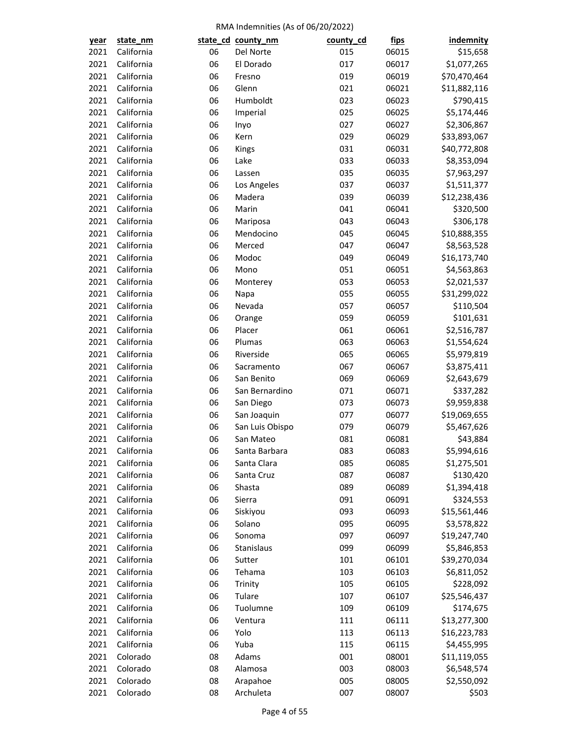RMA Indemnities (As of 06/20/2022)

| year | state_nm | state_cd | county_nm | county_cd | fips | indemnity |
|---|---|---|---|---|---|---|
| 2021 | California | 06 | Del Norte | 015 | 06015 | $15,658 |
| 2021 | California | 06 | El Dorado | 017 | 06017 | $1,077,265 |
| 2021 | California | 06 | Fresno | 019 | 06019 | $70,470,464 |
| 2021 | California | 06 | Glenn | 021 | 06021 | $11,882,116 |
| 2021 | California | 06 | Humboldt | 023 | 06023 | $790,415 |
| 2021 | California | 06 | Imperial | 025 | 06025 | $5,174,446 |
| 2021 | California | 06 | Inyo | 027 | 06027 | $2,306,867 |
| 2021 | California | 06 | Kern | 029 | 06029 | $33,893,067 |
| 2021 | California | 06 | Kings | 031 | 06031 | $40,772,808 |
| 2021 | California | 06 | Lake | 033 | 06033 | $8,353,094 |
| 2021 | California | 06 | Lassen | 035 | 06035 | $7,963,297 |
| 2021 | California | 06 | Los Angeles | 037 | 06037 | $1,511,377 |
| 2021 | California | 06 | Madera | 039 | 06039 | $12,238,436 |
| 2021 | California | 06 | Marin | 041 | 06041 | $320,500 |
| 2021 | California | 06 | Mariposa | 043 | 06043 | $306,178 |
| 2021 | California | 06 | Mendocino | 045 | 06045 | $10,888,355 |
| 2021 | California | 06 | Merced | 047 | 06047 | $8,563,528 |
| 2021 | California | 06 | Modoc | 049 | 06049 | $16,173,740 |
| 2021 | California | 06 | Mono | 051 | 06051 | $4,563,863 |
| 2021 | California | 06 | Monterey | 053 | 06053 | $2,021,537 |
| 2021 | California | 06 | Napa | 055 | 06055 | $31,299,022 |
| 2021 | California | 06 | Nevada | 057 | 06057 | $110,504 |
| 2021 | California | 06 | Orange | 059 | 06059 | $101,631 |
| 2021 | California | 06 | Placer | 061 | 06061 | $2,516,787 |
| 2021 | California | 06 | Plumas | 063 | 06063 | $1,554,624 |
| 2021 | California | 06 | Riverside | 065 | 06065 | $5,979,819 |
| 2021 | California | 06 | Sacramento | 067 | 06067 | $3,875,411 |
| 2021 | California | 06 | San Benito | 069 | 06069 | $2,643,679 |
| 2021 | California | 06 | San Bernardino | 071 | 06071 | $337,282 |
| 2021 | California | 06 | San Diego | 073 | 06073 | $9,959,838 |
| 2021 | California | 06 | San Joaquin | 077 | 06077 | $19,069,655 |
| 2021 | California | 06 | San Luis Obispo | 079 | 06079 | $5,467,626 |
| 2021 | California | 06 | San Mateo | 081 | 06081 | $43,884 |
| 2021 | California | 06 | Santa Barbara | 083 | 06083 | $5,994,616 |
| 2021 | California | 06 | Santa Clara | 085 | 06085 | $1,275,501 |
| 2021 | California | 06 | Santa Cruz | 087 | 06087 | $130,420 |
| 2021 | California | 06 | Shasta | 089 | 06089 | $1,394,418 |
| 2021 | California | 06 | Sierra | 091 | 06091 | $324,553 |
| 2021 | California | 06 | Siskiyou | 093 | 06093 | $15,561,446 |
| 2021 | California | 06 | Solano | 095 | 06095 | $3,578,822 |
| 2021 | California | 06 | Sonoma | 097 | 06097 | $19,247,740 |
| 2021 | California | 06 | Stanislaus | 099 | 06099 | $5,846,853 |
| 2021 | California | 06 | Sutter | 101 | 06101 | $39,270,034 |
| 2021 | California | 06 | Tehama | 103 | 06103 | $6,811,052 |
| 2021 | California | 06 | Trinity | 105 | 06105 | $228,092 |
| 2021 | California | 06 | Tulare | 107 | 06107 | $25,546,437 |
| 2021 | California | 06 | Tuolumne | 109 | 06109 | $174,675 |
| 2021 | California | 06 | Ventura | 111 | 06111 | $13,277,300 |
| 2021 | California | 06 | Yolo | 113 | 06113 | $16,223,783 |
| 2021 | California | 06 | Yuba | 115 | 06115 | $4,455,995 |
| 2021 | Colorado | 08 | Adams | 001 | 08001 | $11,119,055 |
| 2021 | Colorado | 08 | Alamosa | 003 | 08003 | $6,548,574 |
| 2021 | Colorado | 08 | Arapahoe | 005 | 08005 | $2,550,092 |
| 2021 | Colorado | 08 | Archuleta | 007 | 08007 | $503 |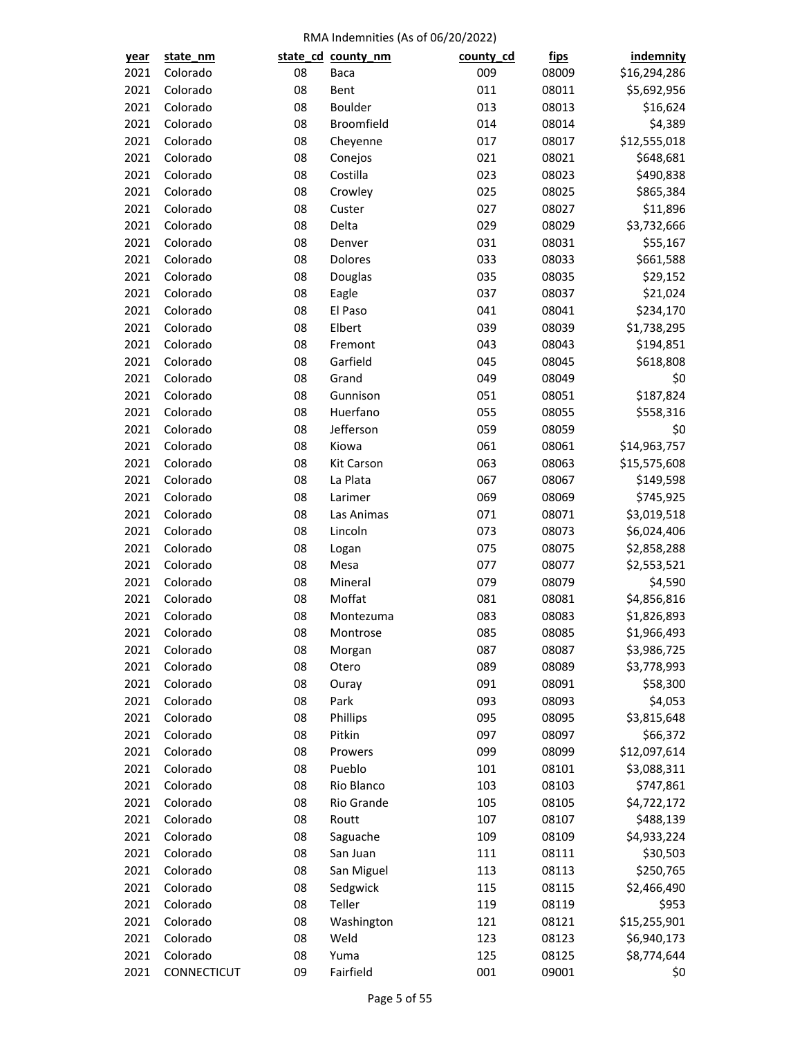RMA Indemnities (As of 06/20/2022)

| year | state_nm | state_cd | county_nm | county_cd | fips | indemnity |
|---|---|---|---|---|---|---|
| 2021 | Colorado | 08 | Baca | 009 | 08009 | $16,294,286 |
| 2021 | Colorado | 08 | Bent | 011 | 08011 | $5,692,956 |
| 2021 | Colorado | 08 | Boulder | 013 | 08013 | $16,624 |
| 2021 | Colorado | 08 | Broomfield | 014 | 08014 | $4,389 |
| 2021 | Colorado | 08 | Cheyenne | 017 | 08017 | $12,555,018 |
| 2021 | Colorado | 08 | Conejos | 021 | 08021 | $648,681 |
| 2021 | Colorado | 08 | Costilla | 023 | 08023 | $490,838 |
| 2021 | Colorado | 08 | Crowley | 025 | 08025 | $865,384 |
| 2021 | Colorado | 08 | Custer | 027 | 08027 | $11,896 |
| 2021 | Colorado | 08 | Delta | 029 | 08029 | $3,732,666 |
| 2021 | Colorado | 08 | Denver | 031 | 08031 | $55,167 |
| 2021 | Colorado | 08 | Dolores | 033 | 08033 | $661,588 |
| 2021 | Colorado | 08 | Douglas | 035 | 08035 | $29,152 |
| 2021 | Colorado | 08 | Eagle | 037 | 08037 | $21,024 |
| 2021 | Colorado | 08 | El Paso | 041 | 08041 | $234,170 |
| 2021 | Colorado | 08 | Elbert | 039 | 08039 | $1,738,295 |
| 2021 | Colorado | 08 | Fremont | 043 | 08043 | $194,851 |
| 2021 | Colorado | 08 | Garfield | 045 | 08045 | $618,808 |
| 2021 | Colorado | 08 | Grand | 049 | 08049 | $0 |
| 2021 | Colorado | 08 | Gunnison | 051 | 08051 | $187,824 |
| 2021 | Colorado | 08 | Huerfano | 055 | 08055 | $558,316 |
| 2021 | Colorado | 08 | Jefferson | 059 | 08059 | $0 |
| 2021 | Colorado | 08 | Kiowa | 061 | 08061 | $14,963,757 |
| 2021 | Colorado | 08 | Kit Carson | 063 | 08063 | $15,575,608 |
| 2021 | Colorado | 08 | La Plata | 067 | 08067 | $149,598 |
| 2021 | Colorado | 08 | Larimer | 069 | 08069 | $745,925 |
| 2021 | Colorado | 08 | Las Animas | 071 | 08071 | $3,019,518 |
| 2021 | Colorado | 08 | Lincoln | 073 | 08073 | $6,024,406 |
| 2021 | Colorado | 08 | Logan | 075 | 08075 | $2,858,288 |
| 2021 | Colorado | 08 | Mesa | 077 | 08077 | $2,553,521 |
| 2021 | Colorado | 08 | Mineral | 079 | 08079 | $4,590 |
| 2021 | Colorado | 08 | Moffat | 081 | 08081 | $4,856,816 |
| 2021 | Colorado | 08 | Montezuma | 083 | 08083 | $1,826,893 |
| 2021 | Colorado | 08 | Montrose | 085 | 08085 | $1,966,493 |
| 2021 | Colorado | 08 | Morgan | 087 | 08087 | $3,986,725 |
| 2021 | Colorado | 08 | Otero | 089 | 08089 | $3,778,993 |
| 2021 | Colorado | 08 | Ouray | 091 | 08091 | $58,300 |
| 2021 | Colorado | 08 | Park | 093 | 08093 | $4,053 |
| 2021 | Colorado | 08 | Phillips | 095 | 08095 | $3,815,648 |
| 2021 | Colorado | 08 | Pitkin | 097 | 08097 | $66,372 |
| 2021 | Colorado | 08 | Prowers | 099 | 08099 | $12,097,614 |
| 2021 | Colorado | 08 | Pueblo | 101 | 08101 | $3,088,311 |
| 2021 | Colorado | 08 | Rio Blanco | 103 | 08103 | $747,861 |
| 2021 | Colorado | 08 | Rio Grande | 105 | 08105 | $4,722,172 |
| 2021 | Colorado | 08 | Routt | 107 | 08107 | $488,139 |
| 2021 | Colorado | 08 | Saguache | 109 | 08109 | $4,933,224 |
| 2021 | Colorado | 08 | San Juan | 111 | 08111 | $30,503 |
| 2021 | Colorado | 08 | San Miguel | 113 | 08113 | $250,765 |
| 2021 | Colorado | 08 | Sedgwick | 115 | 08115 | $2,466,490 |
| 2021 | Colorado | 08 | Teller | 119 | 08119 | $953 |
| 2021 | Colorado | 08 | Washington | 121 | 08121 | $15,255,901 |
| 2021 | Colorado | 08 | Weld | 123 | 08123 | $6,940,173 |
| 2021 | Colorado | 08 | Yuma | 125 | 08125 | $8,774,644 |
| 2021 | CONNECTICUT | 09 | Fairfield | 001 | 09001 | $0 |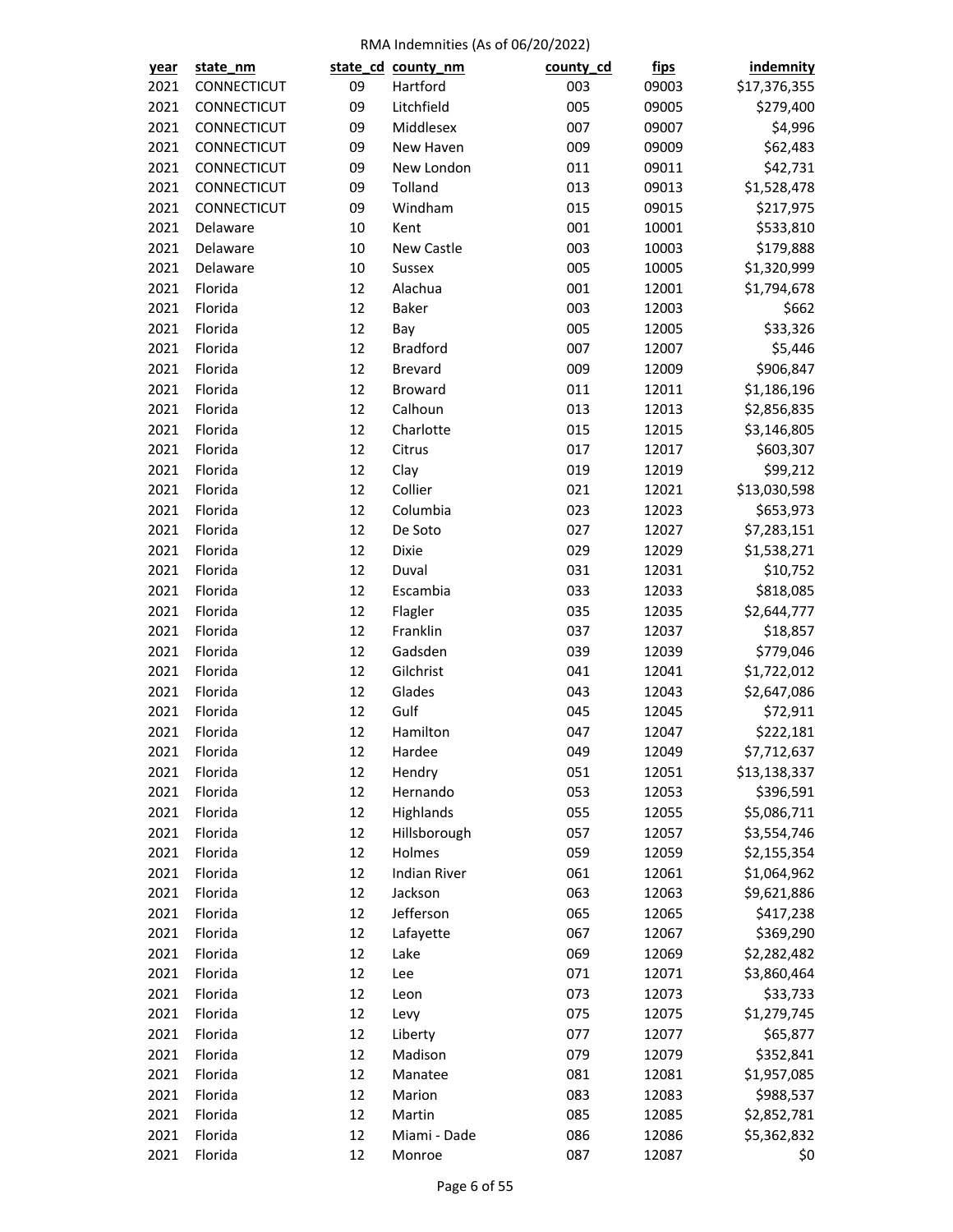RMA Indemnities (As of 06/20/2022)

| year | state_nm | state_cd | county_nm | county_cd | fips | indemnity |
|---|---|---|---|---|---|---|
| 2021 | CONNECTICUT | 09 | Hartford | 003 | 09003 | $17,376,355 |
| 2021 | CONNECTICUT | 09 | Litchfield | 005 | 09005 | $279,400 |
| 2021 | CONNECTICUT | 09 | Middlesex | 007 | 09007 | $4,996 |
| 2021 | CONNECTICUT | 09 | New Haven | 009 | 09009 | $62,483 |
| 2021 | CONNECTICUT | 09 | New London | 011 | 09011 | $42,731 |
| 2021 | CONNECTICUT | 09 | Tolland | 013 | 09013 | $1,528,478 |
| 2021 | CONNECTICUT | 09 | Windham | 015 | 09015 | $217,975 |
| 2021 | Delaware | 10 | Kent | 001 | 10001 | $533,810 |
| 2021 | Delaware | 10 | New Castle | 003 | 10003 | $179,888 |
| 2021 | Delaware | 10 | Sussex | 005 | 10005 | $1,320,999 |
| 2021 | Florida | 12 | Alachua | 001 | 12001 | $1,794,678 |
| 2021 | Florida | 12 | Baker | 003 | 12003 | $662 |
| 2021 | Florida | 12 | Bay | 005 | 12005 | $33,326 |
| 2021 | Florida | 12 | Bradford | 007 | 12007 | $5,446 |
| 2021 | Florida | 12 | Brevard | 009 | 12009 | $906,847 |
| 2021 | Florida | 12 | Broward | 011 | 12011 | $1,186,196 |
| 2021 | Florida | 12 | Calhoun | 013 | 12013 | $2,856,835 |
| 2021 | Florida | 12 | Charlotte | 015 | 12015 | $3,146,805 |
| 2021 | Florida | 12 | Citrus | 017 | 12017 | $603,307 |
| 2021 | Florida | 12 | Clay | 019 | 12019 | $99,212 |
| 2021 | Florida | 12 | Collier | 021 | 12021 | $13,030,598 |
| 2021 | Florida | 12 | Columbia | 023 | 12023 | $653,973 |
| 2021 | Florida | 12 | De Soto | 027 | 12027 | $7,283,151 |
| 2021 | Florida | 12 | Dixie | 029 | 12029 | $1,538,271 |
| 2021 | Florida | 12 | Duval | 031 | 12031 | $10,752 |
| 2021 | Florida | 12 | Escambia | 033 | 12033 | $818,085 |
| 2021 | Florida | 12 | Flagler | 035 | 12035 | $2,644,777 |
| 2021 | Florida | 12 | Franklin | 037 | 12037 | $18,857 |
| 2021 | Florida | 12 | Gadsden | 039 | 12039 | $779,046 |
| 2021 | Florida | 12 | Gilchrist | 041 | 12041 | $1,722,012 |
| 2021 | Florida | 12 | Glades | 043 | 12043 | $2,647,086 |
| 2021 | Florida | 12 | Gulf | 045 | 12045 | $72,911 |
| 2021 | Florida | 12 | Hamilton | 047 | 12047 | $222,181 |
| 2021 | Florida | 12 | Hardee | 049 | 12049 | $7,712,637 |
| 2021 | Florida | 12 | Hendry | 051 | 12051 | $13,138,337 |
| 2021 | Florida | 12 | Hernando | 053 | 12053 | $396,591 |
| 2021 | Florida | 12 | Highlands | 055 | 12055 | $5,086,711 |
| 2021 | Florida | 12 | Hillsborough | 057 | 12057 | $3,554,746 |
| 2021 | Florida | 12 | Holmes | 059 | 12059 | $2,155,354 |
| 2021 | Florida | 12 | Indian River | 061 | 12061 | $1,064,962 |
| 2021 | Florida | 12 | Jackson | 063 | 12063 | $9,621,886 |
| 2021 | Florida | 12 | Jefferson | 065 | 12065 | $417,238 |
| 2021 | Florida | 12 | Lafayette | 067 | 12067 | $369,290 |
| 2021 | Florida | 12 | Lake | 069 | 12069 | $2,282,482 |
| 2021 | Florida | 12 | Lee | 071 | 12071 | $3,860,464 |
| 2021 | Florida | 12 | Leon | 073 | 12073 | $33,733 |
| 2021 | Florida | 12 | Levy | 075 | 12075 | $1,279,745 |
| 2021 | Florida | 12 | Liberty | 077 | 12077 | $65,877 |
| 2021 | Florida | 12 | Madison | 079 | 12079 | $352,841 |
| 2021 | Florida | 12 | Manatee | 081 | 12081 | $1,957,085 |
| 2021 | Florida | 12 | Marion | 083 | 12083 | $988,537 |
| 2021 | Florida | 12 | Martin | 085 | 12085 | $2,852,781 |
| 2021 | Florida | 12 | Miami - Dade | 086 | 12086 | $5,362,832 |
| 2021 | Florida | 12 | Monroe | 087 | 12087 | $0 |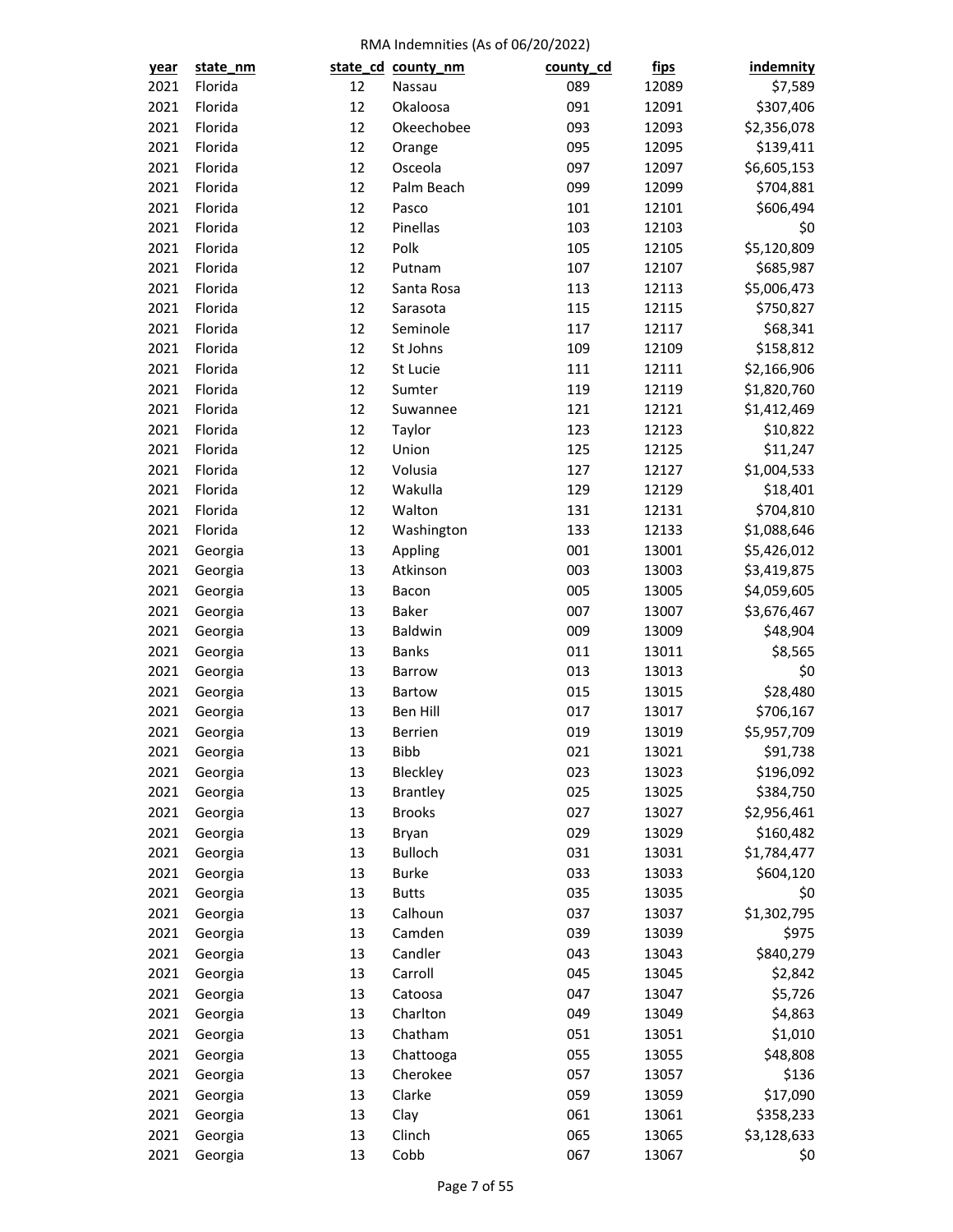RMA Indemnities (As of 06/20/2022)

| year | state_nm | state_cd | county_nm | county_cd | fips | indemnity |
|---|---|---|---|---|---|---|
| 2021 | Florida | 12 | Nassau | 089 | 12089 | $7,589 |
| 2021 | Florida | 12 | Okaloosa | 091 | 12091 | $307,406 |
| 2021 | Florida | 12 | Okeechobee | 093 | 12093 | $2,356,078 |
| 2021 | Florida | 12 | Orange | 095 | 12095 | $139,411 |
| 2021 | Florida | 12 | Osceola | 097 | 12097 | $6,605,153 |
| 2021 | Florida | 12 | Palm Beach | 099 | 12099 | $704,881 |
| 2021 | Florida | 12 | Pasco | 101 | 12101 | $606,494 |
| 2021 | Florida | 12 | Pinellas | 103 | 12103 | $0 |
| 2021 | Florida | 12 | Polk | 105 | 12105 | $5,120,809 |
| 2021 | Florida | 12 | Putnam | 107 | 12107 | $685,987 |
| 2021 | Florida | 12 | Santa Rosa | 113 | 12113 | $5,006,473 |
| 2021 | Florida | 12 | Sarasota | 115 | 12115 | $750,827 |
| 2021 | Florida | 12 | Seminole | 117 | 12117 | $68,341 |
| 2021 | Florida | 12 | St Johns | 109 | 12109 | $158,812 |
| 2021 | Florida | 12 | St Lucie | 111 | 12111 | $2,166,906 |
| 2021 | Florida | 12 | Sumter | 119 | 12119 | $1,820,760 |
| 2021 | Florida | 12 | Suwannee | 121 | 12121 | $1,412,469 |
| 2021 | Florida | 12 | Taylor | 123 | 12123 | $10,822 |
| 2021 | Florida | 12 | Union | 125 | 12125 | $11,247 |
| 2021 | Florida | 12 | Volusia | 127 | 12127 | $1,004,533 |
| 2021 | Florida | 12 | Wakulla | 129 | 12129 | $18,401 |
| 2021 | Florida | 12 | Walton | 131 | 12131 | $704,810 |
| 2021 | Florida | 12 | Washington | 133 | 12133 | $1,088,646 |
| 2021 | Georgia | 13 | Appling | 001 | 13001 | $5,426,012 |
| 2021 | Georgia | 13 | Atkinson | 003 | 13003 | $3,419,875 |
| 2021 | Georgia | 13 | Bacon | 005 | 13005 | $4,059,605 |
| 2021 | Georgia | 13 | Baker | 007 | 13007 | $3,676,467 |
| 2021 | Georgia | 13 | Baldwin | 009 | 13009 | $48,904 |
| 2021 | Georgia | 13 | Banks | 011 | 13011 | $8,565 |
| 2021 | Georgia | 13 | Barrow | 013 | 13013 | $0 |
| 2021 | Georgia | 13 | Bartow | 015 | 13015 | $28,480 |
| 2021 | Georgia | 13 | Ben Hill | 017 | 13017 | $706,167 |
| 2021 | Georgia | 13 | Berrien | 019 | 13019 | $5,957,709 |
| 2021 | Georgia | 13 | Bibb | 021 | 13021 | $91,738 |
| 2021 | Georgia | 13 | Bleckley | 023 | 13023 | $196,092 |
| 2021 | Georgia | 13 | Brantley | 025 | 13025 | $384,750 |
| 2021 | Georgia | 13 | Brooks | 027 | 13027 | $2,956,461 |
| 2021 | Georgia | 13 | Bryan | 029 | 13029 | $160,482 |
| 2021 | Georgia | 13 | Bulloch | 031 | 13031 | $1,784,477 |
| 2021 | Georgia | 13 | Burke | 033 | 13033 | $604,120 |
| 2021 | Georgia | 13 | Butts | 035 | 13035 | $0 |
| 2021 | Georgia | 13 | Calhoun | 037 | 13037 | $1,302,795 |
| 2021 | Georgia | 13 | Camden | 039 | 13039 | $975 |
| 2021 | Georgia | 13 | Candler | 043 | 13043 | $840,279 |
| 2021 | Georgia | 13 | Carroll | 045 | 13045 | $2,842 |
| 2021 | Georgia | 13 | Catoosa | 047 | 13047 | $5,726 |
| 2021 | Georgia | 13 | Charlton | 049 | 13049 | $4,863 |
| 2021 | Georgia | 13 | Chatham | 051 | 13051 | $1,010 |
| 2021 | Georgia | 13 | Chattooga | 055 | 13055 | $48,808 |
| 2021 | Georgia | 13 | Cherokee | 057 | 13057 | $136 |
| 2021 | Georgia | 13 | Clarke | 059 | 13059 | $17,090 |
| 2021 | Georgia | 13 | Clay | 061 | 13061 | $358,233 |
| 2021 | Georgia | 13 | Clinch | 065 | 13065 | $3,128,633 |
| 2021 | Georgia | 13 | Cobb | 067 | 13067 | $0 |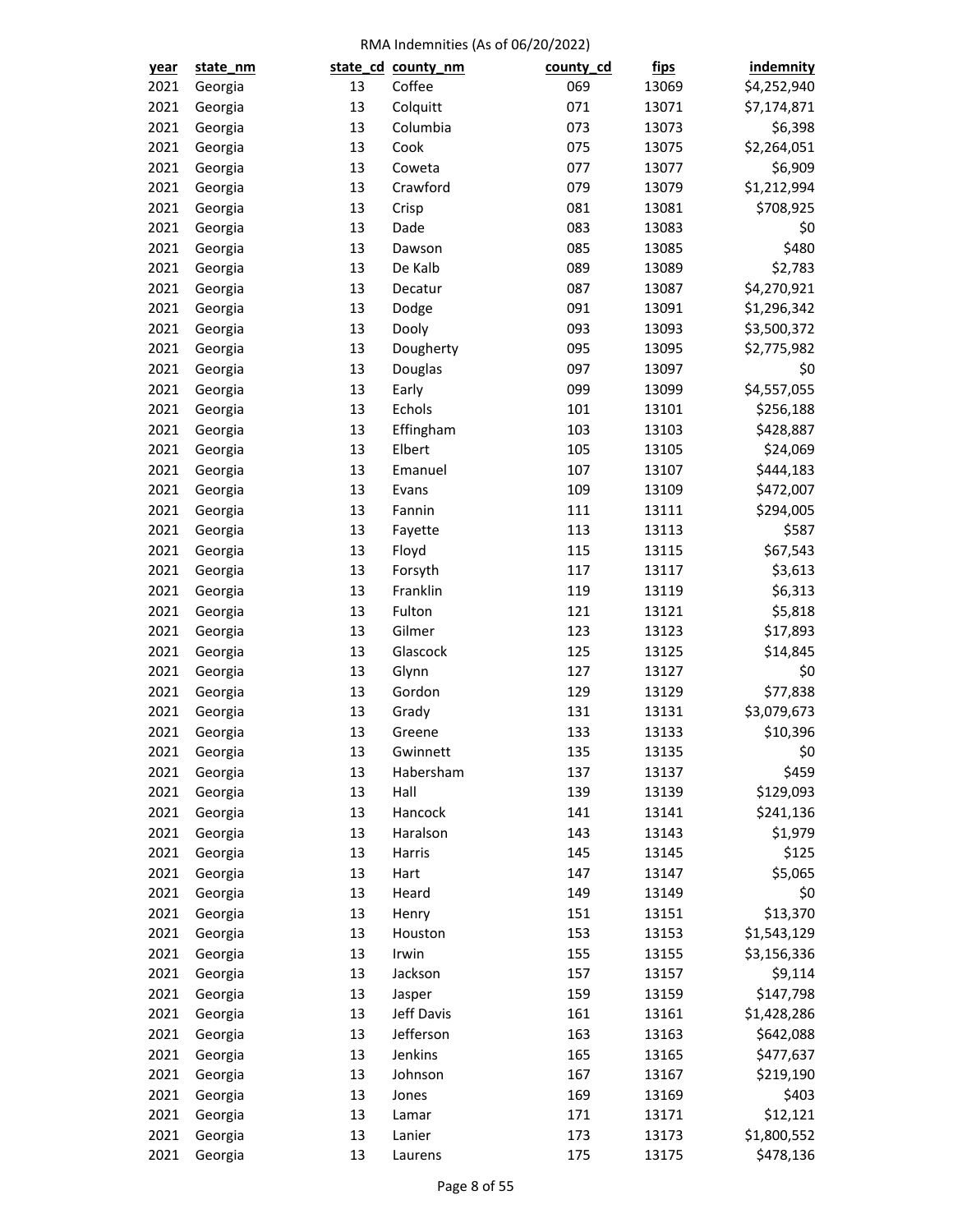RMA Indemnities (As of 06/20/2022)

| year | state_nm | state_cd | county_nm | county_cd | fips | indemnity |
|---|---|---|---|---|---|---|
| 2021 | Georgia | 13 | Coffee | 069 | 13069 | $4,252,940 |
| 2021 | Georgia | 13 | Colquitt | 071 | 13071 | $7,174,871 |
| 2021 | Georgia | 13 | Columbia | 073 | 13073 | $6,398 |
| 2021 | Georgia | 13 | Cook | 075 | 13075 | $2,264,051 |
| 2021 | Georgia | 13 | Coweta | 077 | 13077 | $6,909 |
| 2021 | Georgia | 13 | Crawford | 079 | 13079 | $1,212,994 |
| 2021 | Georgia | 13 | Crisp | 081 | 13081 | $708,925 |
| 2021 | Georgia | 13 | Dade | 083 | 13083 | $0 |
| 2021 | Georgia | 13 | Dawson | 085 | 13085 | $480 |
| 2021 | Georgia | 13 | De Kalb | 089 | 13089 | $2,783 |
| 2021 | Georgia | 13 | Decatur | 087 | 13087 | $4,270,921 |
| 2021 | Georgia | 13 | Dodge | 091 | 13091 | $1,296,342 |
| 2021 | Georgia | 13 | Dooly | 093 | 13093 | $3,500,372 |
| 2021 | Georgia | 13 | Dougherty | 095 | 13095 | $2,775,982 |
| 2021 | Georgia | 13 | Douglas | 097 | 13097 | $0 |
| 2021 | Georgia | 13 | Early | 099 | 13099 | $4,557,055 |
| 2021 | Georgia | 13 | Echols | 101 | 13101 | $256,188 |
| 2021 | Georgia | 13 | Effingham | 103 | 13103 | $428,887 |
| 2021 | Georgia | 13 | Elbert | 105 | 13105 | $24,069 |
| 2021 | Georgia | 13 | Emanuel | 107 | 13107 | $444,183 |
| 2021 | Georgia | 13 | Evans | 109 | 13109 | $472,007 |
| 2021 | Georgia | 13 | Fannin | 111 | 13111 | $294,005 |
| 2021 | Georgia | 13 | Fayette | 113 | 13113 | $587 |
| 2021 | Georgia | 13 | Floyd | 115 | 13115 | $67,543 |
| 2021 | Georgia | 13 | Forsyth | 117 | 13117 | $3,613 |
| 2021 | Georgia | 13 | Franklin | 119 | 13119 | $6,313 |
| 2021 | Georgia | 13 | Fulton | 121 | 13121 | $5,818 |
| 2021 | Georgia | 13 | Gilmer | 123 | 13123 | $17,893 |
| 2021 | Georgia | 13 | Glascock | 125 | 13125 | $14,845 |
| 2021 | Georgia | 13 | Glynn | 127 | 13127 | $0 |
| 2021 | Georgia | 13 | Gordon | 129 | 13129 | $77,838 |
| 2021 | Georgia | 13 | Grady | 131 | 13131 | $3,079,673 |
| 2021 | Georgia | 13 | Greene | 133 | 13133 | $10,396 |
| 2021 | Georgia | 13 | Gwinnett | 135 | 13135 | $0 |
| 2021 | Georgia | 13 | Habersham | 137 | 13137 | $459 |
| 2021 | Georgia | 13 | Hall | 139 | 13139 | $129,093 |
| 2021 | Georgia | 13 | Hancock | 141 | 13141 | $241,136 |
| 2021 | Georgia | 13 | Haralson | 143 | 13143 | $1,979 |
| 2021 | Georgia | 13 | Harris | 145 | 13145 | $125 |
| 2021 | Georgia | 13 | Hart | 147 | 13147 | $5,065 |
| 2021 | Georgia | 13 | Heard | 149 | 13149 | $0 |
| 2021 | Georgia | 13 | Henry | 151 | 13151 | $13,370 |
| 2021 | Georgia | 13 | Houston | 153 | 13153 | $1,543,129 |
| 2021 | Georgia | 13 | Irwin | 155 | 13155 | $3,156,336 |
| 2021 | Georgia | 13 | Jackson | 157 | 13157 | $9,114 |
| 2021 | Georgia | 13 | Jasper | 159 | 13159 | $147,798 |
| 2021 | Georgia | 13 | Jeff Davis | 161 | 13161 | $1,428,286 |
| 2021 | Georgia | 13 | Jefferson | 163 | 13163 | $642,088 |
| 2021 | Georgia | 13 | Jenkins | 165 | 13165 | $477,637 |
| 2021 | Georgia | 13 | Johnson | 167 | 13167 | $219,190 |
| 2021 | Georgia | 13 | Jones | 169 | 13169 | $403 |
| 2021 | Georgia | 13 | Lamar | 171 | 13171 | $12,121 |
| 2021 | Georgia | 13 | Lanier | 173 | 13173 | $1,800,552 |
| 2021 | Georgia | 13 | Laurens | 175 | 13175 | $478,136 |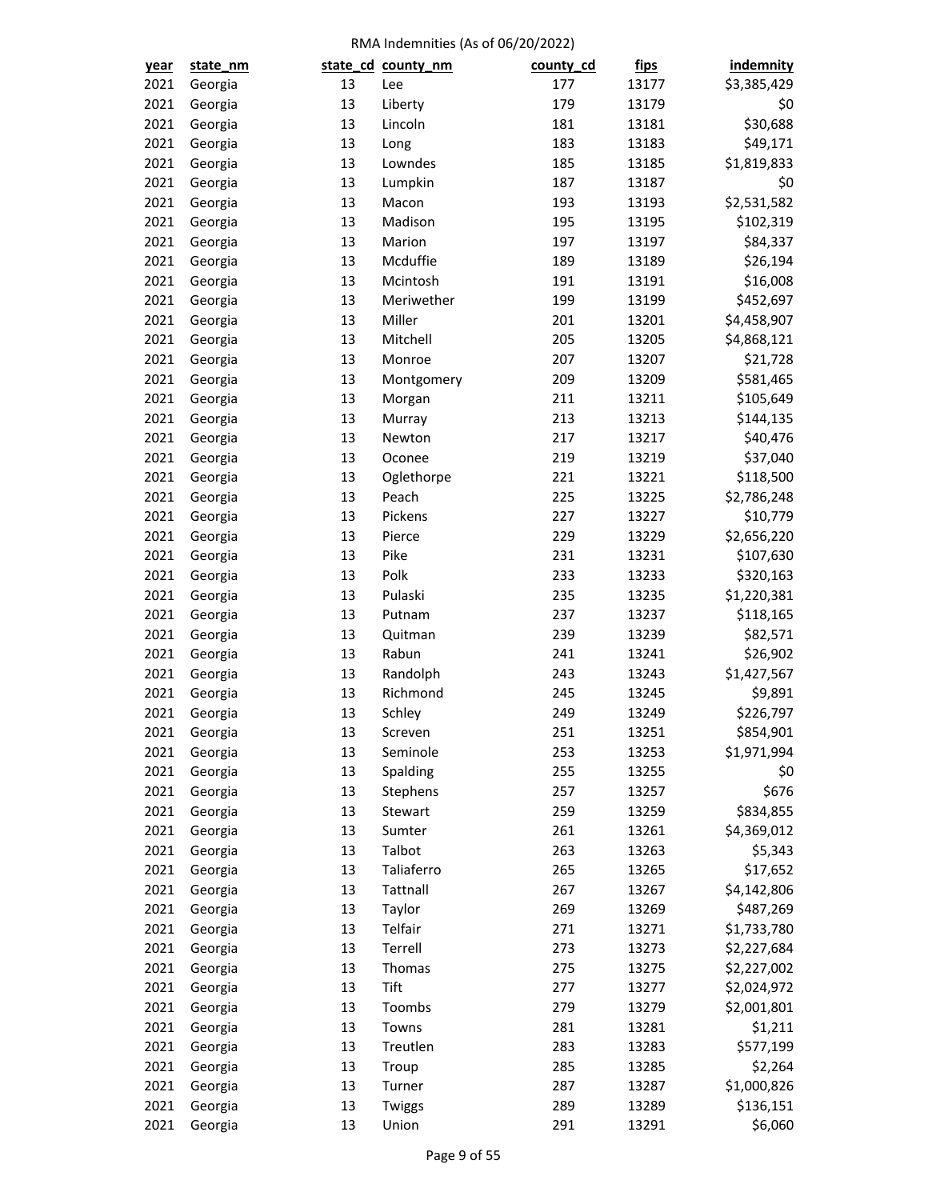RMA Indemnities (As of 06/20/2022)

| year | state_nm | state_cd | county_nm | county_cd | fips | indemnity |
|---|---|---|---|---|---|---|
| 2021 | Georgia | 13 | Lee | 177 | 13177 | $3,385,429 |
| 2021 | Georgia | 13 | Liberty | 179 | 13179 | $0 |
| 2021 | Georgia | 13 | Lincoln | 181 | 13181 | $30,688 |
| 2021 | Georgia | 13 | Long | 183 | 13183 | $49,171 |
| 2021 | Georgia | 13 | Lowndes | 185 | 13185 | $1,819,833 |
| 2021 | Georgia | 13 | Lumpkin | 187 | 13187 | $0 |
| 2021 | Georgia | 13 | Macon | 193 | 13193 | $2,531,582 |
| 2021 | Georgia | 13 | Madison | 195 | 13195 | $102,319 |
| 2021 | Georgia | 13 | Marion | 197 | 13197 | $84,337 |
| 2021 | Georgia | 13 | Mcduffie | 189 | 13189 | $26,194 |
| 2021 | Georgia | 13 | Mcintosh | 191 | 13191 | $16,008 |
| 2021 | Georgia | 13 | Meriwether | 199 | 13199 | $452,697 |
| 2021 | Georgia | 13 | Miller | 201 | 13201 | $4,458,907 |
| 2021 | Georgia | 13 | Mitchell | 205 | 13205 | $4,868,121 |
| 2021 | Georgia | 13 | Monroe | 207 | 13207 | $21,728 |
| 2021 | Georgia | 13 | Montgomery | 209 | 13209 | $581,465 |
| 2021 | Georgia | 13 | Morgan | 211 | 13211 | $105,649 |
| 2021 | Georgia | 13 | Murray | 213 | 13213 | $144,135 |
| 2021 | Georgia | 13 | Newton | 217 | 13217 | $40,476 |
| 2021 | Georgia | 13 | Oconee | 219 | 13219 | $37,040 |
| 2021 | Georgia | 13 | Oglethorpe | 221 | 13221 | $118,500 |
| 2021 | Georgia | 13 | Peach | 225 | 13225 | $2,786,248 |
| 2021 | Georgia | 13 | Pickens | 227 | 13227 | $10,779 |
| 2021 | Georgia | 13 | Pierce | 229 | 13229 | $2,656,220 |
| 2021 | Georgia | 13 | Pike | 231 | 13231 | $107,630 |
| 2021 | Georgia | 13 | Polk | 233 | 13233 | $320,163 |
| 2021 | Georgia | 13 | Pulaski | 235 | 13235 | $1,220,381 |
| 2021 | Georgia | 13 | Putnam | 237 | 13237 | $118,165 |
| 2021 | Georgia | 13 | Quitman | 239 | 13239 | $82,571 |
| 2021 | Georgia | 13 | Rabun | 241 | 13241 | $26,902 |
| 2021 | Georgia | 13 | Randolph | 243 | 13243 | $1,427,567 |
| 2021 | Georgia | 13 | Richmond | 245 | 13245 | $9,891 |
| 2021 | Georgia | 13 | Schley | 249 | 13249 | $226,797 |
| 2021 | Georgia | 13 | Screven | 251 | 13251 | $854,901 |
| 2021 | Georgia | 13 | Seminole | 253 | 13253 | $1,971,994 |
| 2021 | Georgia | 13 | Spalding | 255 | 13255 | $0 |
| 2021 | Georgia | 13 | Stephens | 257 | 13257 | $676 |
| 2021 | Georgia | 13 | Stewart | 259 | 13259 | $834,855 |
| 2021 | Georgia | 13 | Sumter | 261 | 13261 | $4,369,012 |
| 2021 | Georgia | 13 | Talbot | 263 | 13263 | $5,343 |
| 2021 | Georgia | 13 | Taliaferro | 265 | 13265 | $17,652 |
| 2021 | Georgia | 13 | Tattnall | 267 | 13267 | $4,142,806 |
| 2021 | Georgia | 13 | Taylor | 269 | 13269 | $487,269 |
| 2021 | Georgia | 13 | Telfair | 271 | 13271 | $1,733,780 |
| 2021 | Georgia | 13 | Terrell | 273 | 13273 | $2,227,684 |
| 2021 | Georgia | 13 | Thomas | 275 | 13275 | $2,227,002 |
| 2021 | Georgia | 13 | Tift | 277 | 13277 | $2,024,972 |
| 2021 | Georgia | 13 | Toombs | 279 | 13279 | $2,001,801 |
| 2021 | Georgia | 13 | Towns | 281 | 13281 | $1,211 |
| 2021 | Georgia | 13 | Treutlen | 283 | 13283 | $577,199 |
| 2021 | Georgia | 13 | Troup | 285 | 13285 | $2,264 |
| 2021 | Georgia | 13 | Turner | 287 | 13287 | $1,000,826 |
| 2021 | Georgia | 13 | Twiggs | 289 | 13289 | $136,151 |
| 2021 | Georgia | 13 | Union | 291 | 13291 | $6,060 |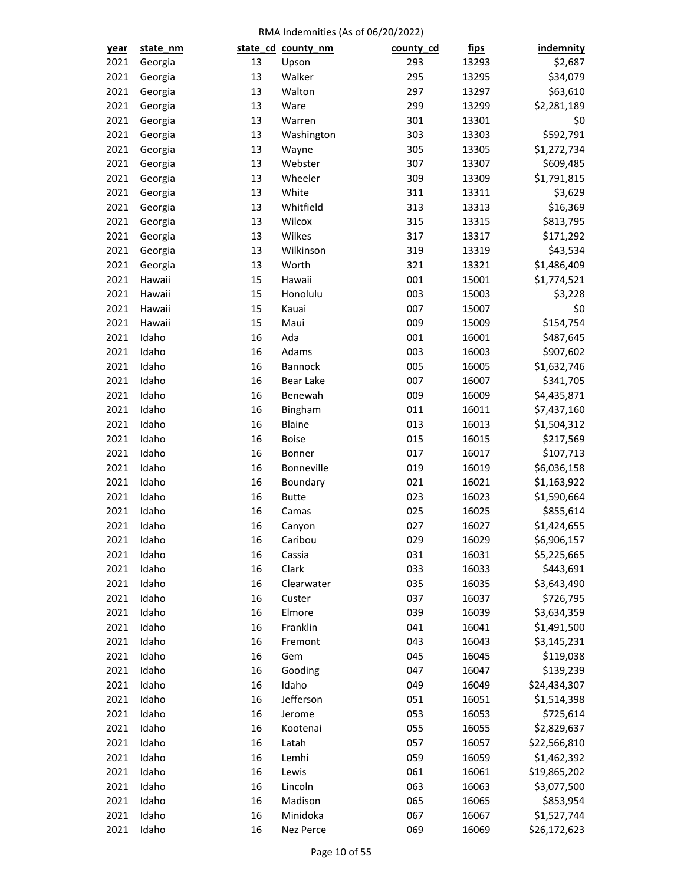RMA Indemnities (As of 06/20/2022)

| year | state_nm | state_cd | county_nm | county_cd | fips | indemnity |
|---|---|---|---|---|---|---|
| 2021 | Georgia | 13 | Upson | 293 | 13293 | $2,687 |
| 2021 | Georgia | 13 | Walker | 295 | 13295 | $34,079 |
| 2021 | Georgia | 13 | Walton | 297 | 13297 | $63,610 |
| 2021 | Georgia | 13 | Ware | 299 | 13299 | $2,281,189 |
| 2021 | Georgia | 13 | Warren | 301 | 13301 | $0 |
| 2021 | Georgia | 13 | Washington | 303 | 13303 | $592,791 |
| 2021 | Georgia | 13 | Wayne | 305 | 13305 | $1,272,734 |
| 2021 | Georgia | 13 | Webster | 307 | 13307 | $609,485 |
| 2021 | Georgia | 13 | Wheeler | 309 | 13309 | $1,791,815 |
| 2021 | Georgia | 13 | White | 311 | 13311 | $3,629 |
| 2021 | Georgia | 13 | Whitfield | 313 | 13313 | $16,369 |
| 2021 | Georgia | 13 | Wilcox | 315 | 13315 | $813,795 |
| 2021 | Georgia | 13 | Wilkes | 317 | 13317 | $171,292 |
| 2021 | Georgia | 13 | Wilkinson | 319 | 13319 | $43,534 |
| 2021 | Georgia | 13 | Worth | 321 | 13321 | $1,486,409 |
| 2021 | Hawaii | 15 | Hawaii | 001 | 15001 | $1,774,521 |
| 2021 | Hawaii | 15 | Honolulu | 003 | 15003 | $3,228 |
| 2021 | Hawaii | 15 | Kauai | 007 | 15007 | $0 |
| 2021 | Hawaii | 15 | Maui | 009 | 15009 | $154,754 |
| 2021 | Idaho | 16 | Ada | 001 | 16001 | $487,645 |
| 2021 | Idaho | 16 | Adams | 003 | 16003 | $907,602 |
| 2021 | Idaho | 16 | Bannock | 005 | 16005 | $1,632,746 |
| 2021 | Idaho | 16 | Bear Lake | 007 | 16007 | $341,705 |
| 2021 | Idaho | 16 | Benewah | 009 | 16009 | $4,435,871 |
| 2021 | Idaho | 16 | Bingham | 011 | 16011 | $7,437,160 |
| 2021 | Idaho | 16 | Blaine | 013 | 16013 | $1,504,312 |
| 2021 | Idaho | 16 | Boise | 015 | 16015 | $217,569 |
| 2021 | Idaho | 16 | Bonner | 017 | 16017 | $107,713 |
| 2021 | Idaho | 16 | Bonneville | 019 | 16019 | $6,036,158 |
| 2021 | Idaho | 16 | Boundary | 021 | 16021 | $1,163,922 |
| 2021 | Idaho | 16 | Butte | 023 | 16023 | $1,590,664 |
| 2021 | Idaho | 16 | Camas | 025 | 16025 | $855,614 |
| 2021 | Idaho | 16 | Canyon | 027 | 16027 | $1,424,655 |
| 2021 | Idaho | 16 | Caribou | 029 | 16029 | $6,906,157 |
| 2021 | Idaho | 16 | Cassia | 031 | 16031 | $5,225,665 |
| 2021 | Idaho | 16 | Clark | 033 | 16033 | $443,691 |
| 2021 | Idaho | 16 | Clearwater | 035 | 16035 | $3,643,490 |
| 2021 | Idaho | 16 | Custer | 037 | 16037 | $726,795 |
| 2021 | Idaho | 16 | Elmore | 039 | 16039 | $3,634,359 |
| 2021 | Idaho | 16 | Franklin | 041 | 16041 | $1,491,500 |
| 2021 | Idaho | 16 | Fremont | 043 | 16043 | $3,145,231 |
| 2021 | Idaho | 16 | Gem | 045 | 16045 | $119,038 |
| 2021 | Idaho | 16 | Gooding | 047 | 16047 | $139,239 |
| 2021 | Idaho | 16 | Idaho | 049 | 16049 | $24,434,307 |
| 2021 | Idaho | 16 | Jefferson | 051 | 16051 | $1,514,398 |
| 2021 | Idaho | 16 | Jerome | 053 | 16053 | $725,614 |
| 2021 | Idaho | 16 | Kootenai | 055 | 16055 | $2,829,637 |
| 2021 | Idaho | 16 | Latah | 057 | 16057 | $22,566,810 |
| 2021 | Idaho | 16 | Lemhi | 059 | 16059 | $1,462,392 |
| 2021 | Idaho | 16 | Lewis | 061 | 16061 | $19,865,202 |
| 2021 | Idaho | 16 | Lincoln | 063 | 16063 | $3,077,500 |
| 2021 | Idaho | 16 | Madison | 065 | 16065 | $853,954 |
| 2021 | Idaho | 16 | Minidoka | 067 | 16067 | $1,527,744 |
| 2021 | Idaho | 16 | Nez Perce | 069 | 16069 | $26,172,623 |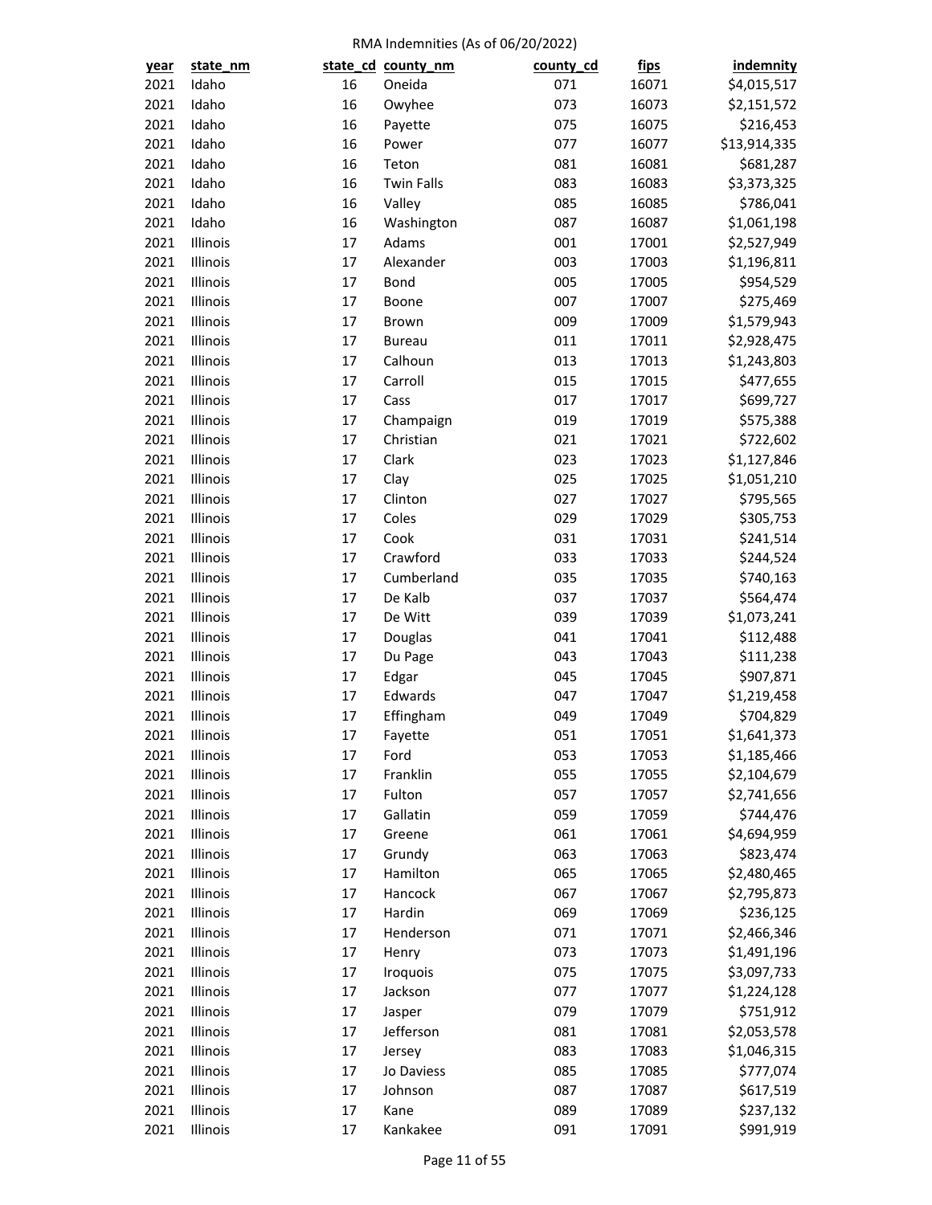RMA Indemnities (As of 06/20/2022)

| year | state_nm | state_cd | county_nm | county_cd | fips | indemnity |
|---|---|---|---|---|---|---|
| 2021 | Idaho | 16 | Oneida | 071 | 16071 | $4,015,517 |
| 2021 | Idaho | 16 | Owyhee | 073 | 16073 | $2,151,572 |
| 2021 | Idaho | 16 | Payette | 075 | 16075 | $216,453 |
| 2021 | Idaho | 16 | Power | 077 | 16077 | $13,914,335 |
| 2021 | Idaho | 16 | Teton | 081 | 16081 | $681,287 |
| 2021 | Idaho | 16 | Twin Falls | 083 | 16083 | $3,373,325 |
| 2021 | Idaho | 16 | Valley | 085 | 16085 | $786,041 |
| 2021 | Idaho | 16 | Washington | 087 | 16087 | $1,061,198 |
| 2021 | Illinois | 17 | Adams | 001 | 17001 | $2,527,949 |
| 2021 | Illinois | 17 | Alexander | 003 | 17003 | $1,196,811 |
| 2021 | Illinois | 17 | Bond | 005 | 17005 | $954,529 |
| 2021 | Illinois | 17 | Boone | 007 | 17007 | $275,469 |
| 2021 | Illinois | 17 | Brown | 009 | 17009 | $1,579,943 |
| 2021 | Illinois | 17 | Bureau | 011 | 17011 | $2,928,475 |
| 2021 | Illinois | 17 | Calhoun | 013 | 17013 | $1,243,803 |
| 2021 | Illinois | 17 | Carroll | 015 | 17015 | $477,655 |
| 2021 | Illinois | 17 | Cass | 017 | 17017 | $699,727 |
| 2021 | Illinois | 17 | Champaign | 019 | 17019 | $575,388 |
| 2021 | Illinois | 17 | Christian | 021 | 17021 | $722,602 |
| 2021 | Illinois | 17 | Clark | 023 | 17023 | $1,127,846 |
| 2021 | Illinois | 17 | Clay | 025 | 17025 | $1,051,210 |
| 2021 | Illinois | 17 | Clinton | 027 | 17027 | $795,565 |
| 2021 | Illinois | 17 | Coles | 029 | 17029 | $305,753 |
| 2021 | Illinois | 17 | Cook | 031 | 17031 | $241,514 |
| 2021 | Illinois | 17 | Crawford | 033 | 17033 | $244,524 |
| 2021 | Illinois | 17 | Cumberland | 035 | 17035 | $740,163 |
| 2021 | Illinois | 17 | De Kalb | 037 | 17037 | $564,474 |
| 2021 | Illinois | 17 | De Witt | 039 | 17039 | $1,073,241 |
| 2021 | Illinois | 17 | Douglas | 041 | 17041 | $112,488 |
| 2021 | Illinois | 17 | Du Page | 043 | 17043 | $111,238 |
| 2021 | Illinois | 17 | Edgar | 045 | 17045 | $907,871 |
| 2021 | Illinois | 17 | Edwards | 047 | 17047 | $1,219,458 |
| 2021 | Illinois | 17 | Effingham | 049 | 17049 | $704,829 |
| 2021 | Illinois | 17 | Fayette | 051 | 17051 | $1,641,373 |
| 2021 | Illinois | 17 | Ford | 053 | 17053 | $1,185,466 |
| 2021 | Illinois | 17 | Franklin | 055 | 17055 | $2,104,679 |
| 2021 | Illinois | 17 | Fulton | 057 | 17057 | $2,741,656 |
| 2021 | Illinois | 17 | Gallatin | 059 | 17059 | $744,476 |
| 2021 | Illinois | 17 | Greene | 061 | 17061 | $4,694,959 |
| 2021 | Illinois | 17 | Grundy | 063 | 17063 | $823,474 |
| 2021 | Illinois | 17 | Hamilton | 065 | 17065 | $2,480,465 |
| 2021 | Illinois | 17 | Hancock | 067 | 17067 | $2,795,873 |
| 2021 | Illinois | 17 | Hardin | 069 | 17069 | $236,125 |
| 2021 | Illinois | 17 | Henderson | 071 | 17071 | $2,466,346 |
| 2021 | Illinois | 17 | Henry | 073 | 17073 | $1,491,196 |
| 2021 | Illinois | 17 | Iroquois | 075 | 17075 | $3,097,733 |
| 2021 | Illinois | 17 | Jackson | 077 | 17077 | $1,224,128 |
| 2021 | Illinois | 17 | Jasper | 079 | 17079 | $751,912 |
| 2021 | Illinois | 17 | Jefferson | 081 | 17081 | $2,053,578 |
| 2021 | Illinois | 17 | Jersey | 083 | 17083 | $1,046,315 |
| 2021 | Illinois | 17 | Jo Daviess | 085 | 17085 | $777,074 |
| 2021 | Illinois | 17 | Johnson | 087 | 17087 | $617,519 |
| 2021 | Illinois | 17 | Kane | 089 | 17089 | $237,132 |
| 2021 | Illinois | 17 | Kankakee | 091 | 17091 | $991,919 |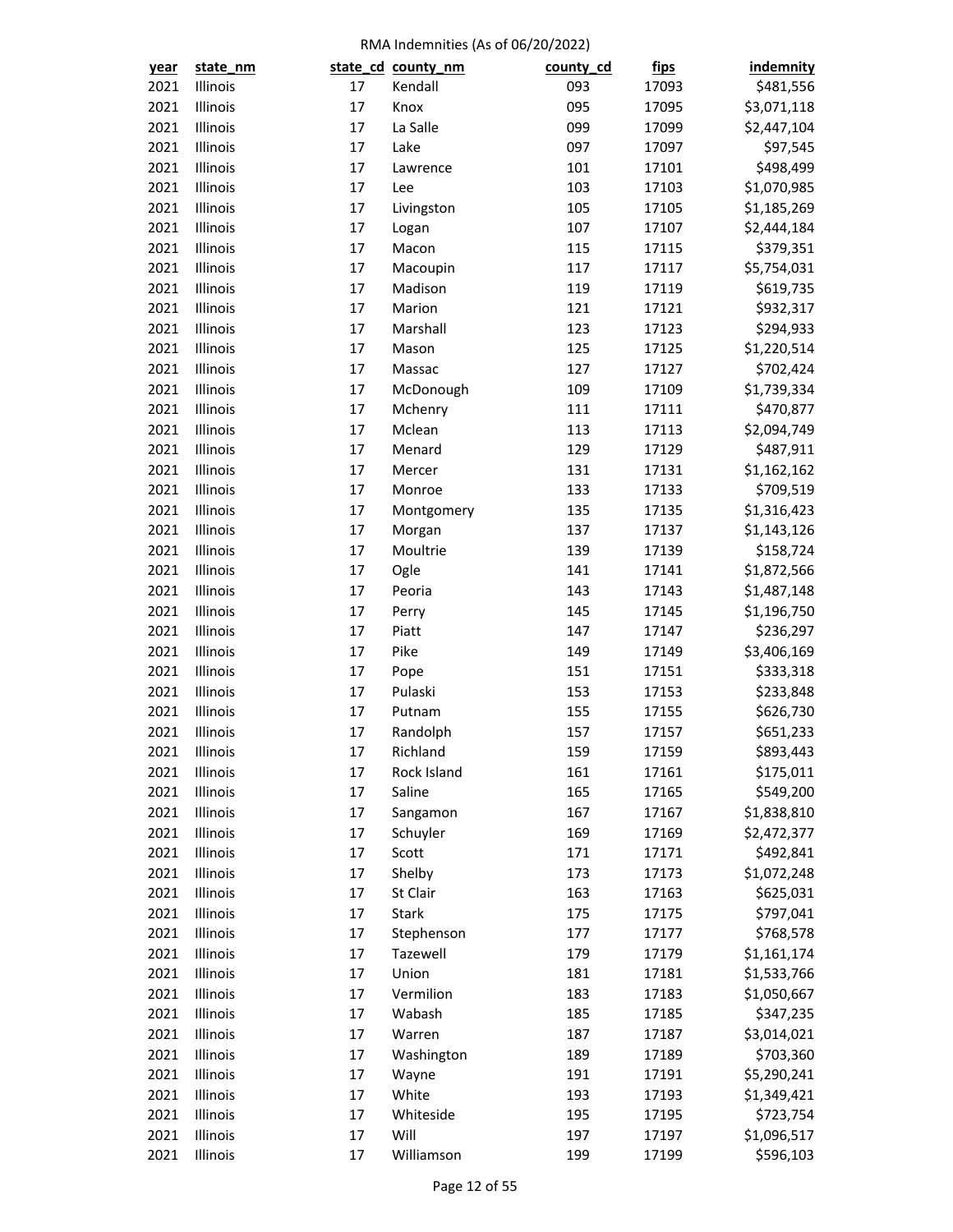RMA Indemnities (As of 06/20/2022)

| year | state_nm | state_cd | county_nm | county_cd | fips | indemnity |
|---|---|---|---|---|---|---|
| 2021 | Illinois | 17 | Kendall | 093 | 17093 | $481,556 |
| 2021 | Illinois | 17 | Knox | 095 | 17095 | $3,071,118 |
| 2021 | Illinois | 17 | La Salle | 099 | 17099 | $2,447,104 |
| 2021 | Illinois | 17 | Lake | 097 | 17097 | $97,545 |
| 2021 | Illinois | 17 | Lawrence | 101 | 17101 | $498,499 |
| 2021 | Illinois | 17 | Lee | 103 | 17103 | $1,070,985 |
| 2021 | Illinois | 17 | Livingston | 105 | 17105 | $1,185,269 |
| 2021 | Illinois | 17 | Logan | 107 | 17107 | $2,444,184 |
| 2021 | Illinois | 17 | Macon | 115 | 17115 | $379,351 |
| 2021 | Illinois | 17 | Macoupin | 117 | 17117 | $5,754,031 |
| 2021 | Illinois | 17 | Madison | 119 | 17119 | $619,735 |
| 2021 | Illinois | 17 | Marion | 121 | 17121 | $932,317 |
| 2021 | Illinois | 17 | Marshall | 123 | 17123 | $294,933 |
| 2021 | Illinois | 17 | Mason | 125 | 17125 | $1,220,514 |
| 2021 | Illinois | 17 | Massac | 127 | 17127 | $702,424 |
| 2021 | Illinois | 17 | McDonough | 109 | 17109 | $1,739,334 |
| 2021 | Illinois | 17 | Mchenry | 111 | 17111 | $470,877 |
| 2021 | Illinois | 17 | Mclean | 113 | 17113 | $2,094,749 |
| 2021 | Illinois | 17 | Menard | 129 | 17129 | $487,911 |
| 2021 | Illinois | 17 | Mercer | 131 | 17131 | $1,162,162 |
| 2021 | Illinois | 17 | Monroe | 133 | 17133 | $709,519 |
| 2021 | Illinois | 17 | Montgomery | 135 | 17135 | $1,316,423 |
| 2021 | Illinois | 17 | Morgan | 137 | 17137 | $1,143,126 |
| 2021 | Illinois | 17 | Moultrie | 139 | 17139 | $158,724 |
| 2021 | Illinois | 17 | Ogle | 141 | 17141 | $1,872,566 |
| 2021 | Illinois | 17 | Peoria | 143 | 17143 | $1,487,148 |
| 2021 | Illinois | 17 | Perry | 145 | 17145 | $1,196,750 |
| 2021 | Illinois | 17 | Piatt | 147 | 17147 | $236,297 |
| 2021 | Illinois | 17 | Pike | 149 | 17149 | $3,406,169 |
| 2021 | Illinois | 17 | Pope | 151 | 17151 | $333,318 |
| 2021 | Illinois | 17 | Pulaski | 153 | 17153 | $233,848 |
| 2021 | Illinois | 17 | Putnam | 155 | 17155 | $626,730 |
| 2021 | Illinois | 17 | Randolph | 157 | 17157 | $651,233 |
| 2021 | Illinois | 17 | Richland | 159 | 17159 | $893,443 |
| 2021 | Illinois | 17 | Rock Island | 161 | 17161 | $175,011 |
| 2021 | Illinois | 17 | Saline | 165 | 17165 | $549,200 |
| 2021 | Illinois | 17 | Sangamon | 167 | 17167 | $1,838,810 |
| 2021 | Illinois | 17 | Schuyler | 169 | 17169 | $2,472,377 |
| 2021 | Illinois | 17 | Scott | 171 | 17171 | $492,841 |
| 2021 | Illinois | 17 | Shelby | 173 | 17173 | $1,072,248 |
| 2021 | Illinois | 17 | St Clair | 163 | 17163 | $625,031 |
| 2021 | Illinois | 17 | Stark | 175 | 17175 | $797,041 |
| 2021 | Illinois | 17 | Stephenson | 177 | 17177 | $768,578 |
| 2021 | Illinois | 17 | Tazewell | 179 | 17179 | $1,161,174 |
| 2021 | Illinois | 17 | Union | 181 | 17181 | $1,533,766 |
| 2021 | Illinois | 17 | Vermilion | 183 | 17183 | $1,050,667 |
| 2021 | Illinois | 17 | Wabash | 185 | 17185 | $347,235 |
| 2021 | Illinois | 17 | Warren | 187 | 17187 | $3,014,021 |
| 2021 | Illinois | 17 | Washington | 189 | 17189 | $703,360 |
| 2021 | Illinois | 17 | Wayne | 191 | 17191 | $5,290,241 |
| 2021 | Illinois | 17 | White | 193 | 17193 | $1,349,421 |
| 2021 | Illinois | 17 | Whiteside | 195 | 17195 | $723,754 |
| 2021 | Illinois | 17 | Will | 197 | 17197 | $1,096,517 |
| 2021 | Illinois | 17 | Williamson | 199 | 17199 | $596,103 |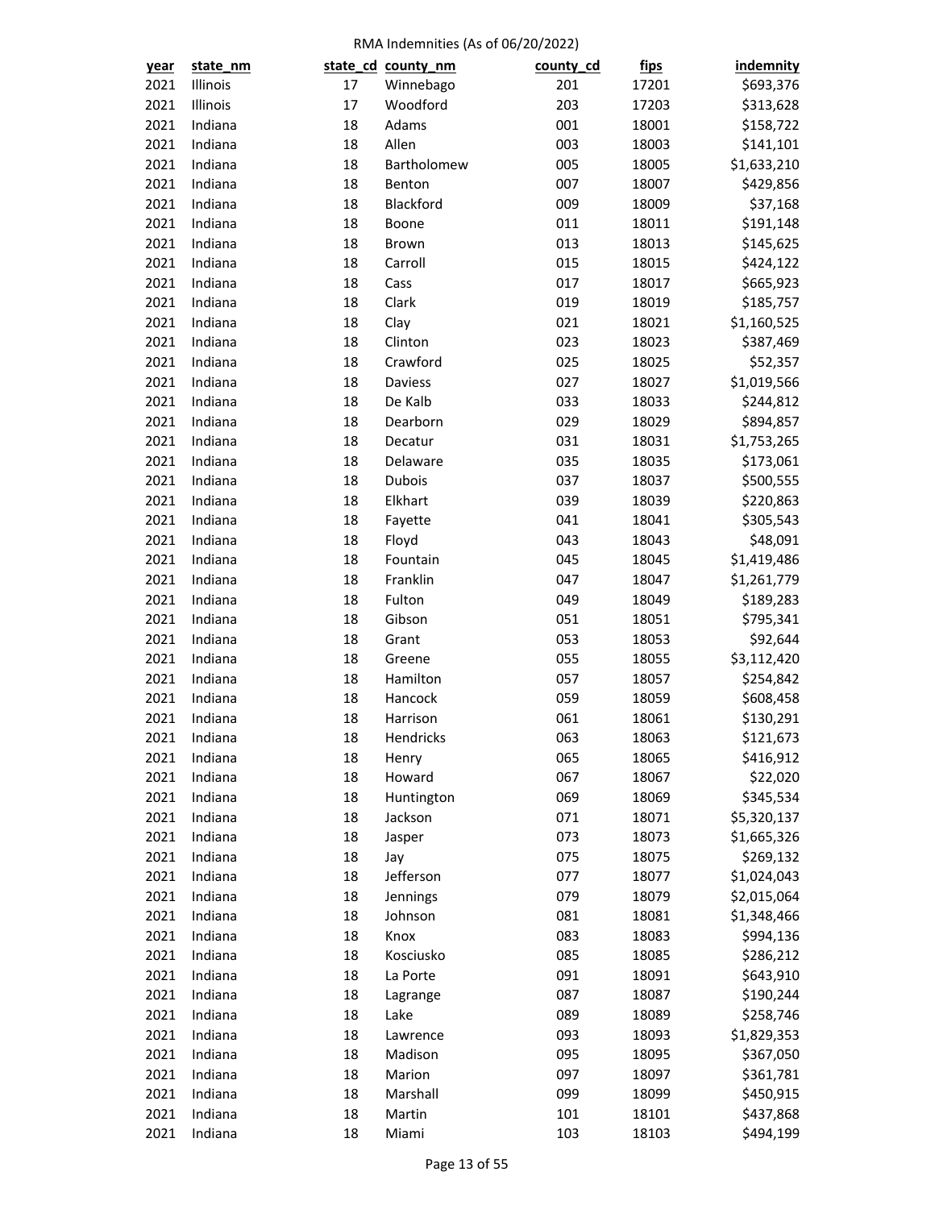RMA Indemnities (As of 06/20/2022)

| year | state_nm | state_cd | county_nm | county_cd | fips | indemnity |
|---|---|---|---|---|---|---|
| 2021 | Illinois | 17 | Winnebago | 201 | 17201 | $693,376 |
| 2021 | Illinois | 17 | Woodford | 203 | 17203 | $313,628 |
| 2021 | Indiana | 18 | Adams | 001 | 18001 | $158,722 |
| 2021 | Indiana | 18 | Allen | 003 | 18003 | $141,101 |
| 2021 | Indiana | 18 | Bartholomew | 005 | 18005 | $1,633,210 |
| 2021 | Indiana | 18 | Benton | 007 | 18007 | $429,856 |
| 2021 | Indiana | 18 | Blackford | 009 | 18009 | $37,168 |
| 2021 | Indiana | 18 | Boone | 011 | 18011 | $191,148 |
| 2021 | Indiana | 18 | Brown | 013 | 18013 | $145,625 |
| 2021 | Indiana | 18 | Carroll | 015 | 18015 | $424,122 |
| 2021 | Indiana | 18 | Cass | 017 | 18017 | $665,923 |
| 2021 | Indiana | 18 | Clark | 019 | 18019 | $185,757 |
| 2021 | Indiana | 18 | Clay | 021 | 18021 | $1,160,525 |
| 2021 | Indiana | 18 | Clinton | 023 | 18023 | $387,469 |
| 2021 | Indiana | 18 | Crawford | 025 | 18025 | $52,357 |
| 2021 | Indiana | 18 | Daviess | 027 | 18027 | $1,019,566 |
| 2021 | Indiana | 18 | De Kalb | 033 | 18033 | $244,812 |
| 2021 | Indiana | 18 | Dearborn | 029 | 18029 | $894,857 |
| 2021 | Indiana | 18 | Decatur | 031 | 18031 | $1,753,265 |
| 2021 | Indiana | 18 | Delaware | 035 | 18035 | $173,061 |
| 2021 | Indiana | 18 | Dubois | 037 | 18037 | $500,555 |
| 2021 | Indiana | 18 | Elkhart | 039 | 18039 | $220,863 |
| 2021 | Indiana | 18 | Fayette | 041 | 18041 | $305,543 |
| 2021 | Indiana | 18 | Floyd | 043 | 18043 | $48,091 |
| 2021 | Indiana | 18 | Fountain | 045 | 18045 | $1,419,486 |
| 2021 | Indiana | 18 | Franklin | 047 | 18047 | $1,261,779 |
| 2021 | Indiana | 18 | Fulton | 049 | 18049 | $189,283 |
| 2021 | Indiana | 18 | Gibson | 051 | 18051 | $795,341 |
| 2021 | Indiana | 18 | Grant | 053 | 18053 | $92,644 |
| 2021 | Indiana | 18 | Greene | 055 | 18055 | $3,112,420 |
| 2021 | Indiana | 18 | Hamilton | 057 | 18057 | $254,842 |
| 2021 | Indiana | 18 | Hancock | 059 | 18059 | $608,458 |
| 2021 | Indiana | 18 | Harrison | 061 | 18061 | $130,291 |
| 2021 | Indiana | 18 | Hendricks | 063 | 18063 | $121,673 |
| 2021 | Indiana | 18 | Henry | 065 | 18065 | $416,912 |
| 2021 | Indiana | 18 | Howard | 067 | 18067 | $22,020 |
| 2021 | Indiana | 18 | Huntington | 069 | 18069 | $345,534 |
| 2021 | Indiana | 18 | Jackson | 071 | 18071 | $5,320,137 |
| 2021 | Indiana | 18 | Jasper | 073 | 18073 | $1,665,326 |
| 2021 | Indiana | 18 | Jay | 075 | 18075 | $269,132 |
| 2021 | Indiana | 18 | Jefferson | 077 | 18077 | $1,024,043 |
| 2021 | Indiana | 18 | Jennings | 079 | 18079 | $2,015,064 |
| 2021 | Indiana | 18 | Johnson | 081 | 18081 | $1,348,466 |
| 2021 | Indiana | 18 | Knox | 083 | 18083 | $994,136 |
| 2021 | Indiana | 18 | Kosciusko | 085 | 18085 | $286,212 |
| 2021 | Indiana | 18 | La Porte | 091 | 18091 | $643,910 |
| 2021 | Indiana | 18 | Lagrange | 087 | 18087 | $190,244 |
| 2021 | Indiana | 18 | Lake | 089 | 18089 | $258,746 |
| 2021 | Indiana | 18 | Lawrence | 093 | 18093 | $1,829,353 |
| 2021 | Indiana | 18 | Madison | 095 | 18095 | $367,050 |
| 2021 | Indiana | 18 | Marion | 097 | 18097 | $361,781 |
| 2021 | Indiana | 18 | Marshall | 099 | 18099 | $450,915 |
| 2021 | Indiana | 18 | Martin | 101 | 18101 | $437,868 |
| 2021 | Indiana | 18 | Miami | 103 | 18103 | $494,199 |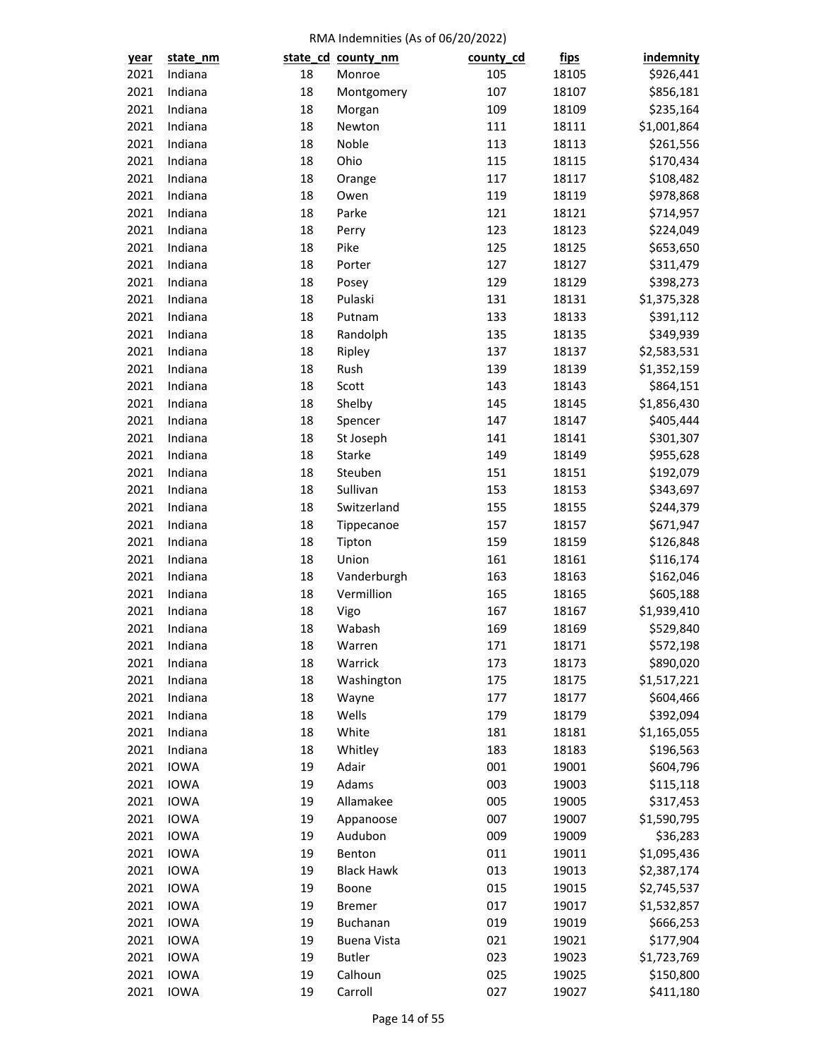RMA Indemnities (As of 06/20/2022)

| year | state_nm | state_cd | county_nm | county_cd | fips | indemnity |
|---|---|---|---|---|---|---|
| 2021 | Indiana | 18 | Monroe | 105 | 18105 | $926,441 |
| 2021 | Indiana | 18 | Montgomery | 107 | 18107 | $856,181 |
| 2021 | Indiana | 18 | Morgan | 109 | 18109 | $235,164 |
| 2021 | Indiana | 18 | Newton | 111 | 18111 | $1,001,864 |
| 2021 | Indiana | 18 | Noble | 113 | 18113 | $261,556 |
| 2021 | Indiana | 18 | Ohio | 115 | 18115 | $170,434 |
| 2021 | Indiana | 18 | Orange | 117 | 18117 | $108,482 |
| 2021 | Indiana | 18 | Owen | 119 | 18119 | $978,868 |
| 2021 | Indiana | 18 | Parke | 121 | 18121 | $714,957 |
| 2021 | Indiana | 18 | Perry | 123 | 18123 | $224,049 |
| 2021 | Indiana | 18 | Pike | 125 | 18125 | $653,650 |
| 2021 | Indiana | 18 | Porter | 127 | 18127 | $311,479 |
| 2021 | Indiana | 18 | Posey | 129 | 18129 | $398,273 |
| 2021 | Indiana | 18 | Pulaski | 131 | 18131 | $1,375,328 |
| 2021 | Indiana | 18 | Putnam | 133 | 18133 | $391,112 |
| 2021 | Indiana | 18 | Randolph | 135 | 18135 | $349,939 |
| 2021 | Indiana | 18 | Ripley | 137 | 18137 | $2,583,531 |
| 2021 | Indiana | 18 | Rush | 139 | 18139 | $1,352,159 |
| 2021 | Indiana | 18 | Scott | 143 | 18143 | $864,151 |
| 2021 | Indiana | 18 | Shelby | 145 | 18145 | $1,856,430 |
| 2021 | Indiana | 18 | Spencer | 147 | 18147 | $405,444 |
| 2021 | Indiana | 18 | St Joseph | 141 | 18141 | $301,307 |
| 2021 | Indiana | 18 | Starke | 149 | 18149 | $955,628 |
| 2021 | Indiana | 18 | Steuben | 151 | 18151 | $192,079 |
| 2021 | Indiana | 18 | Sullivan | 153 | 18153 | $343,697 |
| 2021 | Indiana | 18 | Switzerland | 155 | 18155 | $244,379 |
| 2021 | Indiana | 18 | Tippecanoe | 157 | 18157 | $671,947 |
| 2021 | Indiana | 18 | Tipton | 159 | 18159 | $126,848 |
| 2021 | Indiana | 18 | Union | 161 | 18161 | $116,174 |
| 2021 | Indiana | 18 | Vanderburgh | 163 | 18163 | $162,046 |
| 2021 | Indiana | 18 | Vermillion | 165 | 18165 | $605,188 |
| 2021 | Indiana | 18 | Vigo | 167 | 18167 | $1,939,410 |
| 2021 | Indiana | 18 | Wabash | 169 | 18169 | $529,840 |
| 2021 | Indiana | 18 | Warren | 171 | 18171 | $572,198 |
| 2021 | Indiana | 18 | Warrick | 173 | 18173 | $890,020 |
| 2021 | Indiana | 18 | Washington | 175 | 18175 | $1,517,221 |
| 2021 | Indiana | 18 | Wayne | 177 | 18177 | $604,466 |
| 2021 | Indiana | 18 | Wells | 179 | 18179 | $392,094 |
| 2021 | Indiana | 18 | White | 181 | 18181 | $1,165,055 |
| 2021 | Indiana | 18 | Whitley | 183 | 18183 | $196,563 |
| 2021 | IOWA | 19 | Adair | 001 | 19001 | $604,796 |
| 2021 | IOWA | 19 | Adams | 003 | 19003 | $115,118 |
| 2021 | IOWA | 19 | Allamakee | 005 | 19005 | $317,453 |
| 2021 | IOWA | 19 | Appanoose | 007 | 19007 | $1,590,795 |
| 2021 | IOWA | 19 | Audubon | 009 | 19009 | $36,283 |
| 2021 | IOWA | 19 | Benton | 011 | 19011 | $1,095,436 |
| 2021 | IOWA | 19 | Black Hawk | 013 | 19013 | $2,387,174 |
| 2021 | IOWA | 19 | Boone | 015 | 19015 | $2,745,537 |
| 2021 | IOWA | 19 | Bremer | 017 | 19017 | $1,532,857 |
| 2021 | IOWA | 19 | Buchanan | 019 | 19019 | $666,253 |
| 2021 | IOWA | 19 | Buena Vista | 021 | 19021 | $177,904 |
| 2021 | IOWA | 19 | Butler | 023 | 19023 | $1,723,769 |
| 2021 | IOWA | 19 | Calhoun | 025 | 19025 | $150,800 |
| 2021 | IOWA | 19 | Carroll | 027 | 19027 | $411,180 |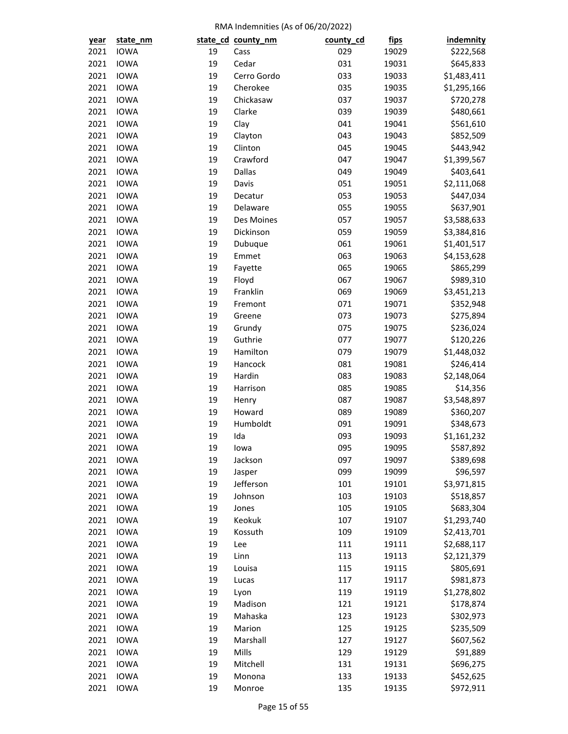RMA Indemnities (As of 06/20/2022)

| year | state_nm | state_cd | county_nm | county_cd | fips | indemnity |
|---|---|---|---|---|---|---|
| 2021 | IOWA | 19 | Cass | 029 | 19029 | $222,568 |
| 2021 | IOWA | 19 | Cedar | 031 | 19031 | $645,833 |
| 2021 | IOWA | 19 | Cerro Gordo | 033 | 19033 | $1,483,411 |
| 2021 | IOWA | 19 | Cherokee | 035 | 19035 | $1,295,166 |
| 2021 | IOWA | 19 | Chickasaw | 037 | 19037 | $720,278 |
| 2021 | IOWA | 19 | Clarke | 039 | 19039 | $480,661 |
| 2021 | IOWA | 19 | Clay | 041 | 19041 | $561,610 |
| 2021 | IOWA | 19 | Clayton | 043 | 19043 | $852,509 |
| 2021 | IOWA | 19 | Clinton | 045 | 19045 | $443,942 |
| 2021 | IOWA | 19 | Crawford | 047 | 19047 | $1,399,567 |
| 2021 | IOWA | 19 | Dallas | 049 | 19049 | $403,641 |
| 2021 | IOWA | 19 | Davis | 051 | 19051 | $2,111,068 |
| 2021 | IOWA | 19 | Decatur | 053 | 19053 | $447,034 |
| 2021 | IOWA | 19 | Delaware | 055 | 19055 | $637,901 |
| 2021 | IOWA | 19 | Des Moines | 057 | 19057 | $3,588,633 |
| 2021 | IOWA | 19 | Dickinson | 059 | 19059 | $3,384,816 |
| 2021 | IOWA | 19 | Dubuque | 061 | 19061 | $1,401,517 |
| 2021 | IOWA | 19 | Emmet | 063 | 19063 | $4,153,628 |
| 2021 | IOWA | 19 | Fayette | 065 | 19065 | $865,299 |
| 2021 | IOWA | 19 | Floyd | 067 | 19067 | $989,310 |
| 2021 | IOWA | 19 | Franklin | 069 | 19069 | $3,451,213 |
| 2021 | IOWA | 19 | Fremont | 071 | 19071 | $352,948 |
| 2021 | IOWA | 19 | Greene | 073 | 19073 | $275,894 |
| 2021 | IOWA | 19 | Grundy | 075 | 19075 | $236,024 |
| 2021 | IOWA | 19 | Guthrie | 077 | 19077 | $120,226 |
| 2021 | IOWA | 19 | Hamilton | 079 | 19079 | $1,448,032 |
| 2021 | IOWA | 19 | Hancock | 081 | 19081 | $246,414 |
| 2021 | IOWA | 19 | Hardin | 083 | 19083 | $2,148,064 |
| 2021 | IOWA | 19 | Harrison | 085 | 19085 | $14,356 |
| 2021 | IOWA | 19 | Henry | 087 | 19087 | $3,548,897 |
| 2021 | IOWA | 19 | Howard | 089 | 19089 | $360,207 |
| 2021 | IOWA | 19 | Humboldt | 091 | 19091 | $348,673 |
| 2021 | IOWA | 19 | Ida | 093 | 19093 | $1,161,232 |
| 2021 | IOWA | 19 | Iowa | 095 | 19095 | $587,892 |
| 2021 | IOWA | 19 | Jackson | 097 | 19097 | $389,698 |
| 2021 | IOWA | 19 | Jasper | 099 | 19099 | $96,597 |
| 2021 | IOWA | 19 | Jefferson | 101 | 19101 | $3,971,815 |
| 2021 | IOWA | 19 | Johnson | 103 | 19103 | $518,857 |
| 2021 | IOWA | 19 | Jones | 105 | 19105 | $683,304 |
| 2021 | IOWA | 19 | Keokuk | 107 | 19107 | $1,293,740 |
| 2021 | IOWA | 19 | Kossuth | 109 | 19109 | $2,413,701 |
| 2021 | IOWA | 19 | Lee | 111 | 19111 | $2,688,117 |
| 2021 | IOWA | 19 | Linn | 113 | 19113 | $2,121,379 |
| 2021 | IOWA | 19 | Louisa | 115 | 19115 | $805,691 |
| 2021 | IOWA | 19 | Lucas | 117 | 19117 | $981,873 |
| 2021 | IOWA | 19 | Lyon | 119 | 19119 | $1,278,802 |
| 2021 | IOWA | 19 | Madison | 121 | 19121 | $178,874 |
| 2021 | IOWA | 19 | Mahaska | 123 | 19123 | $302,973 |
| 2021 | IOWA | 19 | Marion | 125 | 19125 | $235,509 |
| 2021 | IOWA | 19 | Marshall | 127 | 19127 | $607,562 |
| 2021 | IOWA | 19 | Mills | 129 | 19129 | $91,889 |
| 2021 | IOWA | 19 | Mitchell | 131 | 19131 | $696,275 |
| 2021 | IOWA | 19 | Monona | 133 | 19133 | $452,625 |
| 2021 | IOWA | 19 | Monroe | 135 | 19135 | $972,911 |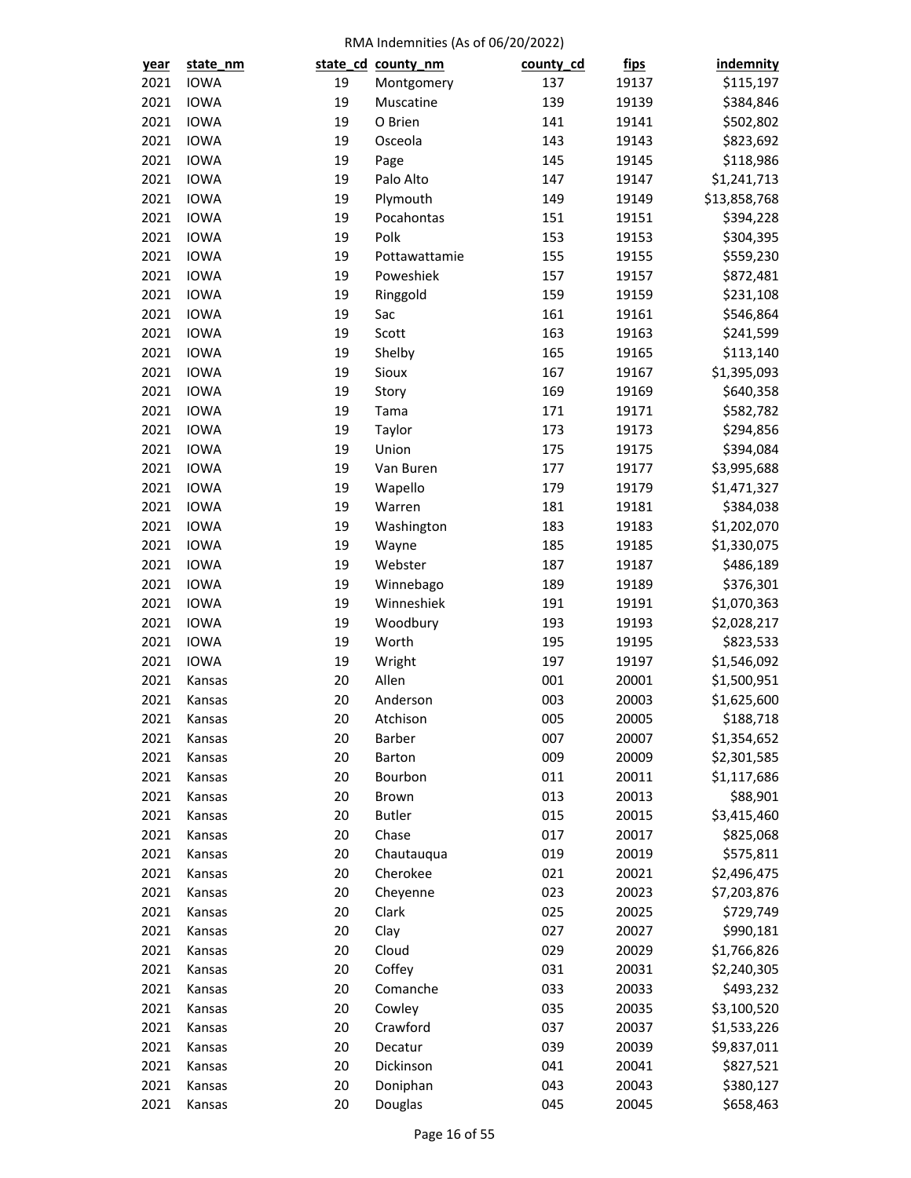RMA Indemnities (As of 06/20/2022)

| year | state_nm | state_cd | county_nm | county_cd | fips | indemnity |
|---|---|---|---|---|---|---|
| 2021 | IOWA | 19 | Montgomery | 137 | 19137 | $115,197 |
| 2021 | IOWA | 19 | Muscatine | 139 | 19139 | $384,846 |
| 2021 | IOWA | 19 | O Brien | 141 | 19141 | $502,802 |
| 2021 | IOWA | 19 | Osceola | 143 | 19143 | $823,692 |
| 2021 | IOWA | 19 | Page | 145 | 19145 | $118,986 |
| 2021 | IOWA | 19 | Palo Alto | 147 | 19147 | $1,241,713 |
| 2021 | IOWA | 19 | Plymouth | 149 | 19149 | $13,858,768 |
| 2021 | IOWA | 19 | Pocahontas | 151 | 19151 | $394,228 |
| 2021 | IOWA | 19 | Polk | 153 | 19153 | $304,395 |
| 2021 | IOWA | 19 | Pottawattamie | 155 | 19155 | $559,230 |
| 2021 | IOWA | 19 | Poweshiek | 157 | 19157 | $872,481 |
| 2021 | IOWA | 19 | Ringgold | 159 | 19159 | $231,108 |
| 2021 | IOWA | 19 | Sac | 161 | 19161 | $546,864 |
| 2021 | IOWA | 19 | Scott | 163 | 19163 | $241,599 |
| 2021 | IOWA | 19 | Shelby | 165 | 19165 | $113,140 |
| 2021 | IOWA | 19 | Sioux | 167 | 19167 | $1,395,093 |
| 2021 | IOWA | 19 | Story | 169 | 19169 | $640,358 |
| 2021 | IOWA | 19 | Tama | 171 | 19171 | $582,782 |
| 2021 | IOWA | 19 | Taylor | 173 | 19173 | $294,856 |
| 2021 | IOWA | 19 | Union | 175 | 19175 | $394,084 |
| 2021 | IOWA | 19 | Van Buren | 177 | 19177 | $3,995,688 |
| 2021 | IOWA | 19 | Wapello | 179 | 19179 | $1,471,327 |
| 2021 | IOWA | 19 | Warren | 181 | 19181 | $384,038 |
| 2021 | IOWA | 19 | Washington | 183 | 19183 | $1,202,070 |
| 2021 | IOWA | 19 | Wayne | 185 | 19185 | $1,330,075 |
| 2021 | IOWA | 19 | Webster | 187 | 19187 | $486,189 |
| 2021 | IOWA | 19 | Winnebago | 189 | 19189 | $376,301 |
| 2021 | IOWA | 19 | Winneshiek | 191 | 19191 | $1,070,363 |
| 2021 | IOWA | 19 | Woodbury | 193 | 19193 | $2,028,217 |
| 2021 | IOWA | 19 | Worth | 195 | 19195 | $823,533 |
| 2021 | IOWA | 19 | Wright | 197 | 19197 | $1,546,092 |
| 2021 | Kansas | 20 | Allen | 001 | 20001 | $1,500,951 |
| 2021 | Kansas | 20 | Anderson | 003 | 20003 | $1,625,600 |
| 2021 | Kansas | 20 | Atchison | 005 | 20005 | $188,718 |
| 2021 | Kansas | 20 | Barber | 007 | 20007 | $1,354,652 |
| 2021 | Kansas | 20 | Barton | 009 | 20009 | $2,301,585 |
| 2021 | Kansas | 20 | Bourbon | 011 | 20011 | $1,117,686 |
| 2021 | Kansas | 20 | Brown | 013 | 20013 | $88,901 |
| 2021 | Kansas | 20 | Butler | 015 | 20015 | $3,415,460 |
| 2021 | Kansas | 20 | Chase | 017 | 20017 | $825,068 |
| 2021 | Kansas | 20 | Chautauqua | 019 | 20019 | $575,811 |
| 2021 | Kansas | 20 | Cherokee | 021 | 20021 | $2,496,475 |
| 2021 | Kansas | 20 | Cheyenne | 023 | 20023 | $7,203,876 |
| 2021 | Kansas | 20 | Clark | 025 | 20025 | $729,749 |
| 2021 | Kansas | 20 | Clay | 027 | 20027 | $990,181 |
| 2021 | Kansas | 20 | Cloud | 029 | 20029 | $1,766,826 |
| 2021 | Kansas | 20 | Coffey | 031 | 20031 | $2,240,305 |
| 2021 | Kansas | 20 | Comanche | 033 | 20033 | $493,232 |
| 2021 | Kansas | 20 | Cowley | 035 | 20035 | $3,100,520 |
| 2021 | Kansas | 20 | Crawford | 037 | 20037 | $1,533,226 |
| 2021 | Kansas | 20 | Decatur | 039 | 20039 | $9,837,011 |
| 2021 | Kansas | 20 | Dickinson | 041 | 20041 | $827,521 |
| 2021 | Kansas | 20 | Doniphan | 043 | 20043 | $380,127 |
| 2021 | Kansas | 20 | Douglas | 045 | 20045 | $658,463 |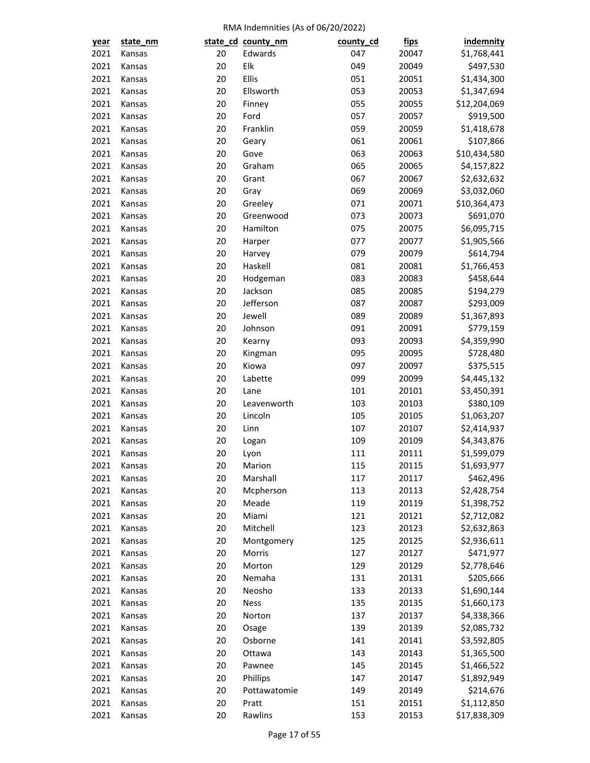RMA Indemnities (As of 06/20/2022)

| year | state_nm | state_cd | county_nm | county_cd | fips | indemnity |
|---|---|---|---|---|---|---|
| 2021 | Kansas | 20 | Edwards | 047 | 20047 | $1,768,441 |
| 2021 | Kansas | 20 | Elk | 049 | 20049 | $497,530 |
| 2021 | Kansas | 20 | Ellis | 051 | 20051 | $1,434,300 |
| 2021 | Kansas | 20 | Ellsworth | 053 | 20053 | $1,347,694 |
| 2021 | Kansas | 20 | Finney | 055 | 20055 | $12,204,069 |
| 2021 | Kansas | 20 | Ford | 057 | 20057 | $919,500 |
| 2021 | Kansas | 20 | Franklin | 059 | 20059 | $1,418,678 |
| 2021 | Kansas | 20 | Geary | 061 | 20061 | $107,866 |
| 2021 | Kansas | 20 | Gove | 063 | 20063 | $10,434,580 |
| 2021 | Kansas | 20 | Graham | 065 | 20065 | $4,157,822 |
| 2021 | Kansas | 20 | Grant | 067 | 20067 | $2,632,632 |
| 2021 | Kansas | 20 | Gray | 069 | 20069 | $3,032,060 |
| 2021 | Kansas | 20 | Greeley | 071 | 20071 | $10,364,473 |
| 2021 | Kansas | 20 | Greenwood | 073 | 20073 | $691,070 |
| 2021 | Kansas | 20 | Hamilton | 075 | 20075 | $6,095,715 |
| 2021 | Kansas | 20 | Harper | 077 | 20077 | $1,905,566 |
| 2021 | Kansas | 20 | Harvey | 079 | 20079 | $614,794 |
| 2021 | Kansas | 20 | Haskell | 081 | 20081 | $1,766,453 |
| 2021 | Kansas | 20 | Hodgeman | 083 | 20083 | $458,644 |
| 2021 | Kansas | 20 | Jackson | 085 | 20085 | $194,279 |
| 2021 | Kansas | 20 | Jefferson | 087 | 20087 | $293,009 |
| 2021 | Kansas | 20 | Jewell | 089 | 20089 | $1,367,893 |
| 2021 | Kansas | 20 | Johnson | 091 | 20091 | $779,159 |
| 2021 | Kansas | 20 | Kearny | 093 | 20093 | $4,359,990 |
| 2021 | Kansas | 20 | Kingman | 095 | 20095 | $728,480 |
| 2021 | Kansas | 20 | Kiowa | 097 | 20097 | $375,515 |
| 2021 | Kansas | 20 | Labette | 099 | 20099 | $4,445,132 |
| 2021 | Kansas | 20 | Lane | 101 | 20101 | $3,450,391 |
| 2021 | Kansas | 20 | Leavenworth | 103 | 20103 | $380,109 |
| 2021 | Kansas | 20 | Lincoln | 105 | 20105 | $1,063,207 |
| 2021 | Kansas | 20 | Linn | 107 | 20107 | $2,414,937 |
| 2021 | Kansas | 20 | Logan | 109 | 20109 | $4,343,876 |
| 2021 | Kansas | 20 | Lyon | 111 | 20111 | $1,599,079 |
| 2021 | Kansas | 20 | Marion | 115 | 20115 | $1,693,977 |
| 2021 | Kansas | 20 | Marshall | 117 | 20117 | $462,496 |
| 2021 | Kansas | 20 | Mcpherson | 113 | 20113 | $2,428,754 |
| 2021 | Kansas | 20 | Meade | 119 | 20119 | $1,398,752 |
| 2021 | Kansas | 20 | Miami | 121 | 20121 | $2,712,082 |
| 2021 | Kansas | 20 | Mitchell | 123 | 20123 | $2,632,863 |
| 2021 | Kansas | 20 | Montgomery | 125 | 20125 | $2,936,611 |
| 2021 | Kansas | 20 | Morris | 127 | 20127 | $471,977 |
| 2021 | Kansas | 20 | Morton | 129 | 20129 | $2,778,646 |
| 2021 | Kansas | 20 | Nemaha | 131 | 20131 | $205,666 |
| 2021 | Kansas | 20 | Neosho | 133 | 20133 | $1,690,144 |
| 2021 | Kansas | 20 | Ness | 135 | 20135 | $1,660,173 |
| 2021 | Kansas | 20 | Norton | 137 | 20137 | $4,338,366 |
| 2021 | Kansas | 20 | Osage | 139 | 20139 | $2,085,732 |
| 2021 | Kansas | 20 | Osborne | 141 | 20141 | $3,592,805 |
| 2021 | Kansas | 20 | Ottawa | 143 | 20143 | $1,365,500 |
| 2021 | Kansas | 20 | Pawnee | 145 | 20145 | $1,466,522 |
| 2021 | Kansas | 20 | Phillips | 147 | 20147 | $1,892,949 |
| 2021 | Kansas | 20 | Pottawatomie | 149 | 20149 | $214,676 |
| 2021 | Kansas | 20 | Pratt | 151 | 20151 | $1,112,850 |
| 2021 | Kansas | 20 | Rawlins | 153 | 20153 | $17,838,309 |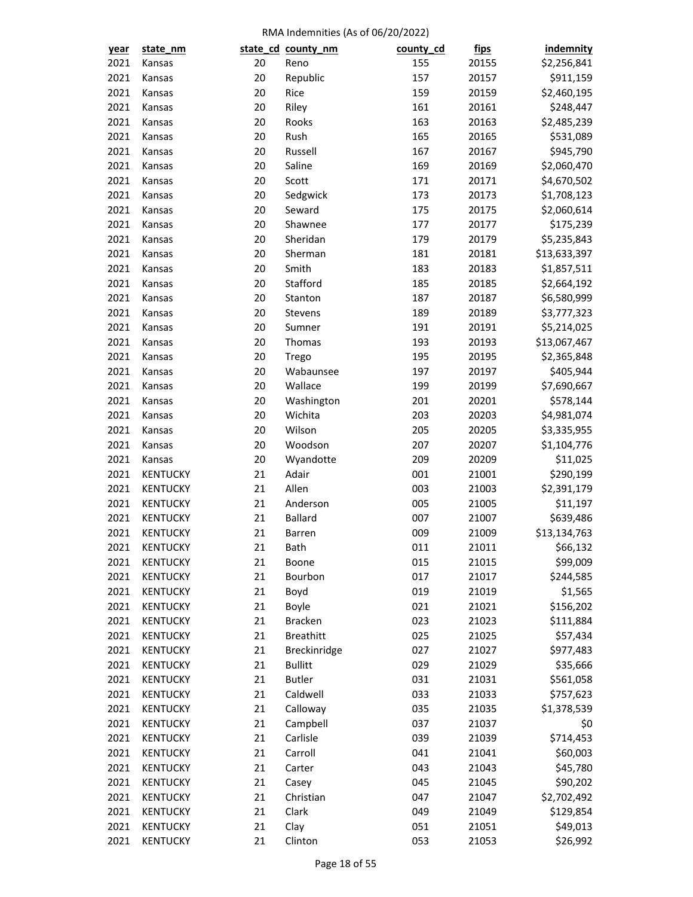RMA Indemnities (As of 06/20/2022)

| year | state_nm | state_cd | county_nm | county_cd | fips | indemnity |
|---|---|---|---|---|---|---|
| 2021 | Kansas | 20 | Reno | 155 | 20155 | $2,256,841 |
| 2021 | Kansas | 20 | Republic | 157 | 20157 | $911,159 |
| 2021 | Kansas | 20 | Rice | 159 | 20159 | $2,460,195 |
| 2021 | Kansas | 20 | Riley | 161 | 20161 | $248,447 |
| 2021 | Kansas | 20 | Rooks | 163 | 20163 | $2,485,239 |
| 2021 | Kansas | 20 | Rush | 165 | 20165 | $531,089 |
| 2021 | Kansas | 20 | Russell | 167 | 20167 | $945,790 |
| 2021 | Kansas | 20 | Saline | 169 | 20169 | $2,060,470 |
| 2021 | Kansas | 20 | Scott | 171 | 20171 | $4,670,502 |
| 2021 | Kansas | 20 | Sedgwick | 173 | 20173 | $1,708,123 |
| 2021 | Kansas | 20 | Seward | 175 | 20175 | $2,060,614 |
| 2021 | Kansas | 20 | Shawnee | 177 | 20177 | $175,239 |
| 2021 | Kansas | 20 | Sheridan | 179 | 20179 | $5,235,843 |
| 2021 | Kansas | 20 | Sherman | 181 | 20181 | $13,633,397 |
| 2021 | Kansas | 20 | Smith | 183 | 20183 | $1,857,511 |
| 2021 | Kansas | 20 | Stafford | 185 | 20185 | $2,664,192 |
| 2021 | Kansas | 20 | Stanton | 187 | 20187 | $6,580,999 |
| 2021 | Kansas | 20 | Stevens | 189 | 20189 | $3,777,323 |
| 2021 | Kansas | 20 | Sumner | 191 | 20191 | $5,214,025 |
| 2021 | Kansas | 20 | Thomas | 193 | 20193 | $13,067,467 |
| 2021 | Kansas | 20 | Trego | 195 | 20195 | $2,365,848 |
| 2021 | Kansas | 20 | Wabaunsee | 197 | 20197 | $405,944 |
| 2021 | Kansas | 20 | Wallace | 199 | 20199 | $7,690,667 |
| 2021 | Kansas | 20 | Washington | 201 | 20201 | $578,144 |
| 2021 | Kansas | 20 | Wichita | 203 | 20203 | $4,981,074 |
| 2021 | Kansas | 20 | Wilson | 205 | 20205 | $3,335,955 |
| 2021 | Kansas | 20 | Woodson | 207 | 20207 | $1,104,776 |
| 2021 | Kansas | 20 | Wyandotte | 209 | 20209 | $11,025 |
| 2021 | KENTUCKY | 21 | Adair | 001 | 21001 | $290,199 |
| 2021 | KENTUCKY | 21 | Allen | 003 | 21003 | $2,391,179 |
| 2021 | KENTUCKY | 21 | Anderson | 005 | 21005 | $11,197 |
| 2021 | KENTUCKY | 21 | Ballard | 007 | 21007 | $639,486 |
| 2021 | KENTUCKY | 21 | Barren | 009 | 21009 | $13,134,763 |
| 2021 | KENTUCKY | 21 | Bath | 011 | 21011 | $66,132 |
| 2021 | KENTUCKY | 21 | Boone | 015 | 21015 | $99,009 |
| 2021 | KENTUCKY | 21 | Bourbon | 017 | 21017 | $244,585 |
| 2021 | KENTUCKY | 21 | Boyd | 019 | 21019 | $1,565 |
| 2021 | KENTUCKY | 21 | Boyle | 021 | 21021 | $156,202 |
| 2021 | KENTUCKY | 21 | Bracken | 023 | 21023 | $111,884 |
| 2021 | KENTUCKY | 21 | Breathitt | 025 | 21025 | $57,434 |
| 2021 | KENTUCKY | 21 | Breckinridge | 027 | 21027 | $977,483 |
| 2021 | KENTUCKY | 21 | Bullitt | 029 | 21029 | $35,666 |
| 2021 | KENTUCKY | 21 | Butler | 031 | 21031 | $561,058 |
| 2021 | KENTUCKY | 21 | Caldwell | 033 | 21033 | $757,623 |
| 2021 | KENTUCKY | 21 | Calloway | 035 | 21035 | $1,378,539 |
| 2021 | KENTUCKY | 21 | Campbell | 037 | 21037 | $0 |
| 2021 | KENTUCKY | 21 | Carlisle | 039 | 21039 | $714,453 |
| 2021 | KENTUCKY | 21 | Carroll | 041 | 21041 | $60,003 |
| 2021 | KENTUCKY | 21 | Carter | 043 | 21043 | $45,780 |
| 2021 | KENTUCKY | 21 | Casey | 045 | 21045 | $90,202 |
| 2021 | KENTUCKY | 21 | Christian | 047 | 21047 | $2,702,492 |
| 2021 | KENTUCKY | 21 | Clark | 049 | 21049 | $129,854 |
| 2021 | KENTUCKY | 21 | Clay | 051 | 21051 | $49,013 |
| 2021 | KENTUCKY | 21 | Clinton | 053 | 21053 | $26,992 |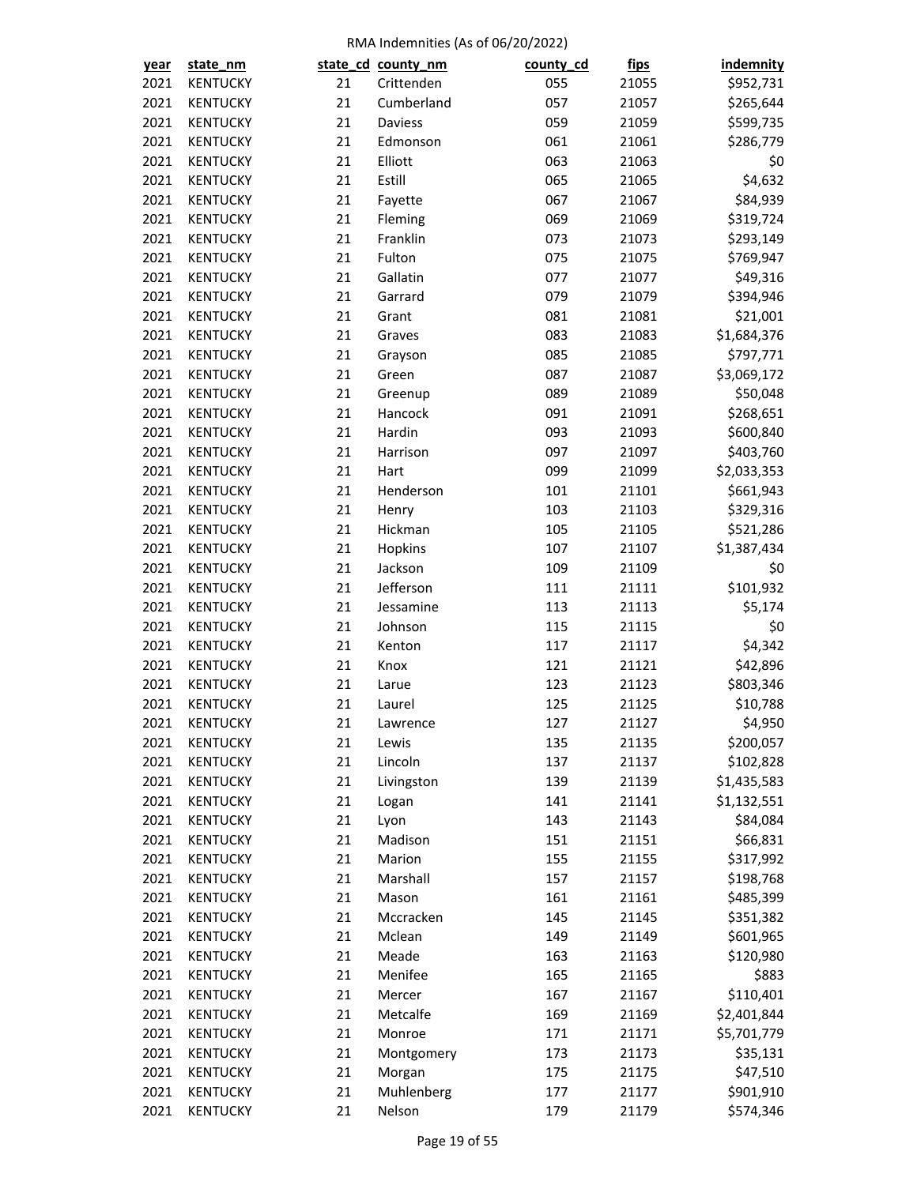RMA Indemnities (As of 06/20/2022)

| year | state_nm | state_cd | county_nm | county_cd | fips | indemnity |
|---|---|---|---|---|---|---|
| 2021 | KENTUCKY | 21 | Crittenden | 055 | 21055 | $952,731 |
| 2021 | KENTUCKY | 21 | Cumberland | 057 | 21057 | $265,644 |
| 2021 | KENTUCKY | 21 | Daviess | 059 | 21059 | $599,735 |
| 2021 | KENTUCKY | 21 | Edmonson | 061 | 21061 | $286,779 |
| 2021 | KENTUCKY | 21 | Elliott | 063 | 21063 | $0 |
| 2021 | KENTUCKY | 21 | Estill | 065 | 21065 | $4,632 |
| 2021 | KENTUCKY | 21 | Fayette | 067 | 21067 | $84,939 |
| 2021 | KENTUCKY | 21 | Fleming | 069 | 21069 | $319,724 |
| 2021 | KENTUCKY | 21 | Franklin | 073 | 21073 | $293,149 |
| 2021 | KENTUCKY | 21 | Fulton | 075 | 21075 | $769,947 |
| 2021 | KENTUCKY | 21 | Gallatin | 077 | 21077 | $49,316 |
| 2021 | KENTUCKY | 21 | Garrard | 079 | 21079 | $394,946 |
| 2021 | KENTUCKY | 21 | Grant | 081 | 21081 | $21,001 |
| 2021 | KENTUCKY | 21 | Graves | 083 | 21083 | $1,684,376 |
| 2021 | KENTUCKY | 21 | Grayson | 085 | 21085 | $797,771 |
| 2021 | KENTUCKY | 21 | Green | 087 | 21087 | $3,069,172 |
| 2021 | KENTUCKY | 21 | Greenup | 089 | 21089 | $50,048 |
| 2021 | KENTUCKY | 21 | Hancock | 091 | 21091 | $268,651 |
| 2021 | KENTUCKY | 21 | Hardin | 093 | 21093 | $600,840 |
| 2021 | KENTUCKY | 21 | Harrison | 097 | 21097 | $403,760 |
| 2021 | KENTUCKY | 21 | Hart | 099 | 21099 | $2,033,353 |
| 2021 | KENTUCKY | 21 | Henderson | 101 | 21101 | $661,943 |
| 2021 | KENTUCKY | 21 | Henry | 103 | 21103 | $329,316 |
| 2021 | KENTUCKY | 21 | Hickman | 105 | 21105 | $521,286 |
| 2021 | KENTUCKY | 21 | Hopkins | 107 | 21107 | $1,387,434 |
| 2021 | KENTUCKY | 21 | Jackson | 109 | 21109 | $0 |
| 2021 | KENTUCKY | 21 | Jefferson | 111 | 21111 | $101,932 |
| 2021 | KENTUCKY | 21 | Jessamine | 113 | 21113 | $5,174 |
| 2021 | KENTUCKY | 21 | Johnson | 115 | 21115 | $0 |
| 2021 | KENTUCKY | 21 | Kenton | 117 | 21117 | $4,342 |
| 2021 | KENTUCKY | 21 | Knox | 121 | 21121 | $42,896 |
| 2021 | KENTUCKY | 21 | Larue | 123 | 21123 | $803,346 |
| 2021 | KENTUCKY | 21 | Laurel | 125 | 21125 | $10,788 |
| 2021 | KENTUCKY | 21 | Lawrence | 127 | 21127 | $4,950 |
| 2021 | KENTUCKY | 21 | Lewis | 135 | 21135 | $200,057 |
| 2021 | KENTUCKY | 21 | Lincoln | 137 | 21137 | $102,828 |
| 2021 | KENTUCKY | 21 | Livingston | 139 | 21139 | $1,435,583 |
| 2021 | KENTUCKY | 21 | Logan | 141 | 21141 | $1,132,551 |
| 2021 | KENTUCKY | 21 | Lyon | 143 | 21143 | $84,084 |
| 2021 | KENTUCKY | 21 | Madison | 151 | 21151 | $66,831 |
| 2021 | KENTUCKY | 21 | Marion | 155 | 21155 | $317,992 |
| 2021 | KENTUCKY | 21 | Marshall | 157 | 21157 | $198,768 |
| 2021 | KENTUCKY | 21 | Mason | 161 | 21161 | $485,399 |
| 2021 | KENTUCKY | 21 | Mccracken | 145 | 21145 | $351,382 |
| 2021 | KENTUCKY | 21 | Mclean | 149 | 21149 | $601,965 |
| 2021 | KENTUCKY | 21 | Meade | 163 | 21163 | $120,980 |
| 2021 | KENTUCKY | 21 | Menifee | 165 | 21165 | $883 |
| 2021 | KENTUCKY | 21 | Mercer | 167 | 21167 | $110,401 |
| 2021 | KENTUCKY | 21 | Metcalfe | 169 | 21169 | $2,401,844 |
| 2021 | KENTUCKY | 21 | Monroe | 171 | 21171 | $5,701,779 |
| 2021 | KENTUCKY | 21 | Montgomery | 173 | 21173 | $35,131 |
| 2021 | KENTUCKY | 21 | Morgan | 175 | 21175 | $47,510 |
| 2021 | KENTUCKY | 21 | Muhlenberg | 177 | 21177 | $901,910 |
| 2021 | KENTUCKY | 21 | Nelson | 179 | 21179 | $574,346 |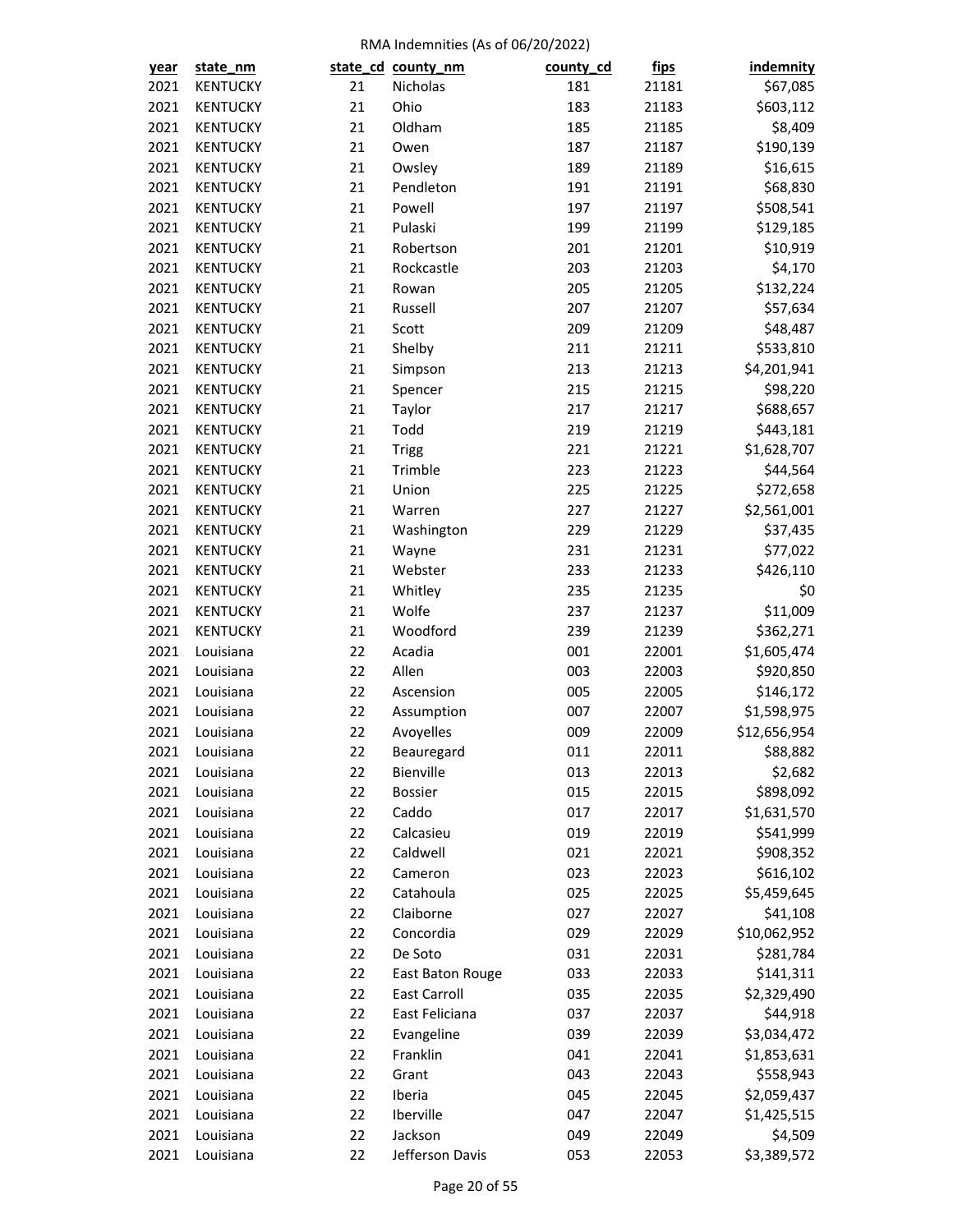RMA Indemnities (As of 06/20/2022)

| year | state_nm | state_cd | county_nm | county_cd | fips | indemnity |
|---|---|---|---|---|---|---|
| 2021 | KENTUCKY | 21 | Nicholas | 181 | 21181 | $67,085 |
| 2021 | KENTUCKY | 21 | Ohio | 183 | 21183 | $603,112 |
| 2021 | KENTUCKY | 21 | Oldham | 185 | 21185 | $8,409 |
| 2021 | KENTUCKY | 21 | Owen | 187 | 21187 | $190,139 |
| 2021 | KENTUCKY | 21 | Owsley | 189 | 21189 | $16,615 |
| 2021 | KENTUCKY | 21 | Pendleton | 191 | 21191 | $68,830 |
| 2021 | KENTUCKY | 21 | Powell | 197 | 21197 | $508,541 |
| 2021 | KENTUCKY | 21 | Pulaski | 199 | 21199 | $129,185 |
| 2021 | KENTUCKY | 21 | Robertson | 201 | 21201 | $10,919 |
| 2021 | KENTUCKY | 21 | Rockcastle | 203 | 21203 | $4,170 |
| 2021 | KENTUCKY | 21 | Rowan | 205 | 21205 | $132,224 |
| 2021 | KENTUCKY | 21 | Russell | 207 | 21207 | $57,634 |
| 2021 | KENTUCKY | 21 | Scott | 209 | 21209 | $48,487 |
| 2021 | KENTUCKY | 21 | Shelby | 211 | 21211 | $533,810 |
| 2021 | KENTUCKY | 21 | Simpson | 213 | 21213 | $4,201,941 |
| 2021 | KENTUCKY | 21 | Spencer | 215 | 21215 | $98,220 |
| 2021 | KENTUCKY | 21 | Taylor | 217 | 21217 | $688,657 |
| 2021 | KENTUCKY | 21 | Todd | 219 | 21219 | $443,181 |
| 2021 | KENTUCKY | 21 | Trigg | 221 | 21221 | $1,628,707 |
| 2021 | KENTUCKY | 21 | Trimble | 223 | 21223 | $44,564 |
| 2021 | KENTUCKY | 21 | Union | 225 | 21225 | $272,658 |
| 2021 | KENTUCKY | 21 | Warren | 227 | 21227 | $2,561,001 |
| 2021 | KENTUCKY | 21 | Washington | 229 | 21229 | $37,435 |
| 2021 | KENTUCKY | 21 | Wayne | 231 | 21231 | $77,022 |
| 2021 | KENTUCKY | 21 | Webster | 233 | 21233 | $426,110 |
| 2021 | KENTUCKY | 21 | Whitley | 235 | 21235 | $0 |
| 2021 | KENTUCKY | 21 | Wolfe | 237 | 21237 | $11,009 |
| 2021 | KENTUCKY | 21 | Woodford | 239 | 21239 | $362,271 |
| 2021 | Louisiana | 22 | Acadia | 001 | 22001 | $1,605,474 |
| 2021 | Louisiana | 22 | Allen | 003 | 22003 | $920,850 |
| 2021 | Louisiana | 22 | Ascension | 005 | 22005 | $146,172 |
| 2021 | Louisiana | 22 | Assumption | 007 | 22007 | $1,598,975 |
| 2021 | Louisiana | 22 | Avoyelles | 009 | 22009 | $12,656,954 |
| 2021 | Louisiana | 22 | Beauregard | 011 | 22011 | $88,882 |
| 2021 | Louisiana | 22 | Bienville | 013 | 22013 | $2,682 |
| 2021 | Louisiana | 22 | Bossier | 015 | 22015 | $898,092 |
| 2021 | Louisiana | 22 | Caddo | 017 | 22017 | $1,631,570 |
| 2021 | Louisiana | 22 | Calcasieu | 019 | 22019 | $541,999 |
| 2021 | Louisiana | 22 | Caldwell | 021 | 22021 | $908,352 |
| 2021 | Louisiana | 22 | Cameron | 023 | 22023 | $616,102 |
| 2021 | Louisiana | 22 | Catahoula | 025 | 22025 | $5,459,645 |
| 2021 | Louisiana | 22 | Claiborne | 027 | 22027 | $41,108 |
| 2021 | Louisiana | 22 | Concordia | 029 | 22029 | $10,062,952 |
| 2021 | Louisiana | 22 | De Soto | 031 | 22031 | $281,784 |
| 2021 | Louisiana | 22 | East Baton Rouge | 033 | 22033 | $141,311 |
| 2021 | Louisiana | 22 | East Carroll | 035 | 22035 | $2,329,490 |
| 2021 | Louisiana | 22 | East Feliciana | 037 | 22037 | $44,918 |
| 2021 | Louisiana | 22 | Evangeline | 039 | 22039 | $3,034,472 |
| 2021 | Louisiana | 22 | Franklin | 041 | 22041 | $1,853,631 |
| 2021 | Louisiana | 22 | Grant | 043 | 22043 | $558,943 |
| 2021 | Louisiana | 22 | Iberia | 045 | 22045 | $2,059,437 |
| 2021 | Louisiana | 22 | Iberville | 047 | 22047 | $1,425,515 |
| 2021 | Louisiana | 22 | Jackson | 049 | 22049 | $4,509 |
| 2021 | Louisiana | 22 | Jefferson Davis | 053 | 22053 | $3,389,572 |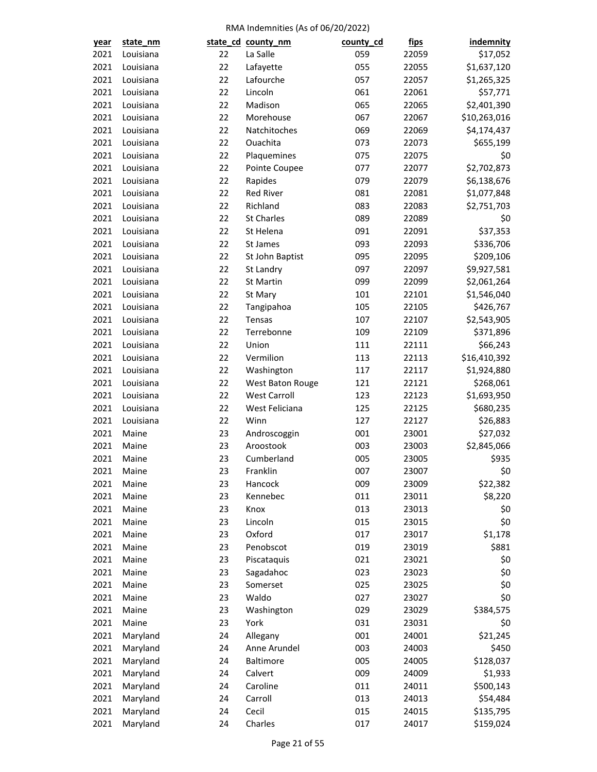RMA Indemnities (As of 06/20/2022)

| year | state_nm | state_cd | county_nm | county_cd | fips | indemnity |
|---|---|---|---|---|---|---|
| 2021 | Louisiana | 22 | La Salle | 059 | 22059 | $17,052 |
| 2021 | Louisiana | 22 | Lafayette | 055 | 22055 | $1,637,120 |
| 2021 | Louisiana | 22 | Lafourche | 057 | 22057 | $1,265,325 |
| 2021 | Louisiana | 22 | Lincoln | 061 | 22061 | $57,771 |
| 2021 | Louisiana | 22 | Madison | 065 | 22065 | $2,401,390 |
| 2021 | Louisiana | 22 | Morehouse | 067 | 22067 | $10,263,016 |
| 2021 | Louisiana | 22 | Natchitoches | 069 | 22069 | $4,174,437 |
| 2021 | Louisiana | 22 | Ouachita | 073 | 22073 | $655,199 |
| 2021 | Louisiana | 22 | Plaquemines | 075 | 22075 | $0 |
| 2021 | Louisiana | 22 | Pointe Coupee | 077 | 22077 | $2,702,873 |
| 2021 | Louisiana | 22 | Rapides | 079 | 22079 | $6,138,676 |
| 2021 | Louisiana | 22 | Red River | 081 | 22081 | $1,077,848 |
| 2021 | Louisiana | 22 | Richland | 083 | 22083 | $2,751,703 |
| 2021 | Louisiana | 22 | St Charles | 089 | 22089 | $0 |
| 2021 | Louisiana | 22 | St Helena | 091 | 22091 | $37,353 |
| 2021 | Louisiana | 22 | St James | 093 | 22093 | $336,706 |
| 2021 | Louisiana | 22 | St John Baptist | 095 | 22095 | $209,106 |
| 2021 | Louisiana | 22 | St Landry | 097 | 22097 | $9,927,581 |
| 2021 | Louisiana | 22 | St Martin | 099 | 22099 | $2,061,264 |
| 2021 | Louisiana | 22 | St Mary | 101 | 22101 | $1,546,040 |
| 2021 | Louisiana | 22 | Tangipahoa | 105 | 22105 | $426,767 |
| 2021 | Louisiana | 22 | Tensas | 107 | 22107 | $2,543,905 |
| 2021 | Louisiana | 22 | Terrebonne | 109 | 22109 | $371,896 |
| 2021 | Louisiana | 22 | Union | 111 | 22111 | $66,243 |
| 2021 | Louisiana | 22 | Vermilion | 113 | 22113 | $16,410,392 |
| 2021 | Louisiana | 22 | Washington | 117 | 22117 | $1,924,880 |
| 2021 | Louisiana | 22 | West Baton Rouge | 121 | 22121 | $268,061 |
| 2021 | Louisiana | 22 | West Carroll | 123 | 22123 | $1,693,950 |
| 2021 | Louisiana | 22 | West Feliciana | 125 | 22125 | $680,235 |
| 2021 | Louisiana | 22 | Winn | 127 | 22127 | $26,883 |
| 2021 | Maine | 23 | Androscoggin | 001 | 23001 | $27,032 |
| 2021 | Maine | 23 | Aroostook | 003 | 23003 | $2,845,066 |
| 2021 | Maine | 23 | Cumberland | 005 | 23005 | $935 |
| 2021 | Maine | 23 | Franklin | 007 | 23007 | $0 |
| 2021 | Maine | 23 | Hancock | 009 | 23009 | $22,382 |
| 2021 | Maine | 23 | Kennebec | 011 | 23011 | $8,220 |
| 2021 | Maine | 23 | Knox | 013 | 23013 | $0 |
| 2021 | Maine | 23 | Lincoln | 015 | 23015 | $0 |
| 2021 | Maine | 23 | Oxford | 017 | 23017 | $1,178 |
| 2021 | Maine | 23 | Penobscot | 019 | 23019 | $881 |
| 2021 | Maine | 23 | Piscataquis | 021 | 23021 | $0 |
| 2021 | Maine | 23 | Sagadahoc | 023 | 23023 | $0 |
| 2021 | Maine | 23 | Somerset | 025 | 23025 | $0 |
| 2021 | Maine | 23 | Waldo | 027 | 23027 | $0 |
| 2021 | Maine | 23 | Washington | 029 | 23029 | $384,575 |
| 2021 | Maine | 23 | York | 031 | 23031 | $0 |
| 2021 | Maryland | 24 | Allegany | 001 | 24001 | $21,245 |
| 2021 | Maryland | 24 | Anne Arundel | 003 | 24003 | $450 |
| 2021 | Maryland | 24 | Baltimore | 005 | 24005 | $128,037 |
| 2021 | Maryland | 24 | Calvert | 009 | 24009 | $1,933 |
| 2021 | Maryland | 24 | Caroline | 011 | 24011 | $500,143 |
| 2021 | Maryland | 24 | Carroll | 013 | 24013 | $54,484 |
| 2021 | Maryland | 24 | Cecil | 015 | 24015 | $135,795 |
| 2021 | Maryland | 24 | Charles | 017 | 24017 | $159,024 |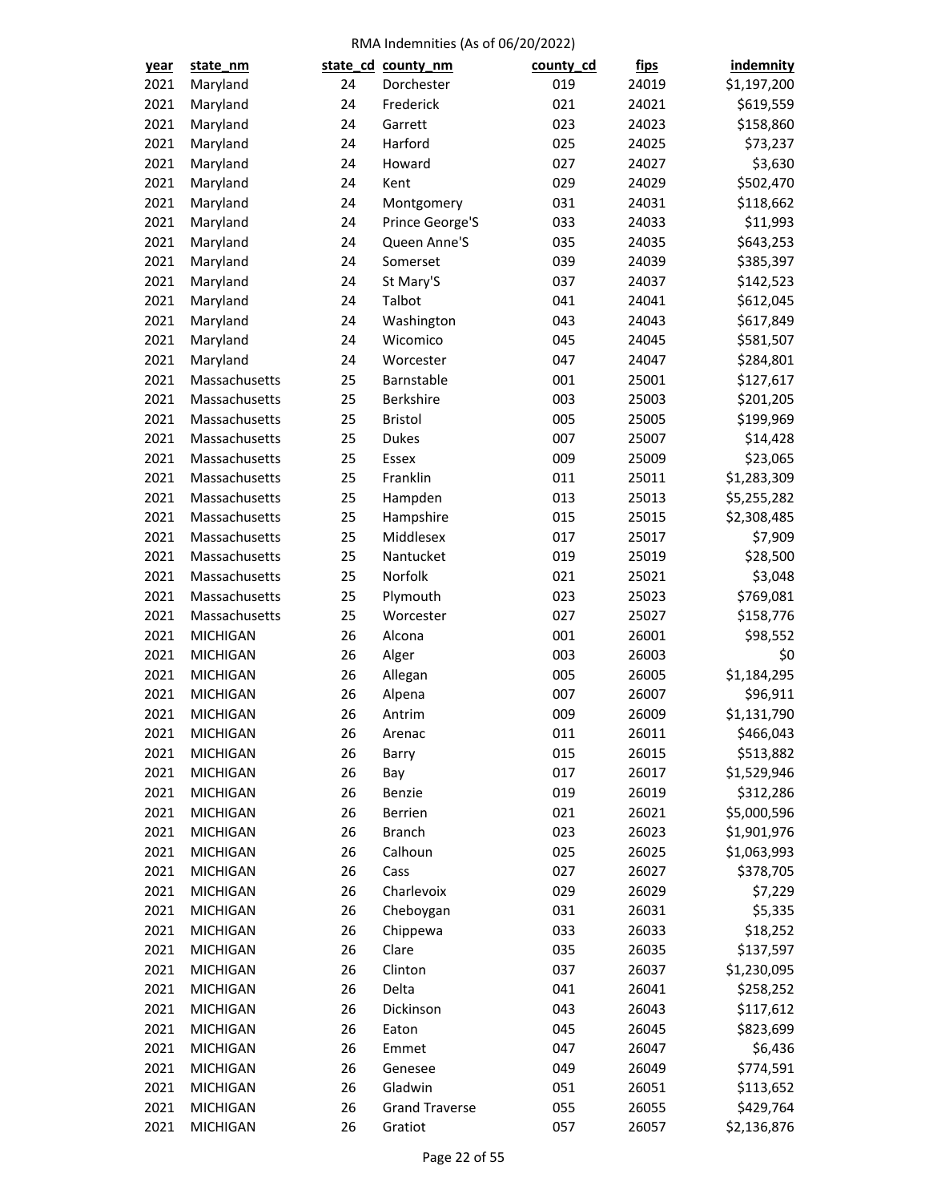RMA Indemnities (As of 06/20/2022)

| year | state_nm | state_cd | county_nm | county_cd | fips | indemnity |
|---|---|---|---|---|---|---|
| 2021 | Maryland | 24 | Dorchester | 019 | 24019 | $1,197,200 |
| 2021 | Maryland | 24 | Frederick | 021 | 24021 | $619,559 |
| 2021 | Maryland | 24 | Garrett | 023 | 24023 | $158,860 |
| 2021 | Maryland | 24 | Harford | 025 | 24025 | $73,237 |
| 2021 | Maryland | 24 | Howard | 027 | 24027 | $3,630 |
| 2021 | Maryland | 24 | Kent | 029 | 24029 | $502,470 |
| 2021 | Maryland | 24 | Montgomery | 031 | 24031 | $118,662 |
| 2021 | Maryland | 24 | Prince George'S | 033 | 24033 | $11,993 |
| 2021 | Maryland | 24 | Queen Anne'S | 035 | 24035 | $643,253 |
| 2021 | Maryland | 24 | Somerset | 039 | 24039 | $385,397 |
| 2021 | Maryland | 24 | St Mary'S | 037 | 24037 | $142,523 |
| 2021 | Maryland | 24 | Talbot | 041 | 24041 | $612,045 |
| 2021 | Maryland | 24 | Washington | 043 | 24043 | $617,849 |
| 2021 | Maryland | 24 | Wicomico | 045 | 24045 | $581,507 |
| 2021 | Maryland | 24 | Worcester | 047 | 24047 | $284,801 |
| 2021 | Massachusetts | 25 | Barnstable | 001 | 25001 | $127,617 |
| 2021 | Massachusetts | 25 | Berkshire | 003 | 25003 | $201,205 |
| 2021 | Massachusetts | 25 | Bristol | 005 | 25005 | $199,969 |
| 2021 | Massachusetts | 25 | Dukes | 007 | 25007 | $14,428 |
| 2021 | Massachusetts | 25 | Essex | 009 | 25009 | $23,065 |
| 2021 | Massachusetts | 25 | Franklin | 011 | 25011 | $1,283,309 |
| 2021 | Massachusetts | 25 | Hampden | 013 | 25013 | $5,255,282 |
| 2021 | Massachusetts | 25 | Hampshire | 015 | 25015 | $2,308,485 |
| 2021 | Massachusetts | 25 | Middlesex | 017 | 25017 | $7,909 |
| 2021 | Massachusetts | 25 | Nantucket | 019 | 25019 | $28,500 |
| 2021 | Massachusetts | 25 | Norfolk | 021 | 25021 | $3,048 |
| 2021 | Massachusetts | 25 | Plymouth | 023 | 25023 | $769,081 |
| 2021 | Massachusetts | 25 | Worcester | 027 | 25027 | $158,776 |
| 2021 | MICHIGAN | 26 | Alcona | 001 | 26001 | $98,552 |
| 2021 | MICHIGAN | 26 | Alger | 003 | 26003 | $0 |
| 2021 | MICHIGAN | 26 | Allegan | 005 | 26005 | $1,184,295 |
| 2021 | MICHIGAN | 26 | Alpena | 007 | 26007 | $96,911 |
| 2021 | MICHIGAN | 26 | Antrim | 009 | 26009 | $1,131,790 |
| 2021 | MICHIGAN | 26 | Arenac | 011 | 26011 | $466,043 |
| 2021 | MICHIGAN | 26 | Barry | 015 | 26015 | $513,882 |
| 2021 | MICHIGAN | 26 | Bay | 017 | 26017 | $1,529,946 |
| 2021 | MICHIGAN | 26 | Benzie | 019 | 26019 | $312,286 |
| 2021 | MICHIGAN | 26 | Berrien | 021 | 26021 | $5,000,596 |
| 2021 | MICHIGAN | 26 | Branch | 023 | 26023 | $1,901,976 |
| 2021 | MICHIGAN | 26 | Calhoun | 025 | 26025 | $1,063,993 |
| 2021 | MICHIGAN | 26 | Cass | 027 | 26027 | $378,705 |
| 2021 | MICHIGAN | 26 | Charlevoix | 029 | 26029 | $7,229 |
| 2021 | MICHIGAN | 26 | Cheboygan | 031 | 26031 | $5,335 |
| 2021 | MICHIGAN | 26 | Chippewa | 033 | 26033 | $18,252 |
| 2021 | MICHIGAN | 26 | Clare | 035 | 26035 | $137,597 |
| 2021 | MICHIGAN | 26 | Clinton | 037 | 26037 | $1,230,095 |
| 2021 | MICHIGAN | 26 | Delta | 041 | 26041 | $258,252 |
| 2021 | MICHIGAN | 26 | Dickinson | 043 | 26043 | $117,612 |
| 2021 | MICHIGAN | 26 | Eaton | 045 | 26045 | $823,699 |
| 2021 | MICHIGAN | 26 | Emmet | 047 | 26047 | $6,436 |
| 2021 | MICHIGAN | 26 | Genesee | 049 | 26049 | $774,591 |
| 2021 | MICHIGAN | 26 | Gladwin | 051 | 26051 | $113,652 |
| 2021 | MICHIGAN | 26 | Grand Traverse | 055 | 26055 | $429,764 |
| 2021 | MICHIGAN | 26 | Gratiot | 057 | 26057 | $2,136,876 |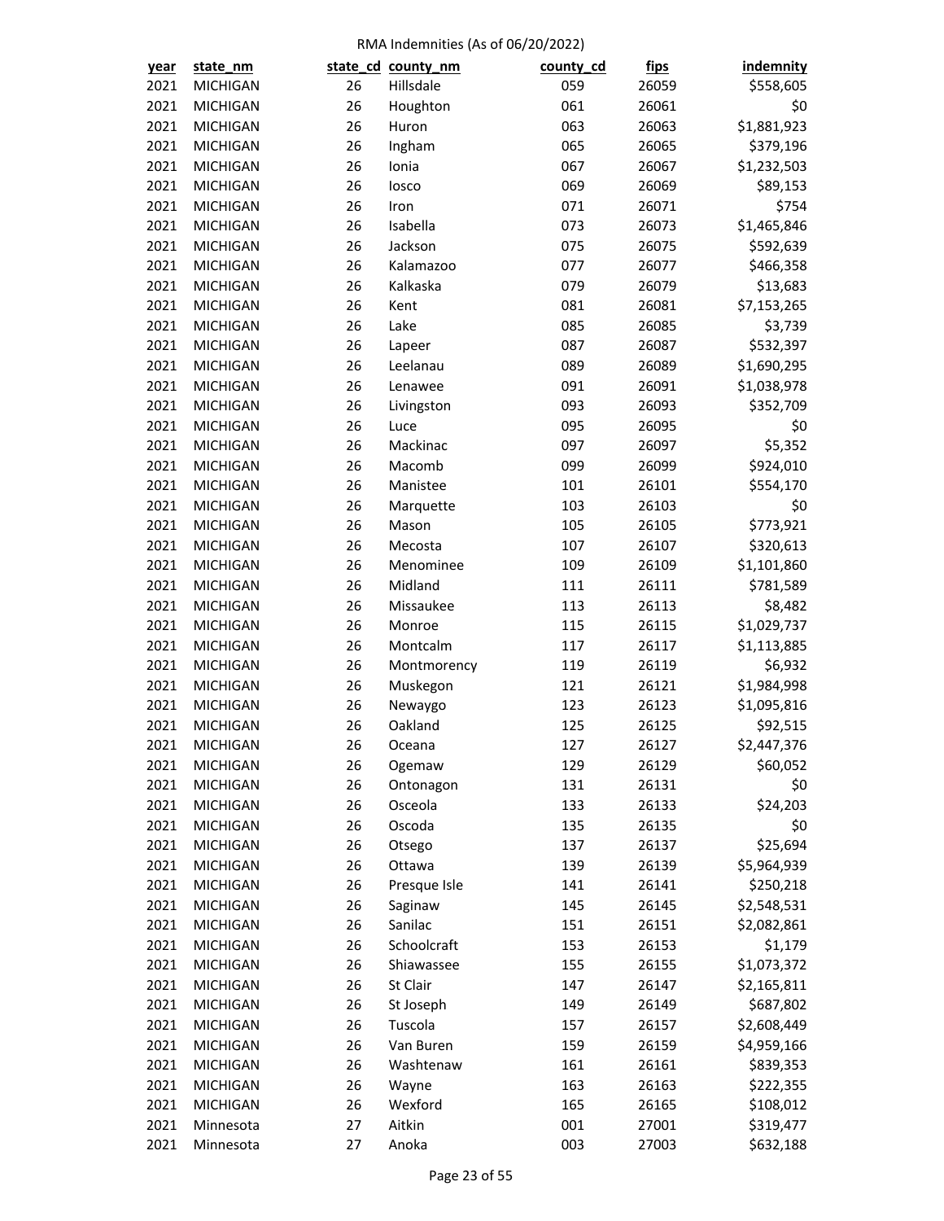RMA Indemnities (As of 06/20/2022)

| year | state_nm | state_cd | county_nm | county_cd | fips | indemnity |
|---|---|---|---|---|---|---|
| 2021 | MICHIGAN | 26 | Hillsdale | 059 | 26059 | $558,605 |
| 2021 | MICHIGAN | 26 | Houghton | 061 | 26061 | $0 |
| 2021 | MICHIGAN | 26 | Huron | 063 | 26063 | $1,881,923 |
| 2021 | MICHIGAN | 26 | Ingham | 065 | 26065 | $379,196 |
| 2021 | MICHIGAN | 26 | Ionia | 067 | 26067 | $1,232,503 |
| 2021 | MICHIGAN | 26 | Iosco | 069 | 26069 | $89,153 |
| 2021 | MICHIGAN | 26 | Iron | 071 | 26071 | $754 |
| 2021 | MICHIGAN | 26 | Isabella | 073 | 26073 | $1,465,846 |
| 2021 | MICHIGAN | 26 | Jackson | 075 | 26075 | $592,639 |
| 2021 | MICHIGAN | 26 | Kalamazoo | 077 | 26077 | $466,358 |
| 2021 | MICHIGAN | 26 | Kalkaska | 079 | 26079 | $13,683 |
| 2021 | MICHIGAN | 26 | Kent | 081 | 26081 | $7,153,265 |
| 2021 | MICHIGAN | 26 | Lake | 085 | 26085 | $3,739 |
| 2021 | MICHIGAN | 26 | Lapeer | 087 | 26087 | $532,397 |
| 2021 | MICHIGAN | 26 | Leelanau | 089 | 26089 | $1,690,295 |
| 2021 | MICHIGAN | 26 | Lenawee | 091 | 26091 | $1,038,978 |
| 2021 | MICHIGAN | 26 | Livingston | 093 | 26093 | $352,709 |
| 2021 | MICHIGAN | 26 | Luce | 095 | 26095 | $0 |
| 2021 | MICHIGAN | 26 | Mackinac | 097 | 26097 | $5,352 |
| 2021 | MICHIGAN | 26 | Macomb | 099 | 26099 | $924,010 |
| 2021 | MICHIGAN | 26 | Manistee | 101 | 26101 | $554,170 |
| 2021 | MICHIGAN | 26 | Marquette | 103 | 26103 | $0 |
| 2021 | MICHIGAN | 26 | Mason | 105 | 26105 | $773,921 |
| 2021 | MICHIGAN | 26 | Mecosta | 107 | 26107 | $320,613 |
| 2021 | MICHIGAN | 26 | Menominee | 109 | 26109 | $1,101,860 |
| 2021 | MICHIGAN | 26 | Midland | 111 | 26111 | $781,589 |
| 2021 | MICHIGAN | 26 | Missaukee | 113 | 26113 | $8,482 |
| 2021 | MICHIGAN | 26 | Monroe | 115 | 26115 | $1,029,737 |
| 2021 | MICHIGAN | 26 | Montcalm | 117 | 26117 | $1,113,885 |
| 2021 | MICHIGAN | 26 | Montmorency | 119 | 26119 | $6,932 |
| 2021 | MICHIGAN | 26 | Muskegon | 121 | 26121 | $1,984,998 |
| 2021 | MICHIGAN | 26 | Newaygo | 123 | 26123 | $1,095,816 |
| 2021 | MICHIGAN | 26 | Oakland | 125 | 26125 | $92,515 |
| 2021 | MICHIGAN | 26 | Oceana | 127 | 26127 | $2,447,376 |
| 2021 | MICHIGAN | 26 | Ogemaw | 129 | 26129 | $60,052 |
| 2021 | MICHIGAN | 26 | Ontonagon | 131 | 26131 | $0 |
| 2021 | MICHIGAN | 26 | Osceola | 133 | 26133 | $24,203 |
| 2021 | MICHIGAN | 26 | Oscoda | 135 | 26135 | $0 |
| 2021 | MICHIGAN | 26 | Otsego | 137 | 26137 | $25,694 |
| 2021 | MICHIGAN | 26 | Ottawa | 139 | 26139 | $5,964,939 |
| 2021 | MICHIGAN | 26 | Presque Isle | 141 | 26141 | $250,218 |
| 2021 | MICHIGAN | 26 | Saginaw | 145 | 26145 | $2,548,531 |
| 2021 | MICHIGAN | 26 | Sanilac | 151 | 26151 | $2,082,861 |
| 2021 | MICHIGAN | 26 | Schoolcraft | 153 | 26153 | $1,179 |
| 2021 | MICHIGAN | 26 | Shiawassee | 155 | 26155 | $1,073,372 |
| 2021 | MICHIGAN | 26 | St Clair | 147 | 26147 | $2,165,811 |
| 2021 | MICHIGAN | 26 | St Joseph | 149 | 26149 | $687,802 |
| 2021 | MICHIGAN | 26 | Tuscola | 157 | 26157 | $2,608,449 |
| 2021 | MICHIGAN | 26 | Van Buren | 159 | 26159 | $4,959,166 |
| 2021 | MICHIGAN | 26 | Washtenaw | 161 | 26161 | $839,353 |
| 2021 | MICHIGAN | 26 | Wayne | 163 | 26163 | $222,355 |
| 2021 | MICHIGAN | 26 | Wexford | 165 | 26165 | $108,012 |
| 2021 | Minnesota | 27 | Aitkin | 001 | 27001 | $319,477 |
| 2021 | Minnesota | 27 | Anoka | 003 | 27003 | $632,188 |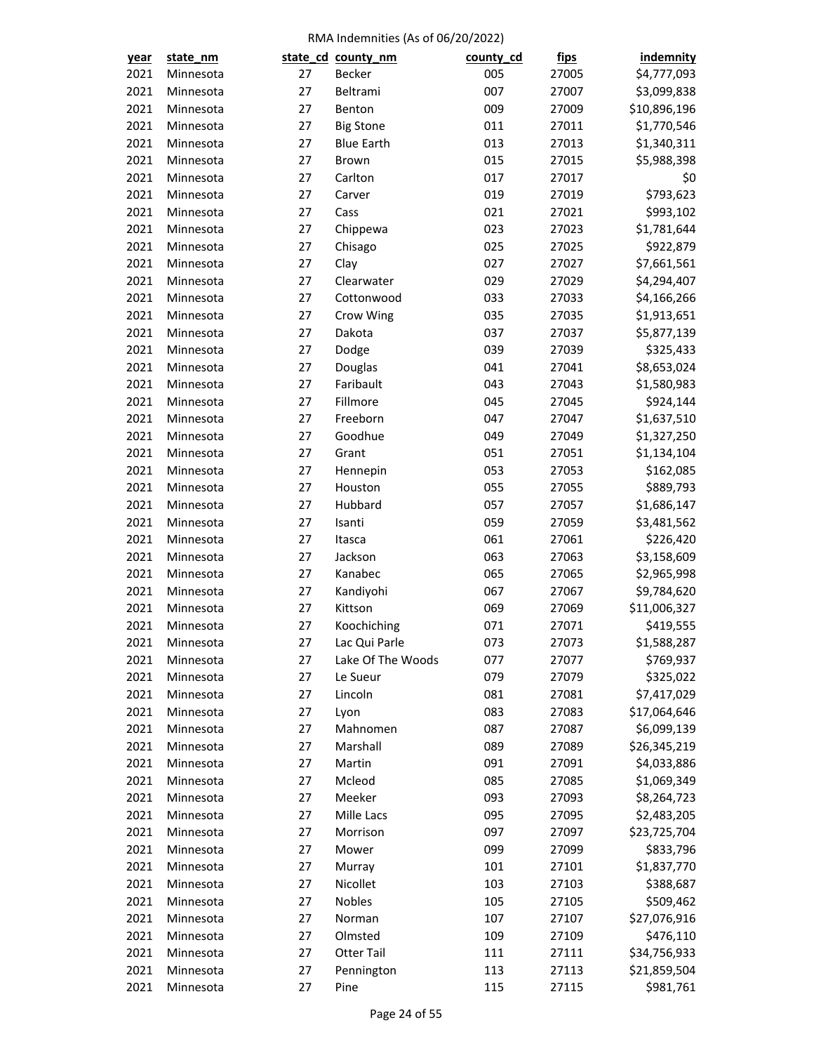RMA Indemnities (As of 06/20/2022)

| year | state_nm | state_cd | county_nm | county_cd | fips | indemnity |
|---|---|---|---|---|---|---|
| 2021 | Minnesota | 27 | Becker | 005 | 27005 | $4,777,093 |
| 2021 | Minnesota | 27 | Beltrami | 007 | 27007 | $3,099,838 |
| 2021 | Minnesota | 27 | Benton | 009 | 27009 | $10,896,196 |
| 2021 | Minnesota | 27 | Big Stone | 011 | 27011 | $1,770,546 |
| 2021 | Minnesota | 27 | Blue Earth | 013 | 27013 | $1,340,311 |
| 2021 | Minnesota | 27 | Brown | 015 | 27015 | $5,988,398 |
| 2021 | Minnesota | 27 | Carlton | 017 | 27017 | $0 |
| 2021 | Minnesota | 27 | Carver | 019 | 27019 | $793,623 |
| 2021 | Minnesota | 27 | Cass | 021 | 27021 | $993,102 |
| 2021 | Minnesota | 27 | Chippewa | 023 | 27023 | $1,781,644 |
| 2021 | Minnesota | 27 | Chisago | 025 | 27025 | $922,879 |
| 2021 | Minnesota | 27 | Clay | 027 | 27027 | $7,661,561 |
| 2021 | Minnesota | 27 | Clearwater | 029 | 27029 | $4,294,407 |
| 2021 | Minnesota | 27 | Cottonwood | 033 | 27033 | $4,166,266 |
| 2021 | Minnesota | 27 | Crow Wing | 035 | 27035 | $1,913,651 |
| 2021 | Minnesota | 27 | Dakota | 037 | 27037 | $5,877,139 |
| 2021 | Minnesota | 27 | Dodge | 039 | 27039 | $325,433 |
| 2021 | Minnesota | 27 | Douglas | 041 | 27041 | $8,653,024 |
| 2021 | Minnesota | 27 | Faribault | 043 | 27043 | $1,580,983 |
| 2021 | Minnesota | 27 | Fillmore | 045 | 27045 | $924,144 |
| 2021 | Minnesota | 27 | Freeborn | 047 | 27047 | $1,637,510 |
| 2021 | Minnesota | 27 | Goodhue | 049 | 27049 | $1,327,250 |
| 2021 | Minnesota | 27 | Grant | 051 | 27051 | $1,134,104 |
| 2021 | Minnesota | 27 | Hennepin | 053 | 27053 | $162,085 |
| 2021 | Minnesota | 27 | Houston | 055 | 27055 | $889,793 |
| 2021 | Minnesota | 27 | Hubbard | 057 | 27057 | $1,686,147 |
| 2021 | Minnesota | 27 | Isanti | 059 | 27059 | $3,481,562 |
| 2021 | Minnesota | 27 | Itasca | 061 | 27061 | $226,420 |
| 2021 | Minnesota | 27 | Jackson | 063 | 27063 | $3,158,609 |
| 2021 | Minnesota | 27 | Kanabec | 065 | 27065 | $2,965,998 |
| 2021 | Minnesota | 27 | Kandiyohi | 067 | 27067 | $9,784,620 |
| 2021 | Minnesota | 27 | Kittson | 069 | 27069 | $11,006,327 |
| 2021 | Minnesota | 27 | Koochiching | 071 | 27071 | $419,555 |
| 2021 | Minnesota | 27 | Lac Qui Parle | 073 | 27073 | $1,588,287 |
| 2021 | Minnesota | 27 | Lake Of The Woods | 077 | 27077 | $769,937 |
| 2021 | Minnesota | 27 | Le Sueur | 079 | 27079 | $325,022 |
| 2021 | Minnesota | 27 | Lincoln | 081 | 27081 | $7,417,029 |
| 2021 | Minnesota | 27 | Lyon | 083 | 27083 | $17,064,646 |
| 2021 | Minnesota | 27 | Mahnomen | 087 | 27087 | $6,099,139 |
| 2021 | Minnesota | 27 | Marshall | 089 | 27089 | $26,345,219 |
| 2021 | Minnesota | 27 | Martin | 091 | 27091 | $4,033,886 |
| 2021 | Minnesota | 27 | Mcleod | 085 | 27085 | $1,069,349 |
| 2021 | Minnesota | 27 | Meeker | 093 | 27093 | $8,264,723 |
| 2021 | Minnesota | 27 | Mille Lacs | 095 | 27095 | $2,483,205 |
| 2021 | Minnesota | 27 | Morrison | 097 | 27097 | $23,725,704 |
| 2021 | Minnesota | 27 | Mower | 099 | 27099 | $833,796 |
| 2021 | Minnesota | 27 | Murray | 101 | 27101 | $1,837,770 |
| 2021 | Minnesota | 27 | Nicollet | 103 | 27103 | $388,687 |
| 2021 | Minnesota | 27 | Nobles | 105 | 27105 | $509,462 |
| 2021 | Minnesota | 27 | Norman | 107 | 27107 | $27,076,916 |
| 2021 | Minnesota | 27 | Olmsted | 109 | 27109 | $476,110 |
| 2021 | Minnesota | 27 | Otter Tail | 111 | 27111 | $34,756,933 |
| 2021 | Minnesota | 27 | Pennington | 113 | 27113 | $21,859,504 |
| 2021 | Minnesota | 27 | Pine | 115 | 27115 | $981,761 |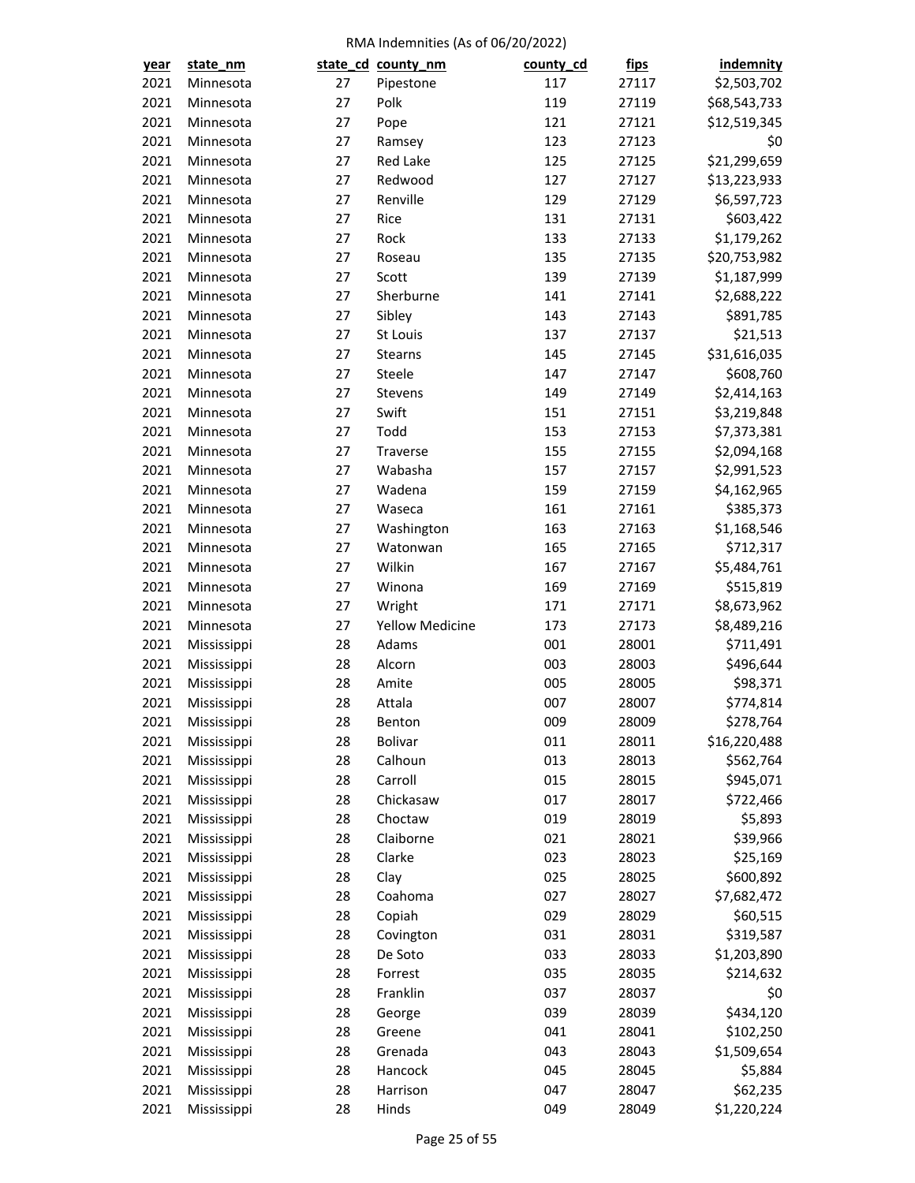RMA Indemnities (As of 06/20/2022)

| year | state_nm | state_cd | county_nm | county_cd | fips | indemnity |
|---|---|---|---|---|---|---|
| 2021 | Minnesota | 27 | Pipestone | 117 | 27117 | $2,503,702 |
| 2021 | Minnesota | 27 | Polk | 119 | 27119 | $68,543,733 |
| 2021 | Minnesota | 27 | Pope | 121 | 27121 | $12,519,345 |
| 2021 | Minnesota | 27 | Ramsey | 123 | 27123 | $0 |
| 2021 | Minnesota | 27 | Red Lake | 125 | 27125 | $21,299,659 |
| 2021 | Minnesota | 27 | Redwood | 127 | 27127 | $13,223,933 |
| 2021 | Minnesota | 27 | Renville | 129 | 27129 | $6,597,723 |
| 2021 | Minnesota | 27 | Rice | 131 | 27131 | $603,422 |
| 2021 | Minnesota | 27 | Rock | 133 | 27133 | $1,179,262 |
| 2021 | Minnesota | 27 | Roseau | 135 | 27135 | $20,753,982 |
| 2021 | Minnesota | 27 | Scott | 139 | 27139 | $1,187,999 |
| 2021 | Minnesota | 27 | Sherburne | 141 | 27141 | $2,688,222 |
| 2021 | Minnesota | 27 | Sibley | 143 | 27143 | $891,785 |
| 2021 | Minnesota | 27 | St Louis | 137 | 27137 | $21,513 |
| 2021 | Minnesota | 27 | Stearns | 145 | 27145 | $31,616,035 |
| 2021 | Minnesota | 27 | Steele | 147 | 27147 | $608,760 |
| 2021 | Minnesota | 27 | Stevens | 149 | 27149 | $2,414,163 |
| 2021 | Minnesota | 27 | Swift | 151 | 27151 | $3,219,848 |
| 2021 | Minnesota | 27 | Todd | 153 | 27153 | $7,373,381 |
| 2021 | Minnesota | 27 | Traverse | 155 | 27155 | $2,094,168 |
| 2021 | Minnesota | 27 | Wabasha | 157 | 27157 | $2,991,523 |
| 2021 | Minnesota | 27 | Wadena | 159 | 27159 | $4,162,965 |
| 2021 | Minnesota | 27 | Waseca | 161 | 27161 | $385,373 |
| 2021 | Minnesota | 27 | Washington | 163 | 27163 | $1,168,546 |
| 2021 | Minnesota | 27 | Watonwan | 165 | 27165 | $712,317 |
| 2021 | Minnesota | 27 | Wilkin | 167 | 27167 | $5,484,761 |
| 2021 | Minnesota | 27 | Winona | 169 | 27169 | $515,819 |
| 2021 | Minnesota | 27 | Wright | 171 | 27171 | $8,673,962 |
| 2021 | Minnesota | 27 | Yellow Medicine | 173 | 27173 | $8,489,216 |
| 2021 | Mississippi | 28 | Adams | 001 | 28001 | $711,491 |
| 2021 | Mississippi | 28 | Alcorn | 003 | 28003 | $496,644 |
| 2021 | Mississippi | 28 | Amite | 005 | 28005 | $98,371 |
| 2021 | Mississippi | 28 | Attala | 007 | 28007 | $774,814 |
| 2021 | Mississippi | 28 | Benton | 009 | 28009 | $278,764 |
| 2021 | Mississippi | 28 | Bolivar | 011 | 28011 | $16,220,488 |
| 2021 | Mississippi | 28 | Calhoun | 013 | 28013 | $562,764 |
| 2021 | Mississippi | 28 | Carroll | 015 | 28015 | $945,071 |
| 2021 | Mississippi | 28 | Chickasaw | 017 | 28017 | $722,466 |
| 2021 | Mississippi | 28 | Choctaw | 019 | 28019 | $5,893 |
| 2021 | Mississippi | 28 | Claiborne | 021 | 28021 | $39,966 |
| 2021 | Mississippi | 28 | Clarke | 023 | 28023 | $25,169 |
| 2021 | Mississippi | 28 | Clay | 025 | 28025 | $600,892 |
| 2021 | Mississippi | 28 | Coahoma | 027 | 28027 | $7,682,472 |
| 2021 | Mississippi | 28 | Copiah | 029 | 28029 | $60,515 |
| 2021 | Mississippi | 28 | Covington | 031 | 28031 | $319,587 |
| 2021 | Mississippi | 28 | De Soto | 033 | 28033 | $1,203,890 |
| 2021 | Mississippi | 28 | Forrest | 035 | 28035 | $214,632 |
| 2021 | Mississippi | 28 | Franklin | 037 | 28037 | $0 |
| 2021 | Mississippi | 28 | George | 039 | 28039 | $434,120 |
| 2021 | Mississippi | 28 | Greene | 041 | 28041 | $102,250 |
| 2021 | Mississippi | 28 | Grenada | 043 | 28043 | $1,509,654 |
| 2021 | Mississippi | 28 | Hancock | 045 | 28045 | $5,884 |
| 2021 | Mississippi | 28 | Harrison | 047 | 28047 | $62,235 |
| 2021 | Mississippi | 28 | Hinds | 049 | 28049 | $1,220,224 |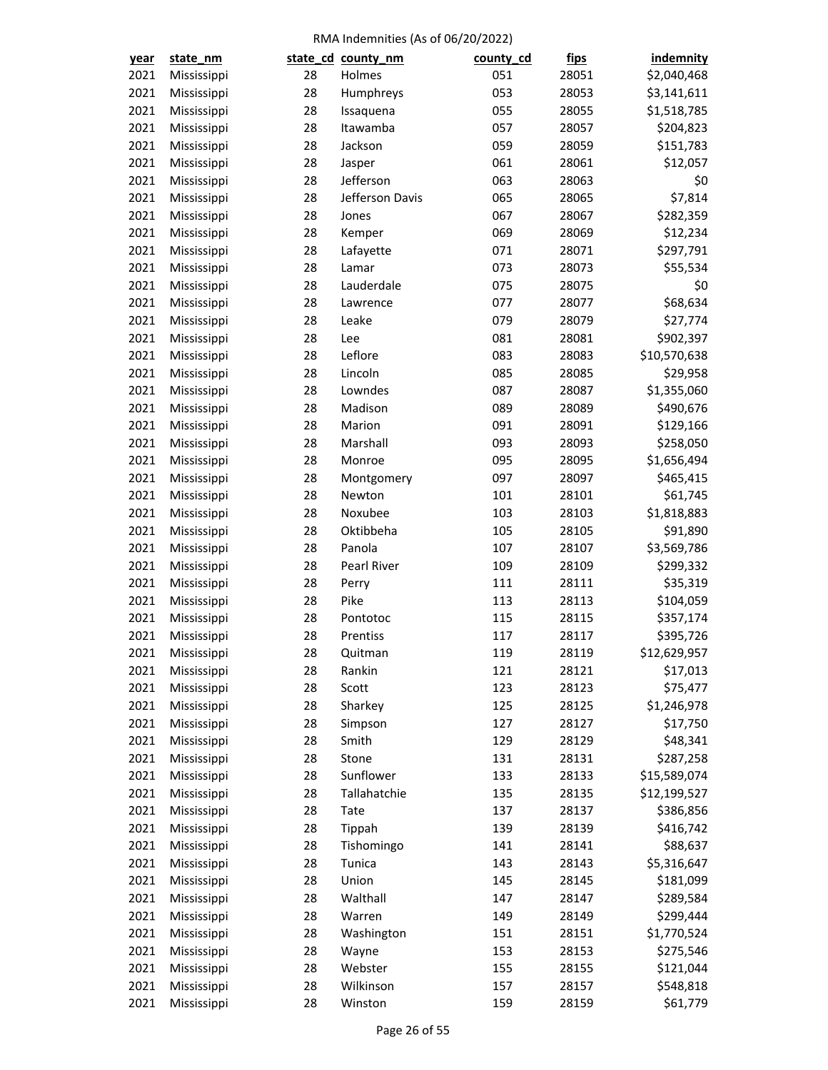RMA Indemnities (As of 06/20/2022)

| year | state_nm | state_cd | county_nm | county_cd | fips | indemnity |
|---|---|---|---|---|---|---|
| 2021 | Mississippi | 28 | Holmes | 051 | 28051 | $2,040,468 |
| 2021 | Mississippi | 28 | Humphreys | 053 | 28053 | $3,141,611 |
| 2021 | Mississippi | 28 | Issaquena | 055 | 28055 | $1,518,785 |
| 2021 | Mississippi | 28 | Itawamba | 057 | 28057 | $204,823 |
| 2021 | Mississippi | 28 | Jackson | 059 | 28059 | $151,783 |
| 2021 | Mississippi | 28 | Jasper | 061 | 28061 | $12,057 |
| 2021 | Mississippi | 28 | Jefferson | 063 | 28063 | $0 |
| 2021 | Mississippi | 28 | Jefferson Davis | 065 | 28065 | $7,814 |
| 2021 | Mississippi | 28 | Jones | 067 | 28067 | $282,359 |
| 2021 | Mississippi | 28 | Kemper | 069 | 28069 | $12,234 |
| 2021 | Mississippi | 28 | Lafayette | 071 | 28071 | $297,791 |
| 2021 | Mississippi | 28 | Lamar | 073 | 28073 | $55,534 |
| 2021 | Mississippi | 28 | Lauderdale | 075 | 28075 | $0 |
| 2021 | Mississippi | 28 | Lawrence | 077 | 28077 | $68,634 |
| 2021 | Mississippi | 28 | Leake | 079 | 28079 | $27,774 |
| 2021 | Mississippi | 28 | Lee | 081 | 28081 | $902,397 |
| 2021 | Mississippi | 28 | Leflore | 083 | 28083 | $10,570,638 |
| 2021 | Mississippi | 28 | Lincoln | 085 | 28085 | $29,958 |
| 2021 | Mississippi | 28 | Lowndes | 087 | 28087 | $1,355,060 |
| 2021 | Mississippi | 28 | Madison | 089 | 28089 | $490,676 |
| 2021 | Mississippi | 28 | Marion | 091 | 28091 | $129,166 |
| 2021 | Mississippi | 28 | Marshall | 093 | 28093 | $258,050 |
| 2021 | Mississippi | 28 | Monroe | 095 | 28095 | $1,656,494 |
| 2021 | Mississippi | 28 | Montgomery | 097 | 28097 | $465,415 |
| 2021 | Mississippi | 28 | Newton | 101 | 28101 | $61,745 |
| 2021 | Mississippi | 28 | Noxubee | 103 | 28103 | $1,818,883 |
| 2021 | Mississippi | 28 | Oktibbeha | 105 | 28105 | $91,890 |
| 2021 | Mississippi | 28 | Panola | 107 | 28107 | $3,569,786 |
| 2021 | Mississippi | 28 | Pearl River | 109 | 28109 | $299,332 |
| 2021 | Mississippi | 28 | Perry | 111 | 28111 | $35,319 |
| 2021 | Mississippi | 28 | Pike | 113 | 28113 | $104,059 |
| 2021 | Mississippi | 28 | Pontotoc | 115 | 28115 | $357,174 |
| 2021 | Mississippi | 28 | Prentiss | 117 | 28117 | $395,726 |
| 2021 | Mississippi | 28 | Quitman | 119 | 28119 | $12,629,957 |
| 2021 | Mississippi | 28 | Rankin | 121 | 28121 | $17,013 |
| 2021 | Mississippi | 28 | Scott | 123 | 28123 | $75,477 |
| 2021 | Mississippi | 28 | Sharkey | 125 | 28125 | $1,246,978 |
| 2021 | Mississippi | 28 | Simpson | 127 | 28127 | $17,750 |
| 2021 | Mississippi | 28 | Smith | 129 | 28129 | $48,341 |
| 2021 | Mississippi | 28 | Stone | 131 | 28131 | $287,258 |
| 2021 | Mississippi | 28 | Sunflower | 133 | 28133 | $15,589,074 |
| 2021 | Mississippi | 28 | Tallahatchie | 135 | 28135 | $12,199,527 |
| 2021 | Mississippi | 28 | Tate | 137 | 28137 | $386,856 |
| 2021 | Mississippi | 28 | Tippah | 139 | 28139 | $416,742 |
| 2021 | Mississippi | 28 | Tishomingo | 141 | 28141 | $88,637 |
| 2021 | Mississippi | 28 | Tunica | 143 | 28143 | $5,316,647 |
| 2021 | Mississippi | 28 | Union | 145 | 28145 | $181,099 |
| 2021 | Mississippi | 28 | Walthall | 147 | 28147 | $289,584 |
| 2021 | Mississippi | 28 | Warren | 149 | 28149 | $299,444 |
| 2021 | Mississippi | 28 | Washington | 151 | 28151 | $1,770,524 |
| 2021 | Mississippi | 28 | Wayne | 153 | 28153 | $275,546 |
| 2021 | Mississippi | 28 | Webster | 155 | 28155 | $121,044 |
| 2021 | Mississippi | 28 | Wilkinson | 157 | 28157 | $548,818 |
| 2021 | Mississippi | 28 | Winston | 159 | 28159 | $61,779 |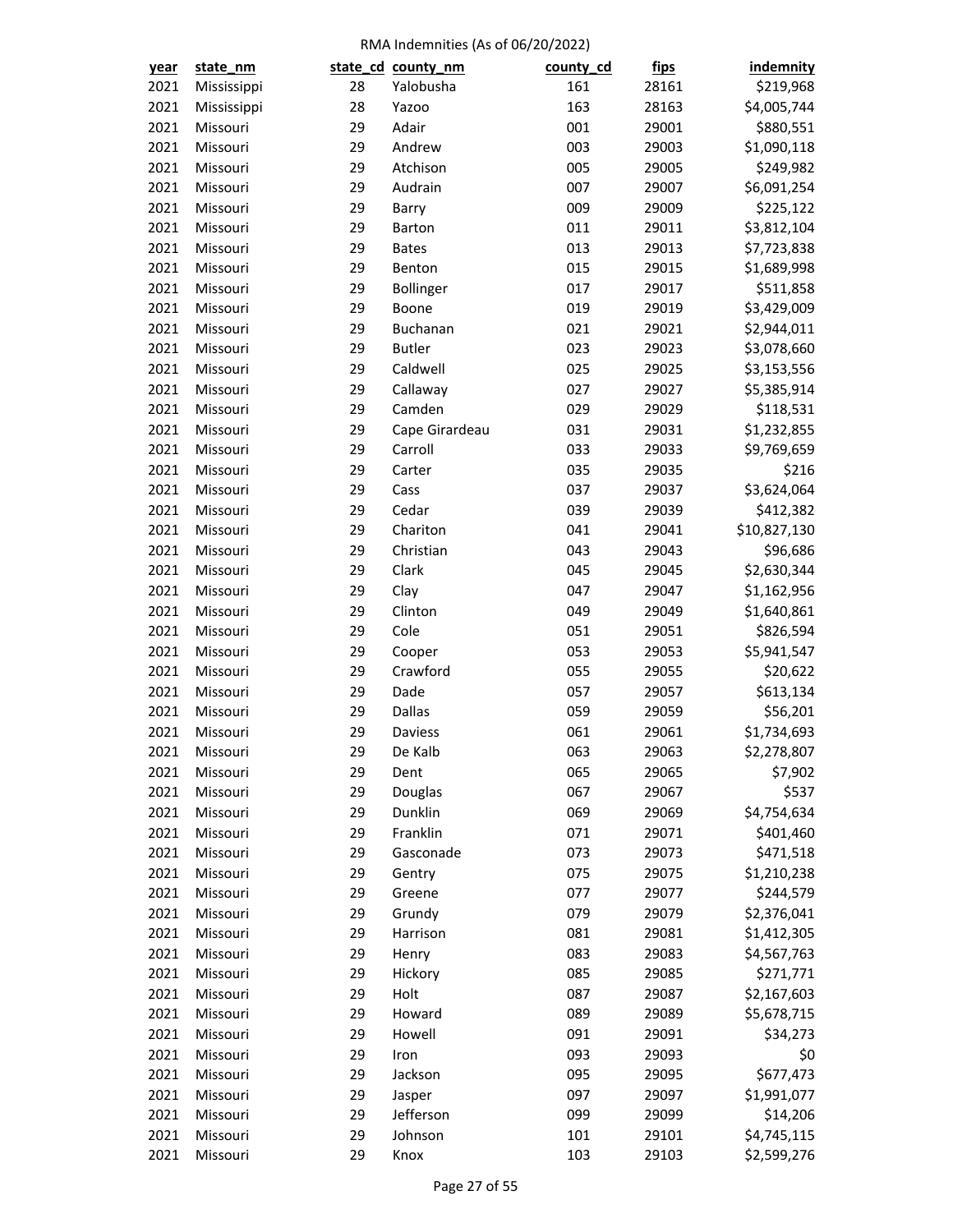RMA Indemnities (As of 06/20/2022)

| year | state_nm | state_cd | county_nm | county_cd | fips | indemnity |
|---|---|---|---|---|---|---|
| 2021 | Mississippi | 28 | Yalobusha | 161 | 28161 | $219,968 |
| 2021 | Mississippi | 28 | Yazoo | 163 | 28163 | $4,005,744 |
| 2021 | Missouri | 29 | Adair | 001 | 29001 | $880,551 |
| 2021 | Missouri | 29 | Andrew | 003 | 29003 | $1,090,118 |
| 2021 | Missouri | 29 | Atchison | 005 | 29005 | $249,982 |
| 2021 | Missouri | 29 | Audrain | 007 | 29007 | $6,091,254 |
| 2021 | Missouri | 29 | Barry | 009 | 29009 | $225,122 |
| 2021 | Missouri | 29 | Barton | 011 | 29011 | $3,812,104 |
| 2021 | Missouri | 29 | Bates | 013 | 29013 | $7,723,838 |
| 2021 | Missouri | 29 | Benton | 015 | 29015 | $1,689,998 |
| 2021 | Missouri | 29 | Bollinger | 017 | 29017 | $511,858 |
| 2021 | Missouri | 29 | Boone | 019 | 29019 | $3,429,009 |
| 2021 | Missouri | 29 | Buchanan | 021 | 29021 | $2,944,011 |
| 2021 | Missouri | 29 | Butler | 023 | 29023 | $3,078,660 |
| 2021 | Missouri | 29 | Caldwell | 025 | 29025 | $3,153,556 |
| 2021 | Missouri | 29 | Callaway | 027 | 29027 | $5,385,914 |
| 2021 | Missouri | 29 | Camden | 029 | 29029 | $118,531 |
| 2021 | Missouri | 29 | Cape Girardeau | 031 | 29031 | $1,232,855 |
| 2021 | Missouri | 29 | Carroll | 033 | 29033 | $9,769,659 |
| 2021 | Missouri | 29 | Carter | 035 | 29035 | $216 |
| 2021 | Missouri | 29 | Cass | 037 | 29037 | $3,624,064 |
| 2021 | Missouri | 29 | Cedar | 039 | 29039 | $412,382 |
| 2021 | Missouri | 29 | Chariton | 041 | 29041 | $10,827,130 |
| 2021 | Missouri | 29 | Christian | 043 | 29043 | $96,686 |
| 2021 | Missouri | 29 | Clark | 045 | 29045 | $2,630,344 |
| 2021 | Missouri | 29 | Clay | 047 | 29047 | $1,162,956 |
| 2021 | Missouri | 29 | Clinton | 049 | 29049 | $1,640,861 |
| 2021 | Missouri | 29 | Cole | 051 | 29051 | $826,594 |
| 2021 | Missouri | 29 | Cooper | 053 | 29053 | $5,941,547 |
| 2021 | Missouri | 29 | Crawford | 055 | 29055 | $20,622 |
| 2021 | Missouri | 29 | Dade | 057 | 29057 | $613,134 |
| 2021 | Missouri | 29 | Dallas | 059 | 29059 | $56,201 |
| 2021 | Missouri | 29 | Daviess | 061 | 29061 | $1,734,693 |
| 2021 | Missouri | 29 | De Kalb | 063 | 29063 | $2,278,807 |
| 2021 | Missouri | 29 | Dent | 065 | 29065 | $7,902 |
| 2021 | Missouri | 29 | Douglas | 067 | 29067 | $537 |
| 2021 | Missouri | 29 | Dunklin | 069 | 29069 | $4,754,634 |
| 2021 | Missouri | 29 | Franklin | 071 | 29071 | $401,460 |
| 2021 | Missouri | 29 | Gasconade | 073 | 29073 | $471,518 |
| 2021 | Missouri | 29 | Gentry | 075 | 29075 | $1,210,238 |
| 2021 | Missouri | 29 | Greene | 077 | 29077 | $244,579 |
| 2021 | Missouri | 29 | Grundy | 079 | 29079 | $2,376,041 |
| 2021 | Missouri | 29 | Harrison | 081 | 29081 | $1,412,305 |
| 2021 | Missouri | 29 | Henry | 083 | 29083 | $4,567,763 |
| 2021 | Missouri | 29 | Hickory | 085 | 29085 | $271,771 |
| 2021 | Missouri | 29 | Holt | 087 | 29087 | $2,167,603 |
| 2021 | Missouri | 29 | Howard | 089 | 29089 | $5,678,715 |
| 2021 | Missouri | 29 | Howell | 091 | 29091 | $34,273 |
| 2021 | Missouri | 29 | Iron | 093 | 29093 | $0 |
| 2021 | Missouri | 29 | Jackson | 095 | 29095 | $677,473 |
| 2021 | Missouri | 29 | Jasper | 097 | 29097 | $1,991,077 |
| 2021 | Missouri | 29 | Jefferson | 099 | 29099 | $14,206 |
| 2021 | Missouri | 29 | Johnson | 101 | 29101 | $4,745,115 |
| 2021 | Missouri | 29 | Knox | 103 | 29103 | $2,599,276 |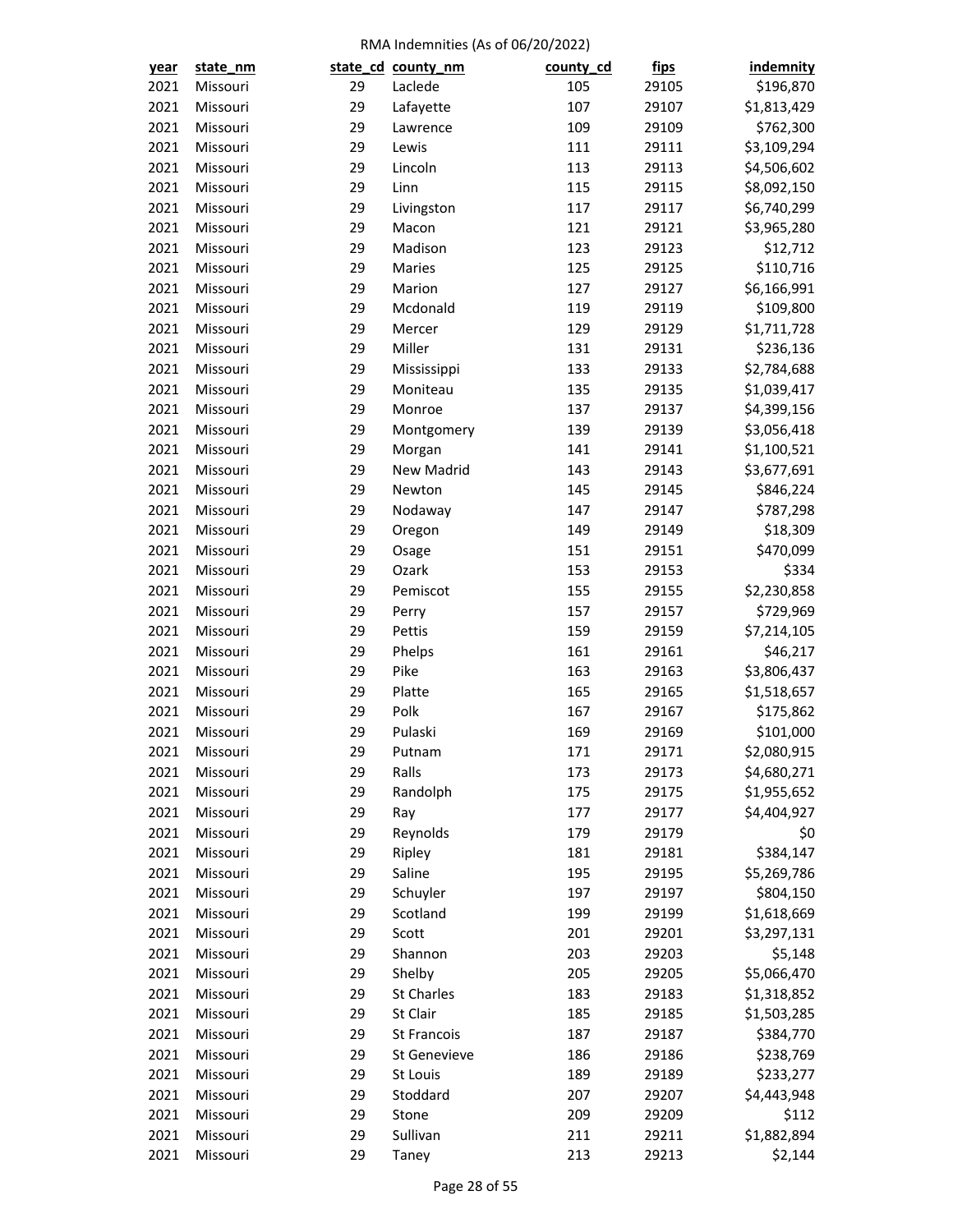RMA Indemnities (As of 06/20/2022)

| year | state_nm | state_cd | county_nm | county_cd | fips | indemnity |
|---|---|---|---|---|---|---|
| 2021 | Missouri | 29 | Laclede | 105 | 29105 | $196,870 |
| 2021 | Missouri | 29 | Lafayette | 107 | 29107 | $1,813,429 |
| 2021 | Missouri | 29 | Lawrence | 109 | 29109 | $762,300 |
| 2021 | Missouri | 29 | Lewis | 111 | 29111 | $3,109,294 |
| 2021 | Missouri | 29 | Lincoln | 113 | 29113 | $4,506,602 |
| 2021 | Missouri | 29 | Linn | 115 | 29115 | $8,092,150 |
| 2021 | Missouri | 29 | Livingston | 117 | 29117 | $6,740,299 |
| 2021 | Missouri | 29 | Macon | 121 | 29121 | $3,965,280 |
| 2021 | Missouri | 29 | Madison | 123 | 29123 | $12,712 |
| 2021 | Missouri | 29 | Maries | 125 | 29125 | $110,716 |
| 2021 | Missouri | 29 | Marion | 127 | 29127 | $6,166,991 |
| 2021 | Missouri | 29 | Mcdonald | 119 | 29119 | $109,800 |
| 2021 | Missouri | 29 | Mercer | 129 | 29129 | $1,711,728 |
| 2021 | Missouri | 29 | Miller | 131 | 29131 | $236,136 |
| 2021 | Missouri | 29 | Mississippi | 133 | 29133 | $2,784,688 |
| 2021 | Missouri | 29 | Moniteau | 135 | 29135 | $1,039,417 |
| 2021 | Missouri | 29 | Monroe | 137 | 29137 | $4,399,156 |
| 2021 | Missouri | 29 | Montgomery | 139 | 29139 | $3,056,418 |
| 2021 | Missouri | 29 | Morgan | 141 | 29141 | $1,100,521 |
| 2021 | Missouri | 29 | New Madrid | 143 | 29143 | $3,677,691 |
| 2021 | Missouri | 29 | Newton | 145 | 29145 | $846,224 |
| 2021 | Missouri | 29 | Nodaway | 147 | 29147 | $787,298 |
| 2021 | Missouri | 29 | Oregon | 149 | 29149 | $18,309 |
| 2021 | Missouri | 29 | Osage | 151 | 29151 | $470,099 |
| 2021 | Missouri | 29 | Ozark | 153 | 29153 | $334 |
| 2021 | Missouri | 29 | Pemiscot | 155 | 29155 | $2,230,858 |
| 2021 | Missouri | 29 | Perry | 157 | 29157 | $729,969 |
| 2021 | Missouri | 29 | Pettis | 159 | 29159 | $7,214,105 |
| 2021 | Missouri | 29 | Phelps | 161 | 29161 | $46,217 |
| 2021 | Missouri | 29 | Pike | 163 | 29163 | $3,806,437 |
| 2021 | Missouri | 29 | Platte | 165 | 29165 | $1,518,657 |
| 2021 | Missouri | 29 | Polk | 167 | 29167 | $175,862 |
| 2021 | Missouri | 29 | Pulaski | 169 | 29169 | $101,000 |
| 2021 | Missouri | 29 | Putnam | 171 | 29171 | $2,080,915 |
| 2021 | Missouri | 29 | Ralls | 173 | 29173 | $4,680,271 |
| 2021 | Missouri | 29 | Randolph | 175 | 29175 | $1,955,652 |
| 2021 | Missouri | 29 | Ray | 177 | 29177 | $4,404,927 |
| 2021 | Missouri | 29 | Reynolds | 179 | 29179 | $0 |
| 2021 | Missouri | 29 | Ripley | 181 | 29181 | $384,147 |
| 2021 | Missouri | 29 | Saline | 195 | 29195 | $5,269,786 |
| 2021 | Missouri | 29 | Schuyler | 197 | 29197 | $804,150 |
| 2021 | Missouri | 29 | Scotland | 199 | 29199 | $1,618,669 |
| 2021 | Missouri | 29 | Scott | 201 | 29201 | $3,297,131 |
| 2021 | Missouri | 29 | Shannon | 203 | 29203 | $5,148 |
| 2021 | Missouri | 29 | Shelby | 205 | 29205 | $5,066,470 |
| 2021 | Missouri | 29 | St Charles | 183 | 29183 | $1,318,852 |
| 2021 | Missouri | 29 | St Clair | 185 | 29185 | $1,503,285 |
| 2021 | Missouri | 29 | St Francois | 187 | 29187 | $384,770 |
| 2021 | Missouri | 29 | St Genevieve | 186 | 29186 | $238,769 |
| 2021 | Missouri | 29 | St Louis | 189 | 29189 | $233,277 |
| 2021 | Missouri | 29 | Stoddard | 207 | 29207 | $4,443,948 |
| 2021 | Missouri | 29 | Stone | 209 | 29209 | $112 |
| 2021 | Missouri | 29 | Sullivan | 211 | 29211 | $1,882,894 |
| 2021 | Missouri | 29 | Taney | 213 | 29213 | $2,144 |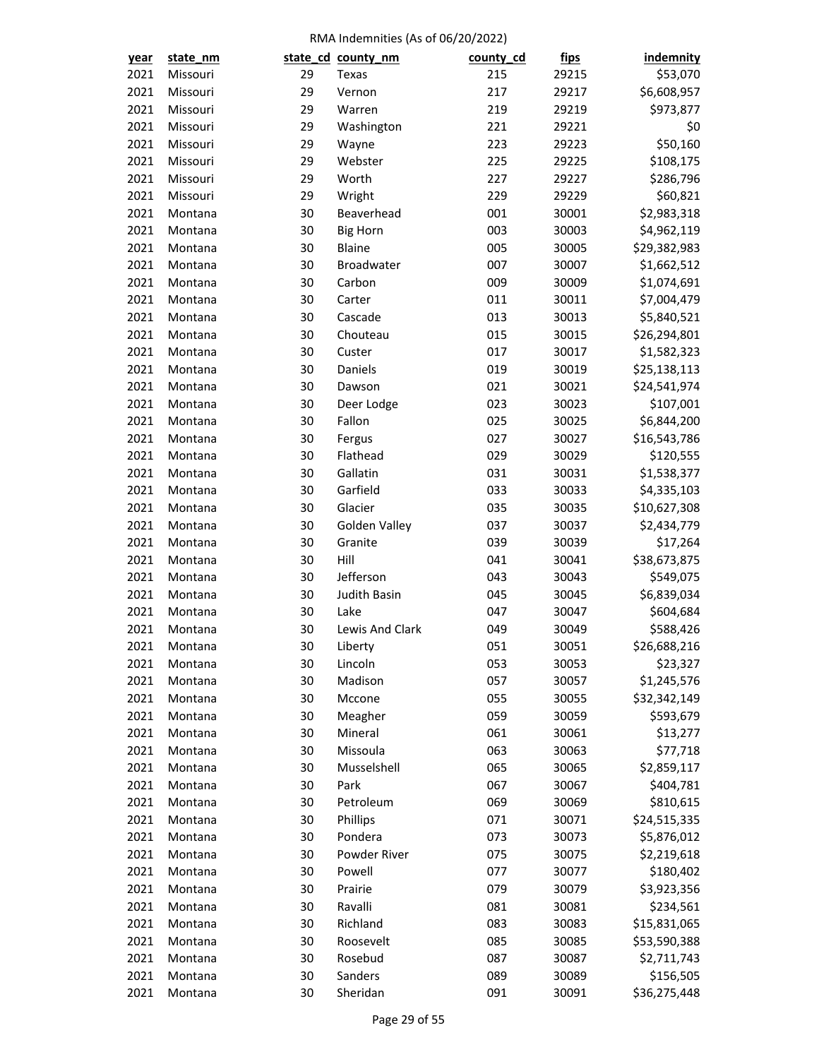RMA Indemnities (As of 06/20/2022)

| year | state_nm | state_cd | county_nm | county_cd | fips | indemnity |
|---|---|---|---|---|---|---|
| 2021 | Missouri | 29 | Texas | 215 | 29215 | $53,070 |
| 2021 | Missouri | 29 | Vernon | 217 | 29217 | $6,608,957 |
| 2021 | Missouri | 29 | Warren | 219 | 29219 | $973,877 |
| 2021 | Missouri | 29 | Washington | 221 | 29221 | $0 |
| 2021 | Missouri | 29 | Wayne | 223 | 29223 | $50,160 |
| 2021 | Missouri | 29 | Webster | 225 | 29225 | $108,175 |
| 2021 | Missouri | 29 | Worth | 227 | 29227 | $286,796 |
| 2021 | Missouri | 29 | Wright | 229 | 29229 | $60,821 |
| 2021 | Montana | 30 | Beaverhead | 001 | 30001 | $2,983,318 |
| 2021 | Montana | 30 | Big Horn | 003 | 30003 | $4,962,119 |
| 2021 | Montana | 30 | Blaine | 005 | 30005 | $29,382,983 |
| 2021 | Montana | 30 | Broadwater | 007 | 30007 | $1,662,512 |
| 2021 | Montana | 30 | Carbon | 009 | 30009 | $1,074,691 |
| 2021 | Montana | 30 | Carter | 011 | 30011 | $7,004,479 |
| 2021 | Montana | 30 | Cascade | 013 | 30013 | $5,840,521 |
| 2021 | Montana | 30 | Chouteau | 015 | 30015 | $26,294,801 |
| 2021 | Montana | 30 | Custer | 017 | 30017 | $1,582,323 |
| 2021 | Montana | 30 | Daniels | 019 | 30019 | $25,138,113 |
| 2021 | Montana | 30 | Dawson | 021 | 30021 | $24,541,974 |
| 2021 | Montana | 30 | Deer Lodge | 023 | 30023 | $107,001 |
| 2021 | Montana | 30 | Fallon | 025 | 30025 | $6,844,200 |
| 2021 | Montana | 30 | Fergus | 027 | 30027 | $16,543,786 |
| 2021 | Montana | 30 | Flathead | 029 | 30029 | $120,555 |
| 2021 | Montana | 30 | Gallatin | 031 | 30031 | $1,538,377 |
| 2021 | Montana | 30 | Garfield | 033 | 30033 | $4,335,103 |
| 2021 | Montana | 30 | Glacier | 035 | 30035 | $10,627,308 |
| 2021 | Montana | 30 | Golden Valley | 037 | 30037 | $2,434,779 |
| 2021 | Montana | 30 | Granite | 039 | 30039 | $17,264 |
| 2021 | Montana | 30 | Hill | 041 | 30041 | $38,673,875 |
| 2021 | Montana | 30 | Jefferson | 043 | 30043 | $549,075 |
| 2021 | Montana | 30 | Judith Basin | 045 | 30045 | $6,839,034 |
| 2021 | Montana | 30 | Lake | 047 | 30047 | $604,684 |
| 2021 | Montana | 30 | Lewis And Clark | 049 | 30049 | $588,426 |
| 2021 | Montana | 30 | Liberty | 051 | 30051 | $26,688,216 |
| 2021 | Montana | 30 | Lincoln | 053 | 30053 | $23,327 |
| 2021 | Montana | 30 | Madison | 057 | 30057 | $1,245,576 |
| 2021 | Montana | 30 | Mccone | 055 | 30055 | $32,342,149 |
| 2021 | Montana | 30 | Meagher | 059 | 30059 | $593,679 |
| 2021 | Montana | 30 | Mineral | 061 | 30061 | $13,277 |
| 2021 | Montana | 30 | Missoula | 063 | 30063 | $77,718 |
| 2021 | Montana | 30 | Musselshell | 065 | 30065 | $2,859,117 |
| 2021 | Montana | 30 | Park | 067 | 30067 | $404,781 |
| 2021 | Montana | 30 | Petroleum | 069 | 30069 | $810,615 |
| 2021 | Montana | 30 | Phillips | 071 | 30071 | $24,515,335 |
| 2021 | Montana | 30 | Pondera | 073 | 30073 | $5,876,012 |
| 2021 | Montana | 30 | Powder River | 075 | 30075 | $2,219,618 |
| 2021 | Montana | 30 | Powell | 077 | 30077 | $180,402 |
| 2021 | Montana | 30 | Prairie | 079 | 30079 | $3,923,356 |
| 2021 | Montana | 30 | Ravalli | 081 | 30081 | $234,561 |
| 2021 | Montana | 30 | Richland | 083 | 30083 | $15,831,065 |
| 2021 | Montana | 30 | Roosevelt | 085 | 30085 | $53,590,388 |
| 2021 | Montana | 30 | Rosebud | 087 | 30087 | $2,711,743 |
| 2021 | Montana | 30 | Sanders | 089 | 30089 | $156,505 |
| 2021 | Montana | 30 | Sheridan | 091 | 30091 | $36,275,448 |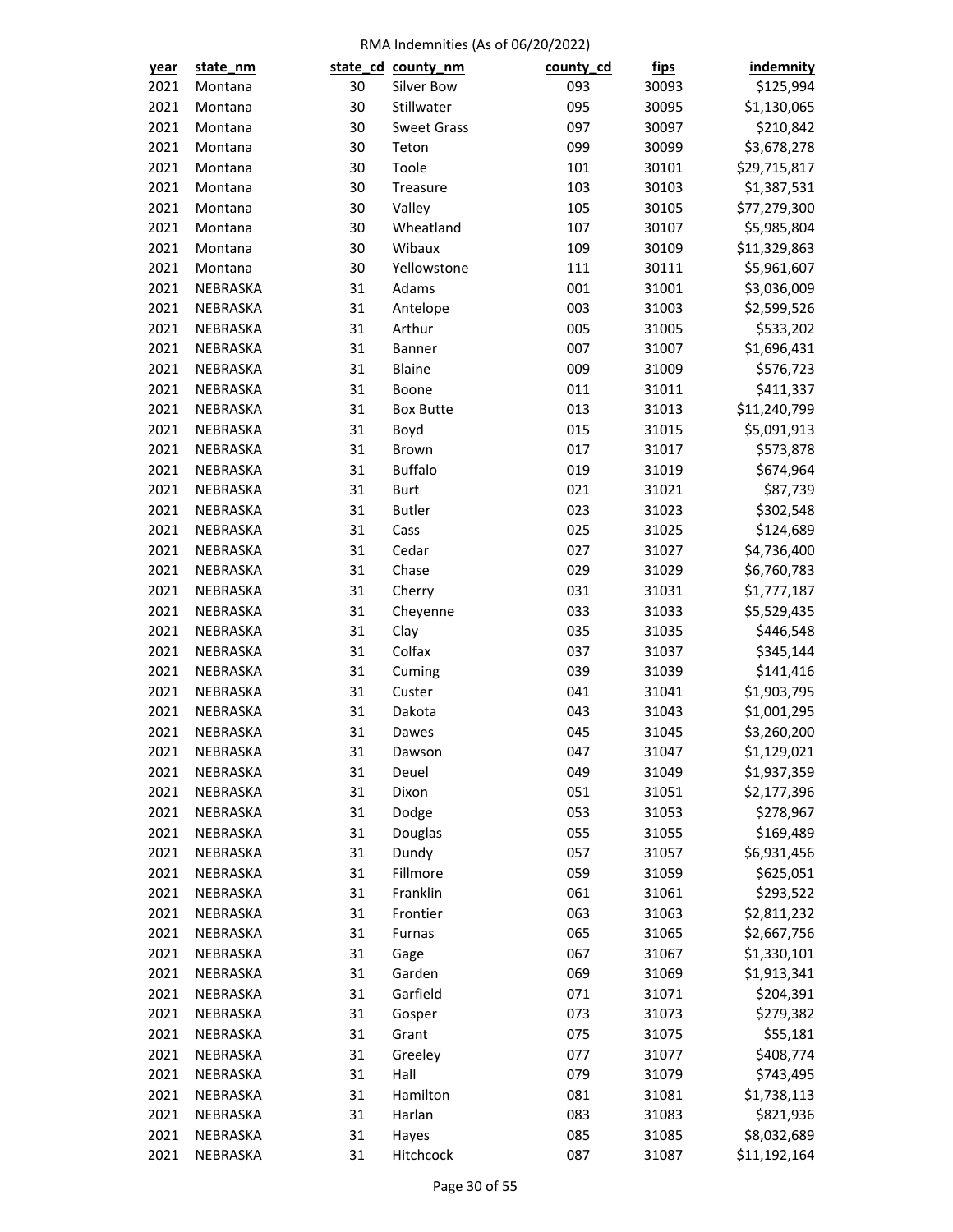RMA Indemnities (As of 06/20/2022)

| year | state_nm | state_cd | county_nm | county_cd | fips | indemnity |
|---|---|---|---|---|---|---|
| 2021 | Montana | 30 | Silver Bow | 093 | 30093 | $125,994 |
| 2021 | Montana | 30 | Stillwater | 095 | 30095 | $1,130,065 |
| 2021 | Montana | 30 | Sweet Grass | 097 | 30097 | $210,842 |
| 2021 | Montana | 30 | Teton | 099 | 30099 | $3,678,278 |
| 2021 | Montana | 30 | Toole | 101 | 30101 | $29,715,817 |
| 2021 | Montana | 30 | Treasure | 103 | 30103 | $1,387,531 |
| 2021 | Montana | 30 | Valley | 105 | 30105 | $77,279,300 |
| 2021 | Montana | 30 | Wheatland | 107 | 30107 | $5,985,804 |
| 2021 | Montana | 30 | Wibaux | 109 | 30109 | $11,329,863 |
| 2021 | Montana | 30 | Yellowstone | 111 | 30111 | $5,961,607 |
| 2021 | NEBRASKA | 31 | Adams | 001 | 31001 | $3,036,009 |
| 2021 | NEBRASKA | 31 | Antelope | 003 | 31003 | $2,599,526 |
| 2021 | NEBRASKA | 31 | Arthur | 005 | 31005 | $533,202 |
| 2021 | NEBRASKA | 31 | Banner | 007 | 31007 | $1,696,431 |
| 2021 | NEBRASKA | 31 | Blaine | 009 | 31009 | $576,723 |
| 2021 | NEBRASKA | 31 | Boone | 011 | 31011 | $411,337 |
| 2021 | NEBRASKA | 31 | Box Butte | 013 | 31013 | $11,240,799 |
| 2021 | NEBRASKA | 31 | Boyd | 015 | 31015 | $5,091,913 |
| 2021 | NEBRASKA | 31 | Brown | 017 | 31017 | $573,878 |
| 2021 | NEBRASKA | 31 | Buffalo | 019 | 31019 | $674,964 |
| 2021 | NEBRASKA | 31 | Burt | 021 | 31021 | $87,739 |
| 2021 | NEBRASKA | 31 | Butler | 023 | 31023 | $302,548 |
| 2021 | NEBRASKA | 31 | Cass | 025 | 31025 | $124,689 |
| 2021 | NEBRASKA | 31 | Cedar | 027 | 31027 | $4,736,400 |
| 2021 | NEBRASKA | 31 | Chase | 029 | 31029 | $6,760,783 |
| 2021 | NEBRASKA | 31 | Cherry | 031 | 31031 | $1,777,187 |
| 2021 | NEBRASKA | 31 | Cheyenne | 033 | 31033 | $5,529,435 |
| 2021 | NEBRASKA | 31 | Clay | 035 | 31035 | $446,548 |
| 2021 | NEBRASKA | 31 | Colfax | 037 | 31037 | $345,144 |
| 2021 | NEBRASKA | 31 | Cuming | 039 | 31039 | $141,416 |
| 2021 | NEBRASKA | 31 | Custer | 041 | 31041 | $1,903,795 |
| 2021 | NEBRASKA | 31 | Dakota | 043 | 31043 | $1,001,295 |
| 2021 | NEBRASKA | 31 | Dawes | 045 | 31045 | $3,260,200 |
| 2021 | NEBRASKA | 31 | Dawson | 047 | 31047 | $1,129,021 |
| 2021 | NEBRASKA | 31 | Deuel | 049 | 31049 | $1,937,359 |
| 2021 | NEBRASKA | 31 | Dixon | 051 | 31051 | $2,177,396 |
| 2021 | NEBRASKA | 31 | Dodge | 053 | 31053 | $278,967 |
| 2021 | NEBRASKA | 31 | Douglas | 055 | 31055 | $169,489 |
| 2021 | NEBRASKA | 31 | Dundy | 057 | 31057 | $6,931,456 |
| 2021 | NEBRASKA | 31 | Fillmore | 059 | 31059 | $625,051 |
| 2021 | NEBRASKA | 31 | Franklin | 061 | 31061 | $293,522 |
| 2021 | NEBRASKA | 31 | Frontier | 063 | 31063 | $2,811,232 |
| 2021 | NEBRASKA | 31 | Furnas | 065 | 31065 | $2,667,756 |
| 2021 | NEBRASKA | 31 | Gage | 067 | 31067 | $1,330,101 |
| 2021 | NEBRASKA | 31 | Garden | 069 | 31069 | $1,913,341 |
| 2021 | NEBRASKA | 31 | Garfield | 071 | 31071 | $204,391 |
| 2021 | NEBRASKA | 31 | Gosper | 073 | 31073 | $279,382 |
| 2021 | NEBRASKA | 31 | Grant | 075 | 31075 | $55,181 |
| 2021 | NEBRASKA | 31 | Greeley | 077 | 31077 | $408,774 |
| 2021 | NEBRASKA | 31 | Hall | 079 | 31079 | $743,495 |
| 2021 | NEBRASKA | 31 | Hamilton | 081 | 31081 | $1,738,113 |
| 2021 | NEBRASKA | 31 | Harlan | 083 | 31083 | $821,936 |
| 2021 | NEBRASKA | 31 | Hayes | 085 | 31085 | $8,032,689 |
| 2021 | NEBRASKA | 31 | Hitchcock | 087 | 31087 | $11,192,164 |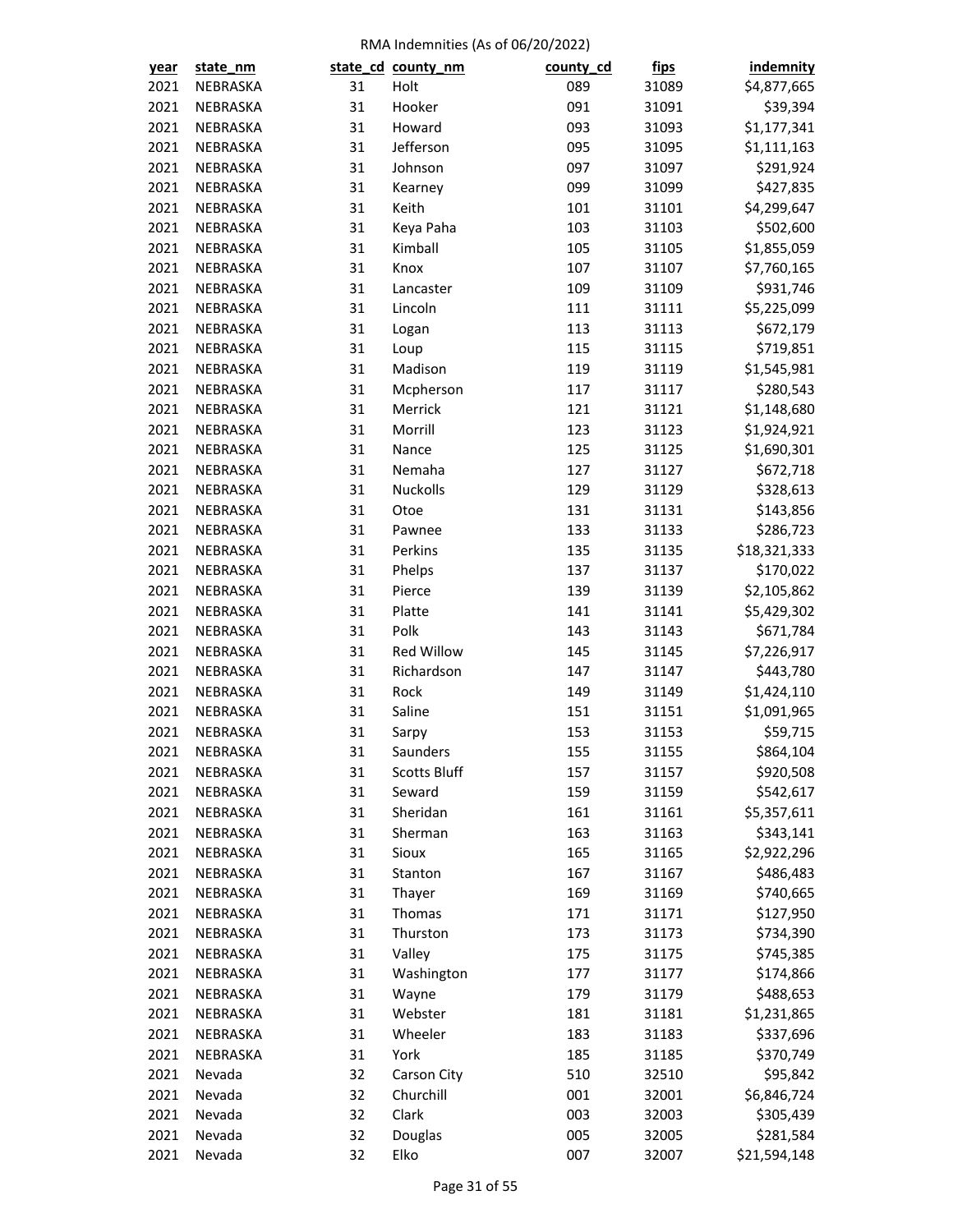RMA Indemnities (As of 06/20/2022)

| year | state_nm | state_cd | county_nm | county_cd | fips | indemnity |
|---|---|---|---|---|---|---|
| 2021 | NEBRASKA | 31 | Holt | 089 | 31089 | $4,877,665 |
| 2021 | NEBRASKA | 31 | Hooker | 091 | 31091 | $39,394 |
| 2021 | NEBRASKA | 31 | Howard | 093 | 31093 | $1,177,341 |
| 2021 | NEBRASKA | 31 | Jefferson | 095 | 31095 | $1,111,163 |
| 2021 | NEBRASKA | 31 | Johnson | 097 | 31097 | $291,924 |
| 2021 | NEBRASKA | 31 | Kearney | 099 | 31099 | $427,835 |
| 2021 | NEBRASKA | 31 | Keith | 101 | 31101 | $4,299,647 |
| 2021 | NEBRASKA | 31 | Keya Paha | 103 | 31103 | $502,600 |
| 2021 | NEBRASKA | 31 | Kimball | 105 | 31105 | $1,855,059 |
| 2021 | NEBRASKA | 31 | Knox | 107 | 31107 | $7,760,165 |
| 2021 | NEBRASKA | 31 | Lancaster | 109 | 31109 | $931,746 |
| 2021 | NEBRASKA | 31 | Lincoln | 111 | 31111 | $5,225,099 |
| 2021 | NEBRASKA | 31 | Logan | 113 | 31113 | $672,179 |
| 2021 | NEBRASKA | 31 | Loup | 115 | 31115 | $719,851 |
| 2021 | NEBRASKA | 31 | Madison | 119 | 31119 | $1,545,981 |
| 2021 | NEBRASKA | 31 | Mcpherson | 117 | 31117 | $280,543 |
| 2021 | NEBRASKA | 31 | Merrick | 121 | 31121 | $1,148,680 |
| 2021 | NEBRASKA | 31 | Morrill | 123 | 31123 | $1,924,921 |
| 2021 | NEBRASKA | 31 | Nance | 125 | 31125 | $1,690,301 |
| 2021 | NEBRASKA | 31 | Nemaha | 127 | 31127 | $672,718 |
| 2021 | NEBRASKA | 31 | Nuckolls | 129 | 31129 | $328,613 |
| 2021 | NEBRASKA | 31 | Otoe | 131 | 31131 | $143,856 |
| 2021 | NEBRASKA | 31 | Pawnee | 133 | 31133 | $286,723 |
| 2021 | NEBRASKA | 31 | Perkins | 135 | 31135 | $18,321,333 |
| 2021 | NEBRASKA | 31 | Phelps | 137 | 31137 | $170,022 |
| 2021 | NEBRASKA | 31 | Pierce | 139 | 31139 | $2,105,862 |
| 2021 | NEBRASKA | 31 | Platte | 141 | 31141 | $5,429,302 |
| 2021 | NEBRASKA | 31 | Polk | 143 | 31143 | $671,784 |
| 2021 | NEBRASKA | 31 | Red Willow | 145 | 31145 | $7,226,917 |
| 2021 | NEBRASKA | 31 | Richardson | 147 | 31147 | $443,780 |
| 2021 | NEBRASKA | 31 | Rock | 149 | 31149 | $1,424,110 |
| 2021 | NEBRASKA | 31 | Saline | 151 | 31151 | $1,091,965 |
| 2021 | NEBRASKA | 31 | Sarpy | 153 | 31153 | $59,715 |
| 2021 | NEBRASKA | 31 | Saunders | 155 | 31155 | $864,104 |
| 2021 | NEBRASKA | 31 | Scotts Bluff | 157 | 31157 | $920,508 |
| 2021 | NEBRASKA | 31 | Seward | 159 | 31159 | $542,617 |
| 2021 | NEBRASKA | 31 | Sheridan | 161 | 31161 | $5,357,611 |
| 2021 | NEBRASKA | 31 | Sherman | 163 | 31163 | $343,141 |
| 2021 | NEBRASKA | 31 | Sioux | 165 | 31165 | $2,922,296 |
| 2021 | NEBRASKA | 31 | Stanton | 167 | 31167 | $486,483 |
| 2021 | NEBRASKA | 31 | Thayer | 169 | 31169 | $740,665 |
| 2021 | NEBRASKA | 31 | Thomas | 171 | 31171 | $127,950 |
| 2021 | NEBRASKA | 31 | Thurston | 173 | 31173 | $734,390 |
| 2021 | NEBRASKA | 31 | Valley | 175 | 31175 | $745,385 |
| 2021 | NEBRASKA | 31 | Washington | 177 | 31177 | $174,866 |
| 2021 | NEBRASKA | 31 | Wayne | 179 | 31179 | $488,653 |
| 2021 | NEBRASKA | 31 | Webster | 181 | 31181 | $1,231,865 |
| 2021 | NEBRASKA | 31 | Wheeler | 183 | 31183 | $337,696 |
| 2021 | NEBRASKA | 31 | York | 185 | 31185 | $370,749 |
| 2021 | Nevada | 32 | Carson City | 510 | 32510 | $95,842 |
| 2021 | Nevada | 32 | Churchill | 001 | 32001 | $6,846,724 |
| 2021 | Nevada | 32 | Clark | 003 | 32003 | $305,439 |
| 2021 | Nevada | 32 | Douglas | 005 | 32005 | $281,584 |
| 2021 | Nevada | 32 | Elko | 007 | 32007 | $21,594,148 |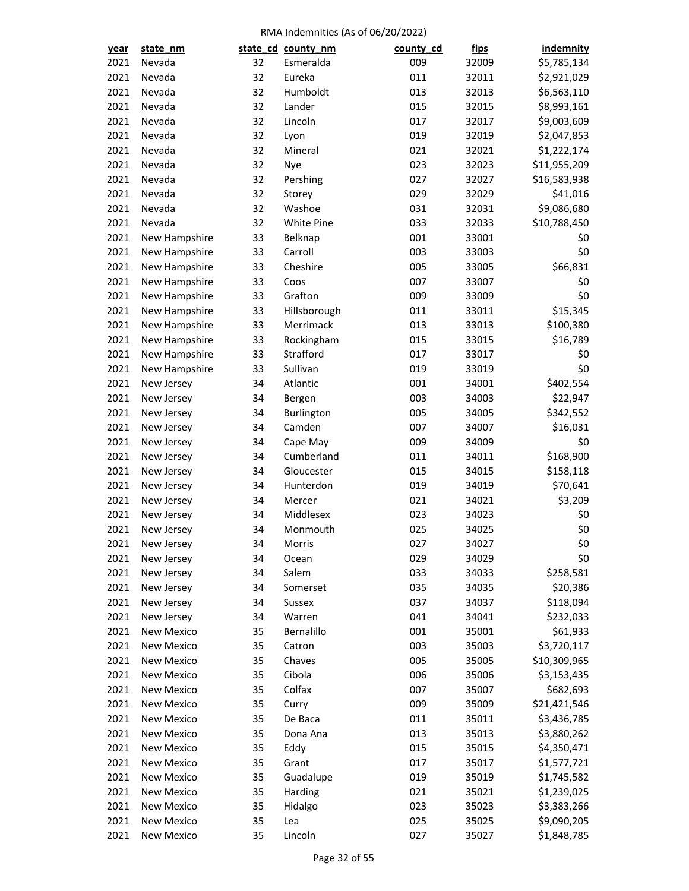RMA Indemnities (As of 06/20/2022)

| year | state_nm | state_cd | county_nm | county_cd | fips | indemnity |
|---|---|---|---|---|---|---|
| 2021 | Nevada | 32 | Esmeralda | 009 | 32009 | $5,785,134 |
| 2021 | Nevada | 32 | Eureka | 011 | 32011 | $2,921,029 |
| 2021 | Nevada | 32 | Humboldt | 013 | 32013 | $6,563,110 |
| 2021 | Nevada | 32 | Lander | 015 | 32015 | $8,993,161 |
| 2021 | Nevada | 32 | Lincoln | 017 | 32017 | $9,003,609 |
| 2021 | Nevada | 32 | Lyon | 019 | 32019 | $2,047,853 |
| 2021 | Nevada | 32 | Mineral | 021 | 32021 | $1,222,174 |
| 2021 | Nevada | 32 | Nye | 023 | 32023 | $11,955,209 |
| 2021 | Nevada | 32 | Pershing | 027 | 32027 | $16,583,938 |
| 2021 | Nevada | 32 | Storey | 029 | 32029 | $41,016 |
| 2021 | Nevada | 32 | Washoe | 031 | 32031 | $9,086,680 |
| 2021 | Nevada | 32 | White Pine | 033 | 32033 | $10,788,450 |
| 2021 | New Hampshire | 33 | Belknap | 001 | 33001 | $0 |
| 2021 | New Hampshire | 33 | Carroll | 003 | 33003 | $0 |
| 2021 | New Hampshire | 33 | Cheshire | 005 | 33005 | $66,831 |
| 2021 | New Hampshire | 33 | Coos | 007 | 33007 | $0 |
| 2021 | New Hampshire | 33 | Grafton | 009 | 33009 | $0 |
| 2021 | New Hampshire | 33 | Hillsborough | 011 | 33011 | $15,345 |
| 2021 | New Hampshire | 33 | Merrimack | 013 | 33013 | $100,380 |
| 2021 | New Hampshire | 33 | Rockingham | 015 | 33015 | $16,789 |
| 2021 | New Hampshire | 33 | Strafford | 017 | 33017 | $0 |
| 2021 | New Hampshire | 33 | Sullivan | 019 | 33019 | $0 |
| 2021 | New Jersey | 34 | Atlantic | 001 | 34001 | $402,554 |
| 2021 | New Jersey | 34 | Bergen | 003 | 34003 | $22,947 |
| 2021 | New Jersey | 34 | Burlington | 005 | 34005 | $342,552 |
| 2021 | New Jersey | 34 | Camden | 007 | 34007 | $16,031 |
| 2021 | New Jersey | 34 | Cape May | 009 | 34009 | $0 |
| 2021 | New Jersey | 34 | Cumberland | 011 | 34011 | $168,900 |
| 2021 | New Jersey | 34 | Gloucester | 015 | 34015 | $158,118 |
| 2021 | New Jersey | 34 | Hunterdon | 019 | 34019 | $70,641 |
| 2021 | New Jersey | 34 | Mercer | 021 | 34021 | $3,209 |
| 2021 | New Jersey | 34 | Middlesex | 023 | 34023 | $0 |
| 2021 | New Jersey | 34 | Monmouth | 025 | 34025 | $0 |
| 2021 | New Jersey | 34 | Morris | 027 | 34027 | $0 |
| 2021 | New Jersey | 34 | Ocean | 029 | 34029 | $0 |
| 2021 | New Jersey | 34 | Salem | 033 | 34033 | $258,581 |
| 2021 | New Jersey | 34 | Somerset | 035 | 34035 | $20,386 |
| 2021 | New Jersey | 34 | Sussex | 037 | 34037 | $118,094 |
| 2021 | New Jersey | 34 | Warren | 041 | 34041 | $232,033 |
| 2021 | New Mexico | 35 | Bernalillo | 001 | 35001 | $61,933 |
| 2021 | New Mexico | 35 | Catron | 003 | 35003 | $3,720,117 |
| 2021 | New Mexico | 35 | Chaves | 005 | 35005 | $10,309,965 |
| 2021 | New Mexico | 35 | Cibola | 006 | 35006 | $3,153,435 |
| 2021 | New Mexico | 35 | Colfax | 007 | 35007 | $682,693 |
| 2021 | New Mexico | 35 | Curry | 009 | 35009 | $21,421,546 |
| 2021 | New Mexico | 35 | De Baca | 011 | 35011 | $3,436,785 |
| 2021 | New Mexico | 35 | Dona Ana | 013 | 35013 | $3,880,262 |
| 2021 | New Mexico | 35 | Eddy | 015 | 35015 | $4,350,471 |
| 2021 | New Mexico | 35 | Grant | 017 | 35017 | $1,577,721 |
| 2021 | New Mexico | 35 | Guadalupe | 019 | 35019 | $1,745,582 |
| 2021 | New Mexico | 35 | Harding | 021 | 35021 | $1,239,025 |
| 2021 | New Mexico | 35 | Hidalgo | 023 | 35023 | $3,383,266 |
| 2021 | New Mexico | 35 | Lea | 025 | 35025 | $9,090,205 |
| 2021 | New Mexico | 35 | Lincoln | 027 | 35027 | $1,848,785 |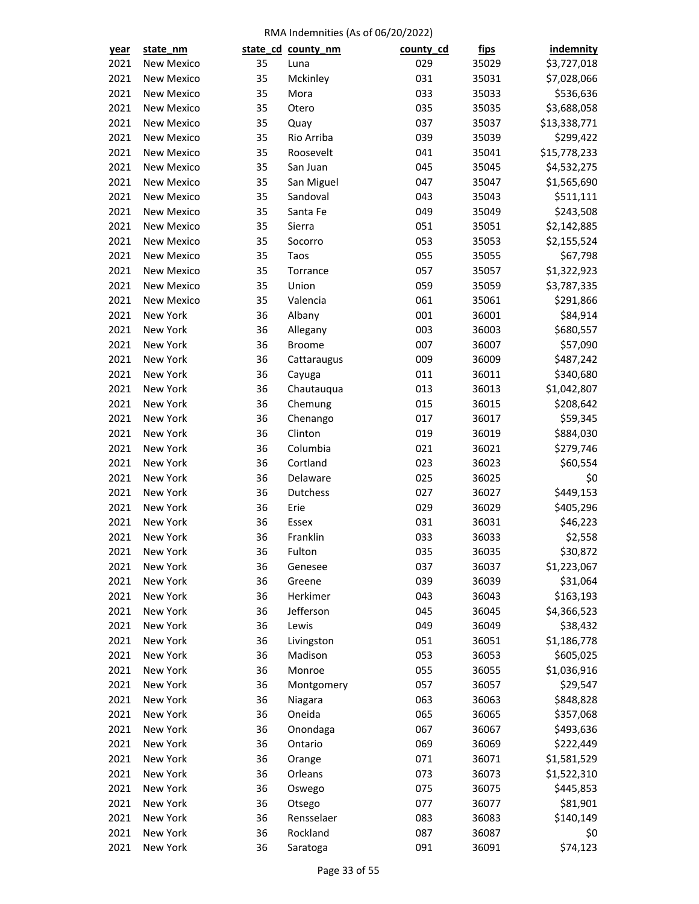RMA Indemnities (As of 06/20/2022)

| year | state_nm | state_cd | county_nm | county_cd | fips | indemnity |
|---|---|---|---|---|---|---|
| 2021 | New Mexico | 35 | Luna | 029 | 35029 | $3,727,018 |
| 2021 | New Mexico | 35 | Mckinley | 031 | 35031 | $7,028,066 |
| 2021 | New Mexico | 35 | Mora | 033 | 35033 | $536,636 |
| 2021 | New Mexico | 35 | Otero | 035 | 35035 | $3,688,058 |
| 2021 | New Mexico | 35 | Quay | 037 | 35037 | $13,338,771 |
| 2021 | New Mexico | 35 | Rio Arriba | 039 | 35039 | $299,422 |
| 2021 | New Mexico | 35 | Roosevelt | 041 | 35041 | $15,778,233 |
| 2021 | New Mexico | 35 | San Juan | 045 | 35045 | $4,532,275 |
| 2021 | New Mexico | 35 | San Miguel | 047 | 35047 | $1,565,690 |
| 2021 | New Mexico | 35 | Sandoval | 043 | 35043 | $511,111 |
| 2021 | New Mexico | 35 | Santa Fe | 049 | 35049 | $243,508 |
| 2021 | New Mexico | 35 | Sierra | 051 | 35051 | $2,142,885 |
| 2021 | New Mexico | 35 | Socorro | 053 | 35053 | $2,155,524 |
| 2021 | New Mexico | 35 | Taos | 055 | 35055 | $67,798 |
| 2021 | New Mexico | 35 | Torrance | 057 | 35057 | $1,322,923 |
| 2021 | New Mexico | 35 | Union | 059 | 35059 | $3,787,335 |
| 2021 | New Mexico | 35 | Valencia | 061 | 35061 | $291,866 |
| 2021 | New York | 36 | Albany | 001 | 36001 | $84,914 |
| 2021 | New York | 36 | Allegany | 003 | 36003 | $680,557 |
| 2021 | New York | 36 | Broome | 007 | 36007 | $57,090 |
| 2021 | New York | 36 | Cattaraugus | 009 | 36009 | $487,242 |
| 2021 | New York | 36 | Cayuga | 011 | 36011 | $340,680 |
| 2021 | New York | 36 | Chautauqua | 013 | 36013 | $1,042,807 |
| 2021 | New York | 36 | Chemung | 015 | 36015 | $208,642 |
| 2021 | New York | 36 | Chenango | 017 | 36017 | $59,345 |
| 2021 | New York | 36 | Clinton | 019 | 36019 | $884,030 |
| 2021 | New York | 36 | Columbia | 021 | 36021 | $279,746 |
| 2021 | New York | 36 | Cortland | 023 | 36023 | $60,554 |
| 2021 | New York | 36 | Delaware | 025 | 36025 | $0 |
| 2021 | New York | 36 | Dutchess | 027 | 36027 | $449,153 |
| 2021 | New York | 36 | Erie | 029 | 36029 | $405,296 |
| 2021 | New York | 36 | Essex | 031 | 36031 | $46,223 |
| 2021 | New York | 36 | Franklin | 033 | 36033 | $2,558 |
| 2021 | New York | 36 | Fulton | 035 | 36035 | $30,872 |
| 2021 | New York | 36 | Genesee | 037 | 36037 | $1,223,067 |
| 2021 | New York | 36 | Greene | 039 | 36039 | $31,064 |
| 2021 | New York | 36 | Herkimer | 043 | 36043 | $163,193 |
| 2021 | New York | 36 | Jefferson | 045 | 36045 | $4,366,523 |
| 2021 | New York | 36 | Lewis | 049 | 36049 | $38,432 |
| 2021 | New York | 36 | Livingston | 051 | 36051 | $1,186,778 |
| 2021 | New York | 36 | Madison | 053 | 36053 | $605,025 |
| 2021 | New York | 36 | Monroe | 055 | 36055 | $1,036,916 |
| 2021 | New York | 36 | Montgomery | 057 | 36057 | $29,547 |
| 2021 | New York | 36 | Niagara | 063 | 36063 | $848,828 |
| 2021 | New York | 36 | Oneida | 065 | 36065 | $357,068 |
| 2021 | New York | 36 | Onondaga | 067 | 36067 | $493,636 |
| 2021 | New York | 36 | Ontario | 069 | 36069 | $222,449 |
| 2021 | New York | 36 | Orange | 071 | 36071 | $1,581,529 |
| 2021 | New York | 36 | Orleans | 073 | 36073 | $1,522,310 |
| 2021 | New York | 36 | Oswego | 075 | 36075 | $445,853 |
| 2021 | New York | 36 | Otsego | 077 | 36077 | $81,901 |
| 2021 | New York | 36 | Rensselaer | 083 | 36083 | $140,149 |
| 2021 | New York | 36 | Rockland | 087 | 36087 | $0 |
| 2021 | New York | 36 | Saratoga | 091 | 36091 | $74,123 |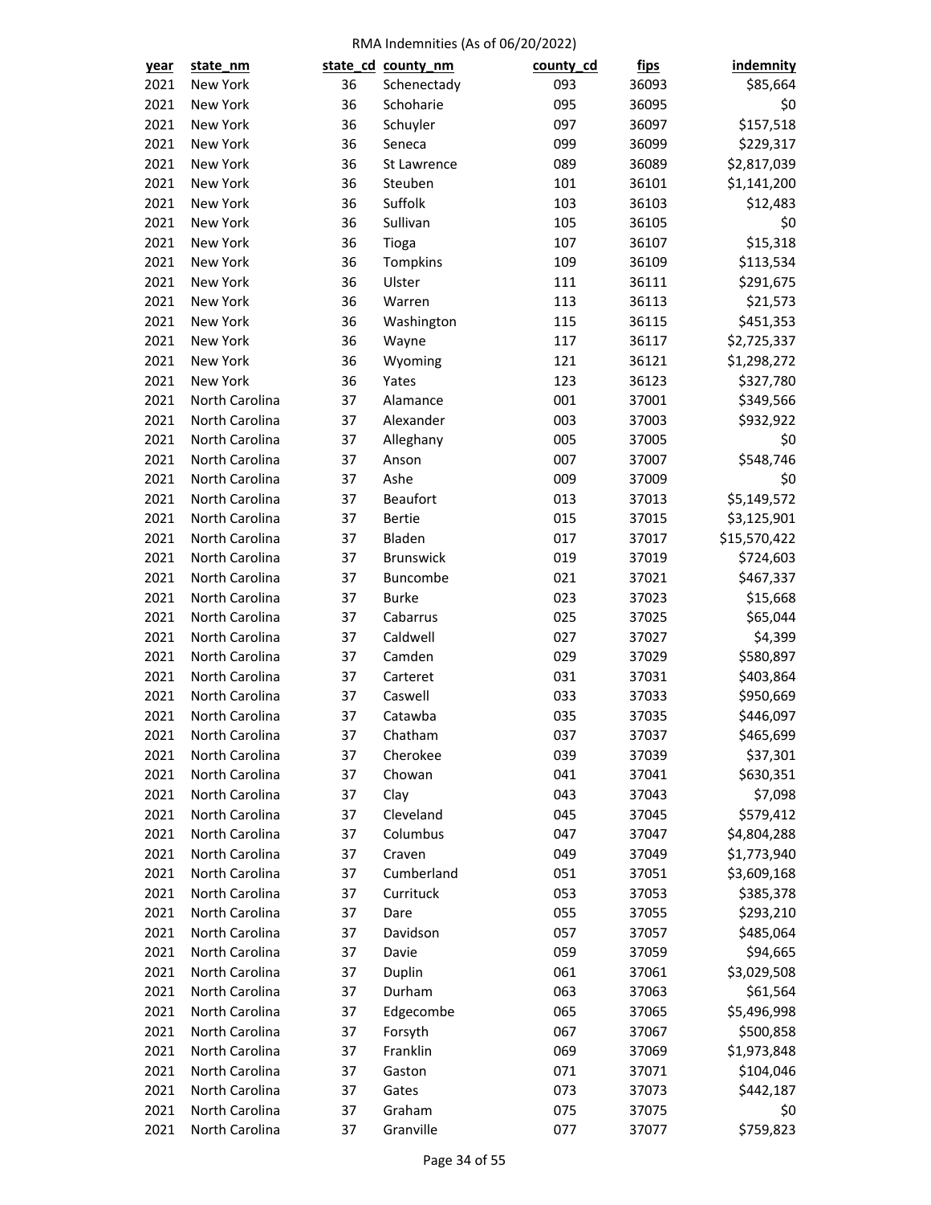RMA Indemnities (As of 06/20/2022)

| year | state_nm | state_cd | county_nm | county_cd | fips | indemnity |
|---|---|---|---|---|---|---|
| 2021 | New York | 36 | Schenectady | 093 | 36093 | $85,664 |
| 2021 | New York | 36 | Schoharie | 095 | 36095 | $0 |
| 2021 | New York | 36 | Schuyler | 097 | 36097 | $157,518 |
| 2021 | New York | 36 | Seneca | 099 | 36099 | $229,317 |
| 2021 | New York | 36 | St Lawrence | 089 | 36089 | $2,817,039 |
| 2021 | New York | 36 | Steuben | 101 | 36101 | $1,141,200 |
| 2021 | New York | 36 | Suffolk | 103 | 36103 | $12,483 |
| 2021 | New York | 36 | Sullivan | 105 | 36105 | $0 |
| 2021 | New York | 36 | Tioga | 107 | 36107 | $15,318 |
| 2021 | New York | 36 | Tompkins | 109 | 36109 | $113,534 |
| 2021 | New York | 36 | Ulster | 111 | 36111 | $291,675 |
| 2021 | New York | 36 | Warren | 113 | 36113 | $21,573 |
| 2021 | New York | 36 | Washington | 115 | 36115 | $451,353 |
| 2021 | New York | 36 | Wayne | 117 | 36117 | $2,725,337 |
| 2021 | New York | 36 | Wyoming | 121 | 36121 | $1,298,272 |
| 2021 | New York | 36 | Yates | 123 | 36123 | $327,780 |
| 2021 | North Carolina | 37 | Alamance | 001 | 37001 | $349,566 |
| 2021 | North Carolina | 37 | Alexander | 003 | 37003 | $932,922 |
| 2021 | North Carolina | 37 | Alleghany | 005 | 37005 | $0 |
| 2021 | North Carolina | 37 | Anson | 007 | 37007 | $548,746 |
| 2021 | North Carolina | 37 | Ashe | 009 | 37009 | $0 |
| 2021 | North Carolina | 37 | Beaufort | 013 | 37013 | $5,149,572 |
| 2021 | North Carolina | 37 | Bertie | 015 | 37015 | $3,125,901 |
| 2021 | North Carolina | 37 | Bladen | 017 | 37017 | $15,570,422 |
| 2021 | North Carolina | 37 | Brunswick | 019 | 37019 | $724,603 |
| 2021 | North Carolina | 37 | Buncombe | 021 | 37021 | $467,337 |
| 2021 | North Carolina | 37 | Burke | 023 | 37023 | $15,668 |
| 2021 | North Carolina | 37 | Cabarrus | 025 | 37025 | $65,044 |
| 2021 | North Carolina | 37 | Caldwell | 027 | 37027 | $4,399 |
| 2021 | North Carolina | 37 | Camden | 029 | 37029 | $580,897 |
| 2021 | North Carolina | 37 | Carteret | 031 | 37031 | $403,864 |
| 2021 | North Carolina | 37 | Caswell | 033 | 37033 | $950,669 |
| 2021 | North Carolina | 37 | Catawba | 035 | 37035 | $446,097 |
| 2021 | North Carolina | 37 | Chatham | 037 | 37037 | $465,699 |
| 2021 | North Carolina | 37 | Cherokee | 039 | 37039 | $37,301 |
| 2021 | North Carolina | 37 | Chowan | 041 | 37041 | $630,351 |
| 2021 | North Carolina | 37 | Clay | 043 | 37043 | $7,098 |
| 2021 | North Carolina | 37 | Cleveland | 045 | 37045 | $579,412 |
| 2021 | North Carolina | 37 | Columbus | 047 | 37047 | $4,804,288 |
| 2021 | North Carolina | 37 | Craven | 049 | 37049 | $1,773,940 |
| 2021 | North Carolina | 37 | Cumberland | 051 | 37051 | $3,609,168 |
| 2021 | North Carolina | 37 | Currituck | 053 | 37053 | $385,378 |
| 2021 | North Carolina | 37 | Dare | 055 | 37055 | $293,210 |
| 2021 | North Carolina | 37 | Davidson | 057 | 37057 | $485,064 |
| 2021 | North Carolina | 37 | Davie | 059 | 37059 | $94,665 |
| 2021 | North Carolina | 37 | Duplin | 061 | 37061 | $3,029,508 |
| 2021 | North Carolina | 37 | Durham | 063 | 37063 | $61,564 |
| 2021 | North Carolina | 37 | Edgecombe | 065 | 37065 | $5,496,998 |
| 2021 | North Carolina | 37 | Forsyth | 067 | 37067 | $500,858 |
| 2021 | North Carolina | 37 | Franklin | 069 | 37069 | $1,973,848 |
| 2021 | North Carolina | 37 | Gaston | 071 | 37071 | $104,046 |
| 2021 | North Carolina | 37 | Gates | 073 | 37073 | $442,187 |
| 2021 | North Carolina | 37 | Graham | 075 | 37075 | $0 |
| 2021 | North Carolina | 37 | Granville | 077 | 37077 | $759,823 |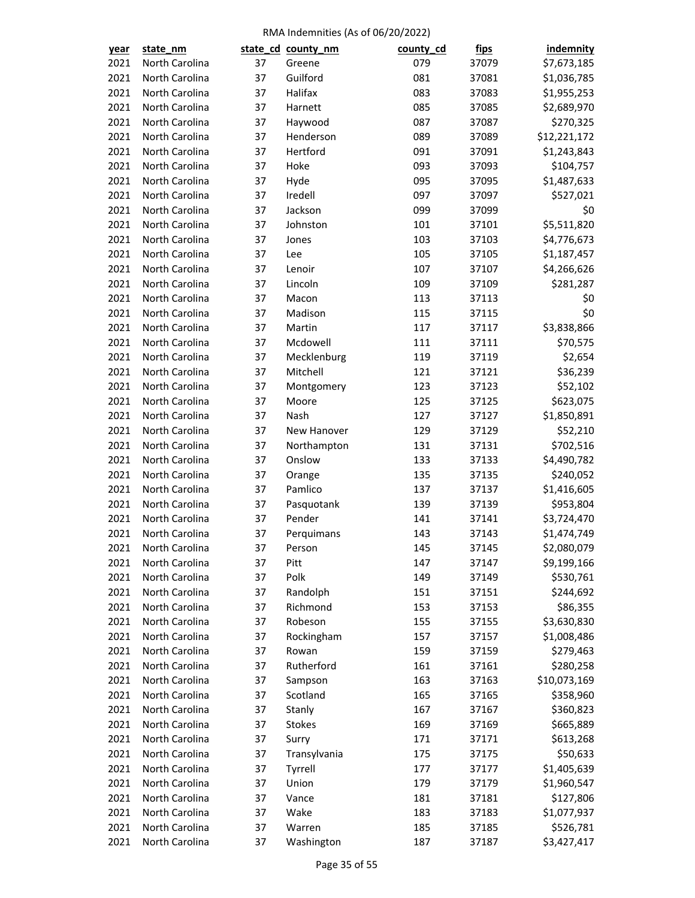RMA Indemnities (As of 06/20/2022)

| year | state_nm | state_cd | county_nm | county_cd | fips | indemnity |
|---|---|---|---|---|---|---|
| 2021 | North Carolina | 37 | Greene | 079 | 37079 | $7,673,185 |
| 2021 | North Carolina | 37 | Guilford | 081 | 37081 | $1,036,785 |
| 2021 | North Carolina | 37 | Halifax | 083 | 37083 | $1,955,253 |
| 2021 | North Carolina | 37 | Harnett | 085 | 37085 | $2,689,970 |
| 2021 | North Carolina | 37 | Haywood | 087 | 37087 | $270,325 |
| 2021 | North Carolina | 37 | Henderson | 089 | 37089 | $12,221,172 |
| 2021 | North Carolina | 37 | Hertford | 091 | 37091 | $1,243,843 |
| 2021 | North Carolina | 37 | Hoke | 093 | 37093 | $104,757 |
| 2021 | North Carolina | 37 | Hyde | 095 | 37095 | $1,487,633 |
| 2021 | North Carolina | 37 | Iredell | 097 | 37097 | $527,021 |
| 2021 | North Carolina | 37 | Jackson | 099 | 37099 | $0 |
| 2021 | North Carolina | 37 | Johnston | 101 | 37101 | $5,511,820 |
| 2021 | North Carolina | 37 | Jones | 103 | 37103 | $4,776,673 |
| 2021 | North Carolina | 37 | Lee | 105 | 37105 | $1,187,457 |
| 2021 | North Carolina | 37 | Lenoir | 107 | 37107 | $4,266,626 |
| 2021 | North Carolina | 37 | Lincoln | 109 | 37109 | $281,287 |
| 2021 | North Carolina | 37 | Macon | 113 | 37113 | $0 |
| 2021 | North Carolina | 37 | Madison | 115 | 37115 | $0 |
| 2021 | North Carolina | 37 | Martin | 117 | 37117 | $3,838,866 |
| 2021 | North Carolina | 37 | Mcdowell | 111 | 37111 | $70,575 |
| 2021 | North Carolina | 37 | Mecklenburg | 119 | 37119 | $2,654 |
| 2021 | North Carolina | 37 | Mitchell | 121 | 37121 | $36,239 |
| 2021 | North Carolina | 37 | Montgomery | 123 | 37123 | $52,102 |
| 2021 | North Carolina | 37 | Moore | 125 | 37125 | $623,075 |
| 2021 | North Carolina | 37 | Nash | 127 | 37127 | $1,850,891 |
| 2021 | North Carolina | 37 | New Hanover | 129 | 37129 | $52,210 |
| 2021 | North Carolina | 37 | Northampton | 131 | 37131 | $702,516 |
| 2021 | North Carolina | 37 | Onslow | 133 | 37133 | $4,490,782 |
| 2021 | North Carolina | 37 | Orange | 135 | 37135 | $240,052 |
| 2021 | North Carolina | 37 | Pamlico | 137 | 37137 | $1,416,605 |
| 2021 | North Carolina | 37 | Pasquotank | 139 | 37139 | $953,804 |
| 2021 | North Carolina | 37 | Pender | 141 | 37141 | $3,724,470 |
| 2021 | North Carolina | 37 | Perquimans | 143 | 37143 | $1,474,749 |
| 2021 | North Carolina | 37 | Person | 145 | 37145 | $2,080,079 |
| 2021 | North Carolina | 37 | Pitt | 147 | 37147 | $9,199,166 |
| 2021 | North Carolina | 37 | Polk | 149 | 37149 | $530,761 |
| 2021 | North Carolina | 37 | Randolph | 151 | 37151 | $244,692 |
| 2021 | North Carolina | 37 | Richmond | 153 | 37153 | $86,355 |
| 2021 | North Carolina | 37 | Robeson | 155 | 37155 | $3,630,830 |
| 2021 | North Carolina | 37 | Rockingham | 157 | 37157 | $1,008,486 |
| 2021 | North Carolina | 37 | Rowan | 159 | 37159 | $279,463 |
| 2021 | North Carolina | 37 | Rutherford | 161 | 37161 | $280,258 |
| 2021 | North Carolina | 37 | Sampson | 163 | 37163 | $10,073,169 |
| 2021 | North Carolina | 37 | Scotland | 165 | 37165 | $358,960 |
| 2021 | North Carolina | 37 | Stanly | 167 | 37167 | $360,823 |
| 2021 | North Carolina | 37 | Stokes | 169 | 37169 | $665,889 |
| 2021 | North Carolina | 37 | Surry | 171 | 37171 | $613,268 |
| 2021 | North Carolina | 37 | Transylvania | 175 | 37175 | $50,633 |
| 2021 | North Carolina | 37 | Tyrrell | 177 | 37177 | $1,405,639 |
| 2021 | North Carolina | 37 | Union | 179 | 37179 | $1,960,547 |
| 2021 | North Carolina | 37 | Vance | 181 | 37181 | $127,806 |
| 2021 | North Carolina | 37 | Wake | 183 | 37183 | $1,077,937 |
| 2021 | North Carolina | 37 | Warren | 185 | 37185 | $526,781 |
| 2021 | North Carolina | 37 | Washington | 187 | 37187 | $3,427,417 |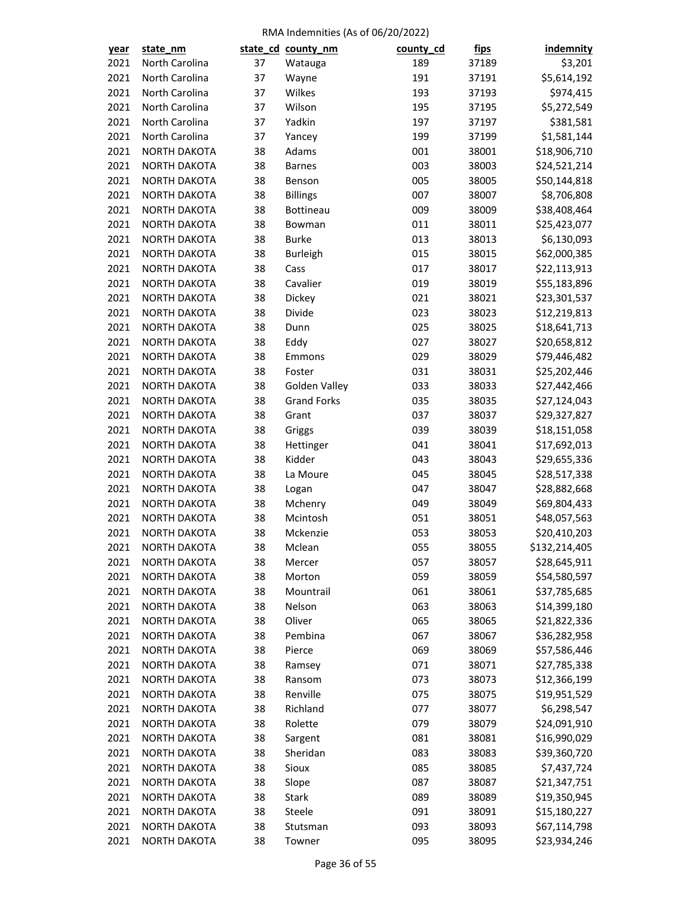RMA Indemnities (As of 06/20/2022)

| year | state_nm | state_cd | county_nm | county_cd | fips | indemnity |
|---|---|---|---|---|---|---|
| 2021 | North Carolina | 37 | Watauga | 189 | 37189 | $3,201 |
| 2021 | North Carolina | 37 | Wayne | 191 | 37191 | $5,614,192 |
| 2021 | North Carolina | 37 | Wilkes | 193 | 37193 | $974,415 |
| 2021 | North Carolina | 37 | Wilson | 195 | 37195 | $5,272,549 |
| 2021 | North Carolina | 37 | Yadkin | 197 | 37197 | $381,581 |
| 2021 | North Carolina | 37 | Yancey | 199 | 37199 | $1,581,144 |
| 2021 | NORTH DAKOTA | 38 | Adams | 001 | 38001 | $18,906,710 |
| 2021 | NORTH DAKOTA | 38 | Barnes | 003 | 38003 | $24,521,214 |
| 2021 | NORTH DAKOTA | 38 | Benson | 005 | 38005 | $50,144,818 |
| 2021 | NORTH DAKOTA | 38 | Billings | 007 | 38007 | $8,706,808 |
| 2021 | NORTH DAKOTA | 38 | Bottineau | 009 | 38009 | $38,408,464 |
| 2021 | NORTH DAKOTA | 38 | Bowman | 011 | 38011 | $25,423,077 |
| 2021 | NORTH DAKOTA | 38 | Burke | 013 | 38013 | $6,130,093 |
| 2021 | NORTH DAKOTA | 38 | Burleigh | 015 | 38015 | $62,000,385 |
| 2021 | NORTH DAKOTA | 38 | Cass | 017 | 38017 | $22,113,913 |
| 2021 | NORTH DAKOTA | 38 | Cavalier | 019 | 38019 | $55,183,896 |
| 2021 | NORTH DAKOTA | 38 | Dickey | 021 | 38021 | $23,301,537 |
| 2021 | NORTH DAKOTA | 38 | Divide | 023 | 38023 | $12,219,813 |
| 2021 | NORTH DAKOTA | 38 | Dunn | 025 | 38025 | $18,641,713 |
| 2021 | NORTH DAKOTA | 38 | Eddy | 027 | 38027 | $20,658,812 |
| 2021 | NORTH DAKOTA | 38 | Emmons | 029 | 38029 | $79,446,482 |
| 2021 | NORTH DAKOTA | 38 | Foster | 031 | 38031 | $25,202,446 |
| 2021 | NORTH DAKOTA | 38 | Golden Valley | 033 | 38033 | $27,442,466 |
| 2021 | NORTH DAKOTA | 38 | Grand Forks | 035 | 38035 | $27,124,043 |
| 2021 | NORTH DAKOTA | 38 | Grant | 037 | 38037 | $29,327,827 |
| 2021 | NORTH DAKOTA | 38 | Griggs | 039 | 38039 | $18,151,058 |
| 2021 | NORTH DAKOTA | 38 | Hettinger | 041 | 38041 | $17,692,013 |
| 2021 | NORTH DAKOTA | 38 | Kidder | 043 | 38043 | $29,655,336 |
| 2021 | NORTH DAKOTA | 38 | La Moure | 045 | 38045 | $28,517,338 |
| 2021 | NORTH DAKOTA | 38 | Logan | 047 | 38047 | $28,882,668 |
| 2021 | NORTH DAKOTA | 38 | Mchenry | 049 | 38049 | $69,804,433 |
| 2021 | NORTH DAKOTA | 38 | Mcintosh | 051 | 38051 | $48,057,563 |
| 2021 | NORTH DAKOTA | 38 | Mckenzie | 053 | 38053 | $20,410,203 |
| 2021 | NORTH DAKOTA | 38 | Mclean | 055 | 38055 | $132,214,405 |
| 2021 | NORTH DAKOTA | 38 | Mercer | 057 | 38057 | $28,645,911 |
| 2021 | NORTH DAKOTA | 38 | Morton | 059 | 38059 | $54,580,597 |
| 2021 | NORTH DAKOTA | 38 | Mountrail | 061 | 38061 | $37,785,685 |
| 2021 | NORTH DAKOTA | 38 | Nelson | 063 | 38063 | $14,399,180 |
| 2021 | NORTH DAKOTA | 38 | Oliver | 065 | 38065 | $21,822,336 |
| 2021 | NORTH DAKOTA | 38 | Pembina | 067 | 38067 | $36,282,958 |
| 2021 | NORTH DAKOTA | 38 | Pierce | 069 | 38069 | $57,586,446 |
| 2021 | NORTH DAKOTA | 38 | Ramsey | 071 | 38071 | $27,785,338 |
| 2021 | NORTH DAKOTA | 38 | Ransom | 073 | 38073 | $12,366,199 |
| 2021 | NORTH DAKOTA | 38 | Renville | 075 | 38075 | $19,951,529 |
| 2021 | NORTH DAKOTA | 38 | Richland | 077 | 38077 | $6,298,547 |
| 2021 | NORTH DAKOTA | 38 | Rolette | 079 | 38079 | $24,091,910 |
| 2021 | NORTH DAKOTA | 38 | Sargent | 081 | 38081 | $16,990,029 |
| 2021 | NORTH DAKOTA | 38 | Sheridan | 083 | 38083 | $39,360,720 |
| 2021 | NORTH DAKOTA | 38 | Sioux | 085 | 38085 | $7,437,724 |
| 2021 | NORTH DAKOTA | 38 | Slope | 087 | 38087 | $21,347,751 |
| 2021 | NORTH DAKOTA | 38 | Stark | 089 | 38089 | $19,350,945 |
| 2021 | NORTH DAKOTA | 38 | Steele | 091 | 38091 | $15,180,227 |
| 2021 | NORTH DAKOTA | 38 | Stutsman | 093 | 38093 | $67,114,798 |
| 2021 | NORTH DAKOTA | 38 | Towner | 095 | 38095 | $23,934,246 |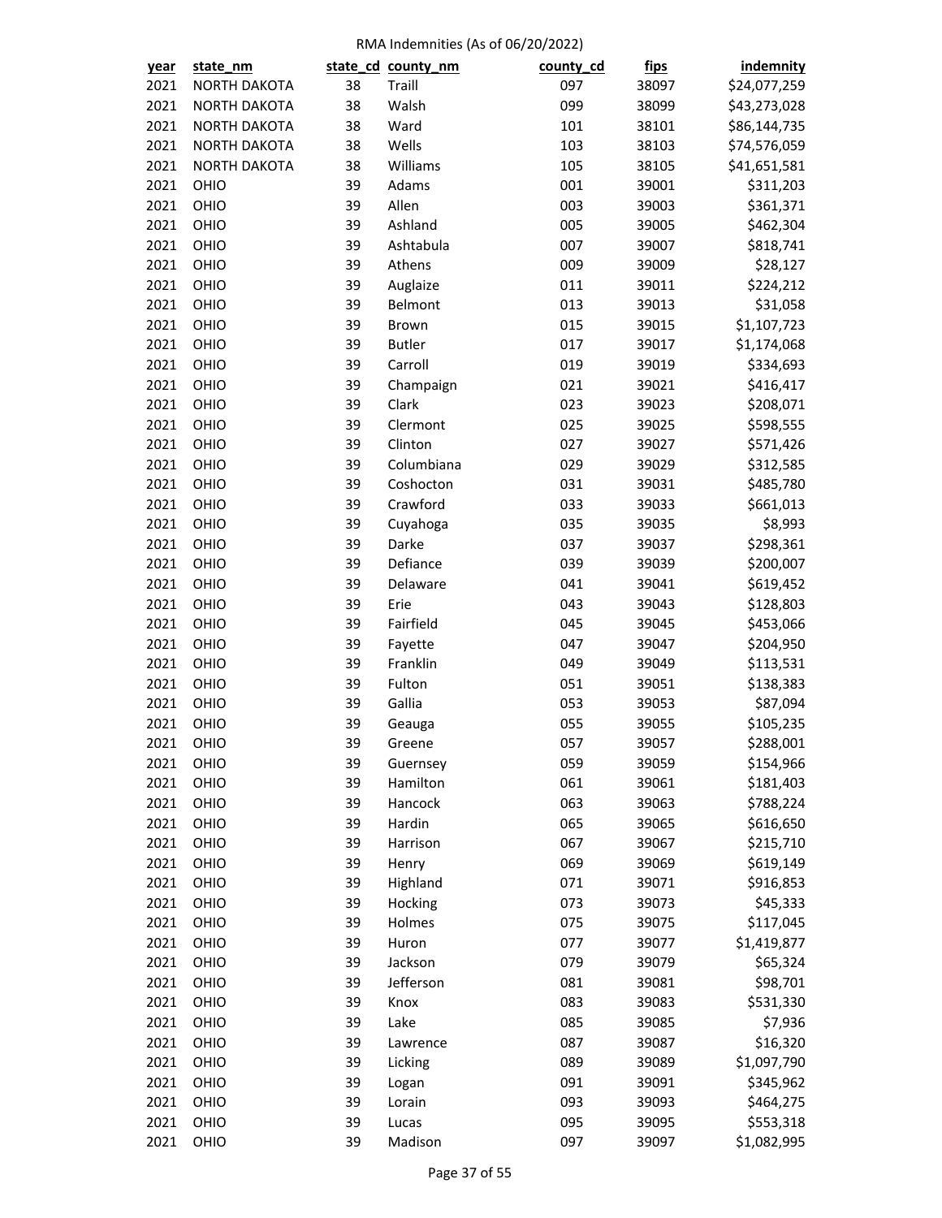RMA Indemnities (As of 06/20/2022)

| year | state_nm | state_cd | county_nm | county_cd | fips | indemnity |
|---|---|---|---|---|---|---|
| 2021 | NORTH DAKOTA | 38 | Traill | 097 | 38097 | $24,077,259 |
| 2021 | NORTH DAKOTA | 38 | Walsh | 099 | 38099 | $43,273,028 |
| 2021 | NORTH DAKOTA | 38 | Ward | 101 | 38101 | $86,144,735 |
| 2021 | NORTH DAKOTA | 38 | Wells | 103 | 38103 | $74,576,059 |
| 2021 | NORTH DAKOTA | 38 | Williams | 105 | 38105 | $41,651,581 |
| 2021 | OHIO | 39 | Adams | 001 | 39001 | $311,203 |
| 2021 | OHIO | 39 | Allen | 003 | 39003 | $361,371 |
| 2021 | OHIO | 39 | Ashland | 005 | 39005 | $462,304 |
| 2021 | OHIO | 39 | Ashtabula | 007 | 39007 | $818,741 |
| 2021 | OHIO | 39 | Athens | 009 | 39009 | $28,127 |
| 2021 | OHIO | 39 | Auglaize | 011 | 39011 | $224,212 |
| 2021 | OHIO | 39 | Belmont | 013 | 39013 | $31,058 |
| 2021 | OHIO | 39 | Brown | 015 | 39015 | $1,107,723 |
| 2021 | OHIO | 39 | Butler | 017 | 39017 | $1,174,068 |
| 2021 | OHIO | 39 | Carroll | 019 | 39019 | $334,693 |
| 2021 | OHIO | 39 | Champaign | 021 | 39021 | $416,417 |
| 2021 | OHIO | 39 | Clark | 023 | 39023 | $208,071 |
| 2021 | OHIO | 39 | Clermont | 025 | 39025 | $598,555 |
| 2021 | OHIO | 39 | Clinton | 027 | 39027 | $571,426 |
| 2021 | OHIO | 39 | Columbiana | 029 | 39029 | $312,585 |
| 2021 | OHIO | 39 | Coshocton | 031 | 39031 | $485,780 |
| 2021 | OHIO | 39 | Crawford | 033 | 39033 | $661,013 |
| 2021 | OHIO | 39 | Cuyahoga | 035 | 39035 | $8,993 |
| 2021 | OHIO | 39 | Darke | 037 | 39037 | $298,361 |
| 2021 | OHIO | 39 | Defiance | 039 | 39039 | $200,007 |
| 2021 | OHIO | 39 | Delaware | 041 | 39041 | $619,452 |
| 2021 | OHIO | 39 | Erie | 043 | 39043 | $128,803 |
| 2021 | OHIO | 39 | Fairfield | 045 | 39045 | $453,066 |
| 2021 | OHIO | 39 | Fayette | 047 | 39047 | $204,950 |
| 2021 | OHIO | 39 | Franklin | 049 | 39049 | $113,531 |
| 2021 | OHIO | 39 | Fulton | 051 | 39051 | $138,383 |
| 2021 | OHIO | 39 | Gallia | 053 | 39053 | $87,094 |
| 2021 | OHIO | 39 | Geauga | 055 | 39055 | $105,235 |
| 2021 | OHIO | 39 | Greene | 057 | 39057 | $288,001 |
| 2021 | OHIO | 39 | Guernsey | 059 | 39059 | $154,966 |
| 2021 | OHIO | 39 | Hamilton | 061 | 39061 | $181,403 |
| 2021 | OHIO | 39 | Hancock | 063 | 39063 | $788,224 |
| 2021 | OHIO | 39 | Hardin | 065 | 39065 | $616,650 |
| 2021 | OHIO | 39 | Harrison | 067 | 39067 | $215,710 |
| 2021 | OHIO | 39 | Henry | 069 | 39069 | $619,149 |
| 2021 | OHIO | 39 | Highland | 071 | 39071 | $916,853 |
| 2021 | OHIO | 39 | Hocking | 073 | 39073 | $45,333 |
| 2021 | OHIO | 39 | Holmes | 075 | 39075 | $117,045 |
| 2021 | OHIO | 39 | Huron | 077 | 39077 | $1,419,877 |
| 2021 | OHIO | 39 | Jackson | 079 | 39079 | $65,324 |
| 2021 | OHIO | 39 | Jefferson | 081 | 39081 | $98,701 |
| 2021 | OHIO | 39 | Knox | 083 | 39083 | $531,330 |
| 2021 | OHIO | 39 | Lake | 085 | 39085 | $7,936 |
| 2021 | OHIO | 39 | Lawrence | 087 | 39087 | $16,320 |
| 2021 | OHIO | 39 | Licking | 089 | 39089 | $1,097,790 |
| 2021 | OHIO | 39 | Logan | 091 | 39091 | $345,962 |
| 2021 | OHIO | 39 | Lorain | 093 | 39093 | $464,275 |
| 2021 | OHIO | 39 | Lucas | 095 | 39095 | $553,318 |
| 2021 | OHIO | 39 | Madison | 097 | 39097 | $1,082,995 |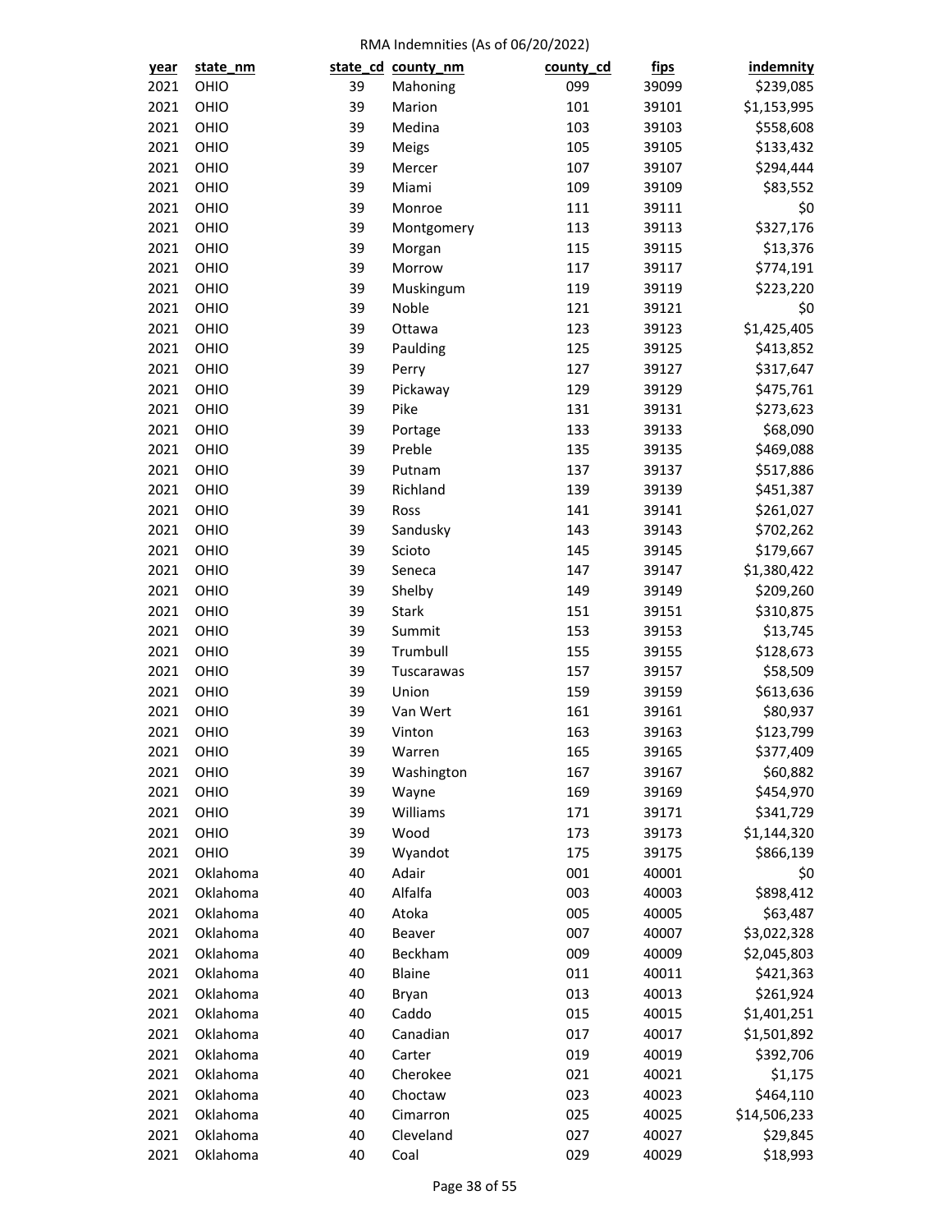RMA Indemnities (As of 06/20/2022)

| year | state_nm | state_cd | county_nm | county_cd | fips | indemnity |
|---|---|---|---|---|---|---|
| 2021 | OHIO | 39 | Mahoning | 099 | 39099 | $239,085 |
| 2021 | OHIO | 39 | Marion | 101 | 39101 | $1,153,995 |
| 2021 | OHIO | 39 | Medina | 103 | 39103 | $558,608 |
| 2021 | OHIO | 39 | Meigs | 105 | 39105 | $133,432 |
| 2021 | OHIO | 39 | Mercer | 107 | 39107 | $294,444 |
| 2021 | OHIO | 39 | Miami | 109 | 39109 | $83,552 |
| 2021 | OHIO | 39 | Monroe | 111 | 39111 | $0 |
| 2021 | OHIO | 39 | Montgomery | 113 | 39113 | $327,176 |
| 2021 | OHIO | 39 | Morgan | 115 | 39115 | $13,376 |
| 2021 | OHIO | 39 | Morrow | 117 | 39117 | $774,191 |
| 2021 | OHIO | 39 | Muskingum | 119 | 39119 | $223,220 |
| 2021 | OHIO | 39 | Noble | 121 | 39121 | $0 |
| 2021 | OHIO | 39 | Ottawa | 123 | 39123 | $1,425,405 |
| 2021 | OHIO | 39 | Paulding | 125 | 39125 | $413,852 |
| 2021 | OHIO | 39 | Perry | 127 | 39127 | $317,647 |
| 2021 | OHIO | 39 | Pickaway | 129 | 39129 | $475,761 |
| 2021 | OHIO | 39 | Pike | 131 | 39131 | $273,623 |
| 2021 | OHIO | 39 | Portage | 133 | 39133 | $68,090 |
| 2021 | OHIO | 39 | Preble | 135 | 39135 | $469,088 |
| 2021 | OHIO | 39 | Putnam | 137 | 39137 | $517,886 |
| 2021 | OHIO | 39 | Richland | 139 | 39139 | $451,387 |
| 2021 | OHIO | 39 | Ross | 141 | 39141 | $261,027 |
| 2021 | OHIO | 39 | Sandusky | 143 | 39143 | $702,262 |
| 2021 | OHIO | 39 | Scioto | 145 | 39145 | $179,667 |
| 2021 | OHIO | 39 | Seneca | 147 | 39147 | $1,380,422 |
| 2021 | OHIO | 39 | Shelby | 149 | 39149 | $209,260 |
| 2021 | OHIO | 39 | Stark | 151 | 39151 | $310,875 |
| 2021 | OHIO | 39 | Summit | 153 | 39153 | $13,745 |
| 2021 | OHIO | 39 | Trumbull | 155 | 39155 | $128,673 |
| 2021 | OHIO | 39 | Tuscarawas | 157 | 39157 | $58,509 |
| 2021 | OHIO | 39 | Union | 159 | 39159 | $613,636 |
| 2021 | OHIO | 39 | Van Wert | 161 | 39161 | $80,937 |
| 2021 | OHIO | 39 | Vinton | 163 | 39163 | $123,799 |
| 2021 | OHIO | 39 | Warren | 165 | 39165 | $377,409 |
| 2021 | OHIO | 39 | Washington | 167 | 39167 | $60,882 |
| 2021 | OHIO | 39 | Wayne | 169 | 39169 | $454,970 |
| 2021 | OHIO | 39 | Williams | 171 | 39171 | $341,729 |
| 2021 | OHIO | 39 | Wood | 173 | 39173 | $1,144,320 |
| 2021 | OHIO | 39 | Wyandot | 175 | 39175 | $866,139 |
| 2021 | Oklahoma | 40 | Adair | 001 | 40001 | $0 |
| 2021 | Oklahoma | 40 | Alfalfa | 003 | 40003 | $898,412 |
| 2021 | Oklahoma | 40 | Atoka | 005 | 40005 | $63,487 |
| 2021 | Oklahoma | 40 | Beaver | 007 | 40007 | $3,022,328 |
| 2021 | Oklahoma | 40 | Beckham | 009 | 40009 | $2,045,803 |
| 2021 | Oklahoma | 40 | Blaine | 011 | 40011 | $421,363 |
| 2021 | Oklahoma | 40 | Bryan | 013 | 40013 | $261,924 |
| 2021 | Oklahoma | 40 | Caddo | 015 | 40015 | $1,401,251 |
| 2021 | Oklahoma | 40 | Canadian | 017 | 40017 | $1,501,892 |
| 2021 | Oklahoma | 40 | Carter | 019 | 40019 | $392,706 |
| 2021 | Oklahoma | 40 | Cherokee | 021 | 40021 | $1,175 |
| 2021 | Oklahoma | 40 | Choctaw | 023 | 40023 | $464,110 |
| 2021 | Oklahoma | 40 | Cimarron | 025 | 40025 | $14,506,233 |
| 2021 | Oklahoma | 40 | Cleveland | 027 | 40027 | $29,845 |
| 2021 | Oklahoma | 40 | Coal | 029 | 40029 | $18,993 |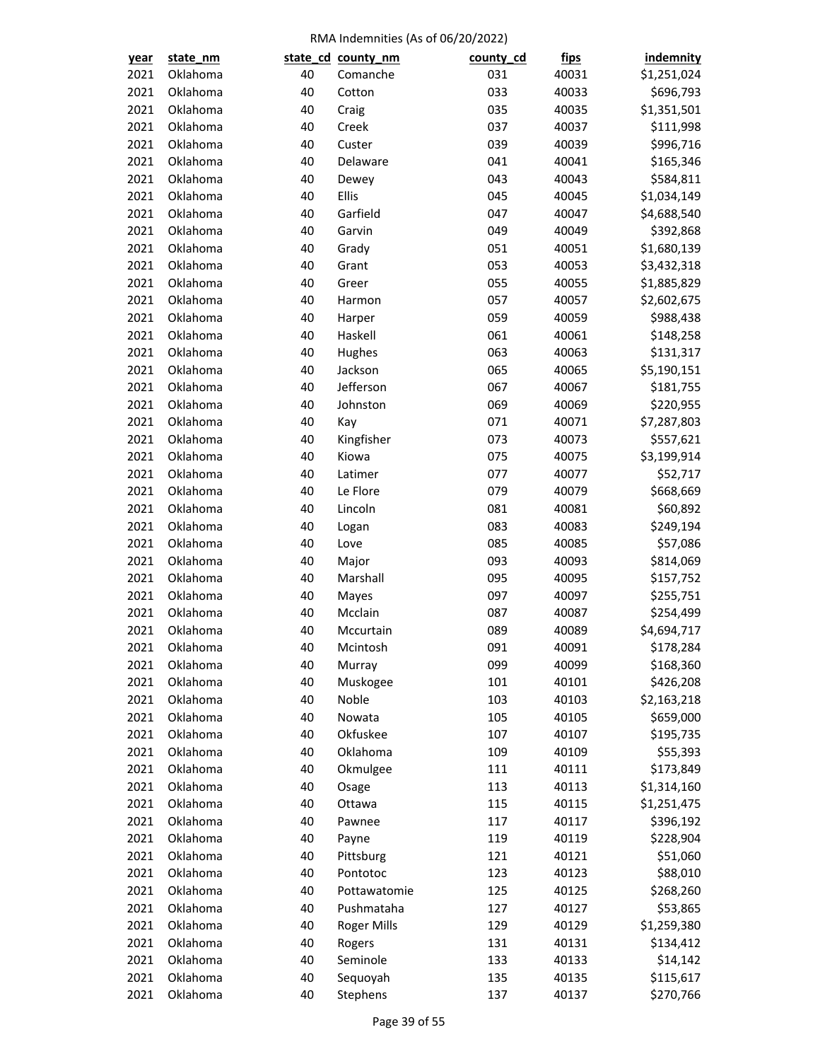RMA Indemnities (As of 06/20/2022)

| year | state_nm | state_cd | county_nm | county_cd | fips | indemnity |
|---|---|---|---|---|---|---|
| 2021 | Oklahoma | 40 | Comanche | 031 | 40031 | $1,251,024 |
| 2021 | Oklahoma | 40 | Cotton | 033 | 40033 | $696,793 |
| 2021 | Oklahoma | 40 | Craig | 035 | 40035 | $1,351,501 |
| 2021 | Oklahoma | 40 | Creek | 037 | 40037 | $111,998 |
| 2021 | Oklahoma | 40 | Custer | 039 | 40039 | $996,716 |
| 2021 | Oklahoma | 40 | Delaware | 041 | 40041 | $165,346 |
| 2021 | Oklahoma | 40 | Dewey | 043 | 40043 | $584,811 |
| 2021 | Oklahoma | 40 | Ellis | 045 | 40045 | $1,034,149 |
| 2021 | Oklahoma | 40 | Garfield | 047 | 40047 | $4,688,540 |
| 2021 | Oklahoma | 40 | Garvin | 049 | 40049 | $392,868 |
| 2021 | Oklahoma | 40 | Grady | 051 | 40051 | $1,680,139 |
| 2021 | Oklahoma | 40 | Grant | 053 | 40053 | $3,432,318 |
| 2021 | Oklahoma | 40 | Greer | 055 | 40055 | $1,885,829 |
| 2021 | Oklahoma | 40 | Harmon | 057 | 40057 | $2,602,675 |
| 2021 | Oklahoma | 40 | Harper | 059 | 40059 | $988,438 |
| 2021 | Oklahoma | 40 | Haskell | 061 | 40061 | $148,258 |
| 2021 | Oklahoma | 40 | Hughes | 063 | 40063 | $131,317 |
| 2021 | Oklahoma | 40 | Jackson | 065 | 40065 | $5,190,151 |
| 2021 | Oklahoma | 40 | Jefferson | 067 | 40067 | $181,755 |
| 2021 | Oklahoma | 40 | Johnston | 069 | 40069 | $220,955 |
| 2021 | Oklahoma | 40 | Kay | 071 | 40071 | $7,287,803 |
| 2021 | Oklahoma | 40 | Kingfisher | 073 | 40073 | $557,621 |
| 2021 | Oklahoma | 40 | Kiowa | 075 | 40075 | $3,199,914 |
| 2021 | Oklahoma | 40 | Latimer | 077 | 40077 | $52,717 |
| 2021 | Oklahoma | 40 | Le Flore | 079 | 40079 | $668,669 |
| 2021 | Oklahoma | 40 | Lincoln | 081 | 40081 | $60,892 |
| 2021 | Oklahoma | 40 | Logan | 083 | 40083 | $249,194 |
| 2021 | Oklahoma | 40 | Love | 085 | 40085 | $57,086 |
| 2021 | Oklahoma | 40 | Major | 093 | 40093 | $814,069 |
| 2021 | Oklahoma | 40 | Marshall | 095 | 40095 | $157,752 |
| 2021 | Oklahoma | 40 | Mayes | 097 | 40097 | $255,751 |
| 2021 | Oklahoma | 40 | Mcclain | 087 | 40087 | $254,499 |
| 2021 | Oklahoma | 40 | Mccurtain | 089 | 40089 | $4,694,717 |
| 2021 | Oklahoma | 40 | Mcintosh | 091 | 40091 | $178,284 |
| 2021 | Oklahoma | 40 | Murray | 099 | 40099 | $168,360 |
| 2021 | Oklahoma | 40 | Muskogee | 101 | 40101 | $426,208 |
| 2021 | Oklahoma | 40 | Noble | 103 | 40103 | $2,163,218 |
| 2021 | Oklahoma | 40 | Nowata | 105 | 40105 | $659,000 |
| 2021 | Oklahoma | 40 | Okfuskee | 107 | 40107 | $195,735 |
| 2021 | Oklahoma | 40 | Oklahoma | 109 | 40109 | $55,393 |
| 2021 | Oklahoma | 40 | Okmulgee | 111 | 40111 | $173,849 |
| 2021 | Oklahoma | 40 | Osage | 113 | 40113 | $1,314,160 |
| 2021 | Oklahoma | 40 | Ottawa | 115 | 40115 | $1,251,475 |
| 2021 | Oklahoma | 40 | Pawnee | 117 | 40117 | $396,192 |
| 2021 | Oklahoma | 40 | Payne | 119 | 40119 | $228,904 |
| 2021 | Oklahoma | 40 | Pittsburg | 121 | 40121 | $51,060 |
| 2021 | Oklahoma | 40 | Pontotoc | 123 | 40123 | $88,010 |
| 2021 | Oklahoma | 40 | Pottawatomie | 125 | 40125 | $268,260 |
| 2021 | Oklahoma | 40 | Pushmataha | 127 | 40127 | $53,865 |
| 2021 | Oklahoma | 40 | Roger Mills | 129 | 40129 | $1,259,380 |
| 2021 | Oklahoma | 40 | Rogers | 131 | 40131 | $134,412 |
| 2021 | Oklahoma | 40 | Seminole | 133 | 40133 | $14,142 |
| 2021 | Oklahoma | 40 | Sequoyah | 135 | 40135 | $115,617 |
| 2021 | Oklahoma | 40 | Stephens | 137 | 40137 | $270,766 |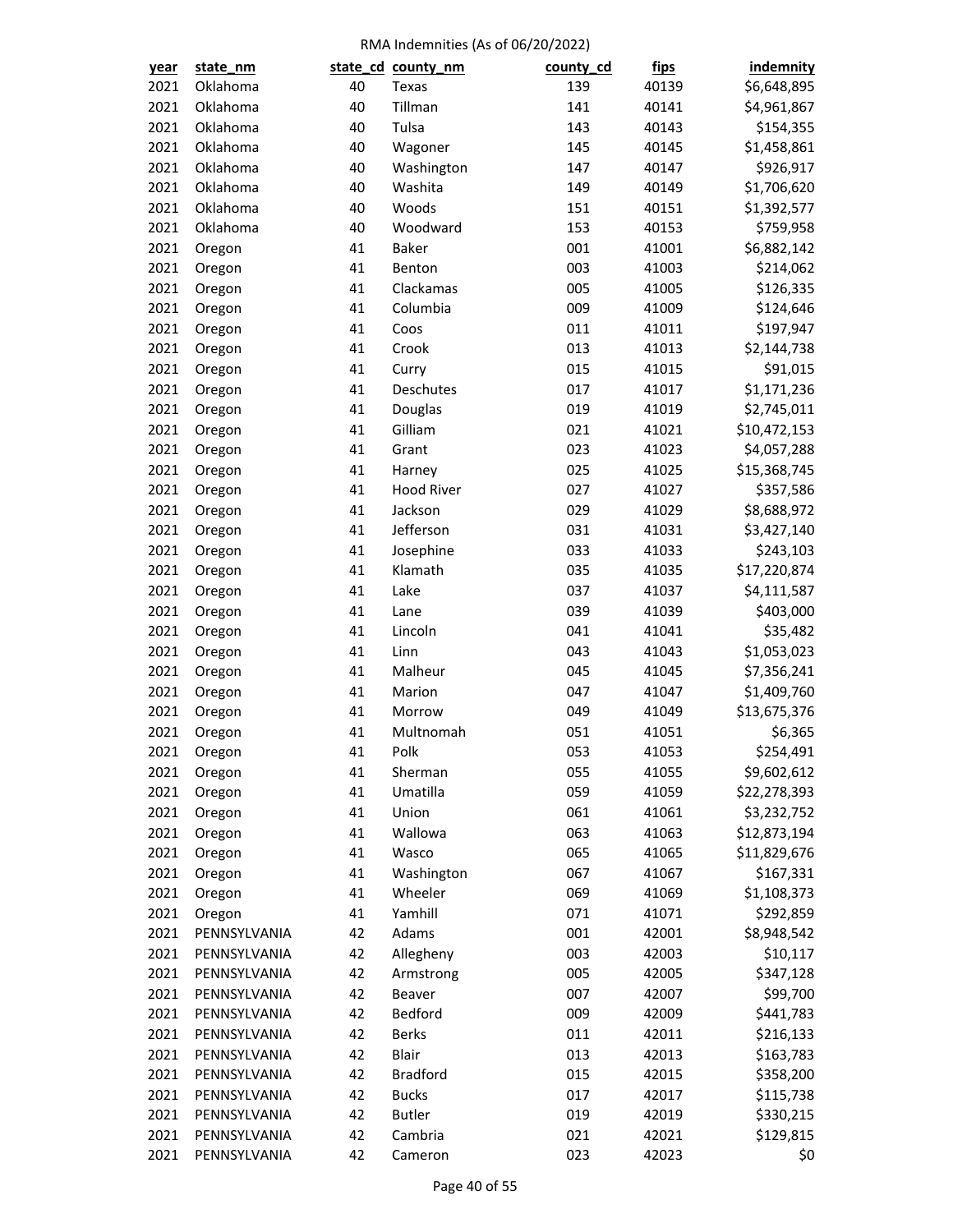RMA Indemnities (As of 06/20/2022)

| year | state_nm | state_cd | county_nm | county_cd | fips | indemnity |
|---|---|---|---|---|---|---|
| 2021 | Oklahoma | 40 | Texas | 139 | 40139 | $6,648,895 |
| 2021 | Oklahoma | 40 | Tillman | 141 | 40141 | $4,961,867 |
| 2021 | Oklahoma | 40 | Tulsa | 143 | 40143 | $154,355 |
| 2021 | Oklahoma | 40 | Wagoner | 145 | 40145 | $1,458,861 |
| 2021 | Oklahoma | 40 | Washington | 147 | 40147 | $926,917 |
| 2021 | Oklahoma | 40 | Washita | 149 | 40149 | $1,706,620 |
| 2021 | Oklahoma | 40 | Woods | 151 | 40151 | $1,392,577 |
| 2021 | Oklahoma | 40 | Woodward | 153 | 40153 | $759,958 |
| 2021 | Oregon | 41 | Baker | 001 | 41001 | $6,882,142 |
| 2021 | Oregon | 41 | Benton | 003 | 41003 | $214,062 |
| 2021 | Oregon | 41 | Clackamas | 005 | 41005 | $126,335 |
| 2021 | Oregon | 41 | Columbia | 009 | 41009 | $124,646 |
| 2021 | Oregon | 41 | Coos | 011 | 41011 | $197,947 |
| 2021 | Oregon | 41 | Crook | 013 | 41013 | $2,144,738 |
| 2021 | Oregon | 41 | Curry | 015 | 41015 | $91,015 |
| 2021 | Oregon | 41 | Deschutes | 017 | 41017 | $1,171,236 |
| 2021 | Oregon | 41 | Douglas | 019 | 41019 | $2,745,011 |
| 2021 | Oregon | 41 | Gilliam | 021 | 41021 | $10,472,153 |
| 2021 | Oregon | 41 | Grant | 023 | 41023 | $4,057,288 |
| 2021 | Oregon | 41 | Harney | 025 | 41025 | $15,368,745 |
| 2021 | Oregon | 41 | Hood River | 027 | 41027 | $357,586 |
| 2021 | Oregon | 41 | Jackson | 029 | 41029 | $8,688,972 |
| 2021 | Oregon | 41 | Jefferson | 031 | 41031 | $3,427,140 |
| 2021 | Oregon | 41 | Josephine | 033 | 41033 | $243,103 |
| 2021 | Oregon | 41 | Klamath | 035 | 41035 | $17,220,874 |
| 2021 | Oregon | 41 | Lake | 037 | 41037 | $4,111,587 |
| 2021 | Oregon | 41 | Lane | 039 | 41039 | $403,000 |
| 2021 | Oregon | 41 | Lincoln | 041 | 41041 | $35,482 |
| 2021 | Oregon | 41 | Linn | 043 | 41043 | $1,053,023 |
| 2021 | Oregon | 41 | Malheur | 045 | 41045 | $7,356,241 |
| 2021 | Oregon | 41 | Marion | 047 | 41047 | $1,409,760 |
| 2021 | Oregon | 41 | Morrow | 049 | 41049 | $13,675,376 |
| 2021 | Oregon | 41 | Multnomah | 051 | 41051 | $6,365 |
| 2021 | Oregon | 41 | Polk | 053 | 41053 | $254,491 |
| 2021 | Oregon | 41 | Sherman | 055 | 41055 | $9,602,612 |
| 2021 | Oregon | 41 | Umatilla | 059 | 41059 | $22,278,393 |
| 2021 | Oregon | 41 | Union | 061 | 41061 | $3,232,752 |
| 2021 | Oregon | 41 | Wallowa | 063 | 41063 | $12,873,194 |
| 2021 | Oregon | 41 | Wasco | 065 | 41065 | $11,829,676 |
| 2021 | Oregon | 41 | Washington | 067 | 41067 | $167,331 |
| 2021 | Oregon | 41 | Wheeler | 069 | 41069 | $1,108,373 |
| 2021 | Oregon | 41 | Yamhill | 071 | 41071 | $292,859 |
| 2021 | PENNSYLVANIA | 42 | Adams | 001 | 42001 | $8,948,542 |
| 2021 | PENNSYLVANIA | 42 | Allegheny | 003 | 42003 | $10,117 |
| 2021 | PENNSYLVANIA | 42 | Armstrong | 005 | 42005 | $347,128 |
| 2021 | PENNSYLVANIA | 42 | Beaver | 007 | 42007 | $99,700 |
| 2021 | PENNSYLVANIA | 42 | Bedford | 009 | 42009 | $441,783 |
| 2021 | PENNSYLVANIA | 42 | Berks | 011 | 42011 | $216,133 |
| 2021 | PENNSYLVANIA | 42 | Blair | 013 | 42013 | $163,783 |
| 2021 | PENNSYLVANIA | 42 | Bradford | 015 | 42015 | $358,200 |
| 2021 | PENNSYLVANIA | 42 | Bucks | 017 | 42017 | $115,738 |
| 2021 | PENNSYLVANIA | 42 | Butler | 019 | 42019 | $330,215 |
| 2021 | PENNSYLVANIA | 42 | Cambria | 021 | 42021 | $129,815 |
| 2021 | PENNSYLVANIA | 42 | Cameron | 023 | 42023 | $0 |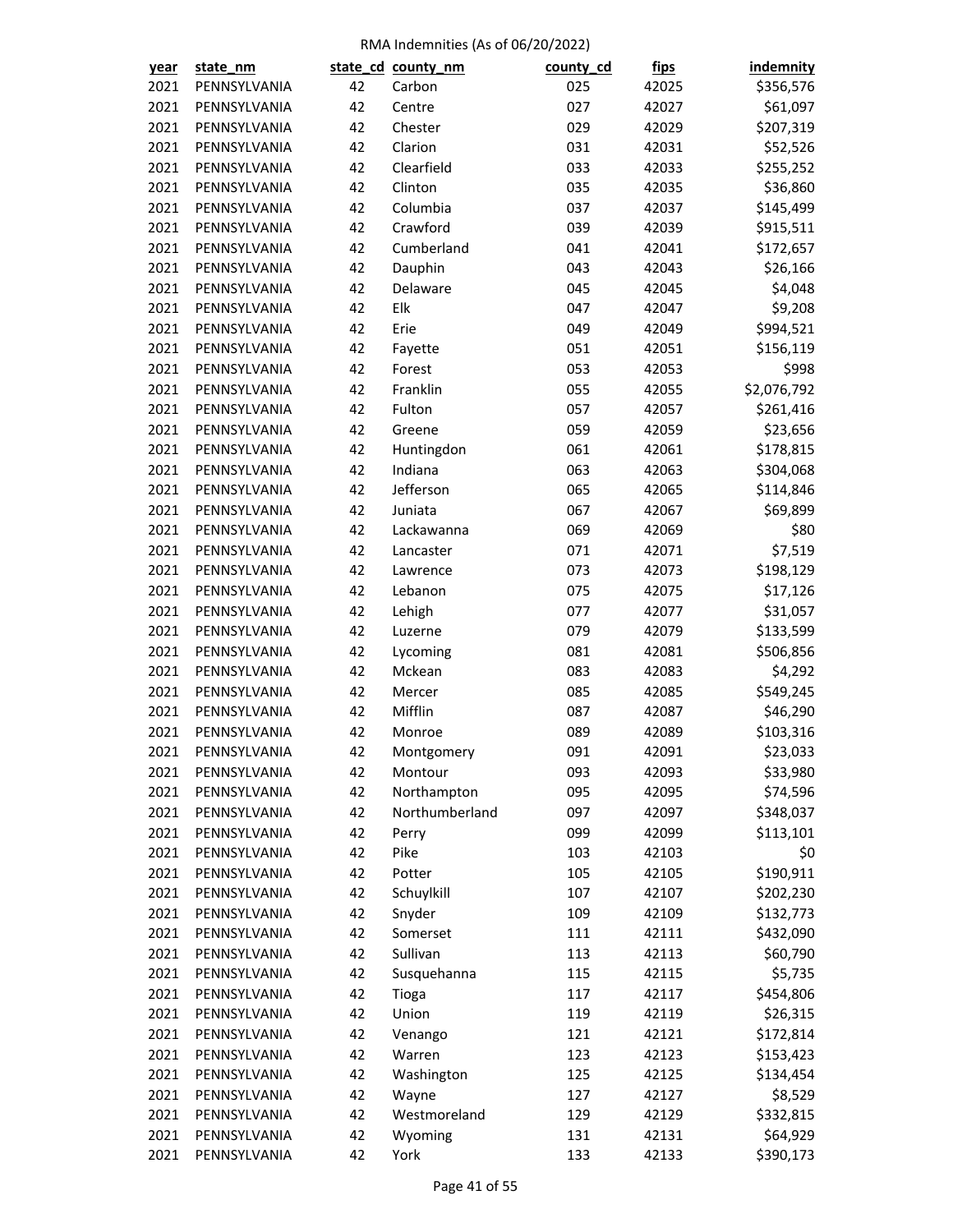RMA Indemnities (As of 06/20/2022)

| year | state_nm | state_cd | county_nm | county_cd | fips | indemnity |
|---|---|---|---|---|---|---|
| 2021 | PENNSYLVANIA | 42 | Carbon | 025 | 42025 | $356,576 |
| 2021 | PENNSYLVANIA | 42 | Centre | 027 | 42027 | $61,097 |
| 2021 | PENNSYLVANIA | 42 | Chester | 029 | 42029 | $207,319 |
| 2021 | PENNSYLVANIA | 42 | Clarion | 031 | 42031 | $52,526 |
| 2021 | PENNSYLVANIA | 42 | Clearfield | 033 | 42033 | $255,252 |
| 2021 | PENNSYLVANIA | 42 | Clinton | 035 | 42035 | $36,860 |
| 2021 | PENNSYLVANIA | 42 | Columbia | 037 | 42037 | $145,499 |
| 2021 | PENNSYLVANIA | 42 | Crawford | 039 | 42039 | $915,511 |
| 2021 | PENNSYLVANIA | 42 | Cumberland | 041 | 42041 | $172,657 |
| 2021 | PENNSYLVANIA | 42 | Dauphin | 043 | 42043 | $26,166 |
| 2021 | PENNSYLVANIA | 42 | Delaware | 045 | 42045 | $4,048 |
| 2021 | PENNSYLVANIA | 42 | Elk | 047 | 42047 | $9,208 |
| 2021 | PENNSYLVANIA | 42 | Erie | 049 | 42049 | $994,521 |
| 2021 | PENNSYLVANIA | 42 | Fayette | 051 | 42051 | $156,119 |
| 2021 | PENNSYLVANIA | 42 | Forest | 053 | 42053 | $998 |
| 2021 | PENNSYLVANIA | 42 | Franklin | 055 | 42055 | $2,076,792 |
| 2021 | PENNSYLVANIA | 42 | Fulton | 057 | 42057 | $261,416 |
| 2021 | PENNSYLVANIA | 42 | Greene | 059 | 42059 | $23,656 |
| 2021 | PENNSYLVANIA | 42 | Huntingdon | 061 | 42061 | $178,815 |
| 2021 | PENNSYLVANIA | 42 | Indiana | 063 | 42063 | $304,068 |
| 2021 | PENNSYLVANIA | 42 | Jefferson | 065 | 42065 | $114,846 |
| 2021 | PENNSYLVANIA | 42 | Juniata | 067 | 42067 | $69,899 |
| 2021 | PENNSYLVANIA | 42 | Lackawanna | 069 | 42069 | $80 |
| 2021 | PENNSYLVANIA | 42 | Lancaster | 071 | 42071 | $7,519 |
| 2021 | PENNSYLVANIA | 42 | Lawrence | 073 | 42073 | $198,129 |
| 2021 | PENNSYLVANIA | 42 | Lebanon | 075 | 42075 | $17,126 |
| 2021 | PENNSYLVANIA | 42 | Lehigh | 077 | 42077 | $31,057 |
| 2021 | PENNSYLVANIA | 42 | Luzerne | 079 | 42079 | $133,599 |
| 2021 | PENNSYLVANIA | 42 | Lycoming | 081 | 42081 | $506,856 |
| 2021 | PENNSYLVANIA | 42 | Mckean | 083 | 42083 | $4,292 |
| 2021 | PENNSYLVANIA | 42 | Mercer | 085 | 42085 | $549,245 |
| 2021 | PENNSYLVANIA | 42 | Mifflin | 087 | 42087 | $46,290 |
| 2021 | PENNSYLVANIA | 42 | Monroe | 089 | 42089 | $103,316 |
| 2021 | PENNSYLVANIA | 42 | Montgomery | 091 | 42091 | $23,033 |
| 2021 | PENNSYLVANIA | 42 | Montour | 093 | 42093 | $33,980 |
| 2021 | PENNSYLVANIA | 42 | Northampton | 095 | 42095 | $74,596 |
| 2021 | PENNSYLVANIA | 42 | Northumberland | 097 | 42097 | $348,037 |
| 2021 | PENNSYLVANIA | 42 | Perry | 099 | 42099 | $113,101 |
| 2021 | PENNSYLVANIA | 42 | Pike | 103 | 42103 | $0 |
| 2021 | PENNSYLVANIA | 42 | Potter | 105 | 42105 | $190,911 |
| 2021 | PENNSYLVANIA | 42 | Schuylkill | 107 | 42107 | $202,230 |
| 2021 | PENNSYLVANIA | 42 | Snyder | 109 | 42109 | $132,773 |
| 2021 | PENNSYLVANIA | 42 | Somerset | 111 | 42111 | $432,090 |
| 2021 | PENNSYLVANIA | 42 | Sullivan | 113 | 42113 | $60,790 |
| 2021 | PENNSYLVANIA | 42 | Susquehanna | 115 | 42115 | $5,735 |
| 2021 | PENNSYLVANIA | 42 | Tioga | 117 | 42117 | $454,806 |
| 2021 | PENNSYLVANIA | 42 | Union | 119 | 42119 | $26,315 |
| 2021 | PENNSYLVANIA | 42 | Venango | 121 | 42121 | $172,814 |
| 2021 | PENNSYLVANIA | 42 | Warren | 123 | 42123 | $153,423 |
| 2021 | PENNSYLVANIA | 42 | Washington | 125 | 42125 | $134,454 |
| 2021 | PENNSYLVANIA | 42 | Wayne | 127 | 42127 | $8,529 |
| 2021 | PENNSYLVANIA | 42 | Westmoreland | 129 | 42129 | $332,815 |
| 2021 | PENNSYLVANIA | 42 | Wyoming | 131 | 42131 | $64,929 |
| 2021 | PENNSYLVANIA | 42 | York | 133 | 42133 | $390,173 |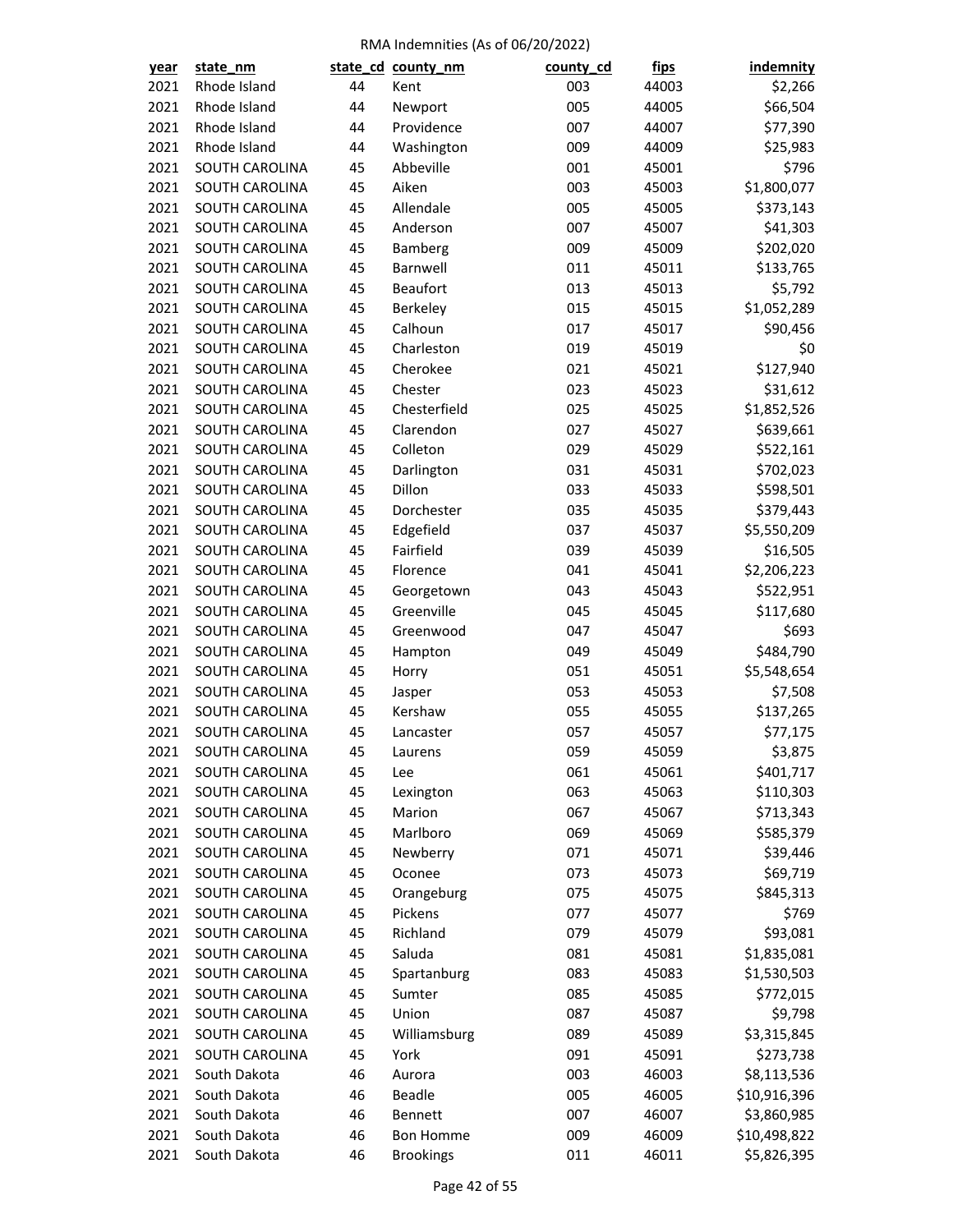RMA Indemnities (As of 06/20/2022)

| year | state_nm | state_cd | county_nm | county_cd | fips | indemnity |
|---|---|---|---|---|---|---|
| 2021 | Rhode Island | 44 | Kent | 003 | 44003 | $2,266 |
| 2021 | Rhode Island | 44 | Newport | 005 | 44005 | $66,504 |
| 2021 | Rhode Island | 44 | Providence | 007 | 44007 | $77,390 |
| 2021 | Rhode Island | 44 | Washington | 009 | 44009 | $25,983 |
| 2021 | SOUTH CAROLINA | 45 | Abbeville | 001 | 45001 | $796 |
| 2021 | SOUTH CAROLINA | 45 | Aiken | 003 | 45003 | $1,800,077 |
| 2021 | SOUTH CAROLINA | 45 | Allendale | 005 | 45005 | $373,143 |
| 2021 | SOUTH CAROLINA | 45 | Anderson | 007 | 45007 | $41,303 |
| 2021 | SOUTH CAROLINA | 45 | Bamberg | 009 | 45009 | $202,020 |
| 2021 | SOUTH CAROLINA | 45 | Barnwell | 011 | 45011 | $133,765 |
| 2021 | SOUTH CAROLINA | 45 | Beaufort | 013 | 45013 | $5,792 |
| 2021 | SOUTH CAROLINA | 45 | Berkeley | 015 | 45015 | $1,052,289 |
| 2021 | SOUTH CAROLINA | 45 | Calhoun | 017 | 45017 | $90,456 |
| 2021 | SOUTH CAROLINA | 45 | Charleston | 019 | 45019 | $0 |
| 2021 | SOUTH CAROLINA | 45 | Cherokee | 021 | 45021 | $127,940 |
| 2021 | SOUTH CAROLINA | 45 | Chester | 023 | 45023 | $31,612 |
| 2021 | SOUTH CAROLINA | 45 | Chesterfield | 025 | 45025 | $1,852,526 |
| 2021 | SOUTH CAROLINA | 45 | Clarendon | 027 | 45027 | $639,661 |
| 2021 | SOUTH CAROLINA | 45 | Colleton | 029 | 45029 | $522,161 |
| 2021 | SOUTH CAROLINA | 45 | Darlington | 031 | 45031 | $702,023 |
| 2021 | SOUTH CAROLINA | 45 | Dillon | 033 | 45033 | $598,501 |
| 2021 | SOUTH CAROLINA | 45 | Dorchester | 035 | 45035 | $379,443 |
| 2021 | SOUTH CAROLINA | 45 | Edgefield | 037 | 45037 | $5,550,209 |
| 2021 | SOUTH CAROLINA | 45 | Fairfield | 039 | 45039 | $16,505 |
| 2021 | SOUTH CAROLINA | 45 | Florence | 041 | 45041 | $2,206,223 |
| 2021 | SOUTH CAROLINA | 45 | Georgetown | 043 | 45043 | $522,951 |
| 2021 | SOUTH CAROLINA | 45 | Greenville | 045 | 45045 | $117,680 |
| 2021 | SOUTH CAROLINA | 45 | Greenwood | 047 | 45047 | $693 |
| 2021 | SOUTH CAROLINA | 45 | Hampton | 049 | 45049 | $484,790 |
| 2021 | SOUTH CAROLINA | 45 | Horry | 051 | 45051 | $5,548,654 |
| 2021 | SOUTH CAROLINA | 45 | Jasper | 053 | 45053 | $7,508 |
| 2021 | SOUTH CAROLINA | 45 | Kershaw | 055 | 45055 | $137,265 |
| 2021 | SOUTH CAROLINA | 45 | Lancaster | 057 | 45057 | $77,175 |
| 2021 | SOUTH CAROLINA | 45 | Laurens | 059 | 45059 | $3,875 |
| 2021 | SOUTH CAROLINA | 45 | Lee | 061 | 45061 | $401,717 |
| 2021 | SOUTH CAROLINA | 45 | Lexington | 063 | 45063 | $110,303 |
| 2021 | SOUTH CAROLINA | 45 | Marion | 067 | 45067 | $713,343 |
| 2021 | SOUTH CAROLINA | 45 | Marlboro | 069 | 45069 | $585,379 |
| 2021 | SOUTH CAROLINA | 45 | Newberry | 071 | 45071 | $39,446 |
| 2021 | SOUTH CAROLINA | 45 | Oconee | 073 | 45073 | $69,719 |
| 2021 | SOUTH CAROLINA | 45 | Orangeburg | 075 | 45075 | $845,313 |
| 2021 | SOUTH CAROLINA | 45 | Pickens | 077 | 45077 | $769 |
| 2021 | SOUTH CAROLINA | 45 | Richland | 079 | 45079 | $93,081 |
| 2021 | SOUTH CAROLINA | 45 | Saluda | 081 | 45081 | $1,835,081 |
| 2021 | SOUTH CAROLINA | 45 | Spartanburg | 083 | 45083 | $1,530,503 |
| 2021 | SOUTH CAROLINA | 45 | Sumter | 085 | 45085 | $772,015 |
| 2021 | SOUTH CAROLINA | 45 | Union | 087 | 45087 | $9,798 |
| 2021 | SOUTH CAROLINA | 45 | Williamsburg | 089 | 45089 | $3,315,845 |
| 2021 | SOUTH CAROLINA | 45 | York | 091 | 45091 | $273,738 |
| 2021 | South Dakota | 46 | Aurora | 003 | 46003 | $8,113,536 |
| 2021 | South Dakota | 46 | Beadle | 005 | 46005 | $10,916,396 |
| 2021 | South Dakota | 46 | Bennett | 007 | 46007 | $3,860,985 |
| 2021 | South Dakota | 46 | Bon Homme | 009 | 46009 | $10,498,822 |
| 2021 | South Dakota | 46 | Brookings | 011 | 46011 | $5,826,395 |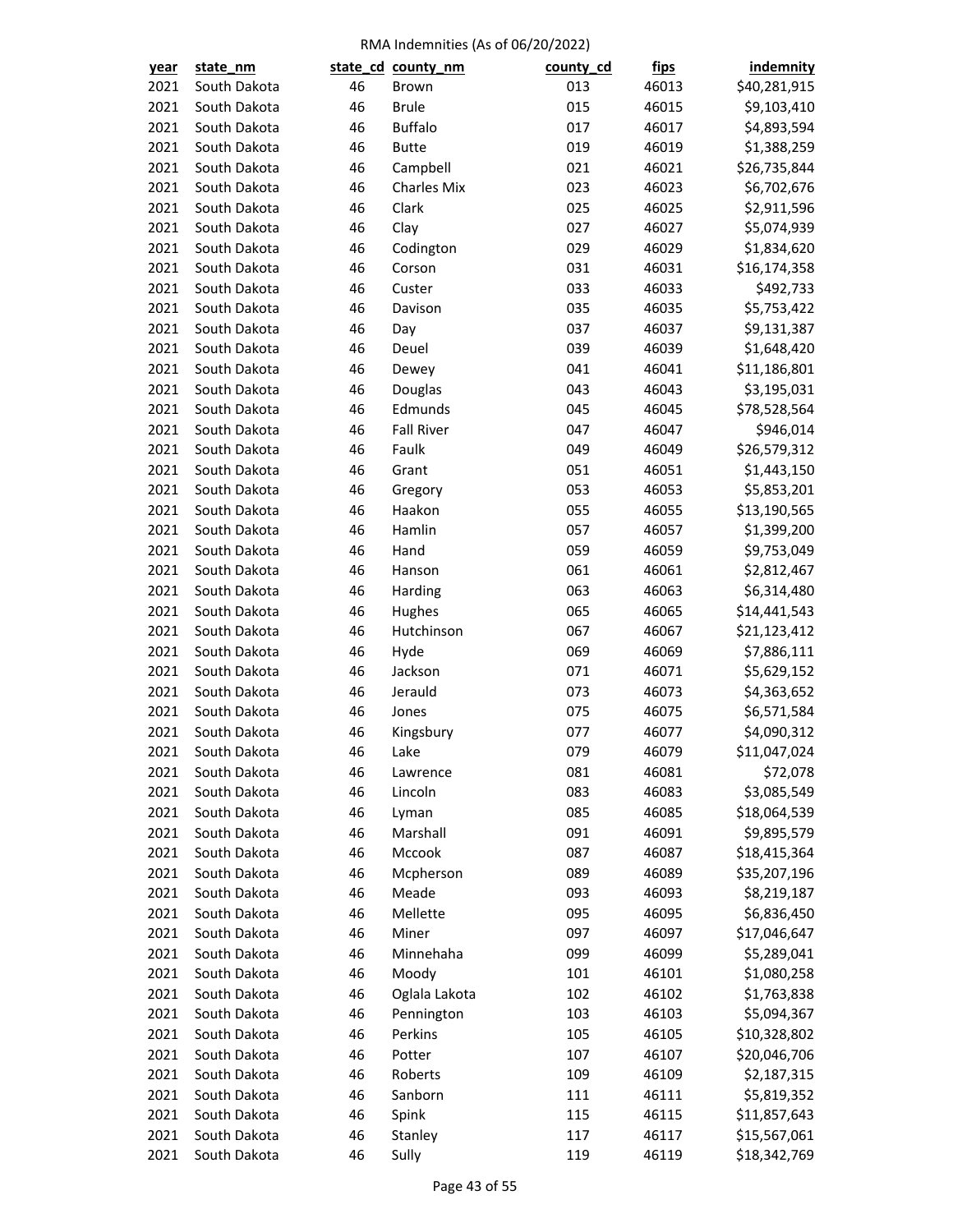RMA Indemnities (As of 06/20/2022)

| year | state_nm | state_cd | county_nm | county_cd | fips | indemnity |
|---|---|---|---|---|---|---|
| 2021 | South Dakota | 46 | Brown | 013 | 46013 | $40,281,915 |
| 2021 | South Dakota | 46 | Brule | 015 | 46015 | $9,103,410 |
| 2021 | South Dakota | 46 | Buffalo | 017 | 46017 | $4,893,594 |
| 2021 | South Dakota | 46 | Butte | 019 | 46019 | $1,388,259 |
| 2021 | South Dakota | 46 | Campbell | 021 | 46021 | $26,735,844 |
| 2021 | South Dakota | 46 | Charles Mix | 023 | 46023 | $6,702,676 |
| 2021 | South Dakota | 46 | Clark | 025 | 46025 | $2,911,596 |
| 2021 | South Dakota | 46 | Clay | 027 | 46027 | $5,074,939 |
| 2021 | South Dakota | 46 | Codington | 029 | 46029 | $1,834,620 |
| 2021 | South Dakota | 46 | Corson | 031 | 46031 | $16,174,358 |
| 2021 | South Dakota | 46 | Custer | 033 | 46033 | $492,733 |
| 2021 | South Dakota | 46 | Davison | 035 | 46035 | $5,753,422 |
| 2021 | South Dakota | 46 | Day | 037 | 46037 | $9,131,387 |
| 2021 | South Dakota | 46 | Deuel | 039 | 46039 | $1,648,420 |
| 2021 | South Dakota | 46 | Dewey | 041 | 46041 | $11,186,801 |
| 2021 | South Dakota | 46 | Douglas | 043 | 46043 | $3,195,031 |
| 2021 | South Dakota | 46 | Edmunds | 045 | 46045 | $78,528,564 |
| 2021 | South Dakota | 46 | Fall River | 047 | 46047 | $946,014 |
| 2021 | South Dakota | 46 | Faulk | 049 | 46049 | $26,579,312 |
| 2021 | South Dakota | 46 | Grant | 051 | 46051 | $1,443,150 |
| 2021 | South Dakota | 46 | Gregory | 053 | 46053 | $5,853,201 |
| 2021 | South Dakota | 46 | Haakon | 055 | 46055 | $13,190,565 |
| 2021 | South Dakota | 46 | Hamlin | 057 | 46057 | $1,399,200 |
| 2021 | South Dakota | 46 | Hand | 059 | 46059 | $9,753,049 |
| 2021 | South Dakota | 46 | Hanson | 061 | 46061 | $2,812,467 |
| 2021 | South Dakota | 46 | Harding | 063 | 46063 | $6,314,480 |
| 2021 | South Dakota | 46 | Hughes | 065 | 46065 | $14,441,543 |
| 2021 | South Dakota | 46 | Hutchinson | 067 | 46067 | $21,123,412 |
| 2021 | South Dakota | 46 | Hyde | 069 | 46069 | $7,886,111 |
| 2021 | South Dakota | 46 | Jackson | 071 | 46071 | $5,629,152 |
| 2021 | South Dakota | 46 | Jerauld | 073 | 46073 | $4,363,652 |
| 2021 | South Dakota | 46 | Jones | 075 | 46075 | $6,571,584 |
| 2021 | South Dakota | 46 | Kingsbury | 077 | 46077 | $4,090,312 |
| 2021 | South Dakota | 46 | Lake | 079 | 46079 | $11,047,024 |
| 2021 | South Dakota | 46 | Lawrence | 081 | 46081 | $72,078 |
| 2021 | South Dakota | 46 | Lincoln | 083 | 46083 | $3,085,549 |
| 2021 | South Dakota | 46 | Lyman | 085 | 46085 | $18,064,539 |
| 2021 | South Dakota | 46 | Marshall | 091 | 46091 | $9,895,579 |
| 2021 | South Dakota | 46 | Mccook | 087 | 46087 | $18,415,364 |
| 2021 | South Dakota | 46 | Mcpherson | 089 | 46089 | $35,207,196 |
| 2021 | South Dakota | 46 | Meade | 093 | 46093 | $8,219,187 |
| 2021 | South Dakota | 46 | Mellette | 095 | 46095 | $6,836,450 |
| 2021 | South Dakota | 46 | Miner | 097 | 46097 | $17,046,647 |
| 2021 | South Dakota | 46 | Minnehaha | 099 | 46099 | $5,289,041 |
| 2021 | South Dakota | 46 | Moody | 101 | 46101 | $1,080,258 |
| 2021 | South Dakota | 46 | Oglala Lakota | 102 | 46102 | $1,763,838 |
| 2021 | South Dakota | 46 | Pennington | 103 | 46103 | $5,094,367 |
| 2021 | South Dakota | 46 | Perkins | 105 | 46105 | $10,328,802 |
| 2021 | South Dakota | 46 | Potter | 107 | 46107 | $20,046,706 |
| 2021 | South Dakota | 46 | Roberts | 109 | 46109 | $2,187,315 |
| 2021 | South Dakota | 46 | Sanborn | 111 | 46111 | $5,819,352 |
| 2021 | South Dakota | 46 | Spink | 115 | 46115 | $11,857,643 |
| 2021 | South Dakota | 46 | Stanley | 117 | 46117 | $15,567,061 |
| 2021 | South Dakota | 46 | Sully | 119 | 46119 | $18,342,769 |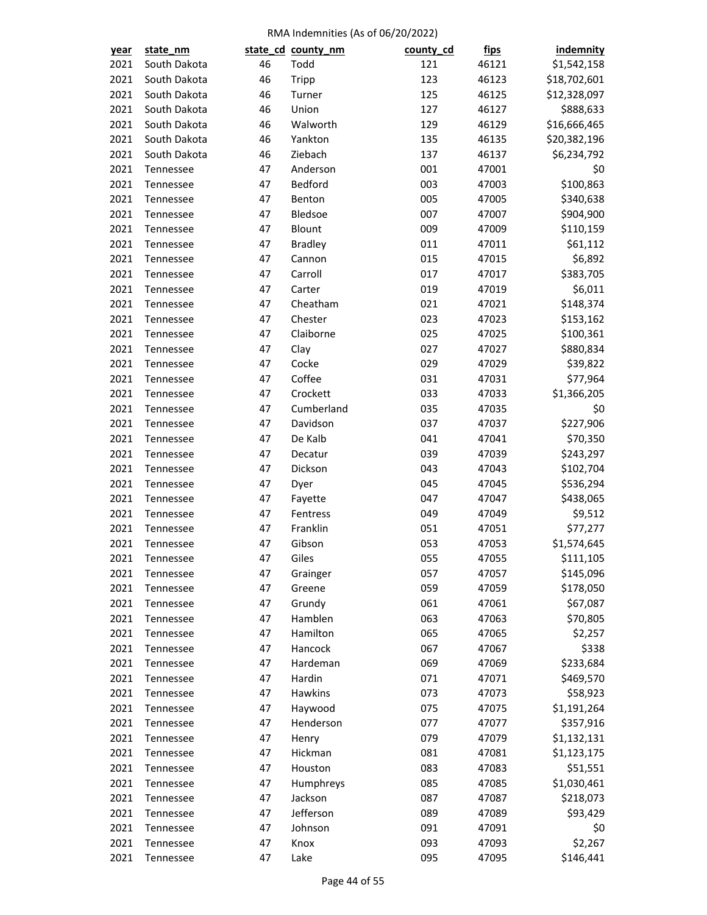RMA Indemnities (As of 06/20/2022)

| year | state_nm | state_cd | county_nm | county_cd | fips | indemnity |
|---|---|---|---|---|---|---|
| 2021 | South Dakota | 46 | Todd | 121 | 46121 | $1,542,158 |
| 2021 | South Dakota | 46 | Tripp | 123 | 46123 | $18,702,601 |
| 2021 | South Dakota | 46 | Turner | 125 | 46125 | $12,328,097 |
| 2021 | South Dakota | 46 | Union | 127 | 46127 | $888,633 |
| 2021 | South Dakota | 46 | Walworth | 129 | 46129 | $16,666,465 |
| 2021 | South Dakota | 46 | Yankton | 135 | 46135 | $20,382,196 |
| 2021 | South Dakota | 46 | Ziebach | 137 | 46137 | $6,234,792 |
| 2021 | Tennessee | 47 | Anderson | 001 | 47001 | $0 |
| 2021 | Tennessee | 47 | Bedford | 003 | 47003 | $100,863 |
| 2021 | Tennessee | 47 | Benton | 005 | 47005 | $340,638 |
| 2021 | Tennessee | 47 | Bledsoe | 007 | 47007 | $904,900 |
| 2021 | Tennessee | 47 | Blount | 009 | 47009 | $110,159 |
| 2021 | Tennessee | 47 | Bradley | 011 | 47011 | $61,112 |
| 2021 | Tennessee | 47 | Cannon | 015 | 47015 | $6,892 |
| 2021 | Tennessee | 47 | Carroll | 017 | 47017 | $383,705 |
| 2021 | Tennessee | 47 | Carter | 019 | 47019 | $6,011 |
| 2021 | Tennessee | 47 | Cheatham | 021 | 47021 | $148,374 |
| 2021 | Tennessee | 47 | Chester | 023 | 47023 | $153,162 |
| 2021 | Tennessee | 47 | Claiborne | 025 | 47025 | $100,361 |
| 2021 | Tennessee | 47 | Clay | 027 | 47027 | $880,834 |
| 2021 | Tennessee | 47 | Cocke | 029 | 47029 | $39,822 |
| 2021 | Tennessee | 47 | Coffee | 031 | 47031 | $77,964 |
| 2021 | Tennessee | 47 | Crockett | 033 | 47033 | $1,366,205 |
| 2021 | Tennessee | 47 | Cumberland | 035 | 47035 | $0 |
| 2021 | Tennessee | 47 | Davidson | 037 | 47037 | $227,906 |
| 2021 | Tennessee | 47 | De Kalb | 041 | 47041 | $70,350 |
| 2021 | Tennessee | 47 | Decatur | 039 | 47039 | $243,297 |
| 2021 | Tennessee | 47 | Dickson | 043 | 47043 | $102,704 |
| 2021 | Tennessee | 47 | Dyer | 045 | 47045 | $536,294 |
| 2021 | Tennessee | 47 | Fayette | 047 | 47047 | $438,065 |
| 2021 | Tennessee | 47 | Fentress | 049 | 47049 | $9,512 |
| 2021 | Tennessee | 47 | Franklin | 051 | 47051 | $77,277 |
| 2021 | Tennessee | 47 | Gibson | 053 | 47053 | $1,574,645 |
| 2021 | Tennessee | 47 | Giles | 055 | 47055 | $111,105 |
| 2021 | Tennessee | 47 | Grainger | 057 | 47057 | $145,096 |
| 2021 | Tennessee | 47 | Greene | 059 | 47059 | $178,050 |
| 2021 | Tennessee | 47 | Grundy | 061 | 47061 | $67,087 |
| 2021 | Tennessee | 47 | Hamblen | 063 | 47063 | $70,805 |
| 2021 | Tennessee | 47 | Hamilton | 065 | 47065 | $2,257 |
| 2021 | Tennessee | 47 | Hancock | 067 | 47067 | $338 |
| 2021 | Tennessee | 47 | Hardeman | 069 | 47069 | $233,684 |
| 2021 | Tennessee | 47 | Hardin | 071 | 47071 | $469,570 |
| 2021 | Tennessee | 47 | Hawkins | 073 | 47073 | $58,923 |
| 2021 | Tennessee | 47 | Haywood | 075 | 47075 | $1,191,264 |
| 2021 | Tennessee | 47 | Henderson | 077 | 47077 | $357,916 |
| 2021 | Tennessee | 47 | Henry | 079 | 47079 | $1,132,131 |
| 2021 | Tennessee | 47 | Hickman | 081 | 47081 | $1,123,175 |
| 2021 | Tennessee | 47 | Houston | 083 | 47083 | $51,551 |
| 2021 | Tennessee | 47 | Humphreys | 085 | 47085 | $1,030,461 |
| 2021 | Tennessee | 47 | Jackson | 087 | 47087 | $218,073 |
| 2021 | Tennessee | 47 | Jefferson | 089 | 47089 | $93,429 |
| 2021 | Tennessee | 47 | Johnson | 091 | 47091 | $0 |
| 2021 | Tennessee | 47 | Knox | 093 | 47093 | $2,267 |
| 2021 | Tennessee | 47 | Lake | 095 | 47095 | $146,441 |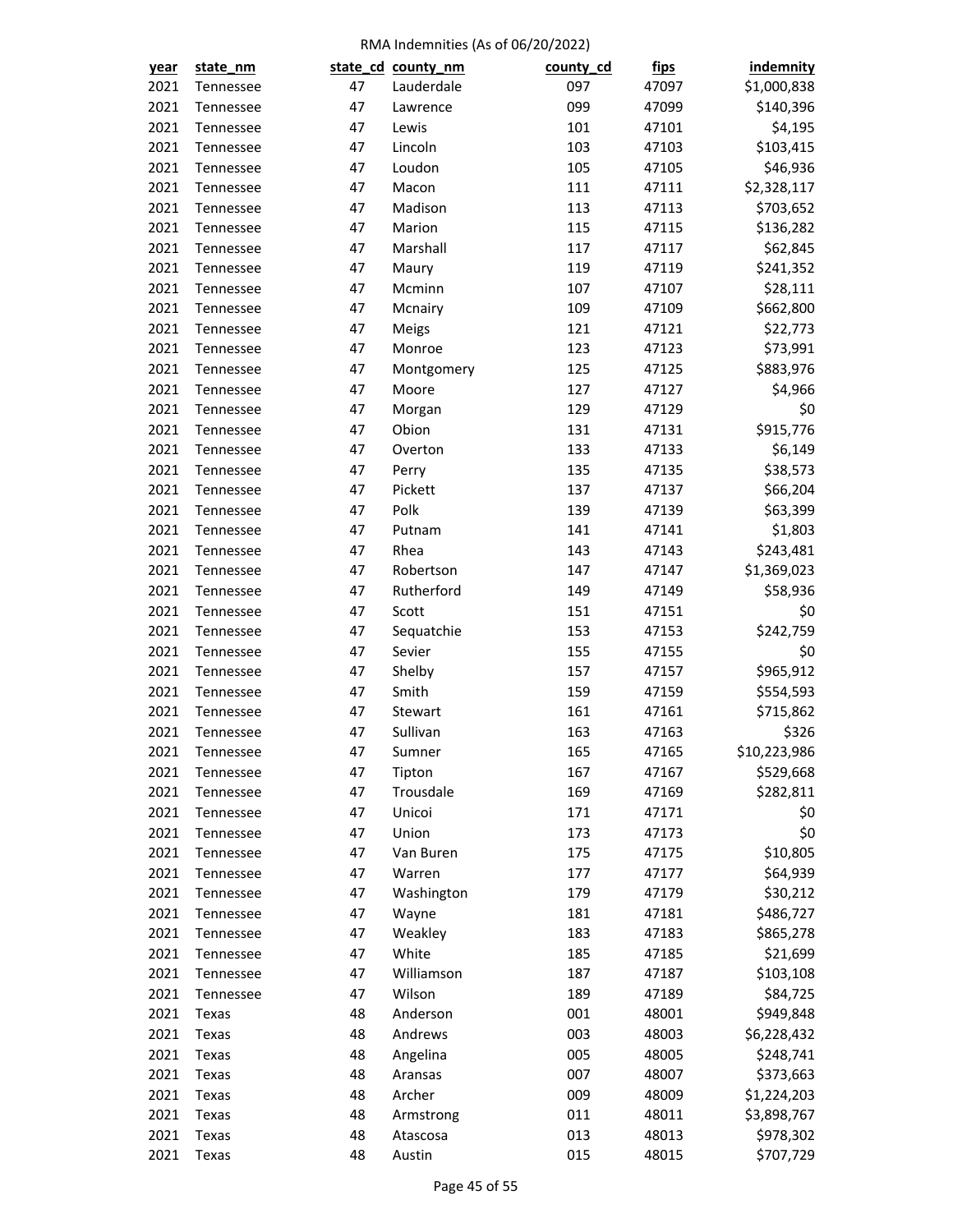RMA Indemnities (As of 06/20/2022)

| year | state_nm | state_cd | county_nm | county_cd | fips | indemnity |
|---|---|---|---|---|---|---|
| 2021 | Tennessee | 47 | Lauderdale | 097 | 47097 | $1,000,838 |
| 2021 | Tennessee | 47 | Lawrence | 099 | 47099 | $140,396 |
| 2021 | Tennessee | 47 | Lewis | 101 | 47101 | $4,195 |
| 2021 | Tennessee | 47 | Lincoln | 103 | 47103 | $103,415 |
| 2021 | Tennessee | 47 | Loudon | 105 | 47105 | $46,936 |
| 2021 | Tennessee | 47 | Macon | 111 | 47111 | $2,328,117 |
| 2021 | Tennessee | 47 | Madison | 113 | 47113 | $703,652 |
| 2021 | Tennessee | 47 | Marion | 115 | 47115 | $136,282 |
| 2021 | Tennessee | 47 | Marshall | 117 | 47117 | $62,845 |
| 2021 | Tennessee | 47 | Maury | 119 | 47119 | $241,352 |
| 2021 | Tennessee | 47 | Mcminn | 107 | 47107 | $28,111 |
| 2021 | Tennessee | 47 | Mcnairy | 109 | 47109 | $662,800 |
| 2021 | Tennessee | 47 | Meigs | 121 | 47121 | $22,773 |
| 2021 | Tennessee | 47 | Monroe | 123 | 47123 | $73,991 |
| 2021 | Tennessee | 47 | Montgomery | 125 | 47125 | $883,976 |
| 2021 | Tennessee | 47 | Moore | 127 | 47127 | $4,966 |
| 2021 | Tennessee | 47 | Morgan | 129 | 47129 | $0 |
| 2021 | Tennessee | 47 | Obion | 131 | 47131 | $915,776 |
| 2021 | Tennessee | 47 | Overton | 133 | 47133 | $6,149 |
| 2021 | Tennessee | 47 | Perry | 135 | 47135 | $38,573 |
| 2021 | Tennessee | 47 | Pickett | 137 | 47137 | $66,204 |
| 2021 | Tennessee | 47 | Polk | 139 | 47139 | $63,399 |
| 2021 | Tennessee | 47 | Putnam | 141 | 47141 | $1,803 |
| 2021 | Tennessee | 47 | Rhea | 143 | 47143 | $243,481 |
| 2021 | Tennessee | 47 | Robertson | 147 | 47147 | $1,369,023 |
| 2021 | Tennessee | 47 | Rutherford | 149 | 47149 | $58,936 |
| 2021 | Tennessee | 47 | Scott | 151 | 47151 | $0 |
| 2021 | Tennessee | 47 | Sequatchie | 153 | 47153 | $242,759 |
| 2021 | Tennessee | 47 | Sevier | 155 | 47155 | $0 |
| 2021 | Tennessee | 47 | Shelby | 157 | 47157 | $965,912 |
| 2021 | Tennessee | 47 | Smith | 159 | 47159 | $554,593 |
| 2021 | Tennessee | 47 | Stewart | 161 | 47161 | $715,862 |
| 2021 | Tennessee | 47 | Sullivan | 163 | 47163 | $326 |
| 2021 | Tennessee | 47 | Sumner | 165 | 47165 | $10,223,986 |
| 2021 | Tennessee | 47 | Tipton | 167 | 47167 | $529,668 |
| 2021 | Tennessee | 47 | Trousdale | 169 | 47169 | $282,811 |
| 2021 | Tennessee | 47 | Unicoi | 171 | 47171 | $0 |
| 2021 | Tennessee | 47 | Union | 173 | 47173 | $0 |
| 2021 | Tennessee | 47 | Van Buren | 175 | 47175 | $10,805 |
| 2021 | Tennessee | 47 | Warren | 177 | 47177 | $64,939 |
| 2021 | Tennessee | 47 | Washington | 179 | 47179 | $30,212 |
| 2021 | Tennessee | 47 | Wayne | 181 | 47181 | $486,727 |
| 2021 | Tennessee | 47 | Weakley | 183 | 47183 | $865,278 |
| 2021 | Tennessee | 47 | White | 185 | 47185 | $21,699 |
| 2021 | Tennessee | 47 | Williamson | 187 | 47187 | $103,108 |
| 2021 | Tennessee | 47 | Wilson | 189 | 47189 | $84,725 |
| 2021 | Texas | 48 | Anderson | 001 | 48001 | $949,848 |
| 2021 | Texas | 48 | Andrews | 003 | 48003 | $6,228,432 |
| 2021 | Texas | 48 | Angelina | 005 | 48005 | $248,741 |
| 2021 | Texas | 48 | Aransas | 007 | 48007 | $373,663 |
| 2021 | Texas | 48 | Archer | 009 | 48009 | $1,224,203 |
| 2021 | Texas | 48 | Armstrong | 011 | 48011 | $3,898,767 |
| 2021 | Texas | 48 | Atascosa | 013 | 48013 | $978,302 |
| 2021 | Texas | 48 | Austin | 015 | 48015 | $707,729 |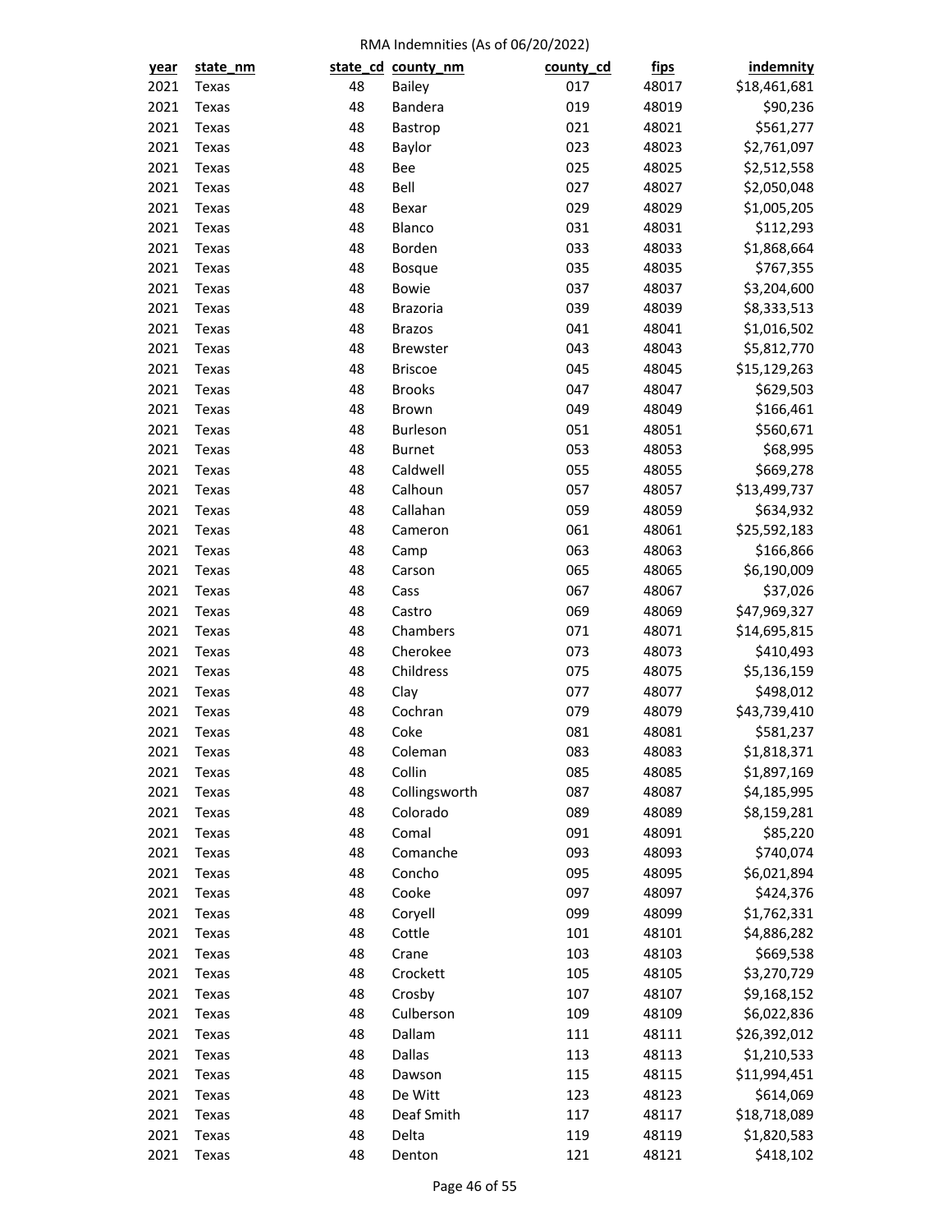RMA Indemnities (As of 06/20/2022)

| year | state_nm | state_cd | county_nm | county_cd | fips | indemnity |
|---|---|---|---|---|---|---|
| 2021 | Texas | 48 | Bailey | 017 | 48017 | $18,461,681 |
| 2021 | Texas | 48 | Bandera | 019 | 48019 | $90,236 |
| 2021 | Texas | 48 | Bastrop | 021 | 48021 | $561,277 |
| 2021 | Texas | 48 | Baylor | 023 | 48023 | $2,761,097 |
| 2021 | Texas | 48 | Bee | 025 | 48025 | $2,512,558 |
| 2021 | Texas | 48 | Bell | 027 | 48027 | $2,050,048 |
| 2021 | Texas | 48 | Bexar | 029 | 48029 | $1,005,205 |
| 2021 | Texas | 48 | Blanco | 031 | 48031 | $112,293 |
| 2021 | Texas | 48 | Borden | 033 | 48033 | $1,868,664 |
| 2021 | Texas | 48 | Bosque | 035 | 48035 | $767,355 |
| 2021 | Texas | 48 | Bowie | 037 | 48037 | $3,204,600 |
| 2021 | Texas | 48 | Brazoria | 039 | 48039 | $8,333,513 |
| 2021 | Texas | 48 | Brazos | 041 | 48041 | $1,016,502 |
| 2021 | Texas | 48 | Brewster | 043 | 48043 | $5,812,770 |
| 2021 | Texas | 48 | Briscoe | 045 | 48045 | $15,129,263 |
| 2021 | Texas | 48 | Brooks | 047 | 48047 | $629,503 |
| 2021 | Texas | 48 | Brown | 049 | 48049 | $166,461 |
| 2021 | Texas | 48 | Burleson | 051 | 48051 | $560,671 |
| 2021 | Texas | 48 | Burnet | 053 | 48053 | $68,995 |
| 2021 | Texas | 48 | Caldwell | 055 | 48055 | $669,278 |
| 2021 | Texas | 48 | Calhoun | 057 | 48057 | $13,499,737 |
| 2021 | Texas | 48 | Callahan | 059 | 48059 | $634,932 |
| 2021 | Texas | 48 | Cameron | 061 | 48061 | $25,592,183 |
| 2021 | Texas | 48 | Camp | 063 | 48063 | $166,866 |
| 2021 | Texas | 48 | Carson | 065 | 48065 | $6,190,009 |
| 2021 | Texas | 48 | Cass | 067 | 48067 | $37,026 |
| 2021 | Texas | 48 | Castro | 069 | 48069 | $47,969,327 |
| 2021 | Texas | 48 | Chambers | 071 | 48071 | $14,695,815 |
| 2021 | Texas | 48 | Cherokee | 073 | 48073 | $410,493 |
| 2021 | Texas | 48 | Childress | 075 | 48075 | $5,136,159 |
| 2021 | Texas | 48 | Clay | 077 | 48077 | $498,012 |
| 2021 | Texas | 48 | Cochran | 079 | 48079 | $43,739,410 |
| 2021 | Texas | 48 | Coke | 081 | 48081 | $581,237 |
| 2021 | Texas | 48 | Coleman | 083 | 48083 | $1,818,371 |
| 2021 | Texas | 48 | Collin | 085 | 48085 | $1,897,169 |
| 2021 | Texas | 48 | Collingsworth | 087 | 48087 | $4,185,995 |
| 2021 | Texas | 48 | Colorado | 089 | 48089 | $8,159,281 |
| 2021 | Texas | 48 | Comal | 091 | 48091 | $85,220 |
| 2021 | Texas | 48 | Comanche | 093 | 48093 | $740,074 |
| 2021 | Texas | 48 | Concho | 095 | 48095 | $6,021,894 |
| 2021 | Texas | 48 | Cooke | 097 | 48097 | $424,376 |
| 2021 | Texas | 48 | Coryell | 099 | 48099 | $1,762,331 |
| 2021 | Texas | 48 | Cottle | 101 | 48101 | $4,886,282 |
| 2021 | Texas | 48 | Crane | 103 | 48103 | $669,538 |
| 2021 | Texas | 48 | Crockett | 105 | 48105 | $3,270,729 |
| 2021 | Texas | 48 | Crosby | 107 | 48107 | $9,168,152 |
| 2021 | Texas | 48 | Culberson | 109 | 48109 | $6,022,836 |
| 2021 | Texas | 48 | Dallam | 111 | 48111 | $26,392,012 |
| 2021 | Texas | 48 | Dallas | 113 | 48113 | $1,210,533 |
| 2021 | Texas | 48 | Dawson | 115 | 48115 | $11,994,451 |
| 2021 | Texas | 48 | De Witt | 123 | 48123 | $614,069 |
| 2021 | Texas | 48 | Deaf Smith | 117 | 48117 | $18,718,089 |
| 2021 | Texas | 48 | Delta | 119 | 48119 | $1,820,583 |
| 2021 | Texas | 48 | Denton | 121 | 48121 | $418,102 |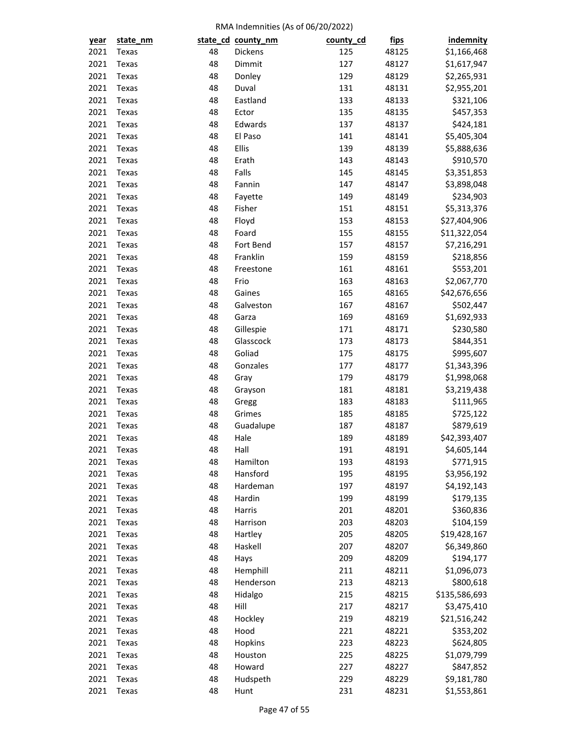RMA Indemnities (As of 06/20/2022)

| year | state_nm | state_cd | county_nm | county_cd | fips | indemnity |
|---|---|---|---|---|---|---|
| 2021 | Texas | 48 | Dickens | 125 | 48125 | $1,166,468 |
| 2021 | Texas | 48 | Dimmit | 127 | 48127 | $1,617,947 |
| 2021 | Texas | 48 | Donley | 129 | 48129 | $2,265,931 |
| 2021 | Texas | 48 | Duval | 131 | 48131 | $2,955,201 |
| 2021 | Texas | 48 | Eastland | 133 | 48133 | $321,106 |
| 2021 | Texas | 48 | Ector | 135 | 48135 | $457,353 |
| 2021 | Texas | 48 | Edwards | 137 | 48137 | $424,181 |
| 2021 | Texas | 48 | El Paso | 141 | 48141 | $5,405,304 |
| 2021 | Texas | 48 | Ellis | 139 | 48139 | $5,888,636 |
| 2021 | Texas | 48 | Erath | 143 | 48143 | $910,570 |
| 2021 | Texas | 48 | Falls | 145 | 48145 | $3,351,853 |
| 2021 | Texas | 48 | Fannin | 147 | 48147 | $3,898,048 |
| 2021 | Texas | 48 | Fayette | 149 | 48149 | $234,903 |
| 2021 | Texas | 48 | Fisher | 151 | 48151 | $5,313,376 |
| 2021 | Texas | 48 | Floyd | 153 | 48153 | $27,404,906 |
| 2021 | Texas | 48 | Foard | 155 | 48155 | $11,322,054 |
| 2021 | Texas | 48 | Fort Bend | 157 | 48157 | $7,216,291 |
| 2021 | Texas | 48 | Franklin | 159 | 48159 | $218,856 |
| 2021 | Texas | 48 | Freestone | 161 | 48161 | $553,201 |
| 2021 | Texas | 48 | Frio | 163 | 48163 | $2,067,770 |
| 2021 | Texas | 48 | Gaines | 165 | 48165 | $42,676,656 |
| 2021 | Texas | 48 | Galveston | 167 | 48167 | $502,447 |
| 2021 | Texas | 48 | Garza | 169 | 48169 | $1,692,933 |
| 2021 | Texas | 48 | Gillespie | 171 | 48171 | $230,580 |
| 2021 | Texas | 48 | Glasscock | 173 | 48173 | $844,351 |
| 2021 | Texas | 48 | Goliad | 175 | 48175 | $995,607 |
| 2021 | Texas | 48 | Gonzales | 177 | 48177 | $1,343,396 |
| 2021 | Texas | 48 | Gray | 179 | 48179 | $1,998,068 |
| 2021 | Texas | 48 | Grayson | 181 | 48181 | $3,219,438 |
| 2021 | Texas | 48 | Gregg | 183 | 48183 | $111,965 |
| 2021 | Texas | 48 | Grimes | 185 | 48185 | $725,122 |
| 2021 | Texas | 48 | Guadalupe | 187 | 48187 | $879,619 |
| 2021 | Texas | 48 | Hale | 189 | 48189 | $42,393,407 |
| 2021 | Texas | 48 | Hall | 191 | 48191 | $4,605,144 |
| 2021 | Texas | 48 | Hamilton | 193 | 48193 | $771,915 |
| 2021 | Texas | 48 | Hansford | 195 | 48195 | $3,956,192 |
| 2021 | Texas | 48 | Hardeman | 197 | 48197 | $4,192,143 |
| 2021 | Texas | 48 | Hardin | 199 | 48199 | $179,135 |
| 2021 | Texas | 48 | Harris | 201 | 48201 | $360,836 |
| 2021 | Texas | 48 | Harrison | 203 | 48203 | $104,159 |
| 2021 | Texas | 48 | Hartley | 205 | 48205 | $19,428,167 |
| 2021 | Texas | 48 | Haskell | 207 | 48207 | $6,349,860 |
| 2021 | Texas | 48 | Hays | 209 | 48209 | $194,177 |
| 2021 | Texas | 48 | Hemphill | 211 | 48211 | $1,096,073 |
| 2021 | Texas | 48 | Henderson | 213 | 48213 | $800,618 |
| 2021 | Texas | 48 | Hidalgo | 215 | 48215 | $135,586,693 |
| 2021 | Texas | 48 | Hill | 217 | 48217 | $3,475,410 |
| 2021 | Texas | 48 | Hockley | 219 | 48219 | $21,516,242 |
| 2021 | Texas | 48 | Hood | 221 | 48221 | $353,202 |
| 2021 | Texas | 48 | Hopkins | 223 | 48223 | $624,805 |
| 2021 | Texas | 48 | Houston | 225 | 48225 | $1,079,799 |
| 2021 | Texas | 48 | Howard | 227 | 48227 | $847,852 |
| 2021 | Texas | 48 | Hudspeth | 229 | 48229 | $9,181,780 |
| 2021 | Texas | 48 | Hunt | 231 | 48231 | $1,553,861 |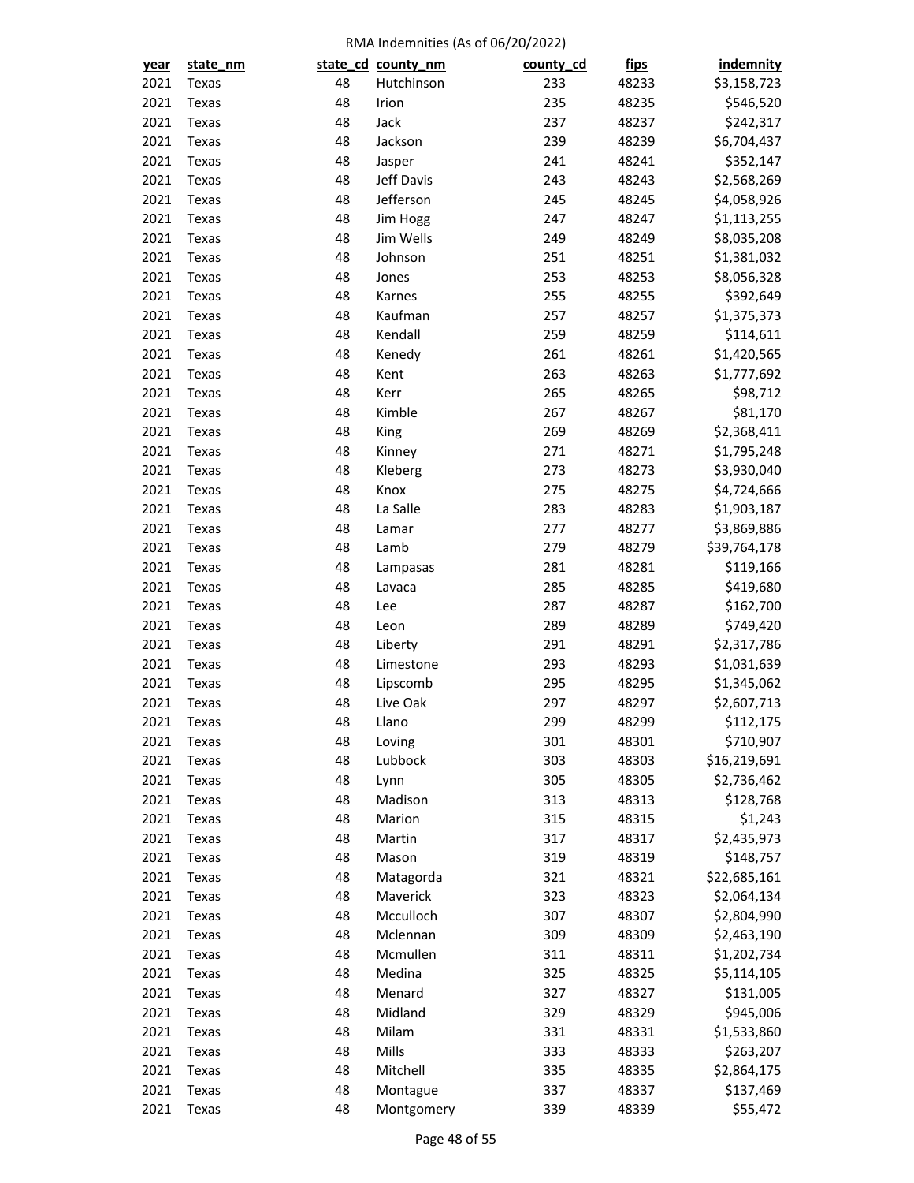RMA Indemnities (As of 06/20/2022)

| year | state_nm | state_cd | county_nm | county_cd | fips | indemnity |
|---|---|---|---|---|---|---|
| 2021 | Texas | 48 | Hutchinson | 233 | 48233 | $3,158,723 |
| 2021 | Texas | 48 | Irion | 235 | 48235 | $546,520 |
| 2021 | Texas | 48 | Jack | 237 | 48237 | $242,317 |
| 2021 | Texas | 48 | Jackson | 239 | 48239 | $6,704,437 |
| 2021 | Texas | 48 | Jasper | 241 | 48241 | $352,147 |
| 2021 | Texas | 48 | Jeff Davis | 243 | 48243 | $2,568,269 |
| 2021 | Texas | 48 | Jefferson | 245 | 48245 | $4,058,926 |
| 2021 | Texas | 48 | Jim Hogg | 247 | 48247 | $1,113,255 |
| 2021 | Texas | 48 | Jim Wells | 249 | 48249 | $8,035,208 |
| 2021 | Texas | 48 | Johnson | 251 | 48251 | $1,381,032 |
| 2021 | Texas | 48 | Jones | 253 | 48253 | $8,056,328 |
| 2021 | Texas | 48 | Karnes | 255 | 48255 | $392,649 |
| 2021 | Texas | 48 | Kaufman | 257 | 48257 | $1,375,373 |
| 2021 | Texas | 48 | Kendall | 259 | 48259 | $114,611 |
| 2021 | Texas | 48 | Kenedy | 261 | 48261 | $1,420,565 |
| 2021 | Texas | 48 | Kent | 263 | 48263 | $1,777,692 |
| 2021 | Texas | 48 | Kerr | 265 | 48265 | $98,712 |
| 2021 | Texas | 48 | Kimble | 267 | 48267 | $81,170 |
| 2021 | Texas | 48 | King | 269 | 48269 | $2,368,411 |
| 2021 | Texas | 48 | Kinney | 271 | 48271 | $1,795,248 |
| 2021 | Texas | 48 | Kleberg | 273 | 48273 | $3,930,040 |
| 2021 | Texas | 48 | Knox | 275 | 48275 | $4,724,666 |
| 2021 | Texas | 48 | La Salle | 283 | 48283 | $1,903,187 |
| 2021 | Texas | 48 | Lamar | 277 | 48277 | $3,869,886 |
| 2021 | Texas | 48 | Lamb | 279 | 48279 | $39,764,178 |
| 2021 | Texas | 48 | Lampasas | 281 | 48281 | $119,166 |
| 2021 | Texas | 48 | Lavaca | 285 | 48285 | $419,680 |
| 2021 | Texas | 48 | Lee | 287 | 48287 | $162,700 |
| 2021 | Texas | 48 | Leon | 289 | 48289 | $749,420 |
| 2021 | Texas | 48 | Liberty | 291 | 48291 | $2,317,786 |
| 2021 | Texas | 48 | Limestone | 293 | 48293 | $1,031,639 |
| 2021 | Texas | 48 | Lipscomb | 295 | 48295 | $1,345,062 |
| 2021 | Texas | 48 | Live Oak | 297 | 48297 | $2,607,713 |
| 2021 | Texas | 48 | Llano | 299 | 48299 | $112,175 |
| 2021 | Texas | 48 | Loving | 301 | 48301 | $710,907 |
| 2021 | Texas | 48 | Lubbock | 303 | 48303 | $16,219,691 |
| 2021 | Texas | 48 | Lynn | 305 | 48305 | $2,736,462 |
| 2021 | Texas | 48 | Madison | 313 | 48313 | $128,768 |
| 2021 | Texas | 48 | Marion | 315 | 48315 | $1,243 |
| 2021 | Texas | 48 | Martin | 317 | 48317 | $2,435,973 |
| 2021 | Texas | 48 | Mason | 319 | 48319 | $148,757 |
| 2021 | Texas | 48 | Matagorda | 321 | 48321 | $22,685,161 |
| 2021 | Texas | 48 | Maverick | 323 | 48323 | $2,064,134 |
| 2021 | Texas | 48 | Mcculloch | 307 | 48307 | $2,804,990 |
| 2021 | Texas | 48 | Mclennan | 309 | 48309 | $2,463,190 |
| 2021 | Texas | 48 | Mcmullen | 311 | 48311 | $1,202,734 |
| 2021 | Texas | 48 | Medina | 325 | 48325 | $5,114,105 |
| 2021 | Texas | 48 | Menard | 327 | 48327 | $131,005 |
| 2021 | Texas | 48 | Midland | 329 | 48329 | $945,006 |
| 2021 | Texas | 48 | Milam | 331 | 48331 | $1,533,860 |
| 2021 | Texas | 48 | Mills | 333 | 48333 | $263,207 |
| 2021 | Texas | 48 | Mitchell | 335 | 48335 | $2,864,175 |
| 2021 | Texas | 48 | Montague | 337 | 48337 | $137,469 |
| 2021 | Texas | 48 | Montgomery | 339 | 48339 | $55,472 |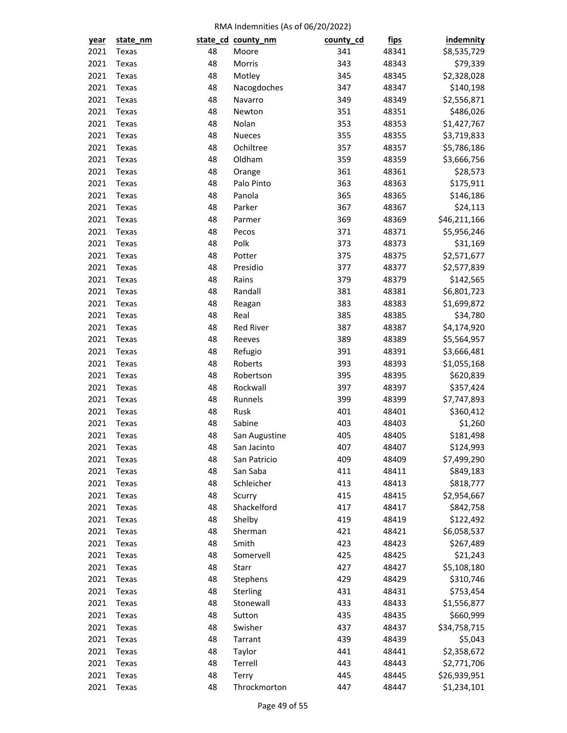RMA Indemnities (As of 06/20/2022)

| year | state_nm | state_cd | county_nm | county_cd | fips | indemnity |
|---|---|---|---|---|---|---|
| 2021 | Texas | 48 | Moore | 341 | 48341 | $8,535,729 |
| 2021 | Texas | 48 | Morris | 343 | 48343 | $79,339 |
| 2021 | Texas | 48 | Motley | 345 | 48345 | $2,328,028 |
| 2021 | Texas | 48 | Nacogdoches | 347 | 48347 | $140,198 |
| 2021 | Texas | 48 | Navarro | 349 | 48349 | $2,556,871 |
| 2021 | Texas | 48 | Newton | 351 | 48351 | $486,026 |
| 2021 | Texas | 48 | Nolan | 353 | 48353 | $1,427,767 |
| 2021 | Texas | 48 | Nueces | 355 | 48355 | $3,719,833 |
| 2021 | Texas | 48 | Ochiltree | 357 | 48357 | $5,786,186 |
| 2021 | Texas | 48 | Oldham | 359 | 48359 | $3,666,756 |
| 2021 | Texas | 48 | Orange | 361 | 48361 | $28,573 |
| 2021 | Texas | 48 | Palo Pinto | 363 | 48363 | $175,911 |
| 2021 | Texas | 48 | Panola | 365 | 48365 | $146,186 |
| 2021 | Texas | 48 | Parker | 367 | 48367 | $24,113 |
| 2021 | Texas | 48 | Parmer | 369 | 48369 | $46,211,166 |
| 2021 | Texas | 48 | Pecos | 371 | 48371 | $5,956,246 |
| 2021 | Texas | 48 | Polk | 373 | 48373 | $31,169 |
| 2021 | Texas | 48 | Potter | 375 | 48375 | $2,571,677 |
| 2021 | Texas | 48 | Presidio | 377 | 48377 | $2,577,839 |
| 2021 | Texas | 48 | Rains | 379 | 48379 | $142,565 |
| 2021 | Texas | 48 | Randall | 381 | 48381 | $6,801,723 |
| 2021 | Texas | 48 | Reagan | 383 | 48383 | $1,699,872 |
| 2021 | Texas | 48 | Real | 385 | 48385 | $34,780 |
| 2021 | Texas | 48 | Red River | 387 | 48387 | $4,174,920 |
| 2021 | Texas | 48 | Reeves | 389 | 48389 | $5,564,957 |
| 2021 | Texas | 48 | Refugio | 391 | 48391 | $3,666,481 |
| 2021 | Texas | 48 | Roberts | 393 | 48393 | $1,055,168 |
| 2021 | Texas | 48 | Robertson | 395 | 48395 | $620,839 |
| 2021 | Texas | 48 | Rockwall | 397 | 48397 | $357,424 |
| 2021 | Texas | 48 | Runnels | 399 | 48399 | $7,747,893 |
| 2021 | Texas | 48 | Rusk | 401 | 48401 | $360,412 |
| 2021 | Texas | 48 | Sabine | 403 | 48403 | $1,260 |
| 2021 | Texas | 48 | San Augustine | 405 | 48405 | $181,498 |
| 2021 | Texas | 48 | San Jacinto | 407 | 48407 | $124,993 |
| 2021 | Texas | 48 | San Patricio | 409 | 48409 | $7,499,290 |
| 2021 | Texas | 48 | San Saba | 411 | 48411 | $849,183 |
| 2021 | Texas | 48 | Schleicher | 413 | 48413 | $818,777 |
| 2021 | Texas | 48 | Scurry | 415 | 48415 | $2,954,667 |
| 2021 | Texas | 48 | Shackelford | 417 | 48417 | $842,758 |
| 2021 | Texas | 48 | Shelby | 419 | 48419 | $122,492 |
| 2021 | Texas | 48 | Sherman | 421 | 48421 | $6,058,537 |
| 2021 | Texas | 48 | Smith | 423 | 48423 | $267,489 |
| 2021 | Texas | 48 | Somervell | 425 | 48425 | $21,243 |
| 2021 | Texas | 48 | Starr | 427 | 48427 | $5,108,180 |
| 2021 | Texas | 48 | Stephens | 429 | 48429 | $310,746 |
| 2021 | Texas | 48 | Sterling | 431 | 48431 | $753,454 |
| 2021 | Texas | 48 | Stonewall | 433 | 48433 | $1,556,877 |
| 2021 | Texas | 48 | Sutton | 435 | 48435 | $660,999 |
| 2021 | Texas | 48 | Swisher | 437 | 48437 | $34,758,715 |
| 2021 | Texas | 48 | Tarrant | 439 | 48439 | $5,043 |
| 2021 | Texas | 48 | Taylor | 441 | 48441 | $2,358,672 |
| 2021 | Texas | 48 | Terrell | 443 | 48443 | $2,771,706 |
| 2021 | Texas | 48 | Terry | 445 | 48445 | $26,939,951 |
| 2021 | Texas | 48 | Throckmorton | 447 | 48447 | $1,234,101 |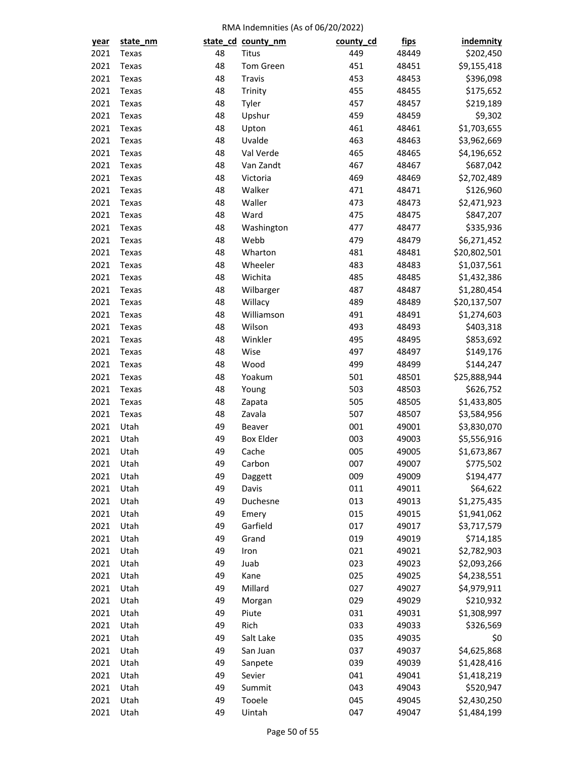RMA Indemnities (As of 06/20/2022)

| year | state_nm | state_cd | county_nm | county_cd | fips | indemnity |
|---|---|---|---|---|---|---|
| 2021 | Texas | 48 | Titus | 449 | 48449 | $202,450 |
| 2021 | Texas | 48 | Tom Green | 451 | 48451 | $9,155,418 |
| 2021 | Texas | 48 | Travis | 453 | 48453 | $396,098 |
| 2021 | Texas | 48 | Trinity | 455 | 48455 | $175,652 |
| 2021 | Texas | 48 | Tyler | 457 | 48457 | $219,189 |
| 2021 | Texas | 48 | Upshur | 459 | 48459 | $9,302 |
| 2021 | Texas | 48 | Upton | 461 | 48461 | $1,703,655 |
| 2021 | Texas | 48 | Uvalde | 463 | 48463 | $3,962,669 |
| 2021 | Texas | 48 | Val Verde | 465 | 48465 | $4,196,652 |
| 2021 | Texas | 48 | Van Zandt | 467 | 48467 | $687,042 |
| 2021 | Texas | 48 | Victoria | 469 | 48469 | $2,702,489 |
| 2021 | Texas | 48 | Walker | 471 | 48471 | $126,960 |
| 2021 | Texas | 48 | Waller | 473 | 48473 | $2,471,923 |
| 2021 | Texas | 48 | Ward | 475 | 48475 | $847,207 |
| 2021 | Texas | 48 | Washington | 477 | 48477 | $335,936 |
| 2021 | Texas | 48 | Webb | 479 | 48479 | $6,271,452 |
| 2021 | Texas | 48 | Wharton | 481 | 48481 | $20,802,501 |
| 2021 | Texas | 48 | Wheeler | 483 | 48483 | $1,037,561 |
| 2021 | Texas | 48 | Wichita | 485 | 48485 | $1,432,386 |
| 2021 | Texas | 48 | Wilbarger | 487 | 48487 | $1,280,454 |
| 2021 | Texas | 48 | Willacy | 489 | 48489 | $20,137,507 |
| 2021 | Texas | 48 | Williamson | 491 | 48491 | $1,274,603 |
| 2021 | Texas | 48 | Wilson | 493 | 48493 | $403,318 |
| 2021 | Texas | 48 | Winkler | 495 | 48495 | $853,692 |
| 2021 | Texas | 48 | Wise | 497 | 48497 | $149,176 |
| 2021 | Texas | 48 | Wood | 499 | 48499 | $144,247 |
| 2021 | Texas | 48 | Yoakum | 501 | 48501 | $25,888,944 |
| 2021 | Texas | 48 | Young | 503 | 48503 | $626,752 |
| 2021 | Texas | 48 | Zapata | 505 | 48505 | $1,433,805 |
| 2021 | Texas | 48 | Zavala | 507 | 48507 | $3,584,956 |
| 2021 | Utah | 49 | Beaver | 001 | 49001 | $3,830,070 |
| 2021 | Utah | 49 | Box Elder | 003 | 49003 | $5,556,916 |
| 2021 | Utah | 49 | Cache | 005 | 49005 | $1,673,867 |
| 2021 | Utah | 49 | Carbon | 007 | 49007 | $775,502 |
| 2021 | Utah | 49 | Daggett | 009 | 49009 | $194,477 |
| 2021 | Utah | 49 | Davis | 011 | 49011 | $64,622 |
| 2021 | Utah | 49 | Duchesne | 013 | 49013 | $1,275,435 |
| 2021 | Utah | 49 | Emery | 015 | 49015 | $1,941,062 |
| 2021 | Utah | 49 | Garfield | 017 | 49017 | $3,717,579 |
| 2021 | Utah | 49 | Grand | 019 | 49019 | $714,185 |
| 2021 | Utah | 49 | Iron | 021 | 49021 | $2,782,903 |
| 2021 | Utah | 49 | Juab | 023 | 49023 | $2,093,266 |
| 2021 | Utah | 49 | Kane | 025 | 49025 | $4,238,551 |
| 2021 | Utah | 49 | Millard | 027 | 49027 | $4,979,911 |
| 2021 | Utah | 49 | Morgan | 029 | 49029 | $210,932 |
| 2021 | Utah | 49 | Piute | 031 | 49031 | $1,308,997 |
| 2021 | Utah | 49 | Rich | 033 | 49033 | $326,569 |
| 2021 | Utah | 49 | Salt Lake | 035 | 49035 | $0 |
| 2021 | Utah | 49 | San Juan | 037 | 49037 | $4,625,868 |
| 2021 | Utah | 49 | Sanpete | 039 | 49039 | $1,428,416 |
| 2021 | Utah | 49 | Sevier | 041 | 49041 | $1,418,219 |
| 2021 | Utah | 49 | Summit | 043 | 49043 | $520,947 |
| 2021 | Utah | 49 | Tooele | 045 | 49045 | $2,430,250 |
| 2021 | Utah | 49 | Uintah | 047 | 49047 | $1,484,199 |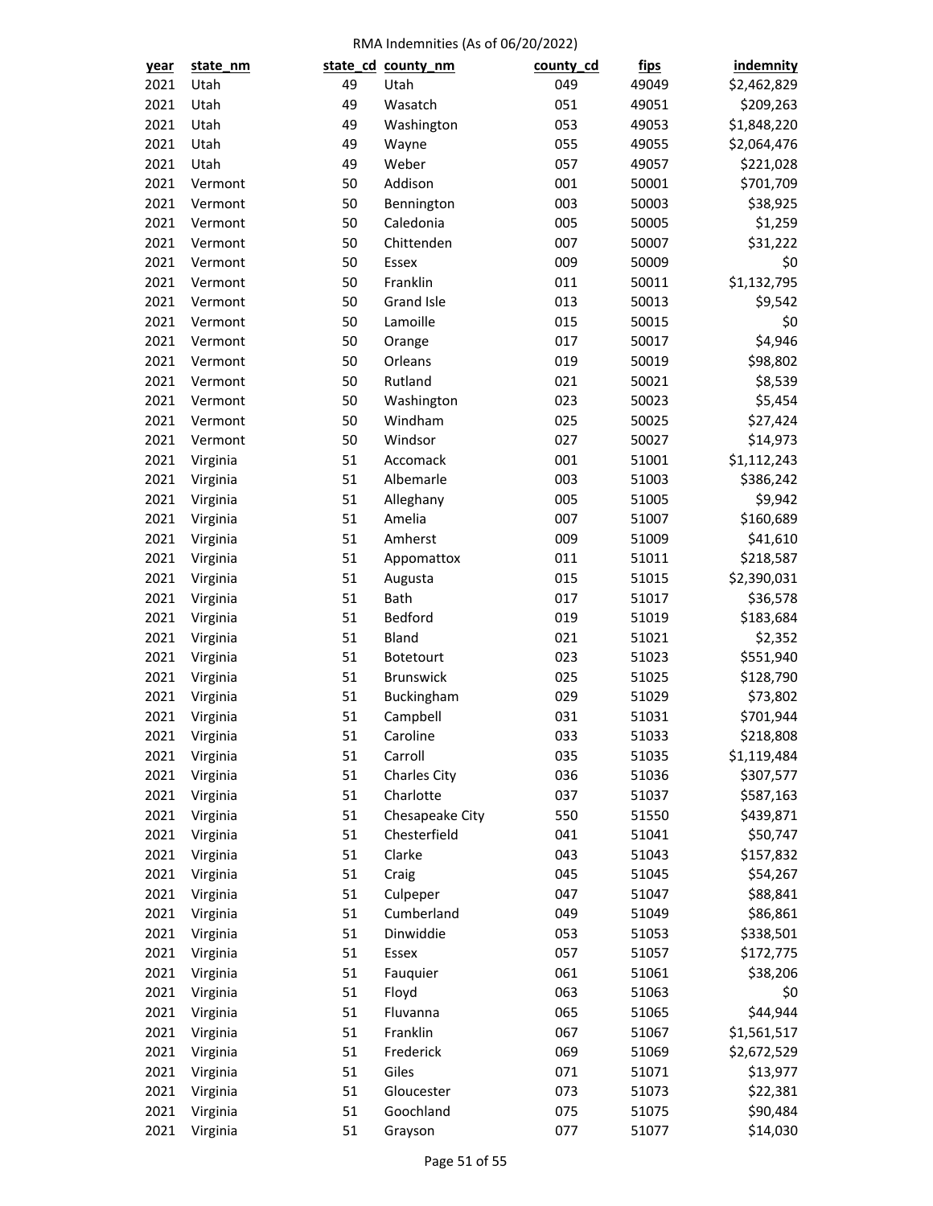RMA Indemnities (As of 06/20/2022)

| year | state_nm | state_cd | county_nm | county_cd | fips | indemnity |
|---|---|---|---|---|---|---|
| 2021 | Utah | 49 | Utah | 049 | 49049 | $2,462,829 |
| 2021 | Utah | 49 | Wasatch | 051 | 49051 | $209,263 |
| 2021 | Utah | 49 | Washington | 053 | 49053 | $1,848,220 |
| 2021 | Utah | 49 | Wayne | 055 | 49055 | $2,064,476 |
| 2021 | Utah | 49 | Weber | 057 | 49057 | $221,028 |
| 2021 | Vermont | 50 | Addison | 001 | 50001 | $701,709 |
| 2021 | Vermont | 50 | Bennington | 003 | 50003 | $38,925 |
| 2021 | Vermont | 50 | Caledonia | 005 | 50005 | $1,259 |
| 2021 | Vermont | 50 | Chittenden | 007 | 50007 | $31,222 |
| 2021 | Vermont | 50 | Essex | 009 | 50009 | $0 |
| 2021 | Vermont | 50 | Franklin | 011 | 50011 | $1,132,795 |
| 2021 | Vermont | 50 | Grand Isle | 013 | 50013 | $9,542 |
| 2021 | Vermont | 50 | Lamoille | 015 | 50015 | $0 |
| 2021 | Vermont | 50 | Orange | 017 | 50017 | $4,946 |
| 2021 | Vermont | 50 | Orleans | 019 | 50019 | $98,802 |
| 2021 | Vermont | 50 | Rutland | 021 | 50021 | $8,539 |
| 2021 | Vermont | 50 | Washington | 023 | 50023 | $5,454 |
| 2021 | Vermont | 50 | Windham | 025 | 50025 | $27,424 |
| 2021 | Vermont | 50 | Windsor | 027 | 50027 | $14,973 |
| 2021 | Virginia | 51 | Accomack | 001 | 51001 | $1,112,243 |
| 2021 | Virginia | 51 | Albemarle | 003 | 51003 | $386,242 |
| 2021 | Virginia | 51 | Alleghany | 005 | 51005 | $9,942 |
| 2021 | Virginia | 51 | Amelia | 007 | 51007 | $160,689 |
| 2021 | Virginia | 51 | Amherst | 009 | 51009 | $41,610 |
| 2021 | Virginia | 51 | Appomattox | 011 | 51011 | $218,587 |
| 2021 | Virginia | 51 | Augusta | 015 | 51015 | $2,390,031 |
| 2021 | Virginia | 51 | Bath | 017 | 51017 | $36,578 |
| 2021 | Virginia | 51 | Bedford | 019 | 51019 | $183,684 |
| 2021 | Virginia | 51 | Bland | 021 | 51021 | $2,352 |
| 2021 | Virginia | 51 | Botetourt | 023 | 51023 | $551,940 |
| 2021 | Virginia | 51 | Brunswick | 025 | 51025 | $128,790 |
| 2021 | Virginia | 51 | Buckingham | 029 | 51029 | $73,802 |
| 2021 | Virginia | 51 | Campbell | 031 | 51031 | $701,944 |
| 2021 | Virginia | 51 | Caroline | 033 | 51033 | $218,808 |
| 2021 | Virginia | 51 | Carroll | 035 | 51035 | $1,119,484 |
| 2021 | Virginia | 51 | Charles City | 036 | 51036 | $307,577 |
| 2021 | Virginia | 51 | Charlotte | 037 | 51037 | $587,163 |
| 2021 | Virginia | 51 | Chesapeake City | 550 | 51550 | $439,871 |
| 2021 | Virginia | 51 | Chesterfield | 041 | 51041 | $50,747 |
| 2021 | Virginia | 51 | Clarke | 043 | 51043 | $157,832 |
| 2021 | Virginia | 51 | Craig | 045 | 51045 | $54,267 |
| 2021 | Virginia | 51 | Culpeper | 047 | 51047 | $88,841 |
| 2021 | Virginia | 51 | Cumberland | 049 | 51049 | $86,861 |
| 2021 | Virginia | 51 | Dinwiddie | 053 | 51053 | $338,501 |
| 2021 | Virginia | 51 | Essex | 057 | 51057 | $172,775 |
| 2021 | Virginia | 51 | Fauquier | 061 | 51061 | $38,206 |
| 2021 | Virginia | 51 | Floyd | 063 | 51063 | $0 |
| 2021 | Virginia | 51 | Fluvanna | 065 | 51065 | $44,944 |
| 2021 | Virginia | 51 | Franklin | 067 | 51067 | $1,561,517 |
| 2021 | Virginia | 51 | Frederick | 069 | 51069 | $2,672,529 |
| 2021 | Virginia | 51 | Giles | 071 | 51071 | $13,977 |
| 2021 | Virginia | 51 | Gloucester | 073 | 51073 | $22,381 |
| 2021 | Virginia | 51 | Goochland | 075 | 51075 | $90,484 |
| 2021 | Virginia | 51 | Grayson | 077 | 51077 | $14,030 |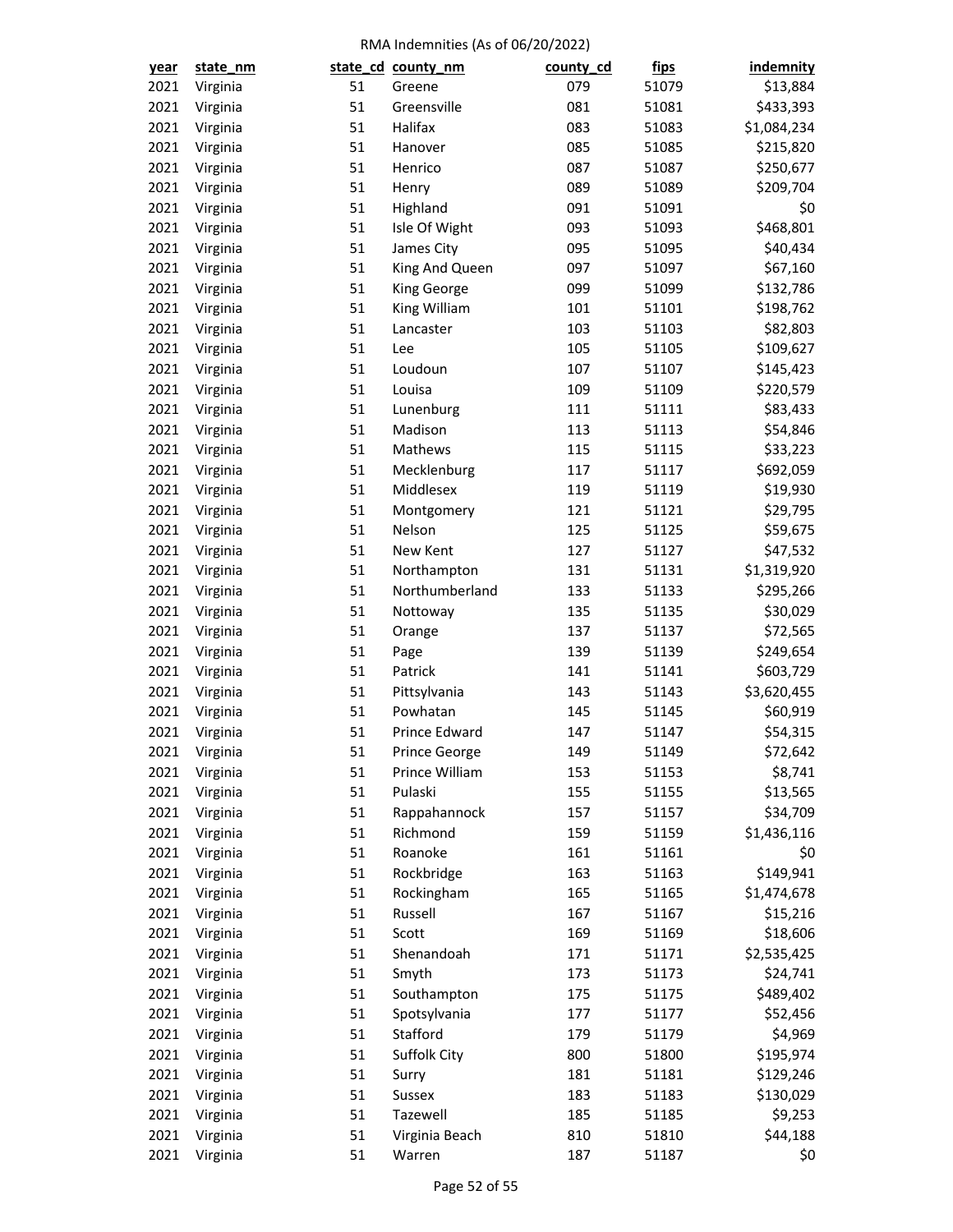RMA Indemnities (As of 06/20/2022)

| year | state_nm | state_cd | county_nm | county_cd | fips | indemnity |
|---|---|---|---|---|---|---|
| 2021 | Virginia | 51 | Greene | 079 | 51079 | $13,884 |
| 2021 | Virginia | 51 | Greensville | 081 | 51081 | $433,393 |
| 2021 | Virginia | 51 | Halifax | 083 | 51083 | $1,084,234 |
| 2021 | Virginia | 51 | Hanover | 085 | 51085 | $215,820 |
| 2021 | Virginia | 51 | Henrico | 087 | 51087 | $250,677 |
| 2021 | Virginia | 51 | Henry | 089 | 51089 | $209,704 |
| 2021 | Virginia | 51 | Highland | 091 | 51091 | $0 |
| 2021 | Virginia | 51 | Isle Of Wight | 093 | 51093 | $468,801 |
| 2021 | Virginia | 51 | James City | 095 | 51095 | $40,434 |
| 2021 | Virginia | 51 | King And Queen | 097 | 51097 | $67,160 |
| 2021 | Virginia | 51 | King George | 099 | 51099 | $132,786 |
| 2021 | Virginia | 51 | King William | 101 | 51101 | $198,762 |
| 2021 | Virginia | 51 | Lancaster | 103 | 51103 | $82,803 |
| 2021 | Virginia | 51 | Lee | 105 | 51105 | $109,627 |
| 2021 | Virginia | 51 | Loudoun | 107 | 51107 | $145,423 |
| 2021 | Virginia | 51 | Louisa | 109 | 51109 | $220,579 |
| 2021 | Virginia | 51 | Lunenburg | 111 | 51111 | $83,433 |
| 2021 | Virginia | 51 | Madison | 113 | 51113 | $54,846 |
| 2021 | Virginia | 51 | Mathews | 115 | 51115 | $33,223 |
| 2021 | Virginia | 51 | Mecklenburg | 117 | 51117 | $692,059 |
| 2021 | Virginia | 51 | Middlesex | 119 | 51119 | $19,930 |
| 2021 | Virginia | 51 | Montgomery | 121 | 51121 | $29,795 |
| 2021 | Virginia | 51 | Nelson | 125 | 51125 | $59,675 |
| 2021 | Virginia | 51 | New Kent | 127 | 51127 | $47,532 |
| 2021 | Virginia | 51 | Northampton | 131 | 51131 | $1,319,920 |
| 2021 | Virginia | 51 | Northumberland | 133 | 51133 | $295,266 |
| 2021 | Virginia | 51 | Nottoway | 135 | 51135 | $30,029 |
| 2021 | Virginia | 51 | Orange | 137 | 51137 | $72,565 |
| 2021 | Virginia | 51 | Page | 139 | 51139 | $249,654 |
| 2021 | Virginia | 51 | Patrick | 141 | 51141 | $603,729 |
| 2021 | Virginia | 51 | Pittsylvania | 143 | 51143 | $3,620,455 |
| 2021 | Virginia | 51 | Powhatan | 145 | 51145 | $60,919 |
| 2021 | Virginia | 51 | Prince Edward | 147 | 51147 | $54,315 |
| 2021 | Virginia | 51 | Prince George | 149 | 51149 | $72,642 |
| 2021 | Virginia | 51 | Prince William | 153 | 51153 | $8,741 |
| 2021 | Virginia | 51 | Pulaski | 155 | 51155 | $13,565 |
| 2021 | Virginia | 51 | Rappahannock | 157 | 51157 | $34,709 |
| 2021 | Virginia | 51 | Richmond | 159 | 51159 | $1,436,116 |
| 2021 | Virginia | 51 | Roanoke | 161 | 51161 | $0 |
| 2021 | Virginia | 51 | Rockbridge | 163 | 51163 | $149,941 |
| 2021 | Virginia | 51 | Rockingham | 165 | 51165 | $1,474,678 |
| 2021 | Virginia | 51 | Russell | 167 | 51167 | $15,216 |
| 2021 | Virginia | 51 | Scott | 169 | 51169 | $18,606 |
| 2021 | Virginia | 51 | Shenandoah | 171 | 51171 | $2,535,425 |
| 2021 | Virginia | 51 | Smyth | 173 | 51173 | $24,741 |
| 2021 | Virginia | 51 | Southampton | 175 | 51175 | $489,402 |
| 2021 | Virginia | 51 | Spotsylvania | 177 | 51177 | $52,456 |
| 2021 | Virginia | 51 | Stafford | 179 | 51179 | $4,969 |
| 2021 | Virginia | 51 | Suffolk City | 800 | 51800 | $195,974 |
| 2021 | Virginia | 51 | Surry | 181 | 51181 | $129,246 |
| 2021 | Virginia | 51 | Sussex | 183 | 51183 | $130,029 |
| 2021 | Virginia | 51 | Tazewell | 185 | 51185 | $9,253 |
| 2021 | Virginia | 51 | Virginia Beach | 810 | 51810 | $44,188 |
| 2021 | Virginia | 51 | Warren | 187 | 51187 | $0 |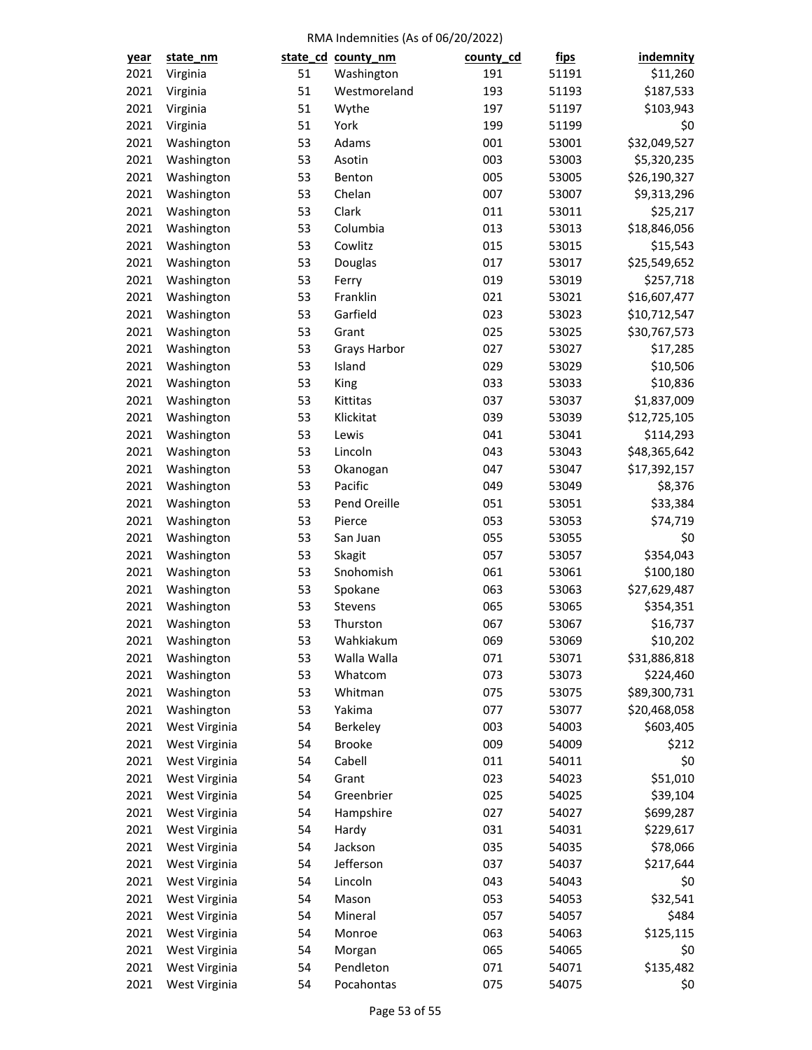RMA Indemnities (As of 06/20/2022)

| year | state_nm | state_cd | county_nm | county_cd | fips | indemnity |
|---|---|---|---|---|---|---|
| 2021 | Virginia | 51 | Washington | 191 | 51191 | $11,260 |
| 2021 | Virginia | 51 | Westmoreland | 193 | 51193 | $187,533 |
| 2021 | Virginia | 51 | Wythe | 197 | 51197 | $103,943 |
| 2021 | Virginia | 51 | York | 199 | 51199 | $0 |
| 2021 | Washington | 53 | Adams | 001 | 53001 | $32,049,527 |
| 2021 | Washington | 53 | Asotin | 003 | 53003 | $5,320,235 |
| 2021 | Washington | 53 | Benton | 005 | 53005 | $26,190,327 |
| 2021 | Washington | 53 | Chelan | 007 | 53007 | $9,313,296 |
| 2021 | Washington | 53 | Clark | 011 | 53011 | $25,217 |
| 2021 | Washington | 53 | Columbia | 013 | 53013 | $18,846,056 |
| 2021 | Washington | 53 | Cowlitz | 015 | 53015 | $15,543 |
| 2021 | Washington | 53 | Douglas | 017 | 53017 | $25,549,652 |
| 2021 | Washington | 53 | Ferry | 019 | 53019 | $257,718 |
| 2021 | Washington | 53 | Franklin | 021 | 53021 | $16,607,477 |
| 2021 | Washington | 53 | Garfield | 023 | 53023 | $10,712,547 |
| 2021 | Washington | 53 | Grant | 025 | 53025 | $30,767,573 |
| 2021 | Washington | 53 | Grays Harbor | 027 | 53027 | $17,285 |
| 2021 | Washington | 53 | Island | 029 | 53029 | $10,506 |
| 2021 | Washington | 53 | King | 033 | 53033 | $10,836 |
| 2021 | Washington | 53 | Kittitas | 037 | 53037 | $1,837,009 |
| 2021 | Washington | 53 | Klickitat | 039 | 53039 | $12,725,105 |
| 2021 | Washington | 53 | Lewis | 041 | 53041 | $114,293 |
| 2021 | Washington | 53 | Lincoln | 043 | 53043 | $48,365,642 |
| 2021 | Washington | 53 | Okanogan | 047 | 53047 | $17,392,157 |
| 2021 | Washington | 53 | Pacific | 049 | 53049 | $8,376 |
| 2021 | Washington | 53 | Pend Oreille | 051 | 53051 | $33,384 |
| 2021 | Washington | 53 | Pierce | 053 | 53053 | $74,719 |
| 2021 | Washington | 53 | San Juan | 055 | 53055 | $0 |
| 2021 | Washington | 53 | Skagit | 057 | 53057 | $354,043 |
| 2021 | Washington | 53 | Snohomish | 061 | 53061 | $100,180 |
| 2021 | Washington | 53 | Spokane | 063 | 53063 | $27,629,487 |
| 2021 | Washington | 53 | Stevens | 065 | 53065 | $354,351 |
| 2021 | Washington | 53 | Thurston | 067 | 53067 | $16,737 |
| 2021 | Washington | 53 | Wahkiakum | 069 | 53069 | $10,202 |
| 2021 | Washington | 53 | Walla Walla | 071 | 53071 | $31,886,818 |
| 2021 | Washington | 53 | Whatcom | 073 | 53073 | $224,460 |
| 2021 | Washington | 53 | Whitman | 075 | 53075 | $89,300,731 |
| 2021 | Washington | 53 | Yakima | 077 | 53077 | $20,468,058 |
| 2021 | West Virginia | 54 | Berkeley | 003 | 54003 | $603,405 |
| 2021 | West Virginia | 54 | Brooke | 009 | 54009 | $212 |
| 2021 | West Virginia | 54 | Cabell | 011 | 54011 | $0 |
| 2021 | West Virginia | 54 | Grant | 023 | 54023 | $51,010 |
| 2021 | West Virginia | 54 | Greenbrier | 025 | 54025 | $39,104 |
| 2021 | West Virginia | 54 | Hampshire | 027 | 54027 | $699,287 |
| 2021 | West Virginia | 54 | Hardy | 031 | 54031 | $229,617 |
| 2021 | West Virginia | 54 | Jackson | 035 | 54035 | $78,066 |
| 2021 | West Virginia | 54 | Jefferson | 037 | 54037 | $217,644 |
| 2021 | West Virginia | 54 | Lincoln | 043 | 54043 | $0 |
| 2021 | West Virginia | 54 | Mason | 053 | 54053 | $32,541 |
| 2021 | West Virginia | 54 | Mineral | 057 | 54057 | $484 |
| 2021 | West Virginia | 54 | Monroe | 063 | 54063 | $125,115 |
| 2021 | West Virginia | 54 | Morgan | 065 | 54065 | $0 |
| 2021 | West Virginia | 54 | Pendleton | 071 | 54071 | $135,482 |
| 2021 | West Virginia | 54 | Pocahontas | 075 | 54075 | $0 |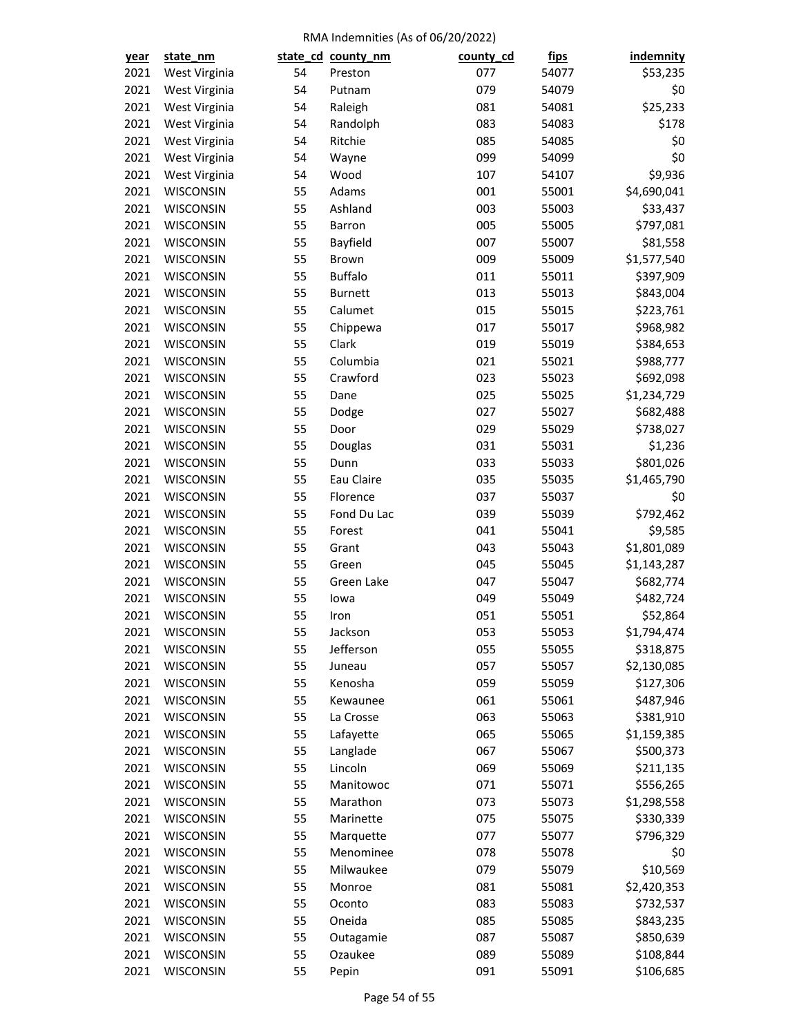RMA Indemnities (As of 06/20/2022)

| year | state_nm | state_cd | county_nm | county_cd | fips | indemnity |
|---|---|---|---|---|---|---|
| 2021 | West Virginia | 54 | Preston | 077 | 54077 | $53,235 |
| 2021 | West Virginia | 54 | Putnam | 079 | 54079 | $0 |
| 2021 | West Virginia | 54 | Raleigh | 081 | 54081 | $25,233 |
| 2021 | West Virginia | 54 | Randolph | 083 | 54083 | $178 |
| 2021 | West Virginia | 54 | Ritchie | 085 | 54085 | $0 |
| 2021 | West Virginia | 54 | Wayne | 099 | 54099 | $0 |
| 2021 | West Virginia | 54 | Wood | 107 | 54107 | $9,936 |
| 2021 | WISCONSIN | 55 | Adams | 001 | 55001 | $4,690,041 |
| 2021 | WISCONSIN | 55 | Ashland | 003 | 55003 | $33,437 |
| 2021 | WISCONSIN | 55 | Barron | 005 | 55005 | $797,081 |
| 2021 | WISCONSIN | 55 | Bayfield | 007 | 55007 | $81,558 |
| 2021 | WISCONSIN | 55 | Brown | 009 | 55009 | $1,577,540 |
| 2021 | WISCONSIN | 55 | Buffalo | 011 | 55011 | $397,909 |
| 2021 | WISCONSIN | 55 | Burnett | 013 | 55013 | $843,004 |
| 2021 | WISCONSIN | 55 | Calumet | 015 | 55015 | $223,761 |
| 2021 | WISCONSIN | 55 | Chippewa | 017 | 55017 | $968,982 |
| 2021 | WISCONSIN | 55 | Clark | 019 | 55019 | $384,653 |
| 2021 | WISCONSIN | 55 | Columbia | 021 | 55021 | $988,777 |
| 2021 | WISCONSIN | 55 | Crawford | 023 | 55023 | $692,098 |
| 2021 | WISCONSIN | 55 | Dane | 025 | 55025 | $1,234,729 |
| 2021 | WISCONSIN | 55 | Dodge | 027 | 55027 | $682,488 |
| 2021 | WISCONSIN | 55 | Door | 029 | 55029 | $738,027 |
| 2021 | WISCONSIN | 55 | Douglas | 031 | 55031 | $1,236 |
| 2021 | WISCONSIN | 55 | Dunn | 033 | 55033 | $801,026 |
| 2021 | WISCONSIN | 55 | Eau Claire | 035 | 55035 | $1,465,790 |
| 2021 | WISCONSIN | 55 | Florence | 037 | 55037 | $0 |
| 2021 | WISCONSIN | 55 | Fond Du Lac | 039 | 55039 | $792,462 |
| 2021 | WISCONSIN | 55 | Forest | 041 | 55041 | $9,585 |
| 2021 | WISCONSIN | 55 | Grant | 043 | 55043 | $1,801,089 |
| 2021 | WISCONSIN | 55 | Green | 045 | 55045 | $1,143,287 |
| 2021 | WISCONSIN | 55 | Green Lake | 047 | 55047 | $682,774 |
| 2021 | WISCONSIN | 55 | Iowa | 049 | 55049 | $482,724 |
| 2021 | WISCONSIN | 55 | Iron | 051 | 55051 | $52,864 |
| 2021 | WISCONSIN | 55 | Jackson | 053 | 55053 | $1,794,474 |
| 2021 | WISCONSIN | 55 | Jefferson | 055 | 55055 | $318,875 |
| 2021 | WISCONSIN | 55 | Juneau | 057 | 55057 | $2,130,085 |
| 2021 | WISCONSIN | 55 | Kenosha | 059 | 55059 | $127,306 |
| 2021 | WISCONSIN | 55 | Kewaunee | 061 | 55061 | $487,946 |
| 2021 | WISCONSIN | 55 | La Crosse | 063 | 55063 | $381,910 |
| 2021 | WISCONSIN | 55 | Lafayette | 065 | 55065 | $1,159,385 |
| 2021 | WISCONSIN | 55 | Langlade | 067 | 55067 | $500,373 |
| 2021 | WISCONSIN | 55 | Lincoln | 069 | 55069 | $211,135 |
| 2021 | WISCONSIN | 55 | Manitowoc | 071 | 55071 | $556,265 |
| 2021 | WISCONSIN | 55 | Marathon | 073 | 55073 | $1,298,558 |
| 2021 | WISCONSIN | 55 | Marinette | 075 | 55075 | $330,339 |
| 2021 | WISCONSIN | 55 | Marquette | 077 | 55077 | $796,329 |
| 2021 | WISCONSIN | 55 | Menominee | 078 | 55078 | $0 |
| 2021 | WISCONSIN | 55 | Milwaukee | 079 | 55079 | $10,569 |
| 2021 | WISCONSIN | 55 | Monroe | 081 | 55081 | $2,420,353 |
| 2021 | WISCONSIN | 55 | Oconto | 083 | 55083 | $732,537 |
| 2021 | WISCONSIN | 55 | Oneida | 085 | 55085 | $843,235 |
| 2021 | WISCONSIN | 55 | Outagamie | 087 | 55087 | $850,639 |
| 2021 | WISCONSIN | 55 | Ozaukee | 089 | 55089 | $108,844 |
| 2021 | WISCONSIN | 55 | Pepin | 091 | 55091 | $106,685 |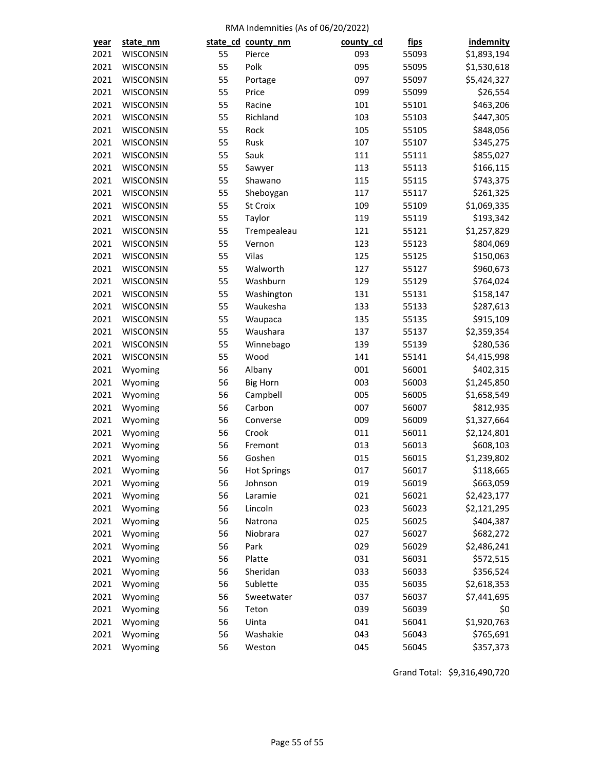RMA Indemnities (As of 06/20/2022)

| year | state_nm | state_cd | county_nm | county_cd | fips | indemnity |
|---|---|---|---|---|---|---|
| 2021 | WISCONSIN | 55 | Pierce | 093 | 55093 | $1,893,194 |
| 2021 | WISCONSIN | 55 | Polk | 095 | 55095 | $1,530,618 |
| 2021 | WISCONSIN | 55 | Portage | 097 | 55097 | $5,424,327 |
| 2021 | WISCONSIN | 55 | Price | 099 | 55099 | $26,554 |
| 2021 | WISCONSIN | 55 | Racine | 101 | 55101 | $463,206 |
| 2021 | WISCONSIN | 55 | Richland | 103 | 55103 | $447,305 |
| 2021 | WISCONSIN | 55 | Rock | 105 | 55105 | $848,056 |
| 2021 | WISCONSIN | 55 | Rusk | 107 | 55107 | $345,275 |
| 2021 | WISCONSIN | 55 | Sauk | 111 | 55111 | $855,027 |
| 2021 | WISCONSIN | 55 | Sawyer | 113 | 55113 | $166,115 |
| 2021 | WISCONSIN | 55 | Shawano | 115 | 55115 | $743,375 |
| 2021 | WISCONSIN | 55 | Sheboygan | 117 | 55117 | $261,325 |
| 2021 | WISCONSIN | 55 | St Croix | 109 | 55109 | $1,069,335 |
| 2021 | WISCONSIN | 55 | Taylor | 119 | 55119 | $193,342 |
| 2021 | WISCONSIN | 55 | Trempealeau | 121 | 55121 | $1,257,829 |
| 2021 | WISCONSIN | 55 | Vernon | 123 | 55123 | $804,069 |
| 2021 | WISCONSIN | 55 | Vilas | 125 | 55125 | $150,063 |
| 2021 | WISCONSIN | 55 | Walworth | 127 | 55127 | $960,673 |
| 2021 | WISCONSIN | 55 | Washburn | 129 | 55129 | $764,024 |
| 2021 | WISCONSIN | 55 | Washington | 131 | 55131 | $158,147 |
| 2021 | WISCONSIN | 55 | Waukesha | 133 | 55133 | $287,613 |
| 2021 | WISCONSIN | 55 | Waupaca | 135 | 55135 | $915,109 |
| 2021 | WISCONSIN | 55 | Waushara | 137 | 55137 | $2,359,354 |
| 2021 | WISCONSIN | 55 | Winnebago | 139 | 55139 | $280,536 |
| 2021 | WISCONSIN | 55 | Wood | 141 | 55141 | $4,415,998 |
| 2021 | Wyoming | 56 | Albany | 001 | 56001 | $402,315 |
| 2021 | Wyoming | 56 | Big Horn | 003 | 56003 | $1,245,850 |
| 2021 | Wyoming | 56 | Campbell | 005 | 56005 | $1,658,549 |
| 2021 | Wyoming | 56 | Carbon | 007 | 56007 | $812,935 |
| 2021 | Wyoming | 56 | Converse | 009 | 56009 | $1,327,664 |
| 2021 | Wyoming | 56 | Crook | 011 | 56011 | $2,124,801 |
| 2021 | Wyoming | 56 | Fremont | 013 | 56013 | $608,103 |
| 2021 | Wyoming | 56 | Goshen | 015 | 56015 | $1,239,802 |
| 2021 | Wyoming | 56 | Hot Springs | 017 | 56017 | $118,665 |
| 2021 | Wyoming | 56 | Johnson | 019 | 56019 | $663,059 |
| 2021 | Wyoming | 56 | Laramie | 021 | 56021 | $2,423,177 |
| 2021 | Wyoming | 56 | Lincoln | 023 | 56023 | $2,121,295 |
| 2021 | Wyoming | 56 | Natrona | 025 | 56025 | $404,387 |
| 2021 | Wyoming | 56 | Niobrara | 027 | 56027 | $682,272 |
| 2021 | Wyoming | 56 | Park | 029 | 56029 | $2,486,241 |
| 2021 | Wyoming | 56 | Platte | 031 | 56031 | $572,515 |
| 2021 | Wyoming | 56 | Sheridan | 033 | 56033 | $356,524 |
| 2021 | Wyoming | 56 | Sublette | 035 | 56035 | $2,618,353 |
| 2021 | Wyoming | 56 | Sweetwater | 037 | 56037 | $7,441,695 |
| 2021 | Wyoming | 56 | Teton | 039 | 56039 | $0 |
| 2021 | Wyoming | 56 | Uinta | 041 | 56041 | $1,920,763 |
| 2021 | Wyoming | 56 | Washakie | 043 | 56043 | $765,691 |
| 2021 | Wyoming | 56 | Weston | 045 | 56045 | $357,373 |

Grand Total: $9,316,490,720